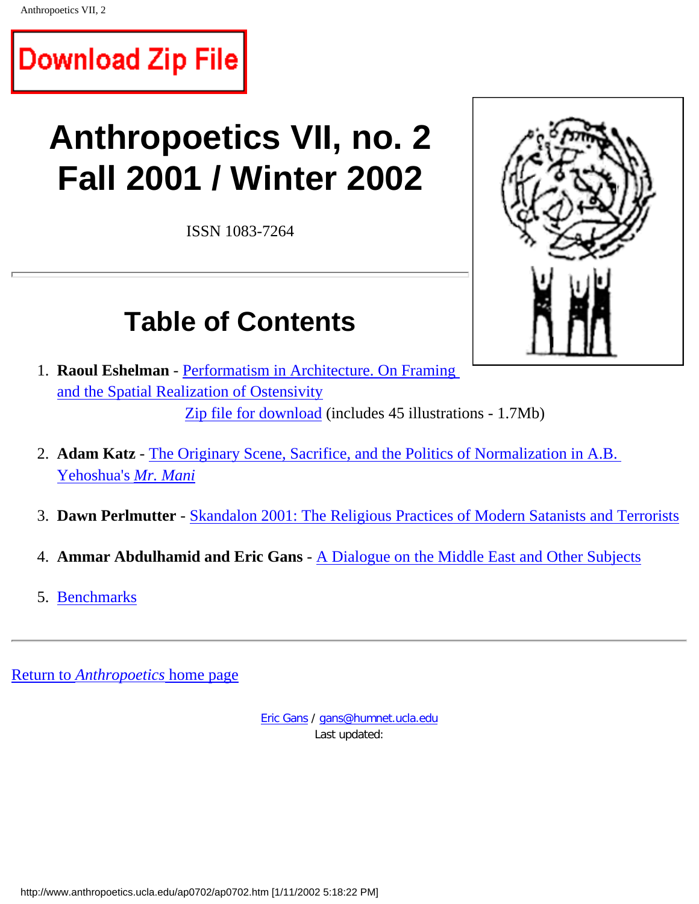Download Zip File

# Anthropoetics VII, no. 2
# Fall 2001 / Winter 2002

ISSN 1083-7264

---

## Table of Contents

1. **Raoul Eshelman** - Performatism in Architecture. On Framing and the Spatial Realization of Ostensivity
   Zip file for download (includes 45 illustrations - 1.7Mb)

2. **Adam Katz** - The Originary Scene, Sacrifice, and the Politics of Normalization in A.B. Yehoshua's *Mr. Mani*

3. **Dawn Perlmutter** - Skandalon 2001: The Religious Practices of Modern Satanists and Terrorists

4. **Ammar Abdulhamid and Eric Gans** - A Dialogue on the Middle East and Other Subjects

5. Benchmarks

---

Return to *Anthropoetics* home page

Eric Gans / gans@humnet.ucla.edu
Last updated: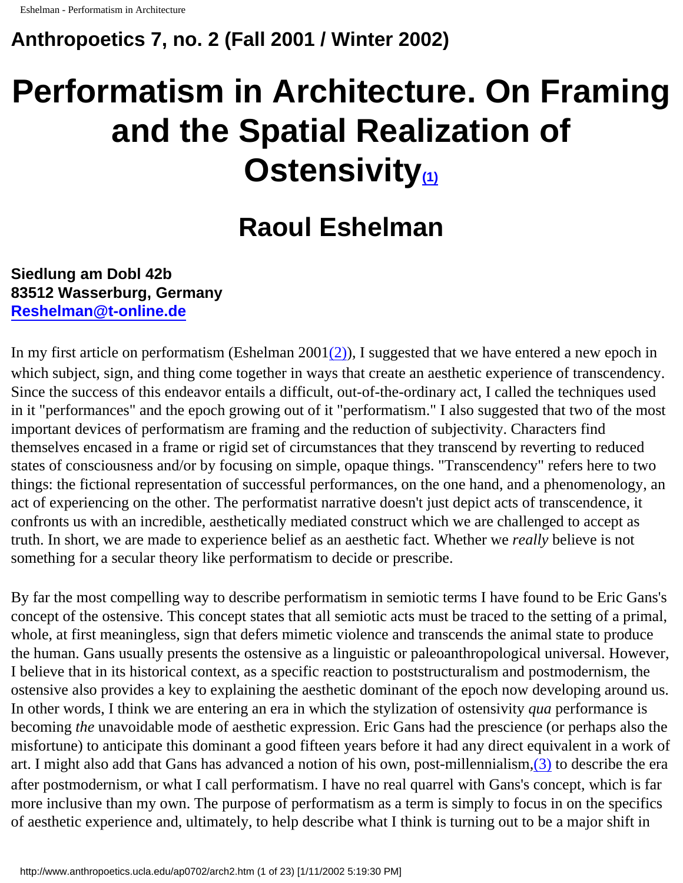Anthropoetics 7, no. 2 (Fall 2001 / Winter 2002)

# Performatism in Architecture. On Framing and the Spatial Realization of Ostensivity[(1)]

## Raoul Eshelman

**Siedlung am Dobl 42b**
**83512 Wasserburg, Germany**
**[Reshelman@t-online.de](mailto:Reshelman@t-online.de)**

In my first article on performatism (Eshelman 2001[(2)]), I suggested that we have entered a new epoch in which subject, sign, and thing come together in ways that create an aesthetic experience of transcendency. Since the success of this endeavor entails a difficult, out-of-the-ordinary act, I called the techniques used in it "performances" and the epoch growing out of it "performatism." I also suggested that two of the most important devices of performatism are framing and the reduction of subjectivity. Characters find themselves encased in a frame or rigid set of circumstances that they transcend by reverting to reduced states of consciousness and/or by focusing on simple, opaque things. "Transcendency" refers here to two things: the fictional representation of successful performances, on the one hand, and a phenomenology, an act of experiencing on the other. The performatist narrative doesn't just depict acts of transcendence, it confronts us with an incredible, aesthetically mediated construct which we are challenged to accept as truth. In short, we are made to experience belief as an aesthetic fact. Whether we *really* believe is not something for a secular theory like performatism to decide or prescribe.

By far the most compelling way to describe performatism in semiotic terms I have found to be Eric Gans's concept of the ostensive. This concept states that all semiotic acts must be traced to the setting of a primal, whole, at first meaningless, sign that defers mimetic violence and transcends the animal state to produce the human. Gans usually presents the ostensive as a linguistic or paleoanthropological universal. However, I believe that in its historical context, as a specific reaction to poststructuralism and postmodernism, the ostensive also provides a key to explaining the aesthetic dominant of the epoch now developing around us. In other words, I think we are entering an era in which the stylization of ostensivity *qua* performance is becoming *the* unavoidable mode of aesthetic expression. Eric Gans had the prescience (or perhaps also the misfortune) to anticipate this dominant a good fifteen years before it had any direct equivalent in a work of art. I might also add that Gans has advanced a notion of his own, post-millennialism,[(3)] to describe the era after postmodernism, or what I call performatism. I have no real quarrel with Gans's concept, which is far more inclusive than my own. The purpose of performatism as a term is simply to focus in on the specifics of aesthetic experience and, ultimately, to help describe what I think is turning out to be a major shift in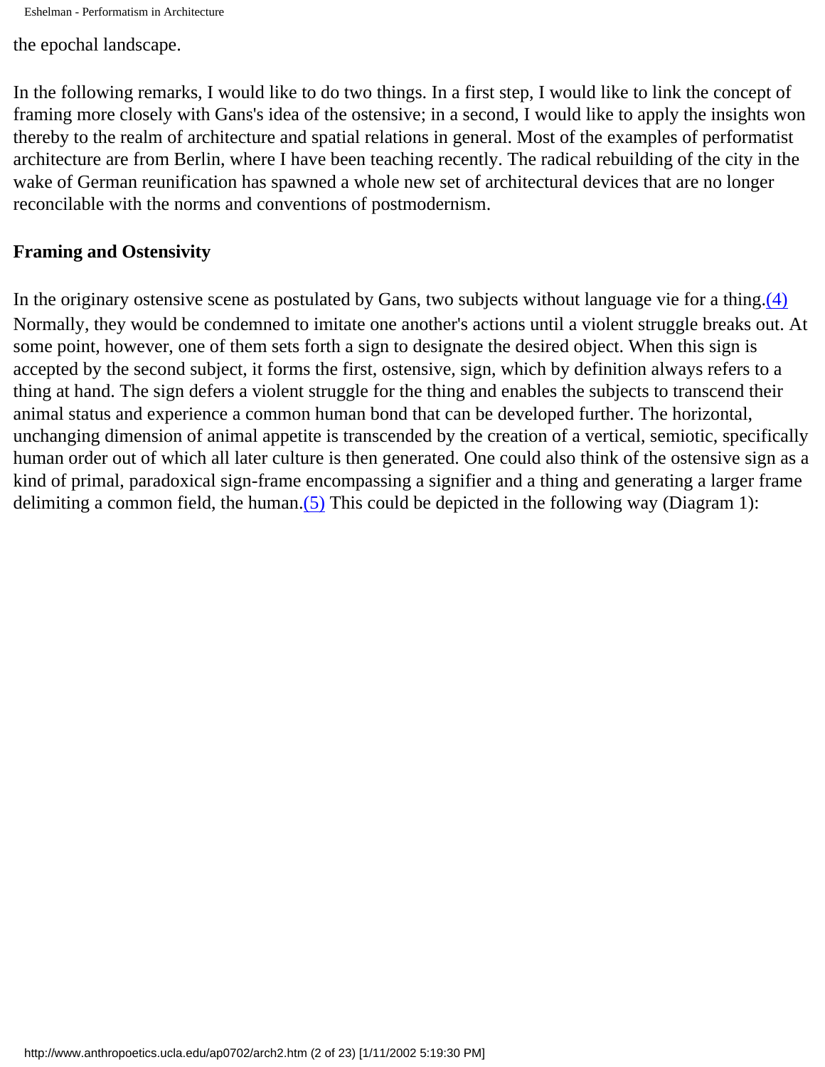the epochal landscape.

In the following remarks, I would like to do two things. In a first step, I would like to link the concept of framing more closely with Gans's idea of the ostensive; in a second, I would like to apply the insights won thereby to the realm of architecture and spatial relations in general. Most of the examples of performatist architecture are from Berlin, where I have been teaching recently. The radical rebuilding of the city in the wake of German reunification has spawned a whole new set of architectural devices that are no longer reconcilable with the norms and conventions of postmodernism.

## Framing and Ostensivity

In the originary ostensive scene as postulated by Gans, two subjects without language vie for a thing.(4) Normally, they would be condemned to imitate one another's actions until a violent struggle breaks out. At some point, however, one of them sets forth a sign to designate the desired object. When this sign is accepted by the second subject, it forms the first, ostensive, sign, which by definition always refers to a thing at hand. The sign defers a violent struggle for the thing and enables the subjects to transcend their animal status and experience a common human bond that can be developed further. The horizontal, unchanging dimension of animal appetite is transcended by the creation of a vertical, semiotic, specifically human order out of which all later culture is then generated. One could also think of the ostensive sign as a kind of primal, paradoxical sign-frame encompassing a signifier and a thing and generating a larger frame delimiting a common field, the human.(5) This could be depicted in the following way (Diagram 1):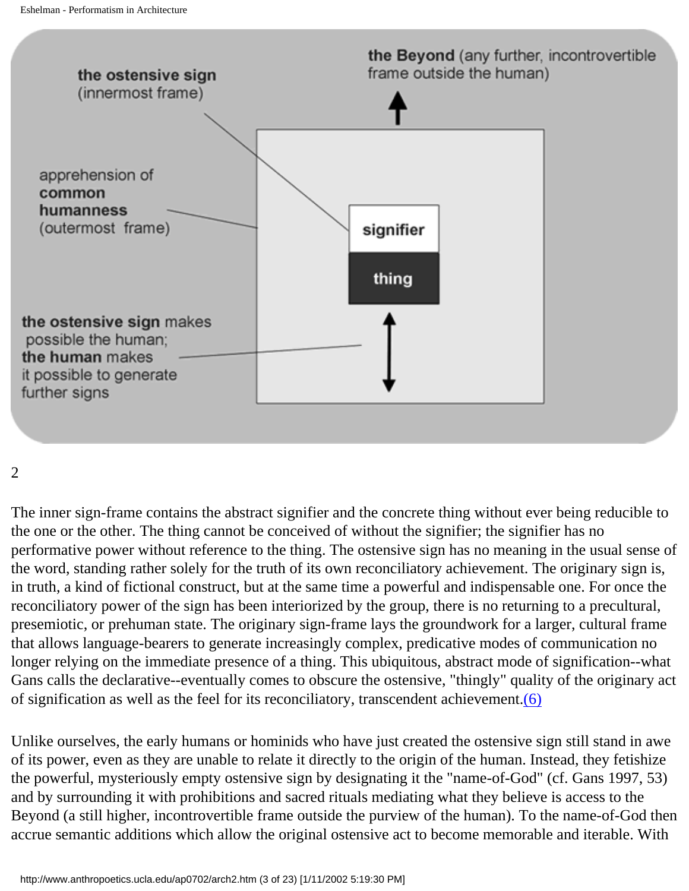the ostensive sign (innermost frame)

the Beyond (any further, incontrovertible frame outside the human)

apprehension of common humanness (outermost frame)

signifier

thing

the ostensive sign makes possible the human; the human makes it possible to generate further signs

2

The inner sign-frame contains the abstract signifier and the concrete thing without ever being reducible to the one or the other. The thing cannot be conceived of without the signifier; the signifier has no performative power without reference to the thing. The ostensive sign has no meaning in the usual sense of the word, standing rather solely for the truth of its own reconciliatory achievement. The originary sign is, in truth, a kind of fictional construct, but at the same time a powerful and indispensable one. For once the reconciliatory power of the sign has been interiorized by the group, there is no returning to a precultural, presemiotic, or prehuman state. The originary sign-frame lays the groundwork for a larger, cultural frame that allows language-bearers to generate increasingly complex, predicative modes of communication no longer relying on the immediate presence of a thing. This ubiquitous, abstract mode of signification--what Gans calls the declarative--eventually comes to obscure the ostensive, "thingly" quality of the originary act of signification as well as the feel for its reconciliatory, transcendent achievement.(6)

Unlike ourselves, the early humans or hominids who have just created the ostensive sign still stand in awe of its power, even as they are unable to relate it directly to the origin of the human. Instead, they fetishize the powerful, mysteriously empty ostensive sign by designating it the "name-of-God" (cf. Gans 1997, 53) and by surrounding it with prohibitions and sacred rituals mediating what they believe is access to the Beyond (a still higher, incontrovertible frame outside the purview of the human). To the name-of-God then accrue semantic additions which allow the original ostensive act to become memorable and iterable. With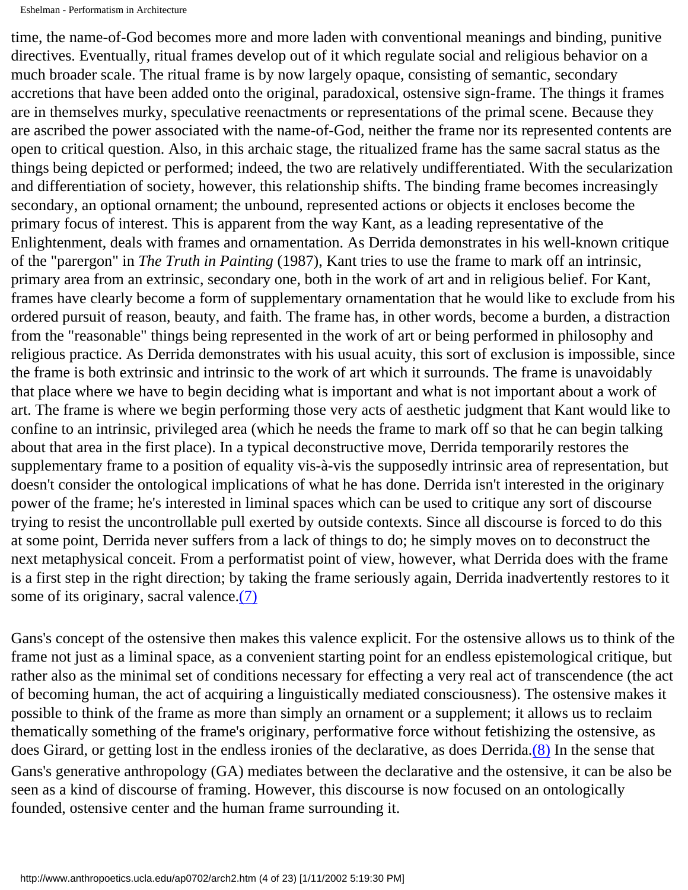time, the name-of-God becomes more and more laden with conventional meanings and binding, punitive directives. Eventually, ritual frames develop out of it which regulate social and religious behavior on a much broader scale. The ritual frame is by now largely opaque, consisting of semantic, secondary accretions that have been added onto the original, paradoxical, ostensive sign-frame. The things it frames are in themselves murky, speculative reenactments or representations of the primal scene. Because they are ascribed the power associated with the name-of-God, neither the frame nor its represented contents are open to critical question. Also, in this archaic stage, the ritualized frame has the same sacral status as the things being depicted or performed; indeed, the two are relatively undifferentiated. With the secularization and differentiation of society, however, this relationship shifts. The binding frame becomes increasingly secondary, an optional ornament; the unbound, represented actions or objects it encloses become the primary focus of interest. This is apparent from the way Kant, as a leading representative of the Enlightenment, deals with frames and ornamentation. As Derrida demonstrates in his well-known critique of the "parergon" in *The Truth in Painting* (1987), Kant tries to use the frame to mark off an intrinsic, primary area from an extrinsic, secondary one, both in the work of art and in religious belief. For Kant, frames have clearly become a form of supplementary ornamentation that he would like to exclude from his ordered pursuit of reason, beauty, and faith. The frame has, in other words, become a burden, a distraction from the "reasonable" things being represented in the work of art or being performed in philosophy and religious practice. As Derrida demonstrates with his usual acuity, this sort of exclusion is impossible, since the frame is both extrinsic and intrinsic to the work of art which it surrounds. The frame is unavoidably that place where we have to begin deciding what is important and what is not important about a work of art. The frame is where we begin performing those very acts of aesthetic judgment that Kant would like to confine to an intrinsic, privileged area (which he needs the frame to mark off so that he can begin talking about that area in the first place). In a typical deconstructive move, Derrida temporarily restores the supplementary frame to a position of equality vis-à-vis the supposedly intrinsic area of representation, but doesn't consider the ontological implications of what he has done. Derrida isn't interested in the originary power of the frame; he's interested in liminal spaces which can be used to critique any sort of discourse trying to resist the uncontrollable pull exerted by outside contexts. Since all discourse is forced to do this at some point, Derrida never suffers from a lack of things to do; he simply moves on to deconstruct the next metaphysical conceit. From a performatist point of view, however, what Derrida does with the frame is a first step in the right direction; by taking the frame seriously again, Derrida inadvertently restores to it some of its originary, sacral valence.(7)

Gans's concept of the ostensive then makes this valence explicit. For the ostensive allows us to think of the frame not just as a liminal space, as a convenient starting point for an endless epistemological critique, but rather also as the minimal set of conditions necessary for effecting a very real act of transcendence (the act of becoming human, the act of acquiring a linguistically mediated consciousness). The ostensive makes it possible to think of the frame as more than simply an ornament or a supplement; it allows us to reclaim thematically something of the frame's originary, performative force without fetishizing the ostensive, as does Girard, or getting lost in the endless ironies of the declarative, as does Derrida.(8) In the sense that Gans's generative anthropology (GA) mediates between the declarative and the ostensive, it can be also be seen as a kind of discourse of framing. However, this discourse is now focused on an ontologically founded, ostensive center and the human frame surrounding it.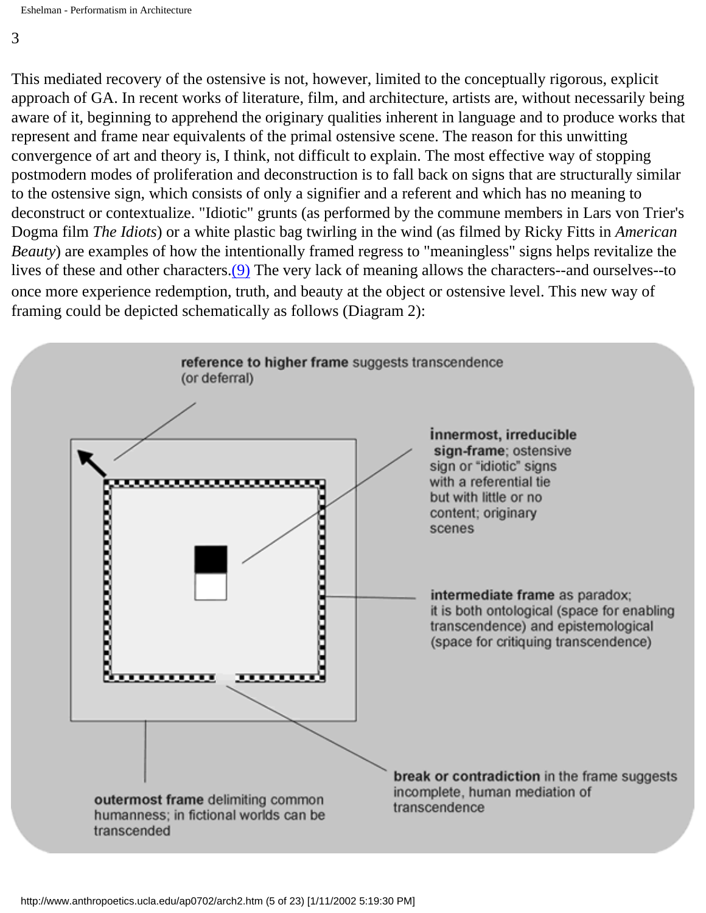3

This mediated recovery of the ostensive is not, however, limited to the conceptually rigorous, explicit approach of GA. In recent works of literature, film, and architecture, artists are, without necessarily being aware of it, beginning to apprehend the originary qualities inherent in language and to produce works that represent and frame near equivalents of the primal ostensive scene. The reason for this unwitting convergence of art and theory is, I think, not difficult to explain. The most effective way of stopping postmodern modes of proliferation and deconstruction is to fall back on signs that are structurally similar to the ostensive sign, which consists of only a signifier and a referent and which has no meaning to deconstruct or contextualize. "Idiotic" grunts (as performed by the commune members in Lars von Trier's Dogma film *The Idiots*) or a white plastic bag twirling in the wind (as filmed by Ricky Fitts in *American Beauty*) are examples of how the intentionally framed regress to "meaningless" signs helps revitalize the lives of these and other characters.(9) The very lack of meaning allows the characters--and ourselves--to once more experience redemption, truth, and beauty at the object or ostensive level. This new way of framing could be depicted schematically as follows (Diagram 2):

**reference to higher frame** suggests transcendence (or deferral)

**innermost, irreducible sign-frame**; ostensive sign or "idiotic" signs with a referential tie but with little or no content; originary scenes

**intermediate frame** as paradox; it is both ontological (space for enabling transcendence) and epistemological (space for critiquing transcendence)

**break or contradiction** in the frame suggests incomplete, human mediation of transcendence

**outermost frame** delimiting common humanness; in fictional worlds can be transcended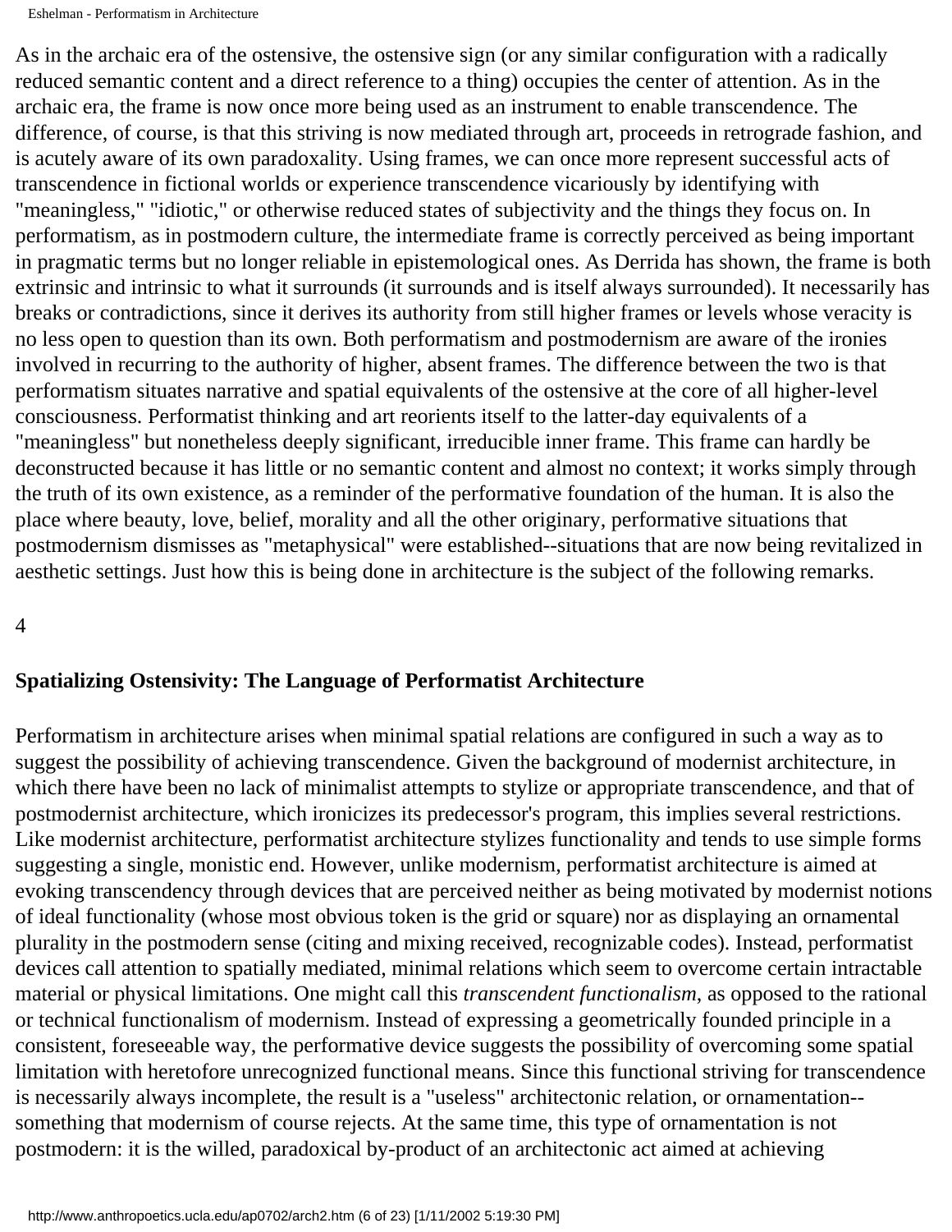As in the archaic era of the ostensive, the ostensive sign (or any similar configuration with a radically reduced semantic content and a direct reference to a thing) occupies the center of attention. As in the archaic era, the frame is now once more being used as an instrument to enable transcendence. The difference, of course, is that this striving is now mediated through art, proceeds in retrograde fashion, and is acutely aware of its own paradoxality. Using frames, we can once more represent successful acts of transcendence in fictional worlds or experience transcendence vicariously by identifying with "meaningless," "idiotic," or otherwise reduced states of subjectivity and the things they focus on. In performatism, as in postmodern culture, the intermediate frame is correctly perceived as being important in pragmatic terms but no longer reliable in epistemological ones. As Derrida has shown, the frame is both extrinsic and intrinsic to what it surrounds (it surrounds and is itself always surrounded). It necessarily has breaks or contradictions, since it derives its authority from still higher frames or levels whose veracity is no less open to question than its own. Both performatism and postmodernism are aware of the ironies involved in recurring to the authority of higher, absent frames. The difference between the two is that performatism situates narrative and spatial equivalents of the ostensive at the core of all higher-level consciousness. Performatist thinking and art reorients itself to the latter-day equivalents of a "meaningless" but nonetheless deeply significant, irreducible inner frame. This frame can hardly be deconstructed because it has little or no semantic content and almost no context; it works simply through the truth of its own existence, as a reminder of the performative foundation of the human. It is also the place where beauty, love, belief, morality and all the other originary, performative situations that postmodernism dismisses as "metaphysical" were established--situations that are now being revitalized in aesthetic settings. Just how this is being done in architecture is the subject of the following remarks.

4

## Spatializing Ostensivity: The Language of Performatist Architecture

Performatism in architecture arises when minimal spatial relations are configured in such a way as to suggest the possibility of achieving transcendence. Given the background of modernist architecture, in which there have been no lack of minimalist attempts to stylize or appropriate transcendence, and that of postmodernist architecture, which ironicizes its predecessor's program, this implies several restrictions. Like modernist architecture, performatist architecture stylizes functionality and tends to use simple forms suggesting a single, monistic end. However, unlike modernism, performatist architecture is aimed at evoking transcendency through devices that are perceived neither as being motivated by modernist notions of ideal functionality (whose most obvious token is the grid or square) nor as displaying an ornamental plurality in the postmodern sense (citing and mixing received, recognizable codes). Instead, performatist devices call attention to spatially mediated, minimal relations which seem to overcome certain intractable material or physical limitations. One might call this *transcendent functionalism*, as opposed to the rational or technical functionalism of modernism. Instead of expressing a geometrically founded principle in a consistent, foreseeable way, the performative device suggests the possibility of overcoming some spatial limitation with heretofore unrecognized functional means. Since this functional striving for transcendence is necessarily always incomplete, the result is a "useless" architectonic relation, or ornamentation--something that modernism of course rejects. At the same time, this type of ornamentation is not postmodern: it is the willed, paradoxical by-product of an architectonic act aimed at achieving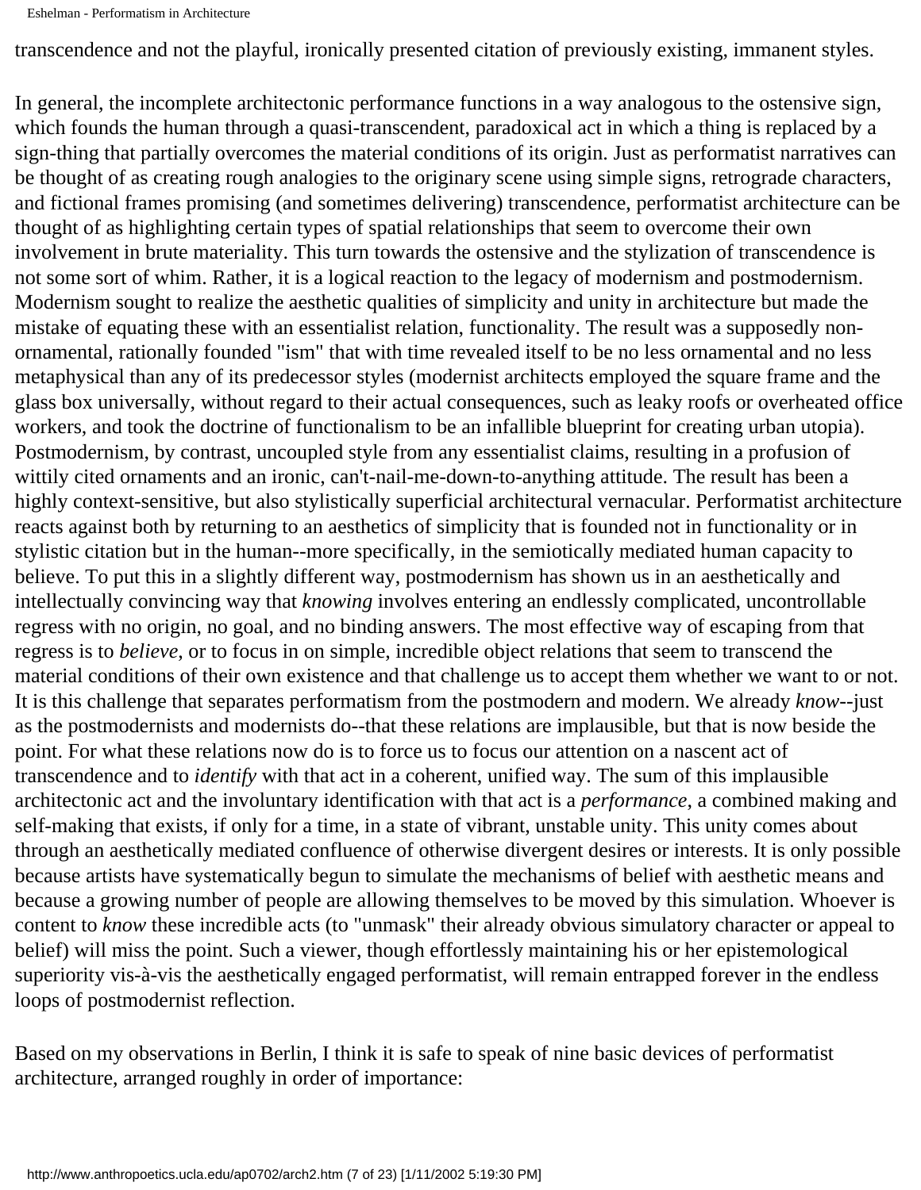transcendence and not the playful, ironically presented citation of previously existing, immanent styles.

In general, the incomplete architectonic performance functions in a way analogous to the ostensive sign, which founds the human through a quasi-transcendent, paradoxical act in which a thing is replaced by a sign-thing that partially overcomes the material conditions of its origin. Just as performatist narratives can be thought of as creating rough analogies to the originary scene using simple signs, retrograde characters, and fictional frames promising (and sometimes delivering) transcendence, performatist architecture can be thought of as highlighting certain types of spatial relationships that seem to overcome their own involvement in brute materiality. This turn towards the ostensive and the stylization of transcendence is not some sort of whim. Rather, it is a logical reaction to the legacy of modernism and postmodernism. Modernism sought to realize the aesthetic qualities of simplicity and unity in architecture but made the mistake of equating these with an essentialist relation, functionality. The result was a supposedly non-ornamental, rationally founded "ism" that with time revealed itself to be no less ornamental and no less metaphysical than any of its predecessor styles (modernist architects employed the square frame and the glass box universally, without regard to their actual consequences, such as leaky roofs or overheated office workers, and took the doctrine of functionalism to be an infallible blueprint for creating urban utopia). Postmodernism, by contrast, uncoupled style from any essentialist claims, resulting in a profusion of wittily cited ornaments and an ironic, can't-nail-me-down-to-anything attitude. The result has been a highly context-sensitive, but also stylistically superficial architectural vernacular. Performatist architecture reacts against both by returning to an aesthetics of simplicity that is founded not in functionality or in stylistic citation but in the human--more specifically, in the semiotically mediated human capacity to believe. To put this in a slightly different way, postmodernism has shown us in an aesthetically and intellectually convincing way that *knowing* involves entering an endlessly complicated, uncontrollable regress with no origin, no goal, and no binding answers. The most effective way of escaping from that regress is to *believe*, or to focus in on simple, incredible object relations that seem to transcend the material conditions of their own existence and that challenge us to accept them whether we want to or not. It is this challenge that separates performatism from the postmodern and modern. We already *know*--just as the postmodernists and modernists do--that these relations are implausible, but that is now beside the point. For what these relations now do is to force us to focus our attention on a nascent act of transcendence and to *identify* with that act in a coherent, unified way. The sum of this implausible architectonic act and the involuntary identification with that act is a *performance*, a combined making and self-making that exists, if only for a time, in a state of vibrant, unstable unity. This unity comes about through an aesthetically mediated confluence of otherwise divergent desires or interests. It is only possible because artists have systematically begun to simulate the mechanisms of belief with aesthetic means and because a growing number of people are allowing themselves to be moved by this simulation. Whoever is content to *know* these incredible acts (to "unmask" their already obvious simulatory character or appeal to belief) will miss the point. Such a viewer, though effortlessly maintaining his or her epistemological superiority vis-à-vis the aesthetically engaged performatist, will remain entrapped forever in the endless loops of postmodernist reflection.

Based on my observations in Berlin, I think it is safe to speak of nine basic devices of performatist architecture, arranged roughly in order of importance: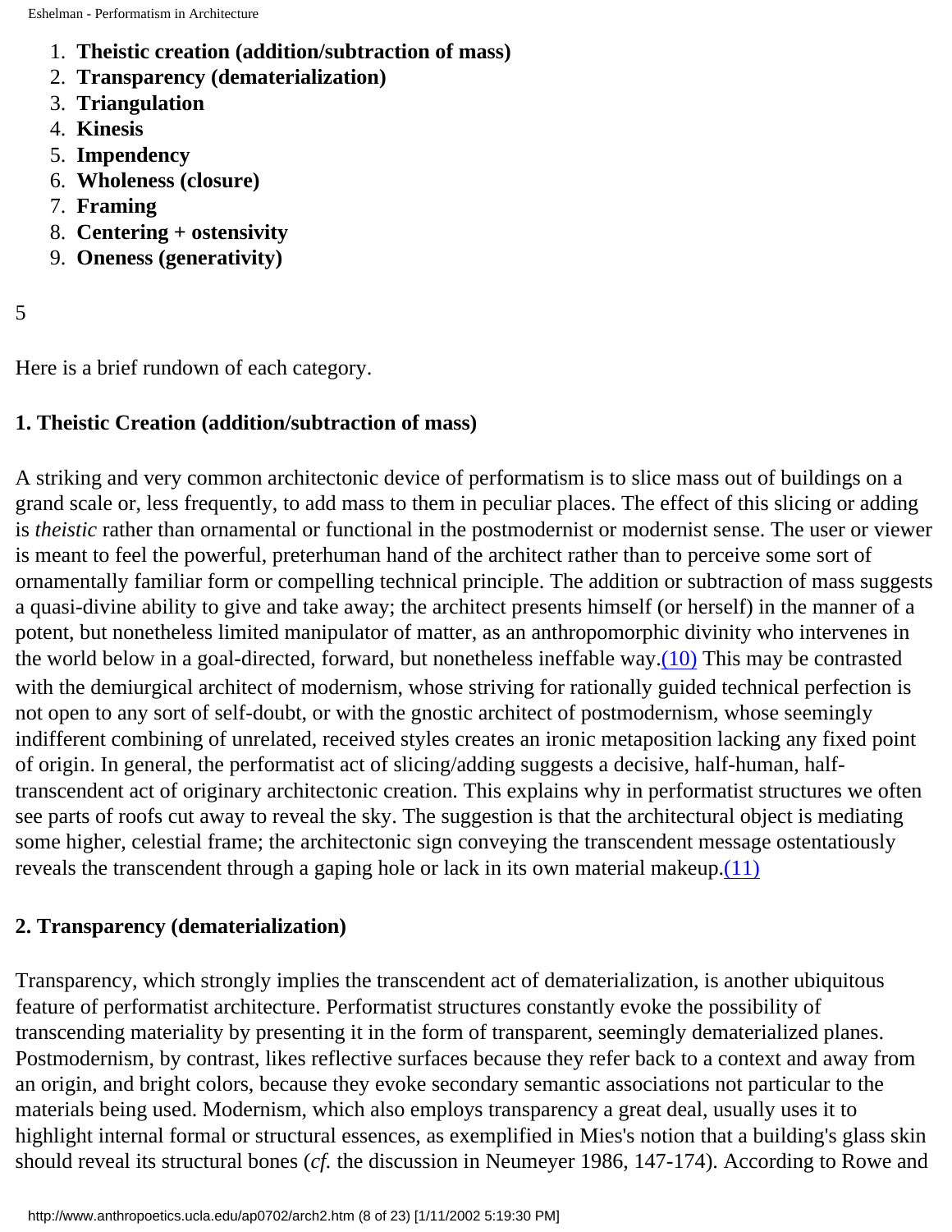1. **Theistic creation (addition/subtraction of mass)**
2. **Transparency (dematerialization)**
3. **Triangulation**
4. **Kinesis**
5. **Impendency**
6. **Wholeness (closure)**
7. **Framing**
8. **Centering + ostensivity**
9. **Oneness (generativity)**

5

Here is a brief rundown of each category.

**1. Theistic Creation (addition/subtraction of mass)**

A striking and very common architectonic device of performatism is to slice mass out of buildings on a grand scale or, less frequently, to add mass to them in peculiar places. The effect of this slicing or adding is *theistic* rather than ornamental or functional in the postmodernist or modernist sense. The user or viewer is meant to feel the powerful, preterhuman hand of the architect rather than to perceive some sort of ornamentally familiar form or compelling technical principle. The addition or subtraction of mass suggests a quasi-divine ability to give and take away; the architect presents himself (or herself) in the manner of a potent, but nonetheless limited manipulator of matter, as an anthropomorphic divinity who intervenes in the world below in a goal-directed, forward, but nonetheless ineffable way.(10) This may be contrasted with the demiurgical architect of modernism, whose striving for rationally guided technical perfection is not open to any sort of self-doubt, or with the gnostic architect of postmodernism, whose seemingly indifferent combining of unrelated, received styles creates an ironic metaposition lacking any fixed point of origin. In general, the performatist act of slicing/adding suggests a decisive, half-human, half-transcendent act of originary architectonic creation. This explains why in performatist structures we often see parts of roofs cut away to reveal the sky. The suggestion is that the architectural object is mediating some higher, celestial frame; the architectonic sign conveying the transcendent message ostentatiously reveals the transcendent through a gaping hole or lack in its own material makeup.(11)

**2. Transparency (dematerialization)**

Transparency, which strongly implies the transcendent act of dematerialization, is another ubiquitous feature of performatist architecture. Performatist structures constantly evoke the possibility of transcending materiality by presenting it in the form of transparent, seemingly dematerialized planes. Postmodernism, by contrast, likes reflective surfaces because they refer back to a context and away from an origin, and bright colors, because they evoke secondary semantic associations not particular to the materials being used. Modernism, which also employs transparency a great deal, usually uses it to highlight internal formal or structural essences, as exemplified in Mies's notion that a building's glass skin should reveal its structural bones (*cf.* the discussion in Neumeyer 1986, 147-174). According to Rowe and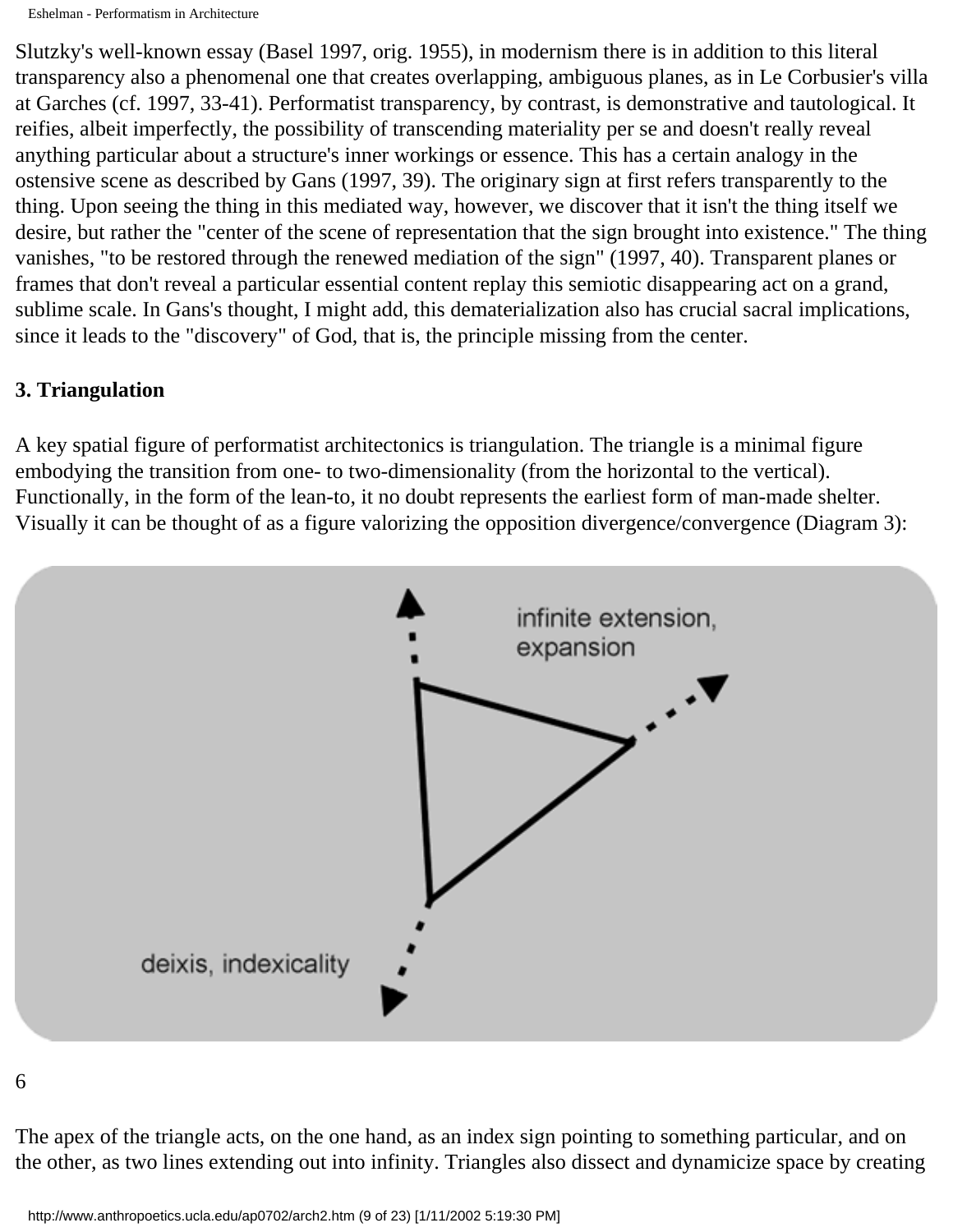Slutzky's well-known essay (Basel 1997, orig. 1955), in modernism there is in addition to this literal transparency also a phenomenal one that creates overlapping, ambiguous planes, as in Le Corbusier's villa at Garches (cf. 1997, 33-41). Performatist transparency, by contrast, is demonstrative and tautological. It reifies, albeit imperfectly, the possibility of transcending materiality per se and doesn't really reveal anything particular about a structure's inner workings or essence. This has a certain analogy in the ostensive scene as described by Gans (1997, 39). The originary sign at first refers transparently to the thing. Upon seeing the thing in this mediated way, however, we discover that it isn't the thing itself we desire, but rather the "center of the scene of representation that the sign brought into existence." The thing vanishes, "to be restored through the renewed mediation of the sign" (1997, 40). Transparent planes or frames that don't reveal a particular essential content replay this semiotic disappearing act on a grand, sublime scale. In Gans's thought, I might add, this dematerialization also has crucial sacral implications, since it leads to the "discovery" of God, that is, the principle missing from the center.

### 3. Triangulation

A key spatial figure of performatist architectonics is triangulation. The triangle is a minimal figure embodying the transition from one- to two-dimensionality (from the horizontal to the vertical). Functionally, in the form of the lean-to, it no doubt represents the earliest form of man-made shelter. Visually it can be thought of as a figure valorizing the opposition divergence/convergence (Diagram 3):

infinite extension, expansion

deixis, indexicality

The apex of the triangle acts, on the one hand, as an index sign pointing to something particular, and on the other, as two lines extending out into infinity. Triangles also dissect and dynamicize space by creating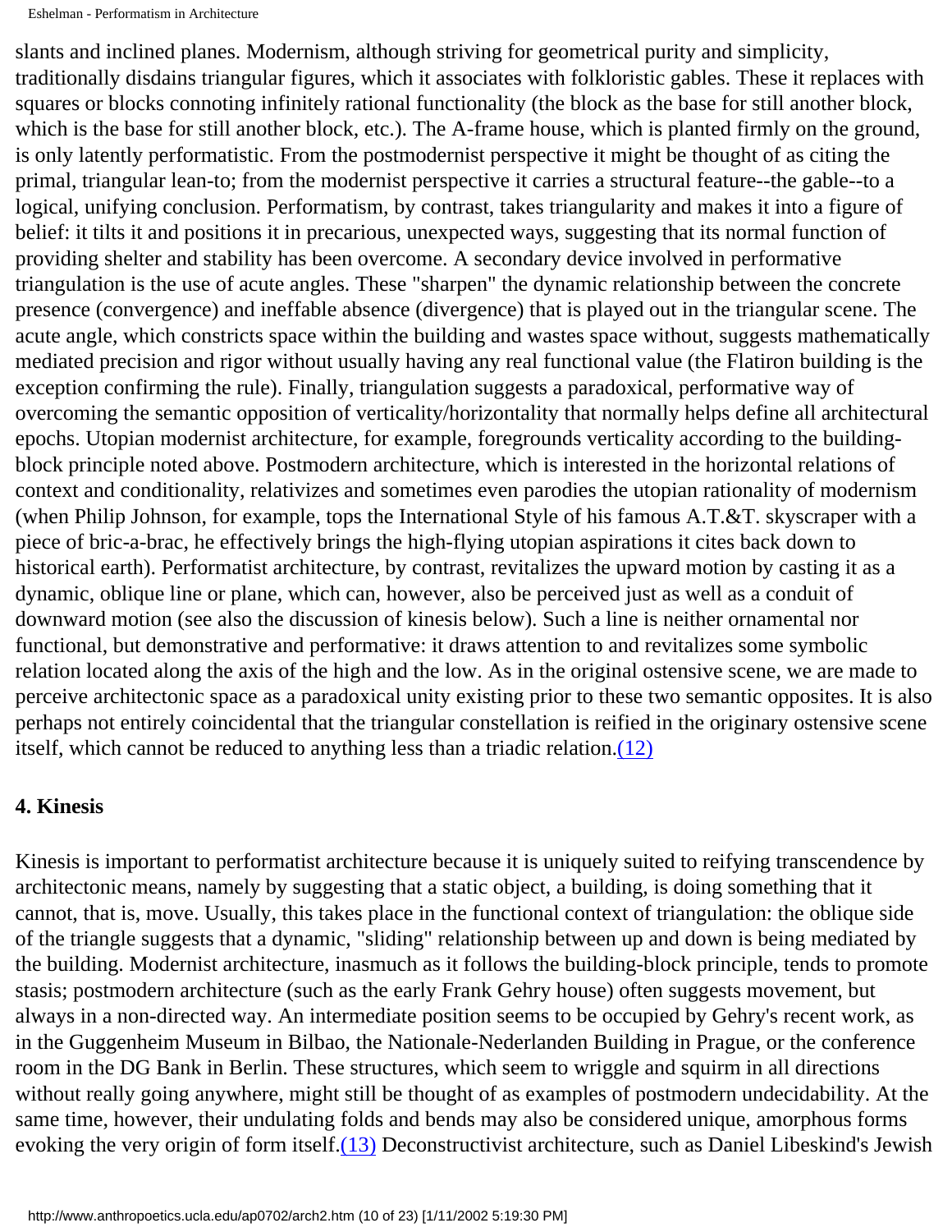slants and inclined planes. Modernism, although striving for geometrical purity and simplicity, traditionally disdains triangular figures, which it associates with folkloristic gables. These it replaces with squares or blocks connoting infinitely rational functionality (the block as the base for still another block, which is the base for still another block, etc.). The A-frame house, which is planted firmly on the ground, is only latently performatistic. From the postmodernist perspective it might be thought of as citing the primal, triangular lean-to; from the modernist perspective it carries a structural feature--the gable--to a logical, unifying conclusion. Performatism, by contrast, takes triangularity and makes it into a figure of belief: it tilts it and positions it in precarious, unexpected ways, suggesting that its normal function of providing shelter and stability has been overcome. A secondary device involved in performative triangulation is the use of acute angles. These "sharpen" the dynamic relationship between the concrete presence (convergence) and ineffable absence (divergence) that is played out in the triangular scene. The acute angle, which constricts space within the building and wastes space without, suggests mathematically mediated precision and rigor without usually having any real functional value (the Flatiron building is the exception confirming the rule). Finally, triangulation suggests a paradoxical, performative way of overcoming the semantic opposition of verticality/horizontality that normally helps define all architectural epochs. Utopian modernist architecture, for example, foregrounds verticality according to the building-block principle noted above. Postmodern architecture, which is interested in the horizontal relations of context and conditionality, relativizes and sometimes even parodies the utopian rationality of modernism (when Philip Johnson, for example, tops the International Style of his famous A.T.&T. skyscraper with a piece of bric-a-brac, he effectively brings the high-flying utopian aspirations it cites back down to historical earth). Performatist architecture, by contrast, revitalizes the upward motion by casting it as a dynamic, oblique line or plane, which can, however, also be perceived just as well as a conduit of downward motion (see also the discussion of kinesis below). Such a line is neither ornamental nor functional, but demonstrative and performative: it draws attention to and revitalizes some symbolic relation located along the axis of the high and the low. As in the original ostensive scene, we are made to perceive architectonic space as a paradoxical unity existing prior to these two semantic opposites. It is also perhaps not entirely coincidental that the triangular constellation is reified in the originary ostensive scene itself, which cannot be reduced to anything less than a triadic relation.(12)

### 4. Kinesis

Kinesis is important to performatist architecture because it is uniquely suited to reifying transcendence by architectonic means, namely by suggesting that a static object, a building, is doing something that it cannot, that is, move. Usually, this takes place in the functional context of triangulation: the oblique side of the triangle suggests that a dynamic, "sliding" relationship between up and down is being mediated by the building. Modernist architecture, inasmuch as it follows the building-block principle, tends to promote stasis; postmodern architecture (such as the early Frank Gehry house) often suggests movement, but always in a non-directed way. An intermediate position seems to be occupied by Gehry's recent work, as in the Guggenheim Museum in Bilbao, the Nationale-Nederlanden Building in Prague, or the conference room in the DG Bank in Berlin. These structures, which seem to wriggle and squirm in all directions without really going anywhere, might still be thought of as examples of postmodern undecidability. At the same time, however, their undulating folds and bends may also be considered unique, amorphous forms evoking the very origin of form itself.(13) Deconstructivist architecture, such as Daniel Libeskind's Jewish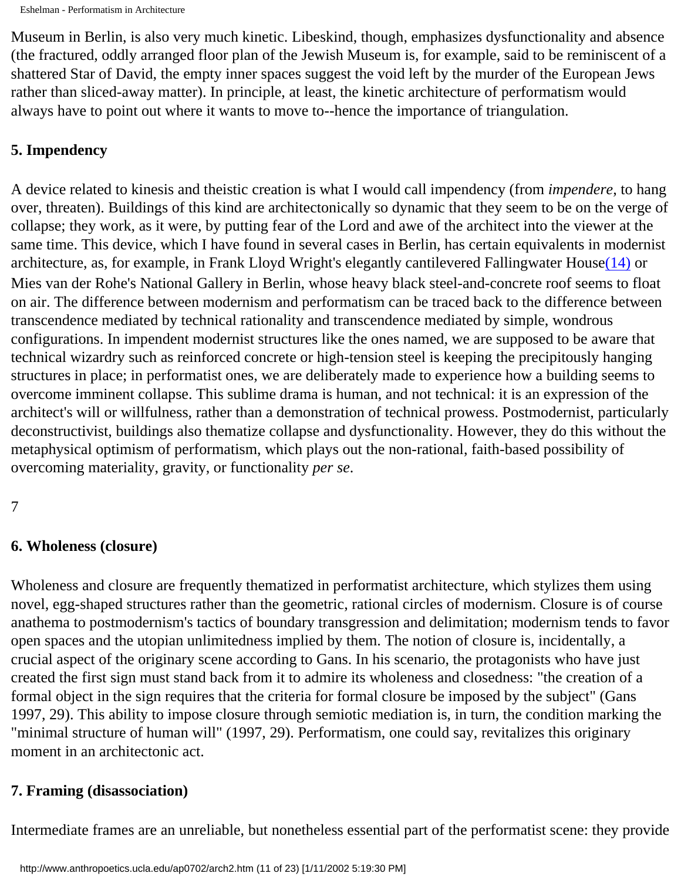Museum in Berlin, is also very much kinetic. Libeskind, though, emphasizes dysfunctionality and absence (the fractured, oddly arranged floor plan of the Jewish Museum is, for example, said to be reminiscent of a shattered Star of David, the empty inner spaces suggest the void left by the murder of the European Jews rather than sliced-away matter). In principle, at least, the kinetic architecture of performatism would always have to point out where it wants to move to--hence the importance of triangulation.

**5. Impendency**

A device related to kinesis and theistic creation is what I would call impendency (from *impendere*, to hang over, threaten). Buildings of this kind are architectonically so dynamic that they seem to be on the verge of collapse; they work, as it were, by putting fear of the Lord and awe of the architect into the viewer at the same time. This device, which I have found in several cases in Berlin, has certain equivalents in modernist architecture, as, for example, in Frank Lloyd Wright's elegantly cantilevered Fallingwater House(14) or Mies van der Rohe's National Gallery in Berlin, whose heavy black steel-and-concrete roof seems to float on air. The difference between modernism and performatism can be traced back to the difference between transcendence mediated by technical rationality and transcendence mediated by simple, wondrous configurations. In impendent modernist structures like the ones named, we are supposed to be aware that technical wizardry such as reinforced concrete or high-tension steel is keeping the precipitously hanging structures in place; in performatist ones, we are deliberately made to experience how a building seems to overcome imminent collapse. This sublime drama is human, and not technical: it is an expression of the architect's will or willfulness, rather than a demonstration of technical prowess. Postmodernist, particularly deconstructivist, buildings also thematize collapse and dysfunctionality. However, they do this without the metaphysical optimism of performatism, which plays out the non-rational, faith-based possibility of overcoming materiality, gravity, or functionality *per se*.

**6. Wholeness (closure)**

Wholeness and closure are frequently thematized in performatist architecture, which stylizes them using novel, egg-shaped structures rather than the geometric, rational circles of modernism. Closure is of course anathema to postmodernism's tactics of boundary transgression and delimitation; modernism tends to favor open spaces and the utopian unlimitedness implied by them. The notion of closure is, incidentally, a crucial aspect of the originary scene according to Gans. In his scenario, the protagonists who have just created the first sign must stand back from it to admire its wholeness and closedness: "the creation of a formal object in the sign requires that the criteria for formal closure be imposed by the subject" (Gans 1997, 29). This ability to impose closure through semiotic mediation is, in turn, the condition marking the "minimal structure of human will" (1997, 29). Performatism, one could say, revitalizes this originary moment in an architectonic act.

**7. Framing (disassociation)**

Intermediate frames are an unreliable, but nonetheless essential part of the performatist scene: they provide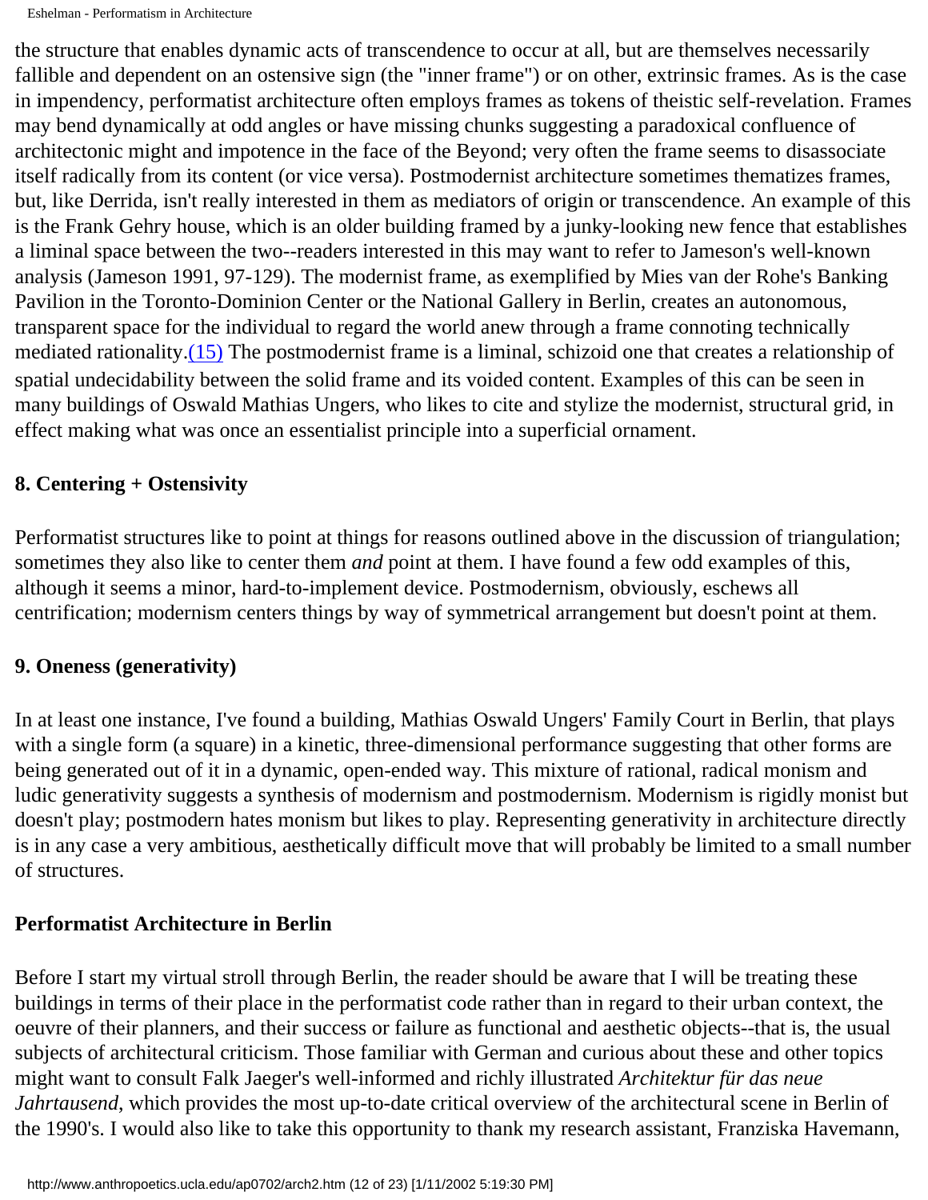the structure that enables dynamic acts of transcendence to occur at all, but are themselves necessarily fallible and dependent on an ostensive sign (the "inner frame") or on other, extrinsic frames. As is the case in impendency, performatist architecture often employs frames as tokens of theistic self-revelation. Frames may bend dynamically at odd angles or have missing chunks suggesting a paradoxical confluence of architectonic might and impotence in the face of the Beyond; very often the frame seems to disassociate itself radically from its content (or vice versa). Postmodernist architecture sometimes thematizes frames, but, like Derrida, isn't really interested in them as mediators of origin or transcendence. An example of this is the Frank Gehry house, which is an older building framed by a junky-looking new fence that establishes a liminal space between the two--readers interested in this may want to refer to Jameson's well-known analysis (Jameson 1991, 97-129). The modernist frame, as exemplified by Mies van der Rohe's Banking Pavilion in the Toronto-Dominion Center or the National Gallery in Berlin, creates an autonomous, transparent space for the individual to regard the world anew through a frame connoting technically mediated rationality.(15) The postmodernist frame is a liminal, schizoid one that creates a relationship of spatial undecidability between the solid frame and its voided content. Examples of this can be seen in many buildings of Oswald Mathias Ungers, who likes to cite and stylize the modernist, structural grid, in effect making what was once an essentialist principle into a superficial ornament.

### 8. Centering + Ostensivity

Performatist structures like to point at things for reasons outlined above in the discussion of triangulation; sometimes they also like to center them *and* point at them. I have found a few odd examples of this, although it seems a minor, hard-to-implement device. Postmodernism, obviously, eschews all centrification; modernism centers things by way of symmetrical arrangement but doesn't point at them.

### 9. Oneness (generativity)

In at least one instance, I've found a building, Mathias Oswald Ungers' Family Court in Berlin, that plays with a single form (a square) in a kinetic, three-dimensional performance suggesting that other forms are being generated out of it in a dynamic, open-ended way. This mixture of rational, radical monism and ludic generativity suggests a synthesis of modernism and postmodernism. Modernism is rigidly monist but doesn't play; postmodern hates monism but likes to play. Representing generativity in architecture directly is in any case a very ambitious, aesthetically difficult move that will probably be limited to a small number of structures.

## Performatist Architecture in Berlin

Before I start my virtual stroll through Berlin, the reader should be aware that I will be treating these buildings in terms of their place in the performatist code rather than in regard to their urban context, the oeuvre of their planners, and their success or failure as functional and aesthetic objects--that is, the usual subjects of architectural criticism. Those familiar with German and curious about these and other topics might want to consult Falk Jaeger's well-informed and richly illustrated *Architektur für das neue Jahrtausend*, which provides the most up-to-date critical overview of the architectural scene in Berlin of the 1990's. I would also like to take this opportunity to thank my research assistant, Franziska Havemann,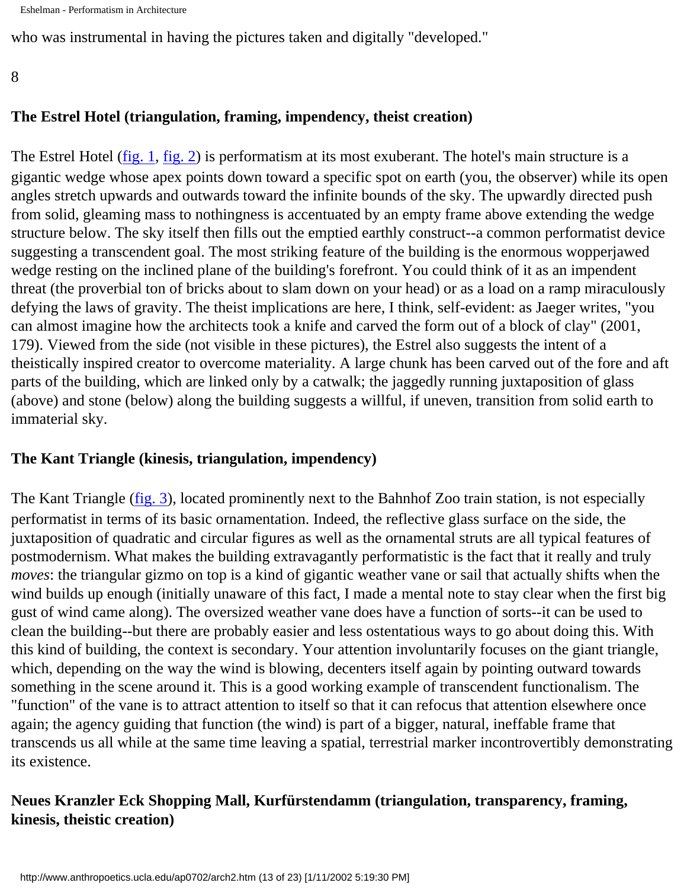who was instrumental in having the pictures taken and digitally "developed."

8

### The Estrel Hotel (triangulation, framing, impendency, theist creation)

The Estrel Hotel (fig. 1, fig. 2) is performatism at its most exuberant. The hotel's main structure is a gigantic wedge whose apex points down toward a specific spot on earth (you, the observer) while its open angles stretch upwards and outwards toward the infinite bounds of the sky. The upwardly directed push from solid, gleaming mass to nothingness is accentuated by an empty frame above extending the wedge structure below. The sky itself then fills out the emptied earthly construct--a common performatist device suggesting a transcendent goal. The most striking feature of the building is the enormous wopperjawed wedge resting on the inclined plane of the building's forefront. You could think of it as an impendent threat (the proverbial ton of bricks about to slam down on your head) or as a load on a ramp miraculously defying the laws of gravity. The theist implications are here, I think, self-evident: as Jaeger writes, "you can almost imagine how the architects took a knife and carved the form out of a block of clay" (2001, 179). Viewed from the side (not visible in these pictures), the Estrel also suggests the intent of a theistically inspired creator to overcome materiality. A large chunk has been carved out of the fore and aft parts of the building, which are linked only by a catwalk; the jaggedly running juxtaposition of glass (above) and stone (below) along the building suggests a willful, if uneven, transition from solid earth to immaterial sky.

### The Kant Triangle (kinesis, triangulation, impendency)

The Kant Triangle (fig. 3), located prominently next to the Bahnhof Zoo train station, is not especially performatist in terms of its basic ornamentation. Indeed, the reflective glass surface on the side, the juxtaposition of quadratic and circular figures as well as the ornamental struts are all typical features of postmodernism. What makes the building extravagantly performatistic is the fact that it really and truly *moves*: the triangular gizmo on top is a kind of gigantic weather vane or sail that actually shifts when the wind builds up enough (initially unaware of this fact, I made a mental note to stay clear when the first big gust of wind came along). The oversized weather vane does have a function of sorts--it can be used to clean the building--but there are probably easier and less ostentatious ways to go about doing this. With this kind of building, the context is secondary. Your attention involuntarily focuses on the giant triangle, which, depending on the way the wind is blowing, decenters itself again by pointing outward towards something in the scene around it. This is a good working example of transcendent functionalism. The "function" of the vane is to attract attention to itself so that it can refocus that attention elsewhere once again; the agency guiding that function (the wind) is part of a bigger, natural, ineffable frame that transcends us all while at the same time leaving a spatial, terrestrial marker incontrovertibly demonstrating its existence.

### Neues Kranzler Eck Shopping Mall, Kurfürstendamm (triangulation, transparency, framing, kinesis, theistic creation)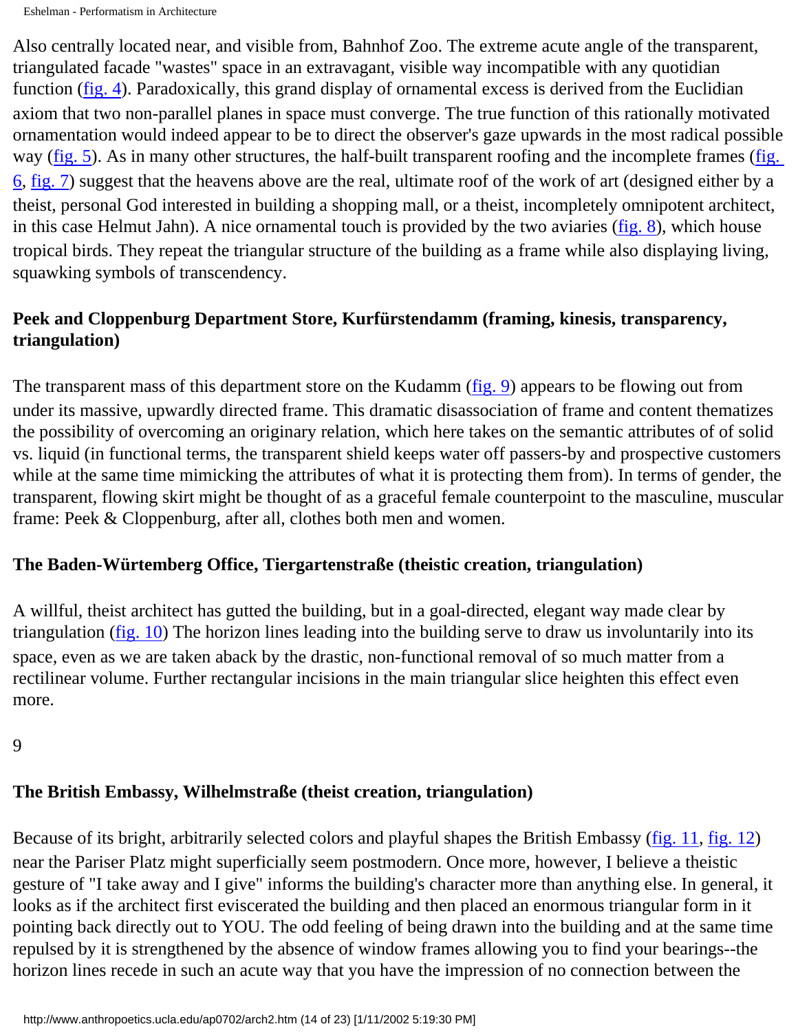Also centrally located near, and visible from, Bahnhof Zoo. The extreme acute angle of the transparent, triangulated facade "wastes" space in an extravagant, visible way incompatible with any quotidian function (fig. 4). Paradoxically, this grand display of ornamental excess is derived from the Euclidian axiom that two non-parallel planes in space must converge. The true function of this rationally motivated ornamentation would indeed appear to be to direct the observer's gaze upwards in the most radical possible way (fig. 5). As in many other structures, the half-built transparent roofing and the incomplete frames (fig. 6, fig. 7) suggest that the heavens above are the real, ultimate roof of the work of art (designed either by a theist, personal God interested in building a shopping mall, or a theist, incompletely omnipotent architect, in this case Helmut Jahn). A nice ornamental touch is provided by the two aviaries (fig. 8), which house tropical birds. They repeat the triangular structure of the building as a frame while also displaying living, squawking symbols of transcendency.

**Peek and Cloppenburg Department Store, Kurfürstendamm (framing, kinesis, transparency, triangulation)**

The transparent mass of this department store on the Kudamm (fig. 9) appears to be flowing out from under its massive, upwardly directed frame. This dramatic disassociation of frame and content thematizes the possibility of overcoming an originary relation, which here takes on the semantic attributes of of solid vs. liquid (in functional terms, the transparent shield keeps water off passers-by and prospective customers while at the same time mimicking the attributes of what it is protecting them from). In terms of gender, the transparent, flowing skirt might be thought of as a graceful female counterpoint to the masculine, muscular frame: Peek & Cloppenburg, after all, clothes both men and women.

**The Baden-Würtemberg Office, Tiergartenstraße (theistic creation, triangulation)**

A willful, theist architect has gutted the building, but in a goal-directed, elegant way made clear by triangulation (fig. 10) The horizon lines leading into the building serve to draw us involuntarily into its space, even as we are taken aback by the drastic, non-functional removal of so much matter from a rectilinear volume. Further rectangular incisions in the main triangular slice heighten this effect even more.

**The British Embassy, Wilhelmstraße (theist creation, triangulation)**

Because of its bright, arbitrarily selected colors and playful shapes the British Embassy (fig. 11, fig. 12) near the Pariser Platz might superficially seem postmodern. Once more, however, I believe a theistic gesture of "I take away and I give" informs the building's character more than anything else. In general, it looks as if the architect first eviscerated the building and then placed an enormous triangular form in it pointing back directly out to YOU. The odd feeling of being drawn into the building and at the same time repulsed by it is strengthened by the absence of window frames allowing you to find your bearings--the horizon lines recede in such an acute way that you have the impression of no connection between the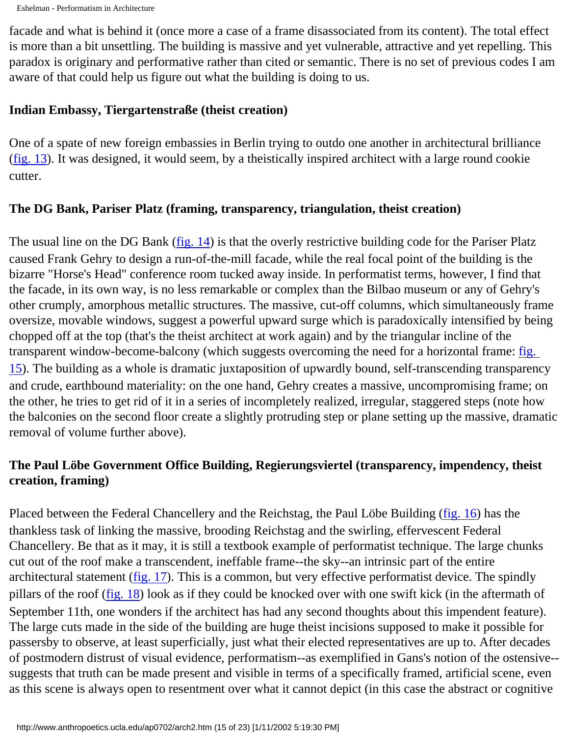facade and what is behind it (once more a case of a frame disassociated from its content). The total effect is more than a bit unsettling. The building is massive and yet vulnerable, attractive and yet repelling. This paradox is originary and performative rather than cited or semantic. There is no set of previous codes I am aware of that could help us figure out what the building is doing to us.

**Indian Embassy, Tiergartenstraße (theist creation)**

One of a spate of new foreign embassies in Berlin trying to outdo one another in architectural brilliance (fig. 13). It was designed, it would seem, by a theistically inspired architect with a large round cookie cutter.

**The DG Bank, Pariser Platz (framing, transparency, triangulation, theist creation)**

The usual line on the DG Bank (fig. 14) is that the overly restrictive building code for the Pariser Platz caused Frank Gehry to design a run-of-the-mill facade, while the real focal point of the building is the bizarre "Horse's Head" conference room tucked away inside. In performatist terms, however, I find that the facade, in its own way, is no less remarkable or complex than the Bilbao museum or any of Gehry's other crumply, amorphous metallic structures. The massive, cut-off columns, which simultaneously frame oversize, movable windows, suggest a powerful upward surge which is paradoxically intensified by being chopped off at the top (that's the theist architect at work again) and by the triangular incline of the transparent window-become-balcony (which suggests overcoming the need for a horizontal frame: fig. 15). The building as a whole is dramatic juxtaposition of upwardly bound, self-transcending transparency and crude, earthbound materiality: on the one hand, Gehry creates a massive, uncompromising frame; on the other, he tries to get rid of it in a series of incompletely realized, irregular, staggered steps (note how the balconies on the second floor create a slightly protruding step or plane setting up the massive, dramatic removal of volume further above).

**The Paul Löbe Government Office Building, Regierungsviertel (transparency, impendency, theist creation, framing)**

Placed between the Federal Chancellery and the Reichstag, the Paul Löbe Building (fig. 16) has the thankless task of linking the massive, brooding Reichstag and the swirling, effervescent Federal Chancellery. Be that as it may, it is still a textbook example of performatist technique. The large chunks cut out of the roof make a transcendent, ineffable frame--the sky--an intrinsic part of the entire architectural statement (fig. 17). This is a common, but very effective performatist device. The spindly pillars of the roof (fig. 18) look as if they could be knocked over with one swift kick (in the aftermath of September 11th, one wonders if the architect has had any second thoughts about this impendent feature). The large cuts made in the side of the building are huge theist incisions supposed to make it possible for passersby to observe, at least superficially, just what their elected representatives are up to. After decades of postmodern distrust of visual evidence, performatism--as exemplified in Gans's notion of the ostensive--suggests that truth can be made present and visible in terms of a specifically framed, artificial scene, even as this scene is always open to resentment over what it cannot depict (in this case the abstract or cognitive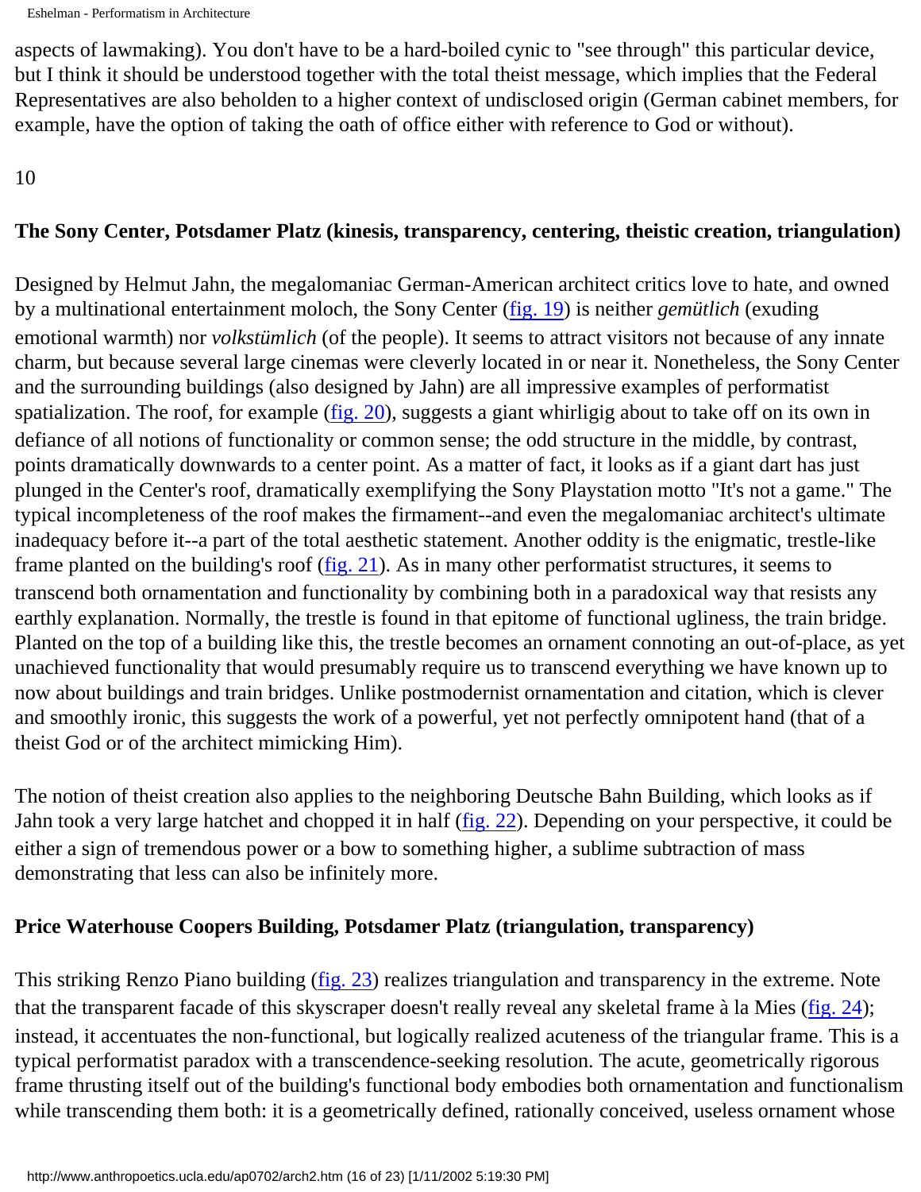aspects of lawmaking). You don't have to be a hard-boiled cynic to "see through" this particular device, but I think it should be understood together with the total theist message, which implies that the Federal Representatives are also beholden to a higher context of undisclosed origin (German cabinet members, for example, have the option of taking the oath of office either with reference to God or without).

10

**The Sony Center, Potsdamer Platz (kinesis, transparency, centering, theistic creation, triangulation)**

Designed by Helmut Jahn, the megalomaniac German-American architect critics love to hate, and owned by a multinational entertainment moloch, the Sony Center (fig. 19) is neither *gemütlich* (exuding emotional warmth) nor *volkstümlich* (of the people). It seems to attract visitors not because of any innate charm, but because several large cinemas were cleverly located in or near it. Nonetheless, the Sony Center and the surrounding buildings (also designed by Jahn) are all impressive examples of performatist spatialization. The roof, for example (fig. 20), suggests a giant whirligig about to take off on its own in defiance of all notions of functionality or common sense; the odd structure in the middle, by contrast, points dramatically downwards to a center point. As a matter of fact, it looks as if a giant dart has just plunged in the Center's roof, dramatically exemplifying the Sony Playstation motto "It's not a game." The typical incompleteness of the roof makes the firmament--and even the megalomaniac architect's ultimate inadequacy before it--a part of the total aesthetic statement. Another oddity is the enigmatic, trestle-like frame planted on the building's roof (fig. 21). As in many other performatist structures, it seems to transcend both ornamentation and functionality by combining both in a paradoxical way that resists any earthly explanation. Normally, the trestle is found in that epitome of functional ugliness, the train bridge. Planted on the top of a building like this, the trestle becomes an ornament connoting an out-of-place, as yet unachieved functionality that would presumably require us to transcend everything we have known up to now about buildings and train bridges. Unlike postmodernist ornamentation and citation, which is clever and smoothly ironic, this suggests the work of a powerful, yet not perfectly omnipotent hand (that of a theist God or of the architect mimicking Him).

The notion of theist creation also applies to the neighboring Deutsche Bahn Building, which looks as if Jahn took a very large hatchet and chopped it in half (fig. 22). Depending on your perspective, it could be either a sign of tremendous power or a bow to something higher, a sublime subtraction of mass demonstrating that less can also be infinitely more.

**Price Waterhouse Coopers Building, Potsdamer Platz (triangulation, transparency)**

This striking Renzo Piano building (fig. 23) realizes triangulation and transparency in the extreme. Note that the transparent facade of this skyscraper doesn't really reveal any skeletal frame à la Mies (fig. 24); instead, it accentuates the non-functional, but logically realized acuteness of the triangular frame. This is a typical performatist paradox with a transcendence-seeking resolution. The acute, geometrically rigorous frame thrusting itself out of the building's functional body embodies both ornamentation and functionalism while transcending them both: it is a geometrically defined, rationally conceived, useless ornament whose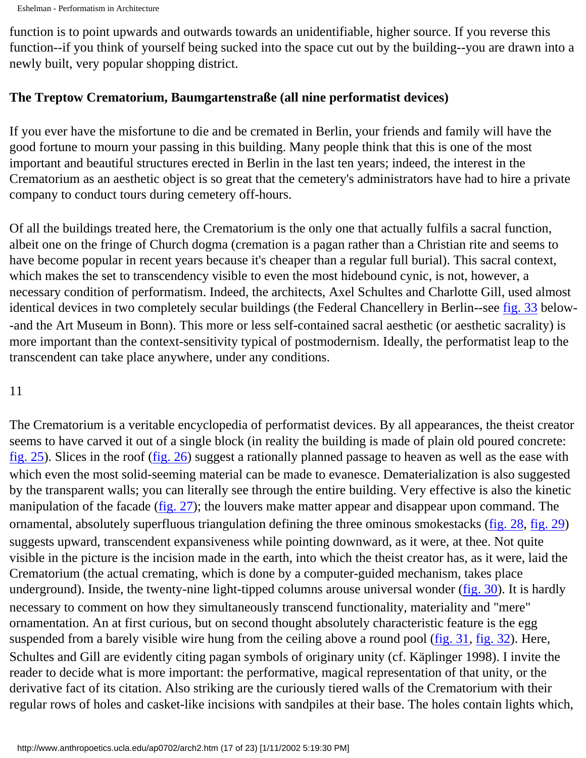function is to point upwards and outwards towards an unidentifiable, higher source. If you reverse this function--if you think of yourself being sucked into the space cut out by the building--you are drawn into a newly built, very popular shopping district.

**The Treptow Crematorium, Baumgartenstraße (all nine performatist devices)**

If you ever have the misfortune to die and be cremated in Berlin, your friends and family will have the good fortune to mourn your passing in this building. Many people think that this is one of the most important and beautiful structures erected in Berlin in the last ten years; indeed, the interest in the Crematorium as an aesthetic object is so great that the cemetery's administrators have had to hire a private company to conduct tours during cemetery off-hours.

Of all the buildings treated here, the Crematorium is the only one that actually fulfils a sacral function, albeit one on the fringe of Church dogma (cremation is a pagan rather than a Christian rite and seems to have become popular in recent years because it's cheaper than a regular full burial). This sacral context, which makes the set to transcendency visible to even the most hidebound cynic, is not, however, a necessary condition of performatism. Indeed, the architects, Axel Schultes and Charlotte Gill, used almost identical devices in two completely secular buildings (the Federal Chancellery in Berlin--see fig. 33 below--and the Art Museum in Bonn). This more or less self-contained sacral aesthetic (or aesthetic sacrality) is more important than the context-sensitivity typical of postmodernism. Ideally, the performatist leap to the transcendent can take place anywhere, under any conditions.

11

The Crematorium is a veritable encyclopedia of performatist devices. By all appearances, the theist creator seems to have carved it out of a single block (in reality the building is made of plain old poured concrete: fig. 25). Slices in the roof (fig. 26) suggest a rationally planned passage to heaven as well as the ease with which even the most solid-seeming material can be made to evanesce. Dematerialization is also suggested by the transparent walls; you can literally see through the entire building. Very effective is also the kinetic manipulation of the facade (fig. 27); the louvers make matter appear and disappear upon command. The ornamental, absolutely superfluous triangulation defining the three ominous smokestacks (fig. 28, fig. 29) suggests upward, transcendent expansiveness while pointing downward, as it were, at thee. Not quite visible in the picture is the incision made in the earth, into which the theist creator has, as it were, laid the Crematorium (the actual cremating, which is done by a computer-guided mechanism, takes place underground). Inside, the twenty-nine light-tipped columns arouse universal wonder (fig. 30). It is hardly necessary to comment on how they simultaneously transcend functionality, materiality and "mere" ornamentation. An at first curious, but on second thought absolutely characteristic feature is the egg suspended from a barely visible wire hung from the ceiling above a round pool (fig. 31, fig. 32). Here, Schultes and Gill are evidently citing pagan symbols of originary unity (cf. Käplinger 1998). I invite the reader to decide what is more important: the performative, magical representation of that unity, or the derivative fact of its citation. Also striking are the curiously tiered walls of the Crematorium with their regular rows of holes and casket-like incisions with sandpiles at their base. The holes contain lights which,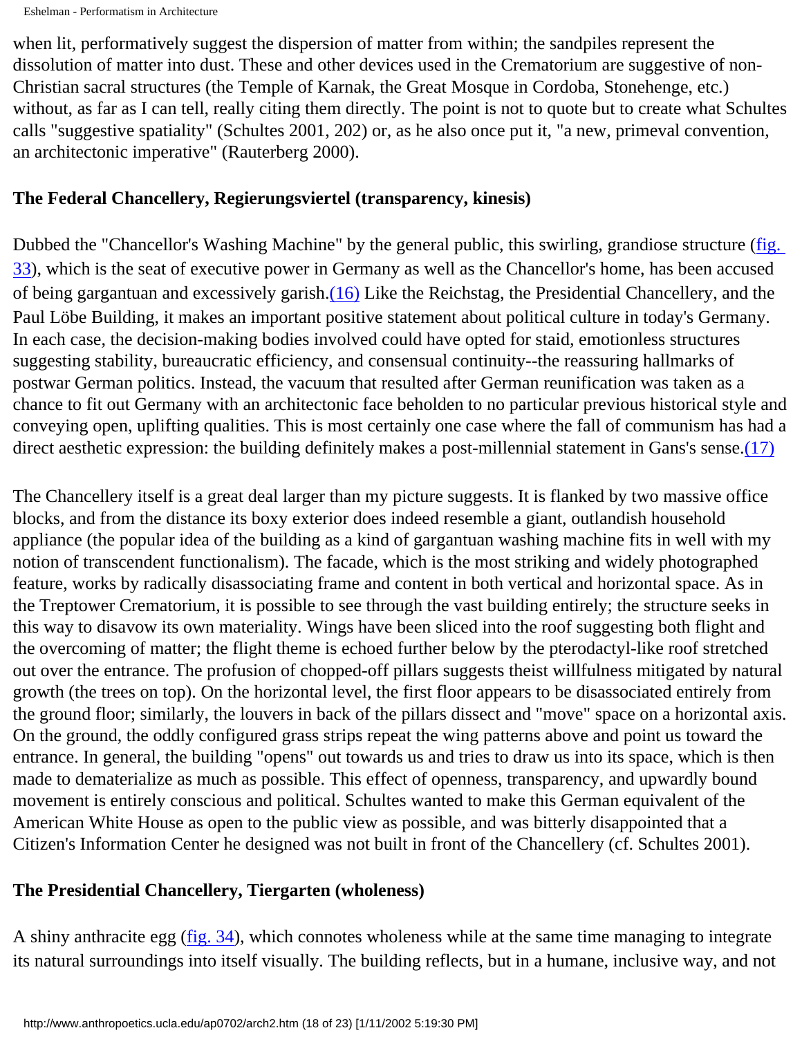when lit, performatively suggest the dispersion of matter from within; the sandpiles represent the dissolution of matter into dust. These and other devices used in the Crematorium are suggestive of non-Christian sacral structures (the Temple of Karnak, the Great Mosque in Cordoba, Stonehenge, etc.) without, as far as I can tell, really citing them directly. The point is not to quote but to create what Schultes calls "suggestive spatiality" (Schultes 2001, 202) or, as he also once put it, "a new, primeval convention, an architectonic imperative" (Rauterberg 2000).

### The Federal Chancellery, Regierungsviertel (transparency, kinesis)

Dubbed the "Chancellor's Washing Machine" by the general public, this swirling, grandiose structure (fig. 33), which is the seat of executive power in Germany as well as the Chancellor's home, has been accused of being gargantuan and excessively garish.(16) Like the Reichstag, the Presidential Chancellery, and the Paul Löbe Building, it makes an important positive statement about political culture in today's Germany. In each case, the decision-making bodies involved could have opted for staid, emotionless structures suggesting stability, bureaucratic efficiency, and consensual continuity--the reassuring hallmarks of postwar German politics. Instead, the vacuum that resulted after German reunification was taken as a chance to fit out Germany with an architectonic face beholden to no particular previous historical style and conveying open, uplifting qualities. This is most certainly one case where the fall of communism has had a direct aesthetic expression: the building definitely makes a post-millennial statement in Gans's sense.(17)

The Chancellery itself is a great deal larger than my picture suggests. It is flanked by two massive office blocks, and from the distance its boxy exterior does indeed resemble a giant, outlandish household appliance (the popular idea of the building as a kind of gargantuan washing machine fits in well with my notion of transcendent functionalism). The facade, which is the most striking and widely photographed feature, works by radically disassociating frame and content in both vertical and horizontal space. As in the Treptower Crematorium, it is possible to see through the vast building entirely; the structure seeks in this way to disavow its own materiality. Wings have been sliced into the roof suggesting both flight and the overcoming of matter; the flight theme is echoed further below by the pterodactyl-like roof stretched out over the entrance. The profusion of chopped-off pillars suggests theist willfulness mitigated by natural growth (the trees on top). On the horizontal level, the first floor appears to be disassociated entirely from the ground floor; similarly, the louvers in back of the pillars dissect and "move" space on a horizontal axis. On the ground, the oddly configured grass strips repeat the wing patterns above and point us toward the entrance. In general, the building "opens" out towards us and tries to draw us into its space, which is then made to dematerialize as much as possible. This effect of openness, transparency, and upwardly bound movement is entirely conscious and political. Schultes wanted to make this German equivalent of the American White House as open to the public view as possible, and was bitterly disappointed that a Citizen's Information Center he designed was not built in front of the Chancellery (cf. Schultes 2001).

### The Presidential Chancellery, Tiergarten (wholeness)

A shiny anthracite egg (fig. 34), which connotes wholeness while at the same time managing to integrate its natural surroundings into itself visually. The building reflects, but in a humane, inclusive way, and not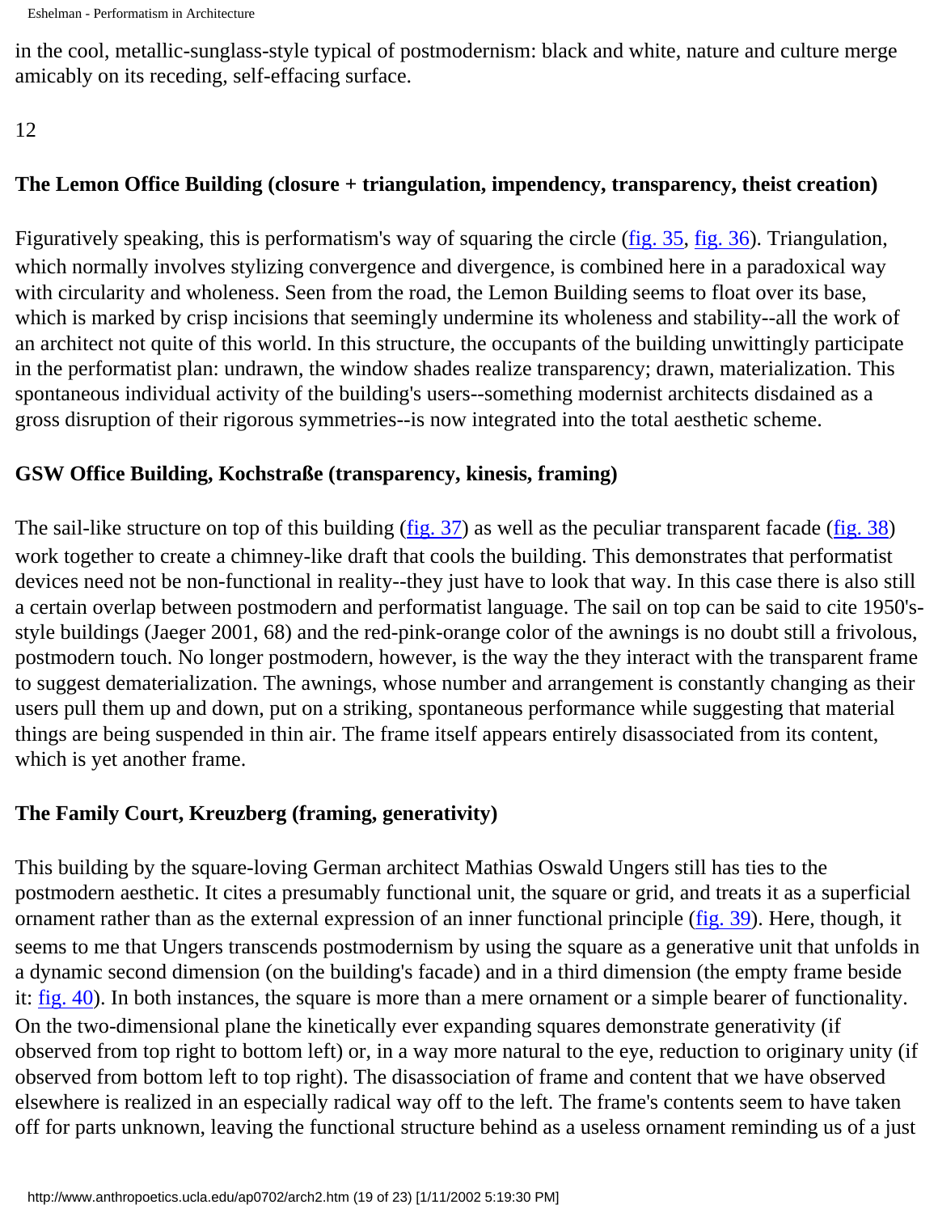in the cool, metallic-sunglass-style typical of postmodernism: black and white, nature and culture merge amicably on its receding, self-effacing surface.

12

### The Lemon Office Building (closure + triangulation, impendency, transparency, theist creation)

Figuratively speaking, this is performatism's way of squaring the circle (fig. 35, fig. 36). Triangulation, which normally involves stylizing convergence and divergence, is combined here in a paradoxical way with circularity and wholeness. Seen from the road, the Lemon Building seems to float over its base, which is marked by crisp incisions that seemingly undermine its wholeness and stability--all the work of an architect not quite of this world. In this structure, the occupants of the building unwittingly participate in the performatist plan: undrawn, the window shades realize transparency; drawn, materialization. This spontaneous individual activity of the building's users--something modernist architects disdained as a gross disruption of their rigorous symmetries--is now integrated into the total aesthetic scheme.

### GSW Office Building, Kochstraße (transparency, kinesis, framing)

The sail-like structure on top of this building (fig. 37) as well as the peculiar transparent facade (fig. 38) work together to create a chimney-like draft that cools the building. This demonstrates that performatist devices need not be non-functional in reality--they just have to look that way. In this case there is also still a certain overlap between postmodern and performatist language. The sail on top can be said to cite 1950's-style buildings (Jaeger 2001, 68) and the red-pink-orange color of the awnings is no doubt still a frivolous, postmodern touch. No longer postmodern, however, is the way the they interact with the transparent frame to suggest dematerialization. The awnings, whose number and arrangement is constantly changing as their users pull them up and down, put on a striking, spontaneous performance while suggesting that material things are being suspended in thin air. The frame itself appears entirely disassociated from its content, which is yet another frame.

### The Family Court, Kreuzberg (framing, generativity)

This building by the square-loving German architect Mathias Oswald Ungers still has ties to the postmodern aesthetic. It cites a presumably functional unit, the square or grid, and treats it as a superficial ornament rather than as the external expression of an inner functional principle (fig. 39). Here, though, it seems to me that Ungers transcends postmodernism by using the square as a generative unit that unfolds in a dynamic second dimension (on the building's facade) and in a third dimension (the empty frame beside it: fig. 40). In both instances, the square is more than a mere ornament or a simple bearer of functionality. On the two-dimensional plane the kinetically ever expanding squares demonstrate generativity (if observed from top right to bottom left) or, in a way more natural to the eye, reduction to originary unity (if observed from bottom left to top right). The disassociation of frame and content that we have observed elsewhere is realized in an especially radical way off to the left. The frame's contents seem to have taken off for parts unknown, leaving the functional structure behind as a useless ornament reminding us of a just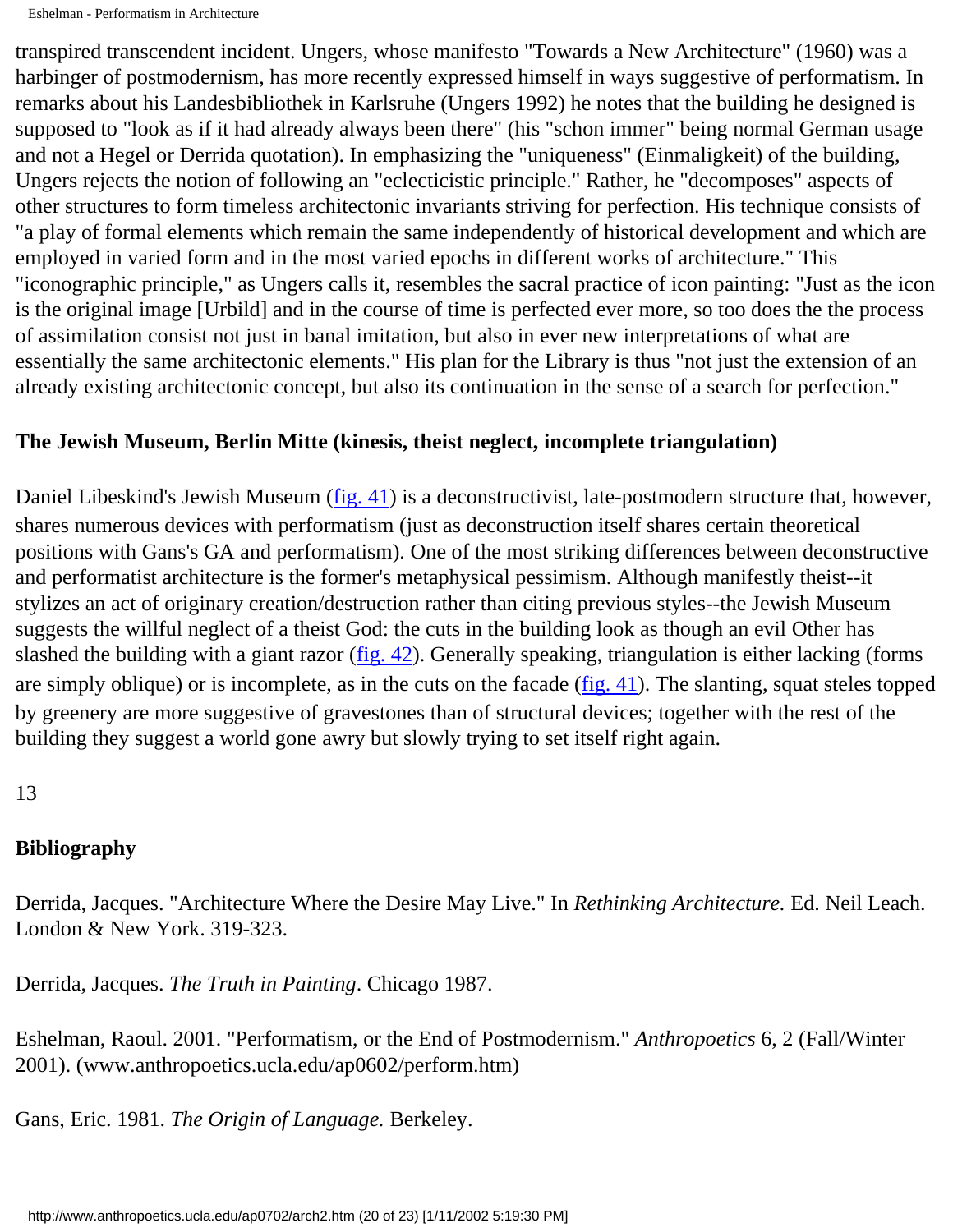transpired transcendent incident. Ungers, whose manifesto "Towards a New Architecture" (1960) was a harbinger of postmodernism, has more recently expressed himself in ways suggestive of performatism. In remarks about his Landesbibliothek in Karlsruhe (Ungers 1992) he notes that the building he designed is supposed to "look as if it had already always been there" (his "schon immer" being normal German usage and not a Hegel or Derrida quotation). In emphasizing the "uniqueness" (Einmaligkeit) of the building, Ungers rejects the notion of following an "eclecticistic principle." Rather, he "decomposes" aspects of other structures to form timeless architectonic invariants striving for perfection. His technique consists of "a play of formal elements which remain the same independently of historical development and which are employed in varied form and in the most varied epochs in different works of architecture." This "iconographic principle," as Ungers calls it, resembles the sacral practice of icon painting: "Just as the icon is the original image [Urbild] and in the course of time is perfected ever more, so too does the the process of assimilation consist not just in banal imitation, but also in ever new interpretations of what are essentially the same architectonic elements." His plan for the Library is thus "not just the extension of an already existing architectonic concept, but also its continuation in the sense of a search for perfection."

**The Jewish Museum, Berlin Mitte (kinesis, theist neglect, incomplete triangulation)**

Daniel Libeskind's Jewish Museum (fig. 41) is a deconstructivist, late-postmodern structure that, however, shares numerous devices with performatism (just as deconstruction itself shares certain theoretical positions with Gans's GA and performatism). One of the most striking differences between deconstructive and performatist architecture is the former's metaphysical pessimism. Although manifestly theist--it stylizes an act of originary creation/destruction rather than citing previous styles--the Jewish Museum suggests the willful neglect of a theist God: the cuts in the building look as though an evil Other has slashed the building with a giant razor (fig. 42). Generally speaking, triangulation is either lacking (forms are simply oblique) or is incomplete, as in the cuts on the facade (fig. 41). The slanting, squat steles topped by greenery are more suggestive of gravestones than of structural devices; together with the rest of the building they suggest a world gone awry but slowly trying to set itself right again.

13

## Bibliography

Derrida, Jacques. "Architecture Where the Desire May Live." In *Rethinking Architecture.* Ed. Neil Leach. London & New York. 319-323.

Derrida, Jacques. *The Truth in Painting*. Chicago 1987.

Eshelman, Raoul. 2001. "Performatism, or the End of Postmodernism." *Anthropoetics* 6, 2 (Fall/Winter 2001). (www.anthropoetics.ucla.edu/ap0602/perform.htm)

Gans, Eric. 1981. *The Origin of Language.* Berkeley.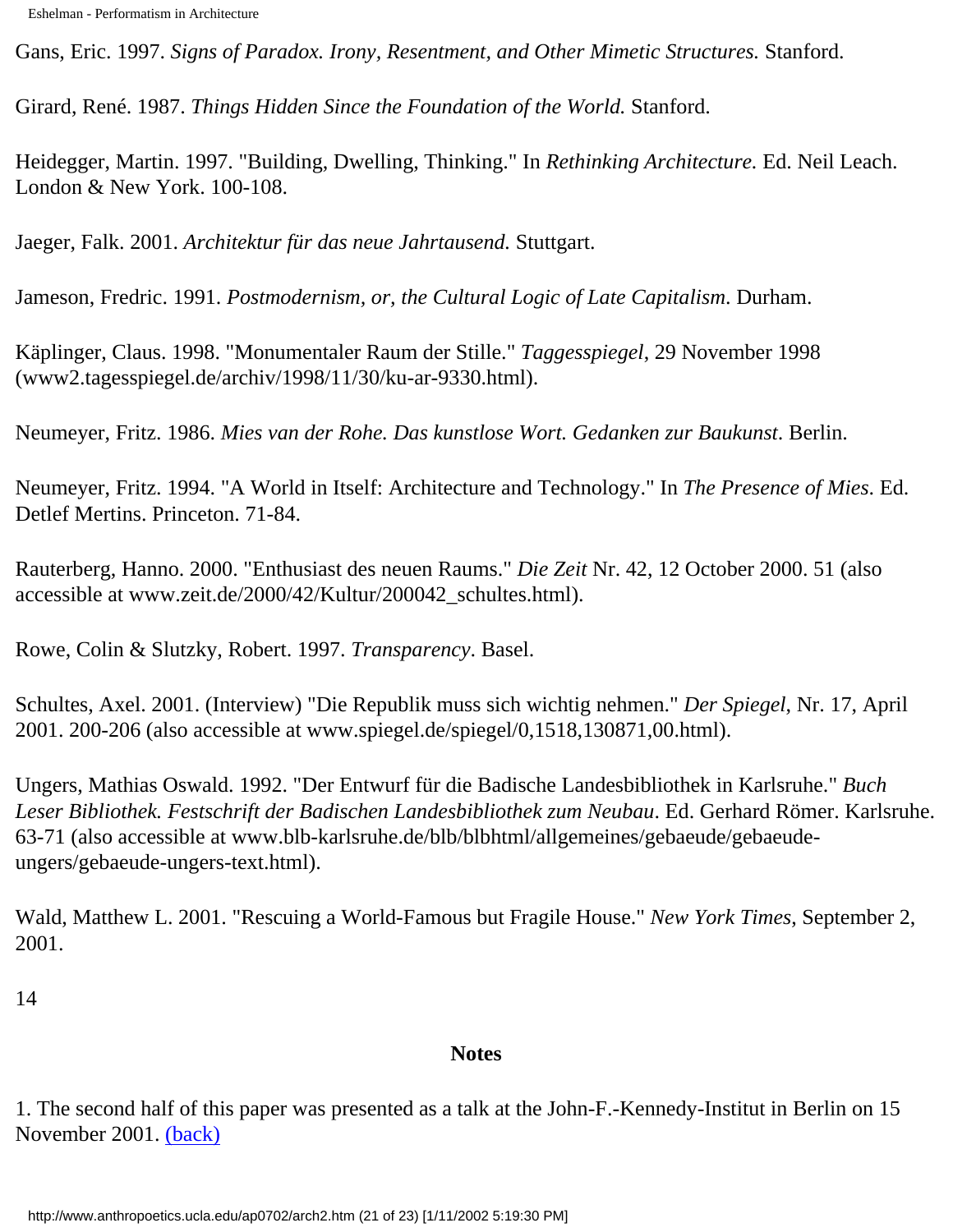Gans, Eric. 1997. *Signs of Paradox. Irony, Resentment, and Other Mimetic Structures.* Stanford.

Girard, René. 1987. *Things Hidden Since the Foundation of the World.* Stanford.

Heidegger, Martin. 1997. "Building, Dwelling, Thinking." In *Rethinking Architecture.* Ed. Neil Leach. London & New York. 100-108.

Jaeger, Falk. 2001. *Architektur für das neue Jahrtausend.* Stuttgart.

Jameson, Fredric. 1991. *Postmodernism, or, the Cultural Logic of Late Capitalism*. Durham.

Käplinger, Claus. 1998. "Monumentaler Raum der Stille." *Taggesspiegel*, 29 November 1998 (www2.tagesspiegel.de/archiv/1998/11/30/ku-ar-9330.html).

Neumeyer, Fritz. 1986. *Mies van der Rohe. Das kunstlose Wort. Gedanken zur Baukunst*. Berlin.

Neumeyer, Fritz. 1994. "A World in Itself: Architecture and Technology." In *The Presence of Mies*. Ed. Detlef Mertins. Princeton. 71-84.

Rauterberg, Hanno. 2000. "Enthusiast des neuen Raums." *Die Zeit* Nr. 42, 12 October 2000. 51 (also accessible at www.zeit.de/2000/42/Kultur/200042_schultes.html).

Rowe, Colin & Slutzky, Robert. 1997. *Transparency*. Basel.

Schultes, Axel. 2001. (Interview) "Die Republik muss sich wichtig nehmen." *Der Spiegel*, Nr. 17, April 2001. 200-206 (also accessible at www.spiegel.de/spiegel/0,1518,130871,00.html).

Ungers, Mathias Oswald. 1992. "Der Entwurf für die Badische Landesbibliothek in Karlsruhe." *Buch Leser Bibliothek. Festschrift der Badischen Landesbibliothek zum Neubau*. Ed. Gerhard Römer. Karlsruhe. 63-71 (also accessible at www.blb-karlsruhe.de/blb/blbhtml/allgemeines/gebaeude/gebaeude-ungers/gebaeude-ungers-text.html).

Wald, Matthew L. 2001. "Rescuing a World-Famous but Fragile House." *New York Times*, September 2, 2001.

## Notes

1. The second half of this paper was presented as a talk at the John-F.-Kennedy-Institut in Berlin on 15 November 2001. (back)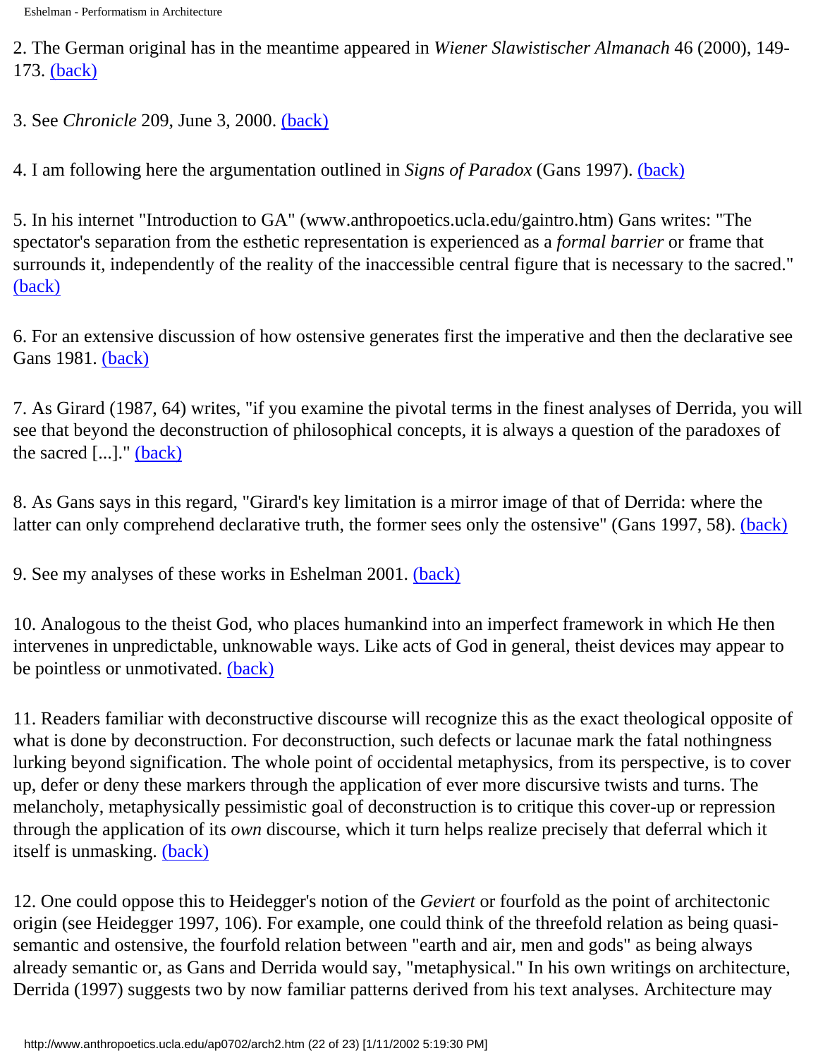2. The German original has in the meantime appeared in *Wiener Slawistischer Almanach* 46 (2000), 149-173. (back)

3. See *Chronicle* 209, June 3, 2000. (back)

4. I am following here the argumentation outlined in *Signs of Paradox* (Gans 1997). (back)

5. In his internet "Introduction to GA" (www.anthropoetics.ucla.edu/gaintro.htm) Gans writes: "The spectator's separation from the esthetic representation is experienced as a *formal barrier* or frame that surrounds it, independently of the reality of the inaccessible central figure that is necessary to the sacred." (back)

6. For an extensive discussion of how ostensive generates first the imperative and then the declarative see Gans 1981. (back)

7. As Girard (1987, 64) writes, "if you examine the pivotal terms in the finest analyses of Derrida, you will see that beyond the deconstruction of philosophical concepts, it is always a question of the paradoxes of the sacred [...]." (back)

8. As Gans says in this regard, "Girard's key limitation is a mirror image of that of Derrida: where the latter can only comprehend declarative truth, the former sees only the ostensive" (Gans 1997, 58). (back)

9. See my analyses of these works in Eshelman 2001. (back)

10. Analogous to the theist God, who places humankind into an imperfect framework in which He then intervenes in unpredictable, unknowable ways. Like acts of God in general, theist devices may appear to be pointless or unmotivated. (back)

11. Readers familiar with deconstructive discourse will recognize this as the exact theological opposite of what is done by deconstruction. For deconstruction, such defects or lacunae mark the fatal nothingness lurking beyond signification. The whole point of occidental metaphysics, from its perspective, is to cover up, defer or deny these markers through the application of ever more discursive twists and turns. The melancholy, metaphysically pessimistic goal of deconstruction is to critique this cover-up or repression through the application of its *own* discourse, which it turn helps realize precisely that deferral which it itself is unmasking. (back)

12. One could oppose this to Heidegger's notion of the *Geviert* or fourfold as the point of architectonic origin (see Heidegger 1997, 106). For example, one could think of the threefold relation as being quasi-semantic and ostensive, the fourfold relation between "earth and air, men and gods" as being always already semantic or, as Gans and Derrida would say, "metaphysical." In his own writings on architecture, Derrida (1997) suggests two by now familiar patterns derived from his text analyses. Architecture may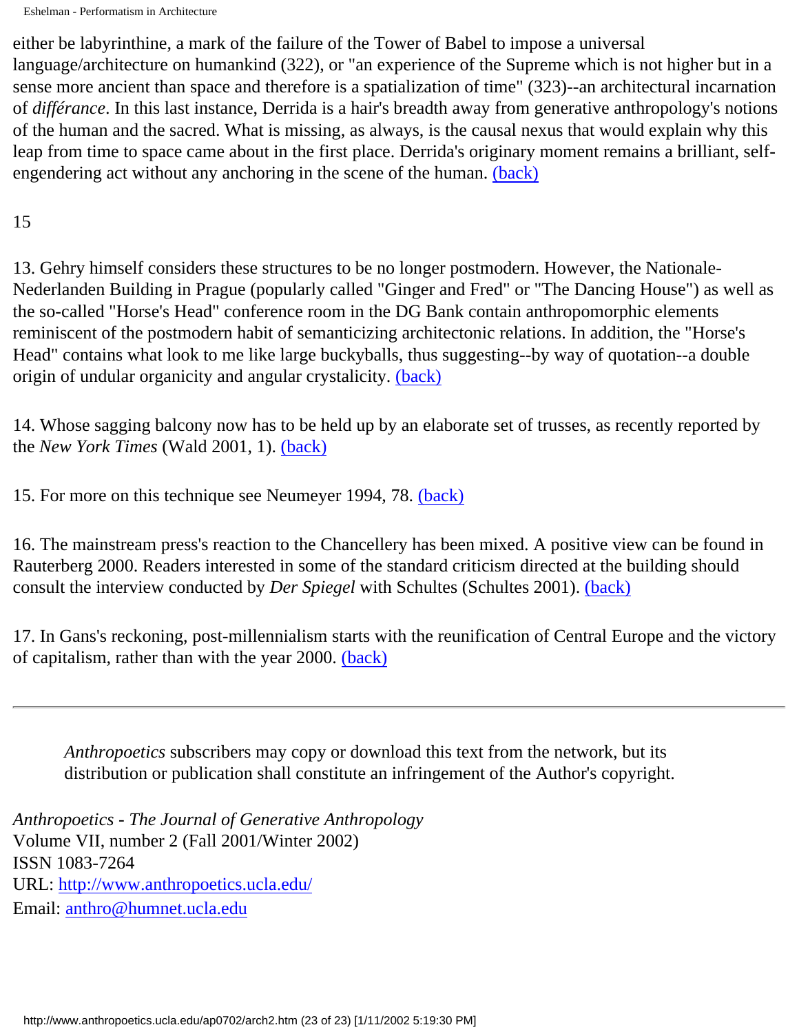either be labyrinthine, a mark of the failure of the Tower of Babel to impose a universal language/architecture on humankind (322), or "an experience of the Supreme which is not higher but in a sense more ancient than space and therefore is a spatialization of time" (323)--an architectural incarnation of *différance*. In this last instance, Derrida is a hair's breadth away from generative anthropology's notions of the human and the sacred. What is missing, as always, is the causal nexus that would explain why this leap from time to space came about in the first place. Derrida's originary moment remains a brilliant, self-engendering act without any anchoring in the scene of the human. (back)

13. Gehry himself considers these structures to be no longer postmodern. However, the Nationale-Nederlanden Building in Prague (popularly called "Ginger and Fred" or "The Dancing House") as well as the so-called "Horse's Head" conference room in the DG Bank contain anthropomorphic elements reminiscent of the postmodern habit of semanticizing architectonic relations. In addition, the "Horse's Head" contains what look to me like large buckyballs, thus suggesting--by way of quotation--a double origin of undular organicity and angular crystalicity. (back)

14. Whose sagging balcony now has to be held up by an elaborate set of trusses, as recently reported by the *New York Times* (Wald 2001, 1). (back)

15. For more on this technique see Neumeyer 1994, 78. (back)

16. The mainstream press's reaction to the Chancellery has been mixed. A positive view can be found in Rauterberg 2000. Readers interested in some of the standard criticism directed at the building should consult the interview conducted by *Der Spiegel* with Schultes (Schultes 2001). (back)

17. In Gans's reckoning, post-millennialism starts with the reunification of Central Europe and the victory of capitalism, rather than with the year 2000. (back)

---

> *Anthropoetics* subscribers may copy or download this text from the network, but its distribution or publication shall constitute an infringement of the Author's copyright.

*Anthropoetics - The Journal of Generative Anthropology*
Volume VII, number 2 (Fall 2001/Winter 2002)
ISSN 1083-7264
URL: http://www.anthropoetics.ucla.edu/
Email: anthro@humnet.ucla.edu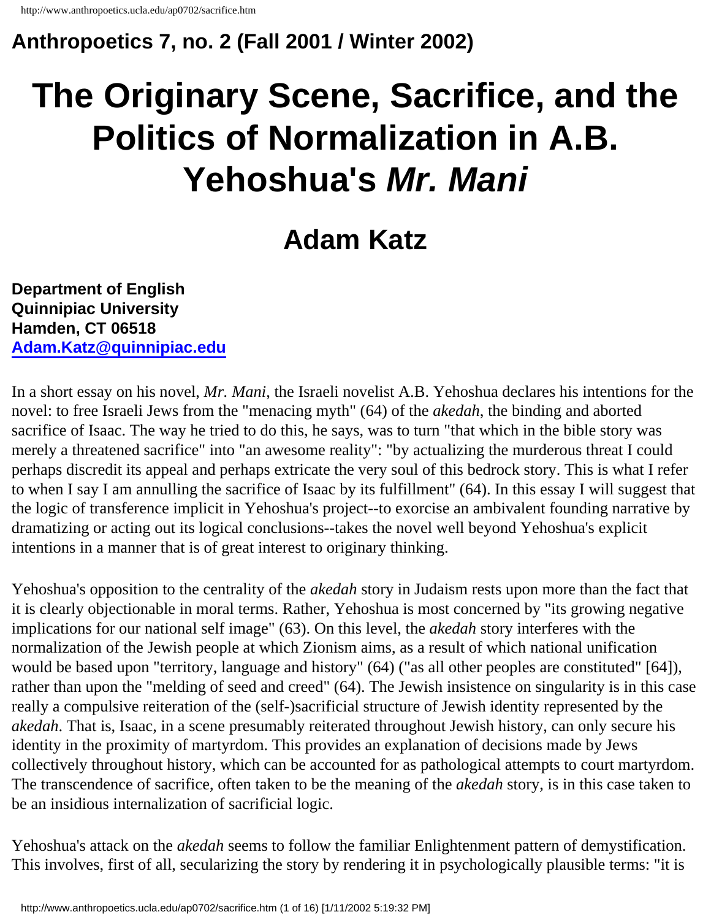**Anthropoetics 7, no. 2 (Fall 2001 / Winter 2002)**

# The Originary Scene, Sacrifice, and the Politics of Normalization in A.B. Yehoshua's *Mr. Mani*

## Adam Katz

**Department of English**
**Quinnipiac University**
**Hamden, CT 06518**
**Adam.Katz@quinnipiac.edu**

In a short essay on his novel, *Mr. Mani*, the Israeli novelist A.B. Yehoshua declares his intentions for the novel: to free Israeli Jews from the "menacing myth" (64) of the *akedah*, the binding and aborted sacrifice of Isaac. The way he tried to do this, he says, was to turn "that which in the bible story was merely a threatened sacrifice" into "an awesome reality": "by actualizing the murderous threat I could perhaps discredit its appeal and perhaps extricate the very soul of this bedrock story. This is what I refer to when I say I am annulling the sacrifice of Isaac by its fulfillment" (64). In this essay I will suggest that the logic of transference implicit in Yehoshua's project--to exorcise an ambivalent founding narrative by dramatizing or acting out its logical conclusions--takes the novel well beyond Yehoshua's explicit intentions in a manner that is of great interest to originary thinking.

Yehoshua's opposition to the centrality of the *akedah* story in Judaism rests upon more than the fact that it is clearly objectionable in moral terms. Rather, Yehoshua is most concerned by "its growing negative implications for our national self image" (63). On this level, the *akedah* story interferes with the normalization of the Jewish people at which Zionism aims, as a result of which national unification would be based upon "territory, language and history" (64) ("as all other peoples are constituted" [64]), rather than upon the "melding of seed and creed" (64). The Jewish insistence on singularity is in this case really a compulsive reiteration of the (self-)sacrificial structure of Jewish identity represented by the *akedah*. That is, Isaac, in a scene presumably reiterated throughout Jewish history, can only secure his identity in the proximity of martyrdom. This provides an explanation of decisions made by Jews collectively throughout history, which can be accounted for as pathological attempts to court martyrdom. The transcendence of sacrifice, often taken to be the meaning of the *akedah* story, is in this case taken to be an insidious internalization of sacrificial logic.

Yehoshua's attack on the *akedah* seems to follow the familiar Enlightenment pattern of demystification. This involves, first of all, secularizing the story by rendering it in psychologically plausible terms: "it is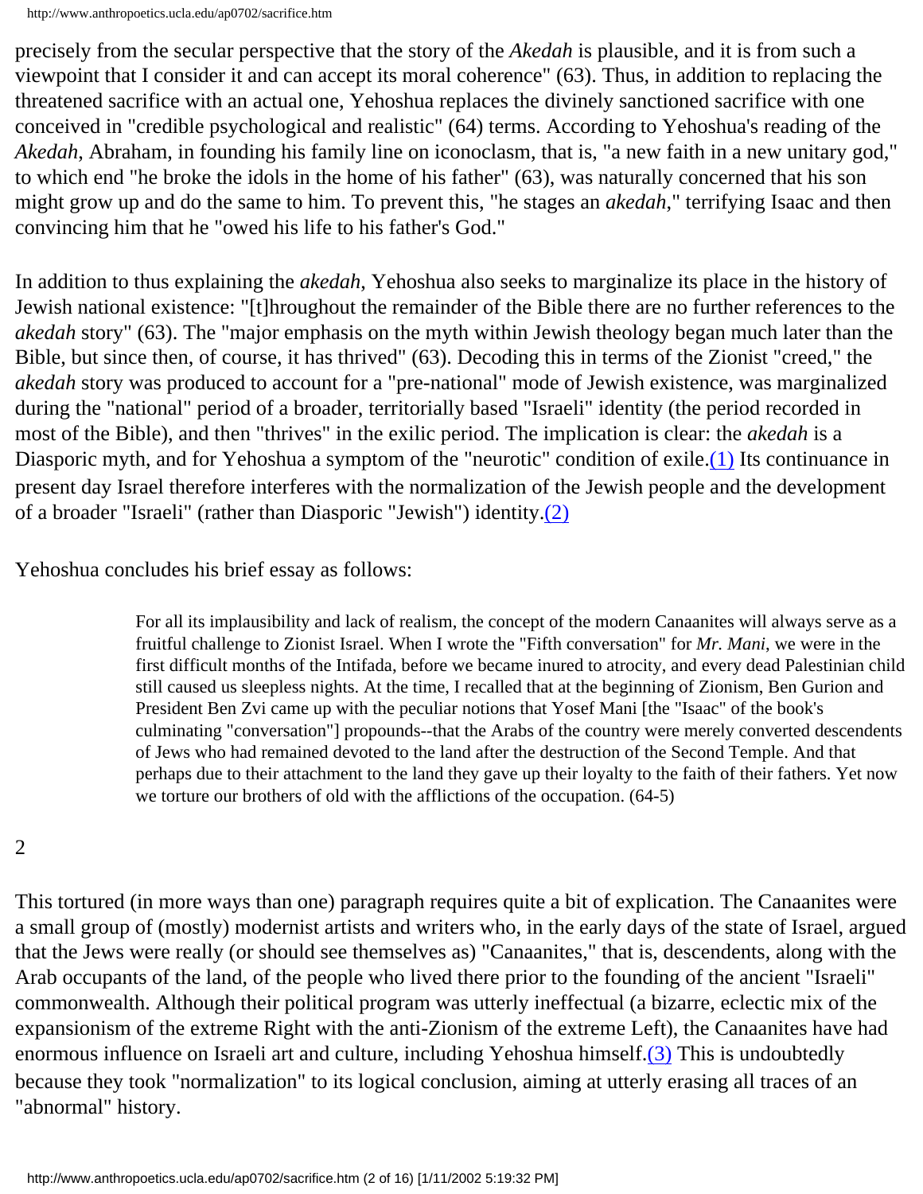precisely from the secular perspective that the story of the *Akedah* is plausible, and it is from such a viewpoint that I consider it and can accept its moral coherence" (63). Thus, in addition to replacing the threatened sacrifice with an actual one, Yehoshua replaces the divinely sanctioned sacrifice with one conceived in "credible psychological and realistic" (64) terms. According to Yehoshua's reading of the *Akedah*, Abraham, in founding his family line on iconoclasm, that is, "a new faith in a new unitary god," to which end "he broke the idols in the home of his father" (63), was naturally concerned that his son might grow up and do the same to him. To prevent this, "he stages an *akedah*," terrifying Isaac and then convincing him that he "owed his life to his father's God."

In addition to thus explaining the *akedah*, Yehoshua also seeks to marginalize its place in the history of Jewish national existence: "[t]hroughout the remainder of the Bible there are no further references to the *akedah* story" (63). The "major emphasis on the myth within Jewish theology began much later than the Bible, but since then, of course, it has thrived" (63). Decoding this in terms of the Zionist "creed," the *akedah* story was produced to account for a "pre-national" mode of Jewish existence, was marginalized during the "national" period of a broader, territorially based "Israeli" identity (the period recorded in most of the Bible), and then "thrives" in the exilic period. The implication is clear: the *akedah* is a Diasporic myth, and for Yehoshua a symptom of the "neurotic" condition of exile.(1) Its continuance in present day Israel therefore interferes with the normalization of the Jewish people and the development of a broader "Israeli" (rather than Diasporic "Jewish") identity.(2)

Yehoshua concludes his brief essay as follows:

> For all its implausibility and lack of realism, the concept of the modern Canaanites will always serve as a fruitful challenge to Zionist Israel. When I wrote the "Fifth conversation" for *Mr. Mani*, we were in the first difficult months of the Intifada, before we became inured to atrocity, and every dead Palestinian child still caused us sleepless nights. At the time, I recalled that at the beginning of Zionism, Ben Gurion and President Ben Zvi came up with the peculiar notions that Yosef Mani [the "Isaac" of the book's culminating "conversation"] propounds--that the Arabs of the country were merely converted descendents of Jews who had remained devoted to the land after the destruction of the Second Temple. And that perhaps due to their attachment to the land they gave up their loyalty to the faith of their fathers. Yet now we torture our brothers of old with the afflictions of the occupation. (64-5)

2

This tortured (in more ways than one) paragraph requires quite a bit of explication. The Canaanites were a small group of (mostly) modernist artists and writers who, in the early days of the state of Israel, argued that the Jews were really (or should see themselves as) "Canaanites," that is, descendents, along with the Arab occupants of the land, of the people who lived there prior to the founding of the ancient "Israeli" commonwealth. Although their political program was utterly ineffectual (a bizarre, eclectic mix of the expansionism of the extreme Right with the anti-Zionism of the extreme Left), the Canaanites have had enormous influence on Israeli art and culture, including Yehoshua himself.(3) This is undoubtedly because they took "normalization" to its logical conclusion, aiming at utterly erasing all traces of an "abnormal" history.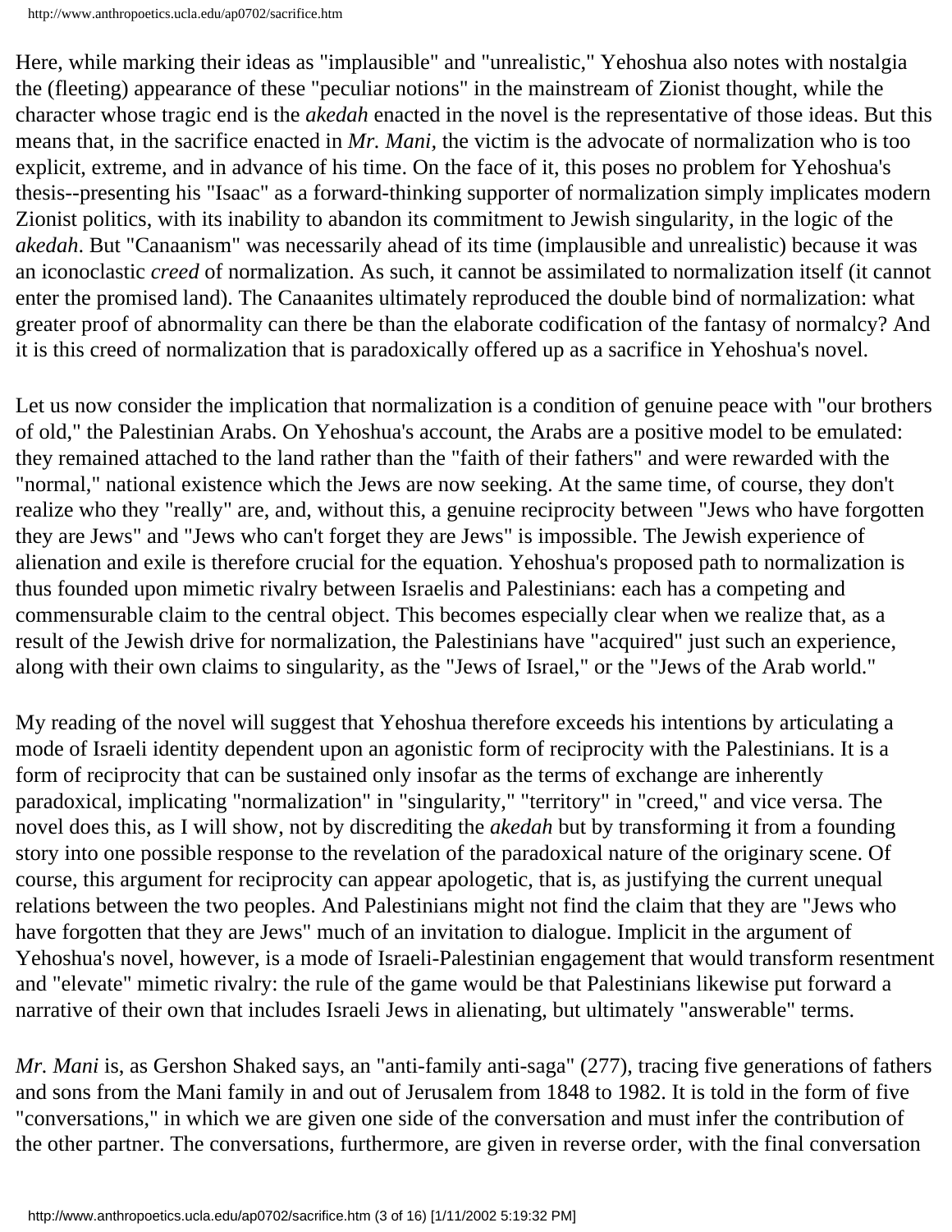Here, while marking their ideas as "implausible" and "unrealistic," Yehoshua also notes with nostalgia the (fleeting) appearance of these "peculiar notions" in the mainstream of Zionist thought, while the character whose tragic end is the *akedah* enacted in the novel is the representative of those ideas. But this means that, in the sacrifice enacted in *Mr. Mani*, the victim is the advocate of normalization who is too explicit, extreme, and in advance of his time. On the face of it, this poses no problem for Yehoshua's thesis--presenting his "Isaac" as a forward-thinking supporter of normalization simply implicates modern Zionist politics, with its inability to abandon its commitment to Jewish singularity, in the logic of the *akedah*. But "Canaanism" was necessarily ahead of its time (implausible and unrealistic) because it was an iconoclastic *creed* of normalization. As such, it cannot be assimilated to normalization itself (it cannot enter the promised land). The Canaanites ultimately reproduced the double bind of normalization: what greater proof of abnormality can there be than the elaborate codification of the fantasy of normalcy? And it is this creed of normalization that is paradoxically offered up as a sacrifice in Yehoshua's novel.

Let us now consider the implication that normalization is a condition of genuine peace with "our brothers of old," the Palestinian Arabs. On Yehoshua's account, the Arabs are a positive model to be emulated: they remained attached to the land rather than the "faith of their fathers" and were rewarded with the "normal," national existence which the Jews are now seeking. At the same time, of course, they don't realize who they "really" are, and, without this, a genuine reciprocity between "Jews who have forgotten they are Jews" and "Jews who can't forget they are Jews" is impossible. The Jewish experience of alienation and exile is therefore crucial for the equation. Yehoshua's proposed path to normalization is thus founded upon mimetic rivalry between Israelis and Palestinians: each has a competing and commensurable claim to the central object. This becomes especially clear when we realize that, as a result of the Jewish drive for normalization, the Palestinians have "acquired" just such an experience, along with their own claims to singularity, as the "Jews of Israel," or the "Jews of the Arab world."

My reading of the novel will suggest that Yehoshua therefore exceeds his intentions by articulating a mode of Israeli identity dependent upon an agonistic form of reciprocity with the Palestinians. It is a form of reciprocity that can be sustained only insofar as the terms of exchange are inherently paradoxical, implicating "normalization" in "singularity," "territory" in "creed," and vice versa. The novel does this, as I will show, not by discrediting the *akedah* but by transforming it from a founding story into one possible response to the revelation of the paradoxical nature of the originary scene. Of course, this argument for reciprocity can appear apologetic, that is, as justifying the current unequal relations between the two peoples. And Palestinians might not find the claim that they are "Jews who have forgotten that they are Jews" much of an invitation to dialogue. Implicit in the argument of Yehoshua's novel, however, is a mode of Israeli-Palestinian engagement that would transform resentment and "elevate" mimetic rivalry: the rule of the game would be that Palestinians likewise put forward a narrative of their own that includes Israeli Jews in alienating, but ultimately "answerable" terms.

*Mr. Mani* is, as Gershon Shaked says, an "anti-family anti-saga" (277), tracing five generations of fathers and sons from the Mani family in and out of Jerusalem from 1848 to 1982. It is told in the form of five "conversations," in which we are given one side of the conversation and must infer the contribution of the other partner. The conversations, furthermore, are given in reverse order, with the final conversation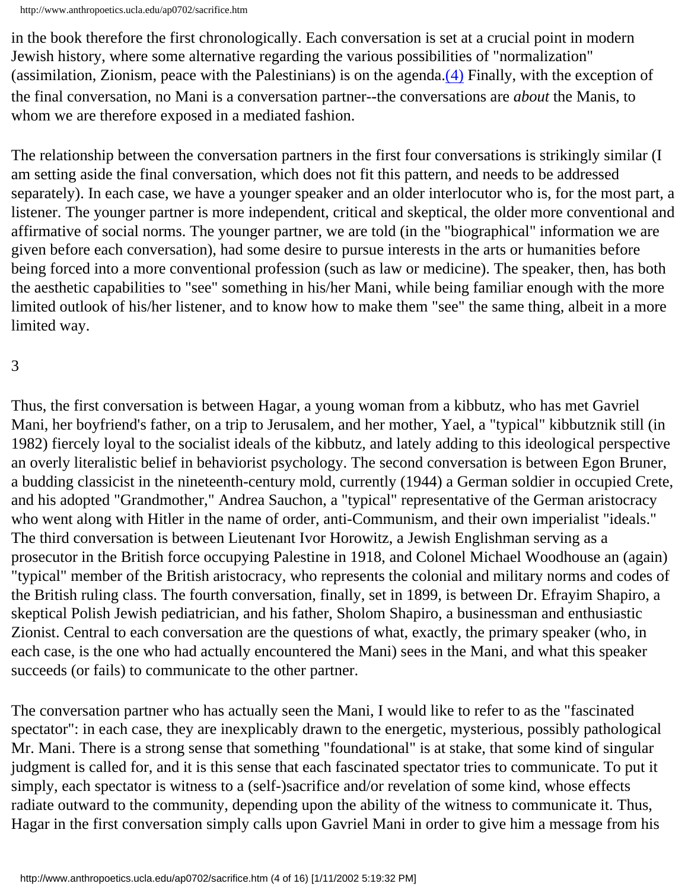in the book therefore the first chronologically. Each conversation is set at a crucial point in modern Jewish history, where some alternative regarding the various possibilities of "normalization" (assimilation, Zionism, peace with the Palestinians) is on the agenda.(4) Finally, with the exception of the final conversation, no Mani is a conversation partner--the conversations are *about* the Manis, to whom we are therefore exposed in a mediated fashion.

The relationship between the conversation partners in the first four conversations is strikingly similar (I am setting aside the final conversation, which does not fit this pattern, and needs to be addressed separately). In each case, we have a younger speaker and an older interlocutor who is, for the most part, a listener. The younger partner is more independent, critical and skeptical, the older more conventional and affirmative of social norms. The younger partner, we are told (in the "biographical" information we are given before each conversation), had some desire to pursue interests in the arts or humanities before being forced into a more conventional profession (such as law or medicine). The speaker, then, has both the aesthetic capabilities to "see" something in his/her Mani, while being familiar enough with the more limited outlook of his/her listener, and to know how to make them "see" the same thing, albeit in a more limited way.

3

Thus, the first conversation is between Hagar, a young woman from a kibbutz, who has met Gavriel Mani, her boyfriend's father, on a trip to Jerusalem, and her mother, Yael, a "typical" kibbutznik still (in 1982) fiercely loyal to the socialist ideals of the kibbutz, and lately adding to this ideological perspective an overly literalistic belief in behaviorist psychology. The second conversation is between Egon Bruner, a budding classicist in the nineteenth-century mold, currently (1944) a German soldier in occupied Crete, and his adopted "Grandmother," Andrea Sauchon, a "typical" representative of the German aristocracy who went along with Hitler in the name of order, anti-Communism, and their own imperialist "ideals." The third conversation is between Lieutenant Ivor Horowitz, a Jewish Englishman serving as a prosecutor in the British force occupying Palestine in 1918, and Colonel Michael Woodhouse an (again) "typical" member of the British aristocracy, who represents the colonial and military norms and codes of the British ruling class. The fourth conversation, finally, set in 1899, is between Dr. Efrayim Shapiro, a skeptical Polish Jewish pediatrician, and his father, Sholom Shapiro, a businessman and enthusiastic Zionist. Central to each conversation are the questions of what, exactly, the primary speaker (who, in each case, is the one who had actually encountered the Mani) sees in the Mani, and what this speaker succeeds (or fails) to communicate to the other partner.

The conversation partner who has actually seen the Mani, I would like to refer to as the "fascinated spectator": in each case, they are inexplicably drawn to the energetic, mysterious, possibly pathological Mr. Mani. There is a strong sense that something "foundational" is at stake, that some kind of singular judgment is called for, and it is this sense that each fascinated spectator tries to communicate. To put it simply, each spectator is witness to a (self-)sacrifice and/or revelation of some kind, whose effects radiate outward to the community, depending upon the ability of the witness to communicate it. Thus, Hagar in the first conversation simply calls upon Gavriel Mani in order to give him a message from his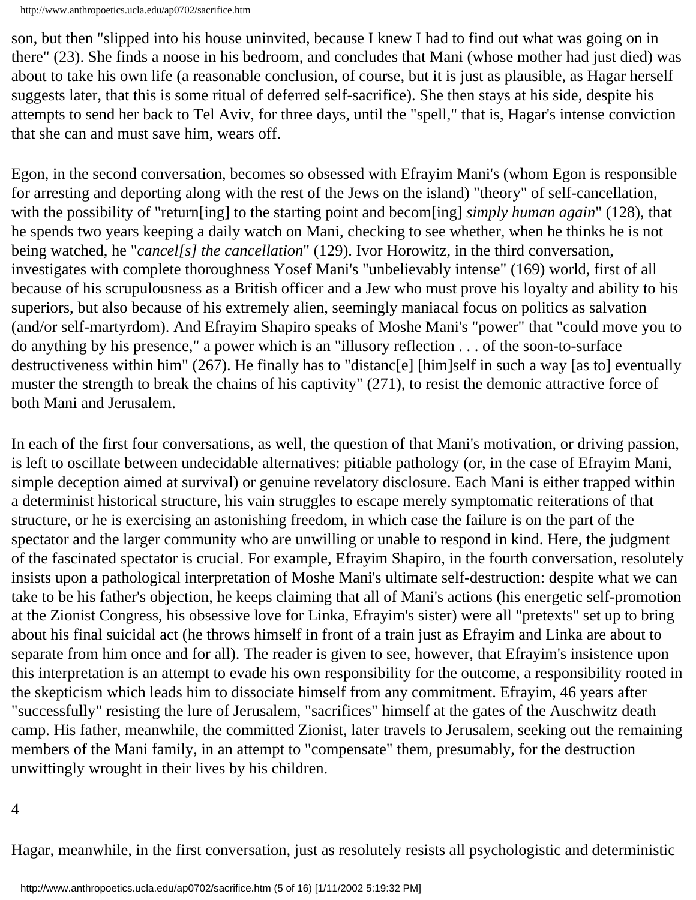son, but then "slipped into his house uninvited, because I knew I had to find out what was going on in there" (23). She finds a noose in his bedroom, and concludes that Mani (whose mother had just died) was about to take his own life (a reasonable conclusion, of course, but it is just as plausible, as Hagar herself suggests later, that this is some ritual of deferred self-sacrifice). She then stays at his side, despite his attempts to send her back to Tel Aviv, for three days, until the "spell," that is, Hagar's intense conviction that she can and must save him, wears off.

Egon, in the second conversation, becomes so obsessed with Efrayim Mani's (whom Egon is responsible for arresting and deporting along with the rest of the Jews on the island) "theory" of self-cancellation, with the possibility of "return[ing] to the starting point and becom[ing] *simply human again*" (128), that he spends two years keeping a daily watch on Mani, checking to see whether, when he thinks he is not being watched, he "*cancel[s] the cancellation*" (129). Ivor Horowitz, in the third conversation, investigates with complete thoroughness Yosef Mani's "unbelievably intense" (169) world, first of all because of his scrupulousness as a British officer and a Jew who must prove his loyalty and ability to his superiors, but also because of his extremely alien, seemingly maniacal focus on politics as salvation (and/or self-martyrdom). And Efrayim Shapiro speaks of Moshe Mani's "power" that "could move you to do anything by his presence," a power which is an "illusory reflection . . . of the soon-to-surface destructiveness within him" (267). He finally has to "distanc[e] [him]self in such a way [as to] eventually muster the strength to break the chains of his captivity" (271), to resist the demonic attractive force of both Mani and Jerusalem.

In each of the first four conversations, as well, the question of that Mani's motivation, or driving passion, is left to oscillate between undecidable alternatives: pitiable pathology (or, in the case of Efrayim Mani, simple deception aimed at survival) or genuine revelatory disclosure. Each Mani is either trapped within a determinist historical structure, his vain struggles to escape merely symptomatic reiterations of that structure, or he is exercising an astonishing freedom, in which case the failure is on the part of the spectator and the larger community who are unwilling or unable to respond in kind. Here, the judgment of the fascinated spectator is crucial. For example, Efrayim Shapiro, in the fourth conversation, resolutely insists upon a pathological interpretation of Moshe Mani's ultimate self-destruction: despite what we can take to be his father's objection, he keeps claiming that all of Mani's actions (his energetic self-promotion at the Zionist Congress, his obsessive love for Linka, Efrayim's sister) were all "pretexts" set up to bring about his final suicidal act (he throws himself in front of a train just as Efrayim and Linka are about to separate from him once and for all). The reader is given to see, however, that Efrayim's insistence upon this interpretation is an attempt to evade his own responsibility for the outcome, a responsibility rooted in the skepticism which leads him to dissociate himself from any commitment. Efrayim, 46 years after "successfully" resisting the lure of Jerusalem, "sacrifices" himself at the gates of the Auschwitz death camp. His father, meanwhile, the committed Zionist, later travels to Jerusalem, seeking out the remaining members of the Mani family, in an attempt to "compensate" them, presumably, for the destruction unwittingly wrought in their lives by his children.

## 4

Hagar, meanwhile, in the first conversation, just as resolutely resists all psychologistic and deterministic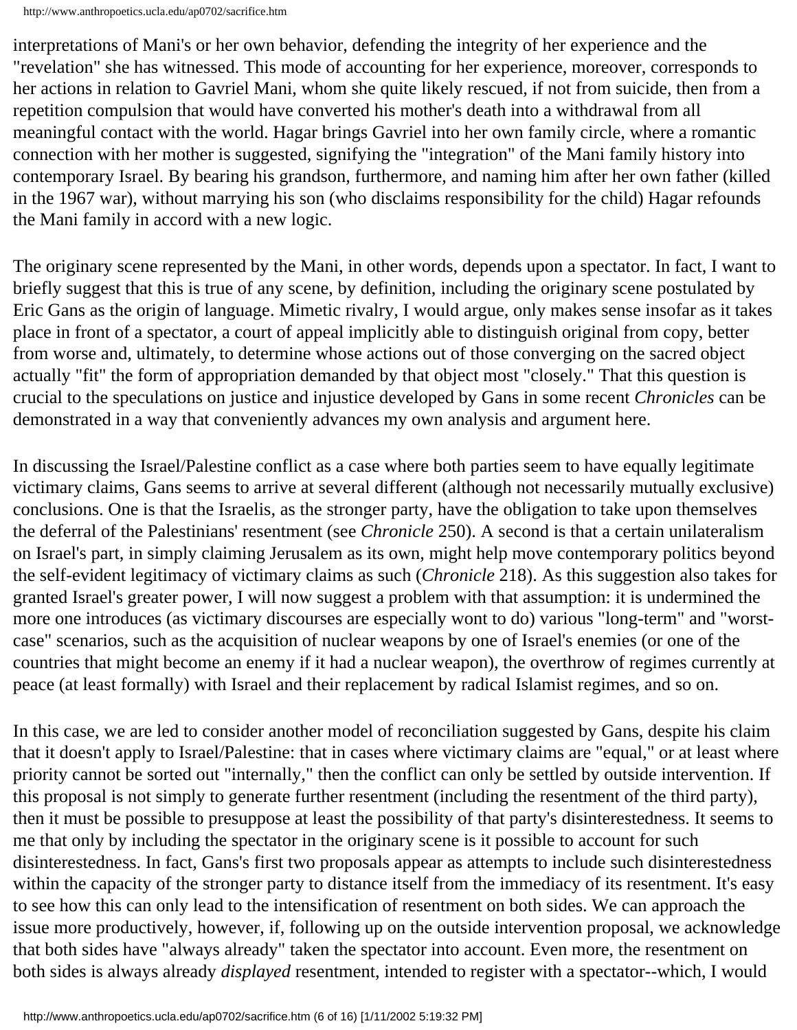interpretations of Mani's or her own behavior, defending the integrity of her experience and the "revelation" she has witnessed. This mode of accounting for her experience, moreover, corresponds to her actions in relation to Gavriel Mani, whom she quite likely rescued, if not from suicide, then from a repetition compulsion that would have converted his mother's death into a withdrawal from all meaningful contact with the world. Hagar brings Gavriel into her own family circle, where a romantic connection with her mother is suggested, signifying the "integration" of the Mani family history into contemporary Israel. By bearing his grandson, furthermore, and naming him after her own father (killed in the 1967 war), without marrying his son (who disclaims responsibility for the child) Hagar refounds the Mani family in accord with a new logic.

The originary scene represented by the Mani, in other words, depends upon a spectator. In fact, I want to briefly suggest that this is true of any scene, by definition, including the originary scene postulated by Eric Gans as the origin of language. Mimetic rivalry, I would argue, only makes sense insofar as it takes place in front of a spectator, a court of appeal implicitly able to distinguish original from copy, better from worse and, ultimately, to determine whose actions out of those converging on the sacred object actually "fit" the form of appropriation demanded by that object most "closely." That this question is crucial to the speculations on justice and injustice developed by Gans in some recent *Chronicles* can be demonstrated in a way that conveniently advances my own analysis and argument here.

In discussing the Israel/Palestine conflict as a case where both parties seem to have equally legitimate victimary claims, Gans seems to arrive at several different (although not necessarily mutually exclusive) conclusions. One is that the Israelis, as the stronger party, have the obligation to take upon themselves the deferral of the Palestinians' resentment (see *Chronicle* 250). A second is that a certain unilateralism on Israel's part, in simply claiming Jerusalem as its own, might help move contemporary politics beyond the self-evident legitimacy of victimary claims as such (*Chronicle* 218). As this suggestion also takes for granted Israel's greater power, I will now suggest a problem with that assumption: it is undermined the more one introduces (as victimary discourses are especially wont to do) various "long-term" and "worst-case" scenarios, such as the acquisition of nuclear weapons by one of Israel's enemies (or one of the countries that might become an enemy if it had a nuclear weapon), the overthrow of regimes currently at peace (at least formally) with Israel and their replacement by radical Islamist regimes, and so on.

In this case, we are led to consider another model of reconciliation suggested by Gans, despite his claim that it doesn't apply to Israel/Palestine: that in cases where victimary claims are "equal," or at least where priority cannot be sorted out "internally," then the conflict can only be settled by outside intervention. If this proposal is not simply to generate further resentment (including the resentment of the third party), then it must be possible to presuppose at least the possibility of that party's disinterestedness. It seems to me that only by including the spectator in the originary scene is it possible to account for such disinterestedness. In fact, Gans's first two proposals appear as attempts to include such disinterestedness within the capacity of the stronger party to distance itself from the immediacy of its resentment. It's easy to see how this can only lead to the intensification of resentment on both sides. We can approach the issue more productively, however, if, following up on the outside intervention proposal, we acknowledge that both sides have "always already" taken the spectator into account. Even more, the resentment on both sides is always already *displayed* resentment, intended to register with a spectator--which, I would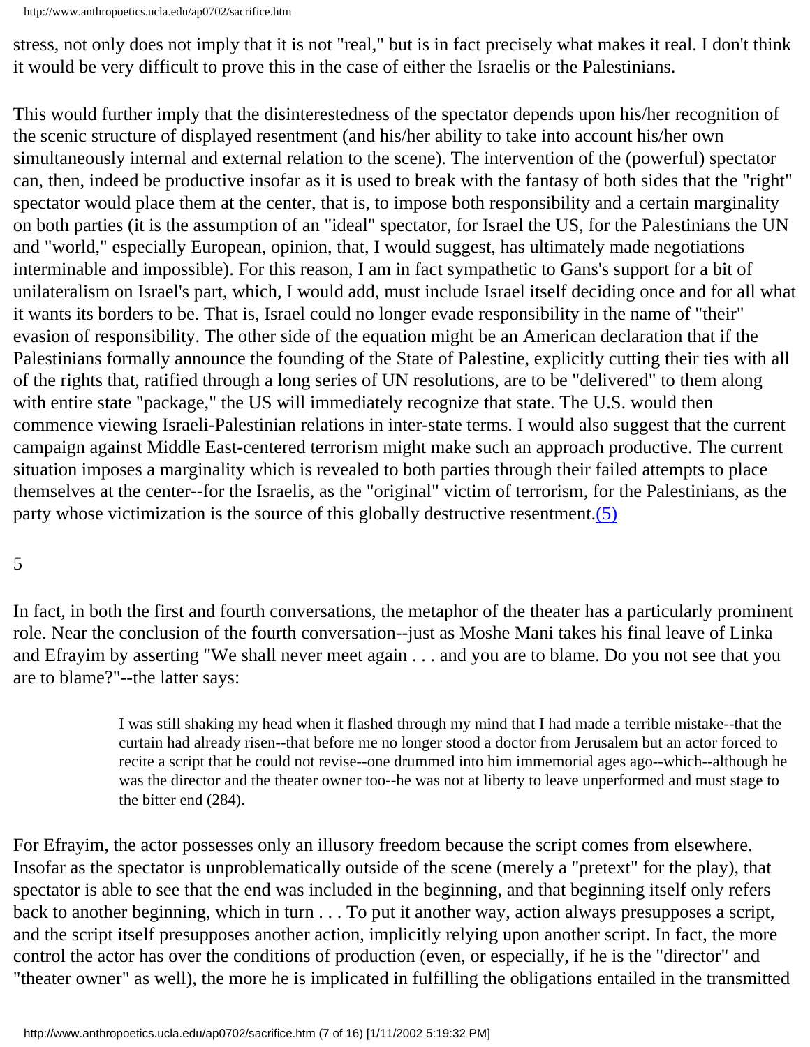stress, not only does not imply that it is not "real," but is in fact precisely what makes it real. I don't think it would be very difficult to prove this in the case of either the Israelis or the Palestinians.

This would further imply that the disinterestedness of the spectator depends upon his/her recognition of the scenic structure of displayed resentment (and his/her ability to take into account his/her own simultaneously internal and external relation to the scene). The intervention of the (powerful) spectator can, then, indeed be productive insofar as it is used to break with the fantasy of both sides that the "right" spectator would place them at the center, that is, to impose both responsibility and a certain marginality on both parties (it is the assumption of an "ideal" spectator, for Israel the US, for the Palestinians the UN and "world," especially European, opinion, that, I would suggest, has ultimately made negotiations interminable and impossible). For this reason, I am in fact sympathetic to Gans's support for a bit of unilateralism on Israel's part, which, I would add, must include Israel itself deciding once and for all what it wants its borders to be. That is, Israel could no longer evade responsibility in the name of "their" evasion of responsibility. The other side of the equation might be an American declaration that if the Palestinians formally announce the founding of the State of Palestine, explicitly cutting their ties with all of the rights that, ratified through a long series of UN resolutions, are to be "delivered" to them along with entire state "package," the US will immediately recognize that state. The U.S. would then commence viewing Israeli-Palestinian relations in inter-state terms. I would also suggest that the current campaign against Middle East-centered terrorism might make such an approach productive. The current situation imposes a marginality which is revealed to both parties through their failed attempts to place themselves at the center--for the Israelis, as the "original" victim of terrorism, for the Palestinians, as the party whose victimization is the source of this globally destructive resentment.(5)

5

In fact, in both the first and fourth conversations, the metaphor of the theater has a particularly prominent role. Near the conclusion of the fourth conversation--just as Moshe Mani takes his final leave of Linka and Efrayim by asserting "We shall never meet again . . . and you are to blame. Do you not see that you are to blame?"--the latter says:

> I was still shaking my head when it flashed through my mind that I had made a terrible mistake--that the curtain had already risen--that before me no longer stood a doctor from Jerusalem but an actor forced to recite a script that he could not revise--one drummed into him immemorial ages ago--which--although he was the director and the theater owner too--he was not at liberty to leave unperformed and must stage to the bitter end (284).

For Efrayim, the actor possesses only an illusory freedom because the script comes from elsewhere. Insofar as the spectator is unproblematically outside of the scene (merely a "pretext" for the play), that spectator is able to see that the end was included in the beginning, and that beginning itself only refers back to another beginning, which in turn . . . To put it another way, action always presupposes a script, and the script itself presupposes another action, implicitly relying upon another script. In fact, the more control the actor has over the conditions of production (even, or especially, if he is the "director" and "theater owner" as well), the more he is implicated in fulfilling the obligations entailed in the transmitted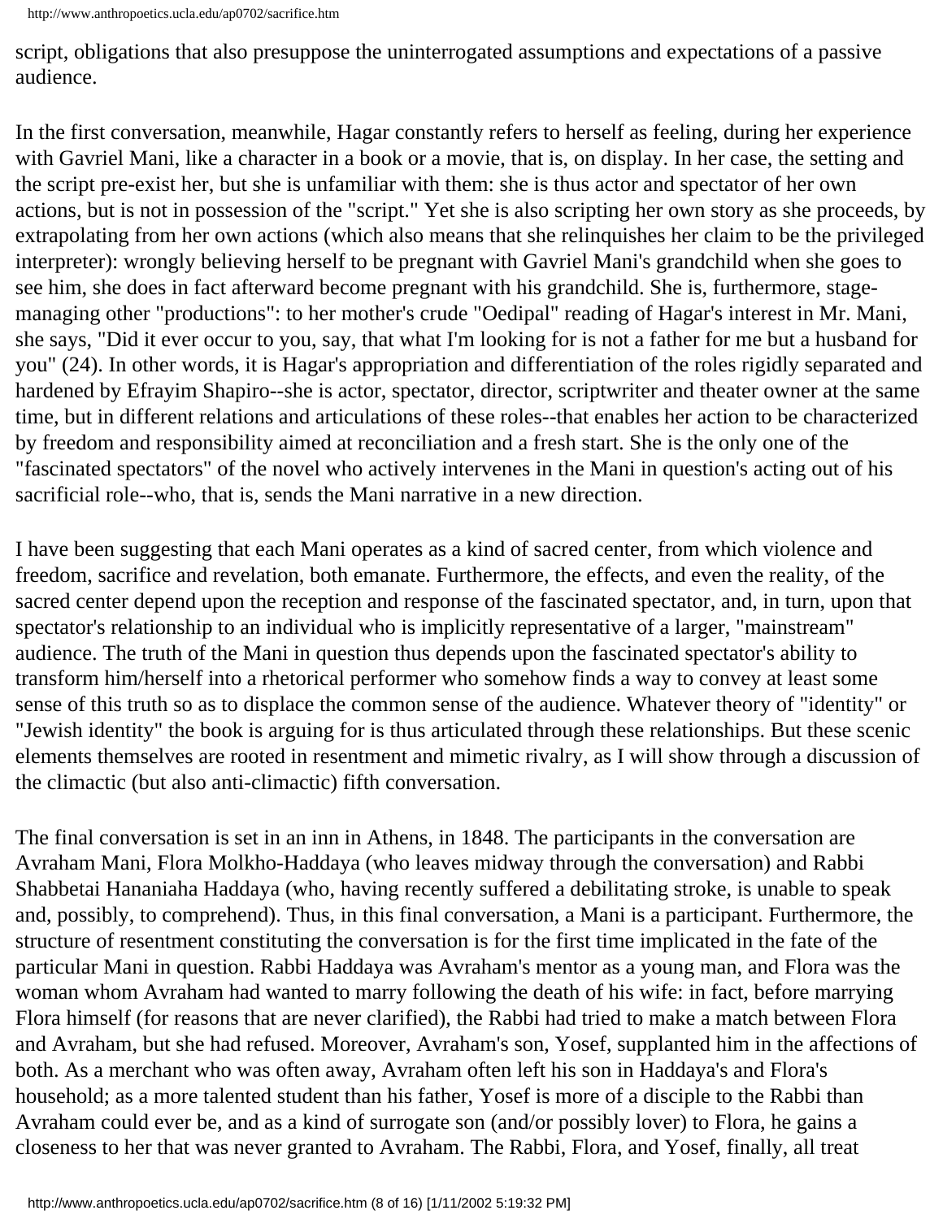script, obligations that also presuppose the uninterrogated assumptions and expectations of a passive audience.

In the first conversation, meanwhile, Hagar constantly refers to herself as feeling, during her experience with Gavriel Mani, like a character in a book or a movie, that is, on display. In her case, the setting and the script pre-exist her, but she is unfamiliar with them: she is thus actor and spectator of her own actions, but is not in possession of the "script." Yet she is also scripting her own story as she proceeds, by extrapolating from her own actions (which also means that she relinquishes her claim to be the privileged interpreter): wrongly believing herself to be pregnant with Gavriel Mani's grandchild when she goes to see him, she does in fact afterward become pregnant with his grandchild. She is, furthermore, stage-managing other "productions": to her mother's crude "Oedipal" reading of Hagar's interest in Mr. Mani, she says, "Did it ever occur to you, say, that what I'm looking for is not a father for me but a husband for you" (24). In other words, it is Hagar's appropriation and differentiation of the roles rigidly separated and hardened by Efrayim Shapiro--she is actor, spectator, director, scriptwriter and theater owner at the same time, but in different relations and articulations of these roles--that enables her action to be characterized by freedom and responsibility aimed at reconciliation and a fresh start. She is the only one of the "fascinated spectators" of the novel who actively intervenes in the Mani in question's acting out of his sacrificial role--who, that is, sends the Mani narrative in a new direction.

I have been suggesting that each Mani operates as a kind of sacred center, from which violence and freedom, sacrifice and revelation, both emanate. Furthermore, the effects, and even the reality, of the sacred center depend upon the reception and response of the fascinated spectator, and, in turn, upon that spectator's relationship to an individual who is implicitly representative of a larger, "mainstream" audience. The truth of the Mani in question thus depends upon the fascinated spectator's ability to transform him/herself into a rhetorical performer who somehow finds a way to convey at least some sense of this truth so as to displace the common sense of the audience. Whatever theory of "identity" or "Jewish identity" the book is arguing for is thus articulated through these relationships. But these scenic elements themselves are rooted in resentment and mimetic rivalry, as I will show through a discussion of the climactic (but also anti-climactic) fifth conversation.

The final conversation is set in an inn in Athens, in 1848. The participants in the conversation are Avraham Mani, Flora Molkho-Haddaya (who leaves midway through the conversation) and Rabbi Shabbetai Hananiaha Haddaya (who, having recently suffered a debilitating stroke, is unable to speak and, possibly, to comprehend). Thus, in this final conversation, a Mani is a participant. Furthermore, the structure of resentment constituting the conversation is for the first time implicated in the fate of the particular Mani in question. Rabbi Haddaya was Avraham's mentor as a young man, and Flora was the woman whom Avraham had wanted to marry following the death of his wife: in fact, before marrying Flora himself (for reasons that are never clarified), the Rabbi had tried to make a match between Flora and Avraham, but she had refused. Moreover, Avraham's son, Yosef, supplanted him in the affections of both. As a merchant who was often away, Avraham often left his son in Haddaya's and Flora's household; as a more talented student than his father, Yosef is more of a disciple to the Rabbi than Avraham could ever be, and as a kind of surrogate son (and/or possibly lover) to Flora, he gains a closeness to her that was never granted to Avraham. The Rabbi, Flora, and Yosef, finally, all treat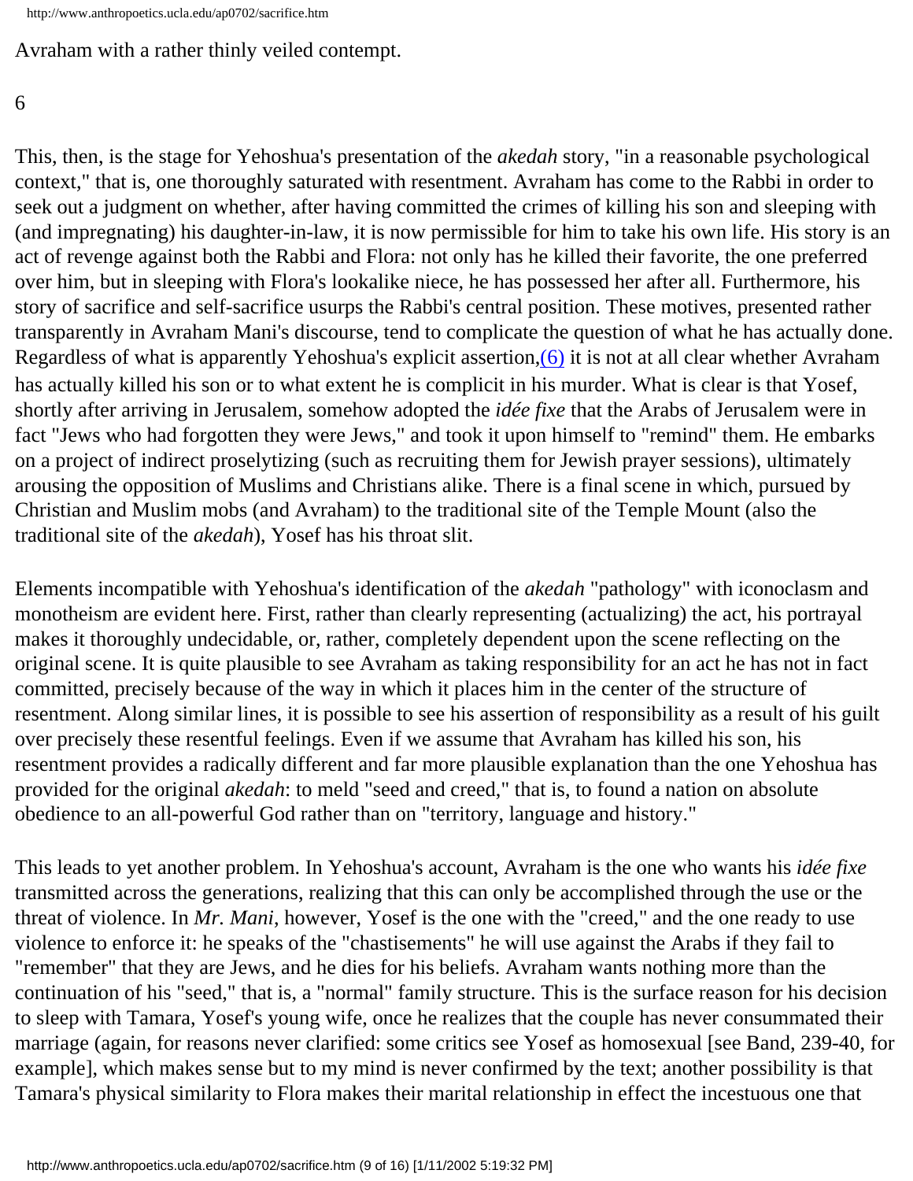Avraham with a rather thinly veiled contempt.

6

This, then, is the stage for Yehoshua's presentation of the *akedah* story, "in a reasonable psychological context," that is, one thoroughly saturated with resentment. Avraham has come to the Rabbi in order to seek out a judgment on whether, after having committed the crimes of killing his son and sleeping with (and impregnating) his daughter-in-law, it is now permissible for him to take his own life. His story is an act of revenge against both the Rabbi and Flora: not only has he killed their favorite, the one preferred over him, but in sleeping with Flora's lookalike niece, he has possessed her after all. Furthermore, his story of sacrifice and self-sacrifice usurps the Rabbi's central position. These motives, presented rather transparently in Avraham Mani's discourse, tend to complicate the question of what he has actually done. Regardless of what is apparently Yehoshua's explicit assertion,(6) it is not at all clear whether Avraham has actually killed his son or to what extent he is complicit in his murder. What is clear is that Yosef, shortly after arriving in Jerusalem, somehow adopted the *idée fixe* that the Arabs of Jerusalem were in fact "Jews who had forgotten they were Jews," and took it upon himself to "remind" them. He embarks on a project of indirect proselytizing (such as recruiting them for Jewish prayer sessions), ultimately arousing the opposition of Muslims and Christians alike. There is a final scene in which, pursued by Christian and Muslim mobs (and Avraham) to the traditional site of the Temple Mount (also the traditional site of the *akedah*), Yosef has his throat slit.

Elements incompatible with Yehoshua's identification of the *akedah* "pathology" with iconoclasm and monotheism are evident here. First, rather than clearly representing (actualizing) the act, his portrayal makes it thoroughly undecidable, or, rather, completely dependent upon the scene reflecting on the original scene. It is quite plausible to see Avraham as taking responsibility for an act he has not in fact committed, precisely because of the way in which it places him in the center of the structure of resentment. Along similar lines, it is possible to see his assertion of responsibility as a result of his guilt over precisely these resentful feelings. Even if we assume that Avraham has killed his son, his resentment provides a radically different and far more plausible explanation than the one Yehoshua has provided for the original *akedah*: to meld "seed and creed," that is, to found a nation on absolute obedience to an all-powerful God rather than on "territory, language and history."

This leads to yet another problem. In Yehoshua's account, Avraham is the one who wants his *idée fixe* transmitted across the generations, realizing that this can only be accomplished through the use or the threat of violence. In *Mr. Mani*, however, Yosef is the one with the "creed," and the one ready to use violence to enforce it: he speaks of the "chastisements" he will use against the Arabs if they fail to "remember" that they are Jews, and he dies for his beliefs. Avraham wants nothing more than the continuation of his "seed," that is, a "normal" family structure. This is the surface reason for his decision to sleep with Tamara, Yosef's young wife, once he realizes that the couple has never consummated their marriage (again, for reasons never clarified: some critics see Yosef as homosexual [see Band, 239-40, for example], which makes sense but to my mind is never confirmed by the text; another possibility is that Tamara's physical similarity to Flora makes their marital relationship in effect the incestuous one that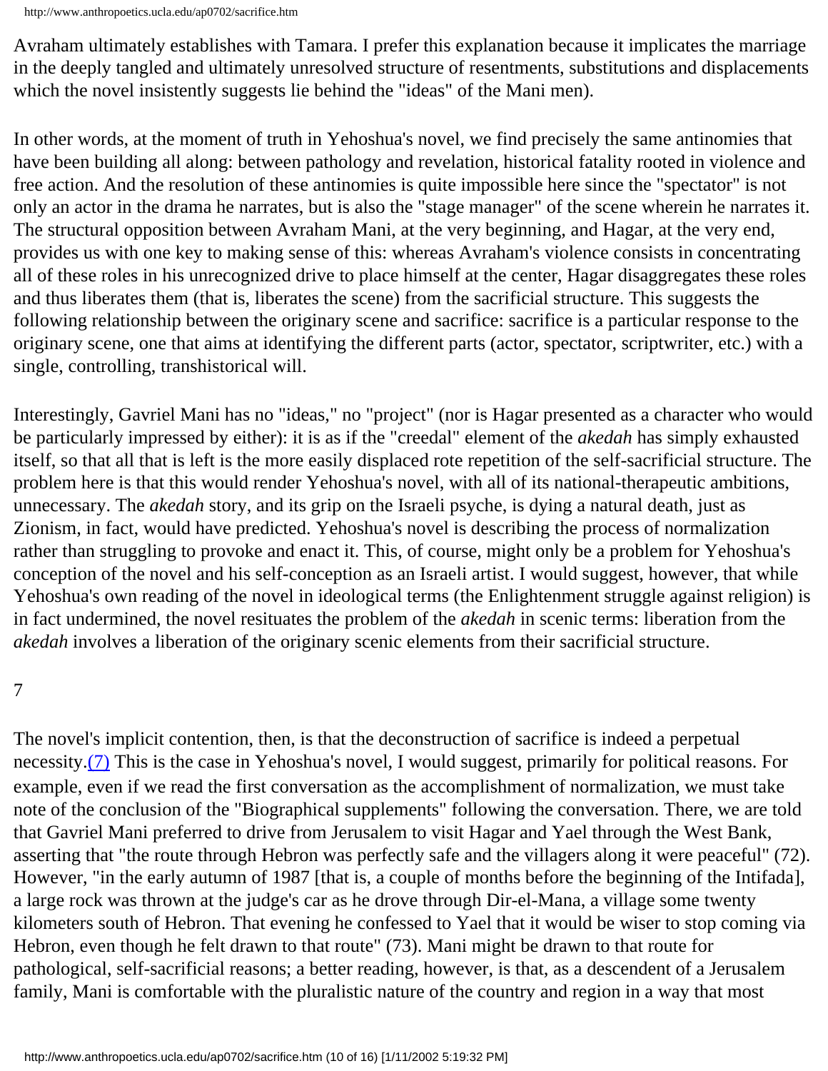Avraham ultimately establishes with Tamara. I prefer this explanation because it implicates the marriage in the deeply tangled and ultimately unresolved structure of resentments, substitutions and displacements which the novel insistently suggests lie behind the "ideas" of the Mani men).

In other words, at the moment of truth in Yehoshua's novel, we find precisely the same antinomies that have been building all along: between pathology and revelation, historical fatality rooted in violence and free action. And the resolution of these antinomies is quite impossible here since the "spectator" is not only an actor in the drama he narrates, but is also the "stage manager" of the scene wherein he narrates it. The structural opposition between Avraham Mani, at the very beginning, and Hagar, at the very end, provides us with one key to making sense of this: whereas Avraham's violence consists in concentrating all of these roles in his unrecognized drive to place himself at the center, Hagar disaggregates these roles and thus liberates them (that is, liberates the scene) from the sacrificial structure. This suggests the following relationship between the originary scene and sacrifice: sacrifice is a particular response to the originary scene, one that aims at identifying the different parts (actor, spectator, scriptwriter, etc.) with a single, controlling, transhistorical will.

Interestingly, Gavriel Mani has no "ideas," no "project" (nor is Hagar presented as a character who would be particularly impressed by either): it is as if the "creedal" element of the *akedah* has simply exhausted itself, so that all that is left is the more easily displaced rote repetition of the self-sacrificial structure. The problem here is that this would render Yehoshua's novel, with all of its national-therapeutic ambitions, unnecessary. The *akedah* story, and its grip on the Israeli psyche, is dying a natural death, just as Zionism, in fact, would have predicted. Yehoshua's novel is describing the process of normalization rather than struggling to provoke and enact it. This, of course, might only be a problem for Yehoshua's conception of the novel and his self-conception as an Israeli artist. I would suggest, however, that while Yehoshua's own reading of the novel in ideological terms (the Enlightenment struggle against religion) is in fact undermined, the novel resituates the problem of the *akedah* in scenic terms: liberation from the *akedah* involves a liberation of the originary scenic elements from their sacrificial structure.

7

The novel's implicit contention, then, is that the deconstruction of sacrifice is indeed a perpetual necessity.(7) This is the case in Yehoshua's novel, I would suggest, primarily for political reasons. For example, even if we read the first conversation as the accomplishment of normalization, we must take note of the conclusion of the "Biographical supplements" following the conversation. There, we are told that Gavriel Mani preferred to drive from Jerusalem to visit Hagar and Yael through the West Bank, asserting that "the route through Hebron was perfectly safe and the villagers along it were peaceful" (72). However, "in the early autumn of 1987 [that is, a couple of months before the beginning of the Intifada], a large rock was thrown at the judge's car as he drove through Dir-el-Mana, a village some twenty kilometers south of Hebron. That evening he confessed to Yael that it would be wiser to stop coming via Hebron, even though he felt drawn to that route" (73). Mani might be drawn to that route for pathological, self-sacrificial reasons; a better reading, however, is that, as a descendent of a Jerusalem family, Mani is comfortable with the pluralistic nature of the country and region in a way that most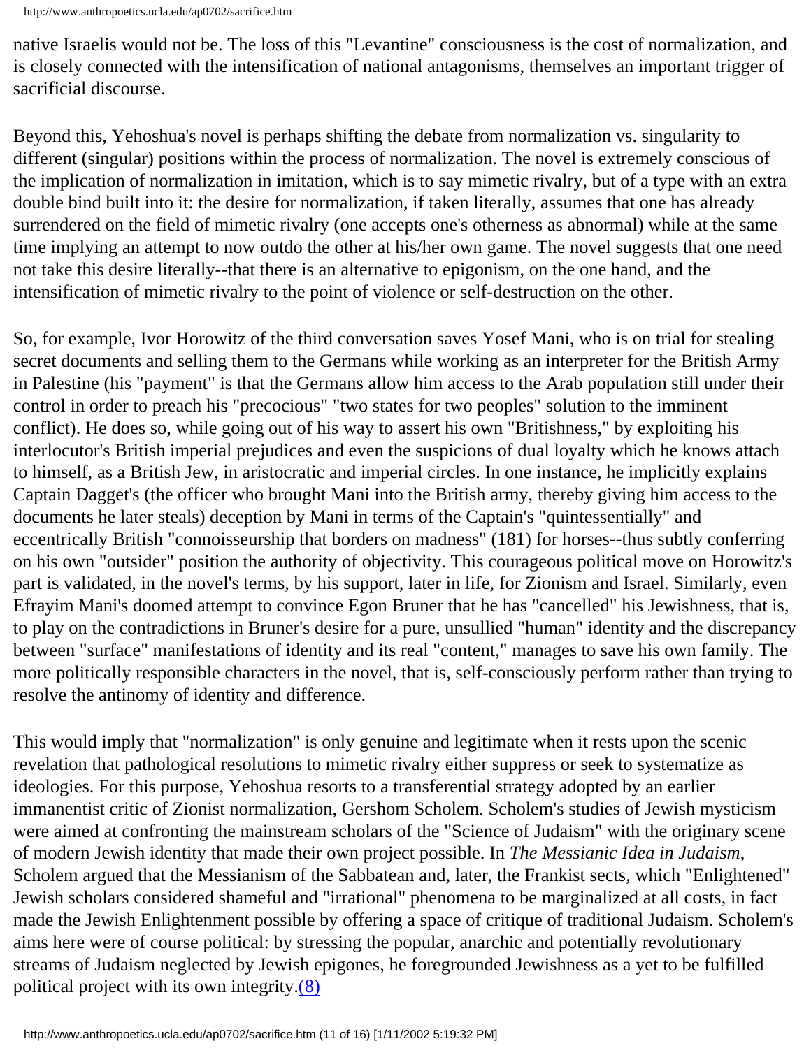native Israelis would not be. The loss of this "Levantine" consciousness is the cost of normalization, and is closely connected with the intensification of national antagonisms, themselves an important trigger of sacrificial discourse.

Beyond this, Yehoshua's novel is perhaps shifting the debate from normalization vs. singularity to different (singular) positions within the process of normalization. The novel is extremely conscious of the implication of normalization in imitation, which is to say mimetic rivalry, but of a type with an extra double bind built into it: the desire for normalization, if taken literally, assumes that one has already surrendered on the field of mimetic rivalry (one accepts one's otherness as abnormal) while at the same time implying an attempt to now outdo the other at his/her own game. The novel suggests that one need not take this desire literally--that there is an alternative to epigonism, on the one hand, and the intensification of mimetic rivalry to the point of violence or self-destruction on the other.

So, for example, Ivor Horowitz of the third conversation saves Yosef Mani, who is on trial for stealing secret documents and selling them to the Germans while working as an interpreter for the British Army in Palestine (his "payment" is that the Germans allow him access to the Arab population still under their control in order to preach his "precocious" "two states for two peoples" solution to the imminent conflict). He does so, while going out of his way to assert his own "Britishness," by exploiting his interlocutor's British imperial prejudices and even the suspicions of dual loyalty which he knows attach to himself, as a British Jew, in aristocratic and imperial circles. In one instance, he implicitly explains Captain Dagget's (the officer who brought Mani into the British army, thereby giving him access to the documents he later steals) deception by Mani in terms of the Captain's "quintessentially" and eccentrically British "connoisseurship that borders on madness" (181) for horses--thus subtly conferring on his own "outsider" position the authority of objectivity. This courageous political move on Horowitz's part is validated, in the novel's terms, by his support, later in life, for Zionism and Israel. Similarly, even Efrayim Mani's doomed attempt to convince Egon Bruner that he has "cancelled" his Jewishness, that is, to play on the contradictions in Bruner's desire for a pure, unsullied "human" identity and the discrepancy between "surface" manifestations of identity and its real "content," manages to save his own family. The more politically responsible characters in the novel, that is, self-consciously perform rather than trying to resolve the antinomy of identity and difference.

This would imply that "normalization" is only genuine and legitimate when it rests upon the scenic revelation that pathological resolutions to mimetic rivalry either suppress or seek to systematize as ideologies. For this purpose, Yehoshua resorts to a transferential strategy adopted by an earlier immanentist critic of Zionist normalization, Gershom Scholem. Scholem's studies of Jewish mysticism were aimed at confronting the mainstream scholars of the "Science of Judaism" with the originary scene of modern Jewish identity that made their own project possible. In *The Messianic Idea in Judaism*, Scholem argued that the Messianism of the Sabbatean and, later, the Frankist sects, which "Enlightened" Jewish scholars considered shameful and "irrational" phenomena to be marginalized at all costs, in fact made the Jewish Enlightenment possible by offering a space of critique of traditional Judaism. Scholem's aims here were of course political: by stressing the popular, anarchic and potentially revolutionary streams of Judaism neglected by Jewish epigones, he foregrounded Jewishness as a yet to be fulfilled political project with its own integrity.(8)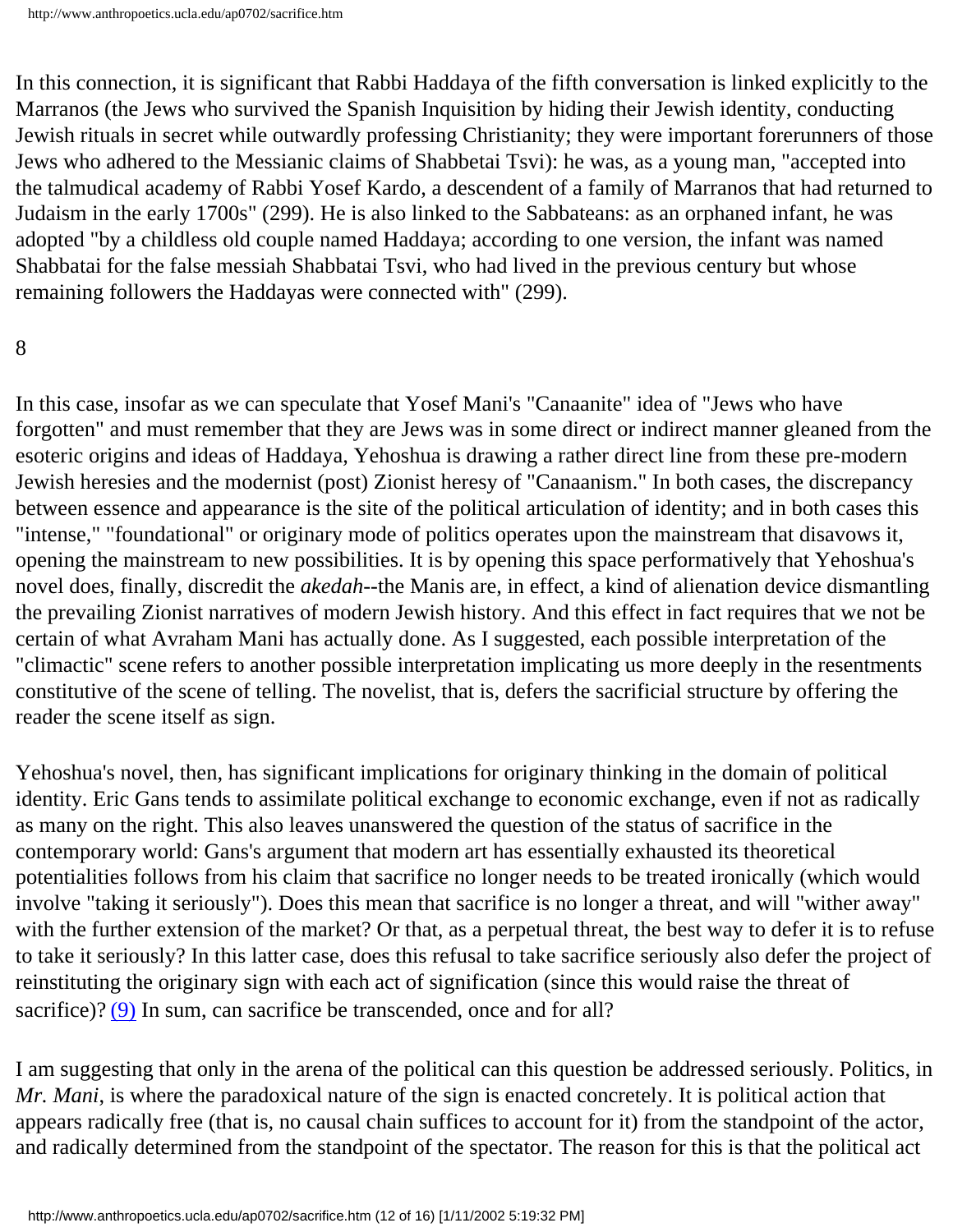In this connection, it is significant that Rabbi Haddaya of the fifth conversation is linked explicitly to the Marranos (the Jews who survived the Spanish Inquisition by hiding their Jewish identity, conducting Jewish rituals in secret while outwardly professing Christianity; they were important forerunners of those Jews who adhered to the Messianic claims of Shabbetai Tsvi): he was, as a young man, "accepted into the talmudical academy of Rabbi Yosef Kardo, a descendent of a family of Marranos that had returned to Judaism in the early 1700s" (299). He is also linked to the Sabbateans: as an orphaned infant, he was adopted "by a childless old couple named Haddaya; according to one version, the infant was named Shabbatai for the false messiah Shabbatai Tsvi, who had lived in the previous century but whose remaining followers the Haddayas were connected with" (299).

8

In this case, insofar as we can speculate that Yosef Mani's "Canaanite" idea of "Jews who have forgotten" and must remember that they are Jews was in some direct or indirect manner gleaned from the esoteric origins and ideas of Haddaya, Yehoshua is drawing a rather direct line from these pre-modern Jewish heresies and the modernist (post) Zionist heresy of "Canaanism." In both cases, the discrepancy between essence and appearance is the site of the political articulation of identity; and in both cases this "intense," "foundational" or originary mode of politics operates upon the mainstream that disavows it, opening the mainstream to new possibilities. It is by opening this space performatively that Yehoshua's novel does, finally, discredit the *akedah*--the Manis are, in effect, a kind of alienation device dismantling the prevailing Zionist narratives of modern Jewish history. And this effect in fact requires that we not be certain of what Avraham Mani has actually done. As I suggested, each possible interpretation of the "climactic" scene refers to another possible interpretation implicating us more deeply in the resentments constitutive of the scene of telling. The novelist, that is, defers the sacrificial structure by offering the reader the scene itself as sign.

Yehoshua's novel, then, has significant implications for originary thinking in the domain of political identity. Eric Gans tends to assimilate political exchange to economic exchange, even if not as radically as many on the right. This also leaves unanswered the question of the status of sacrifice in the contemporary world: Gans's argument that modern art has essentially exhausted its theoretical potentialities follows from his claim that sacrifice no longer needs to be treated ironically (which would involve "taking it seriously"). Does this mean that sacrifice is no longer a threat, and will "wither away" with the further extension of the market? Or that, as a perpetual threat, the best way to defer it is to refuse to take it seriously? In this latter case, does this refusal to take sacrifice seriously also defer the project of reinstituting the originary sign with each act of signification (since this would raise the threat of sacrifice)? (9) In sum, can sacrifice be transcended, once and for all?

I am suggesting that only in the arena of the political can this question be addressed seriously. Politics, in *Mr. Mani*, is where the paradoxical nature of the sign is enacted concretely. It is political action that appears radically free (that is, no causal chain suffices to account for it) from the standpoint of the actor, and radically determined from the standpoint of the spectator. The reason for this is that the political act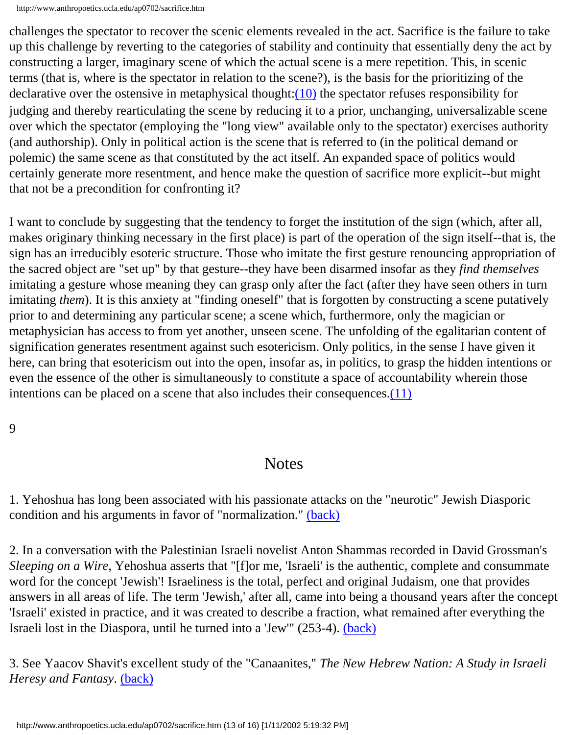challenges the spectator to recover the scenic elements revealed in the act. Sacrifice is the failure to take up this challenge by reverting to the categories of stability and continuity that essentially deny the act by constructing a larger, imaginary scene of which the actual scene is a mere repetition. This, in scenic terms (that is, where is the spectator in relation to the scene?), is the basis for the prioritizing of the declarative over the ostensive in metaphysical thought:(10) the spectator refuses responsibility for judging and thereby rearticulating the scene by reducing it to a prior, unchanging, universalizable scene over which the spectator (employing the "long view" available only to the spectator) exercises authority (and authorship). Only in political action is the scene that is referred to (in the political demand or polemic) the same scene as that constituted by the act itself. An expanded space of politics would certainly generate more resentment, and hence make the question of sacrifice more explicit--but might that not be a precondition for confronting it?

I want to conclude by suggesting that the tendency to forget the institution of the sign (which, after all, makes originary thinking necessary in the first place) is part of the operation of the sign itself--that is, the sign has an irreducibly esoteric structure. Those who imitate the first gesture renouncing appropriation of the sacred object are "set up" by that gesture--they have been disarmed insofar as they *find themselves* imitating a gesture whose meaning they can grasp only after the fact (after they have seen others in turn imitating *them*). It is this anxiety at "finding oneself" that is forgotten by constructing a scene putatively prior to and determining any particular scene; a scene which, furthermore, only the magician or metaphysician has access to from yet another, unseen scene. The unfolding of the egalitarian content of signification generates resentment against such esotericism. Only politics, in the sense I have given it here, can bring that esotericism out into the open, insofar as, in politics, to grasp the hidden intentions or even the essence of the other is simultaneously to constitute a space of accountability wherein those intentions can be placed on a scene that also includes their consequences.(11)

9

## Notes

1. Yehoshua has long been associated with his passionate attacks on the "neurotic" Jewish Diasporic condition and his arguments in favor of "normalization." (back)

2. In a conversation with the Palestinian Israeli novelist Anton Shammas recorded in David Grossman's *Sleeping on a Wire*, Yehoshua asserts that "[f]or me, 'Israeli' is the authentic, complete and consummate word for the concept 'Jewish'! Israeliness is the total, perfect and original Judaism, one that provides answers in all areas of life. The term 'Jewish,' after all, came into being a thousand years after the concept 'Israeli' existed in practice, and it was created to describe a fraction, what remained after everything the Israeli lost in the Diaspora, until he turned into a 'Jew'" (253-4). (back)

3. See Yaacov Shavit's excellent study of the "Canaanites," *The New Hebrew Nation: A Study in Israeli Heresy and Fantasy*. (back)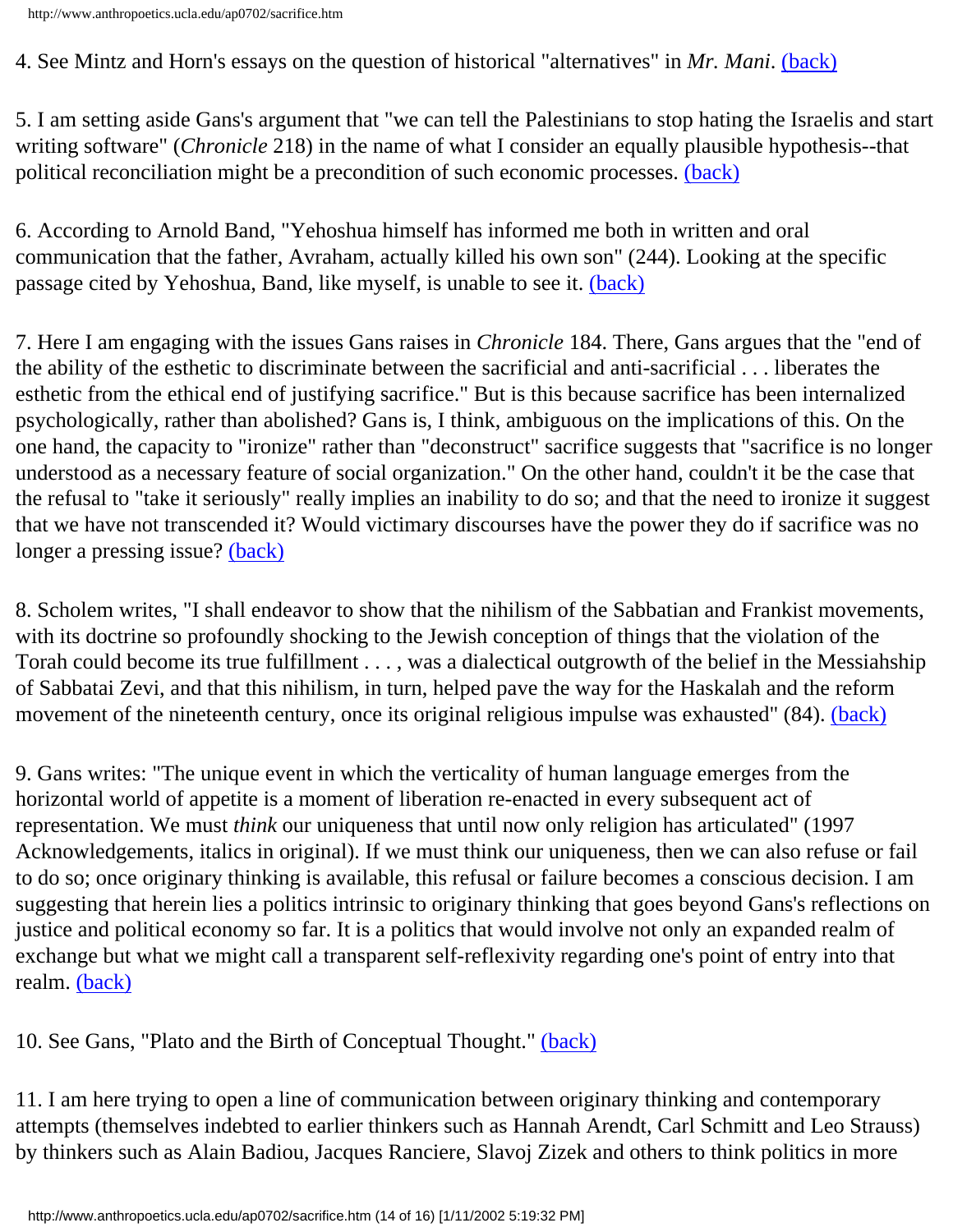4. See Mintz and Horn's essays on the question of historical "alternatives" in *Mr. Mani*. (back)

5. I am setting aside Gans's argument that "we can tell the Palestinians to stop hating the Israelis and start writing software" (*Chronicle* 218) in the name of what I consider an equally plausible hypothesis--that political reconciliation might be a precondition of such economic processes. (back)

6. According to Arnold Band, "Yehoshua himself has informed me both in written and oral communication that the father, Avraham, actually killed his own son" (244). Looking at the specific passage cited by Yehoshua, Band, like myself, is unable to see it. (back)

7. Here I am engaging with the issues Gans raises in *Chronicle* 184. There, Gans argues that the "end of the ability of the esthetic to discriminate between the sacrificial and anti-sacrificial . . . liberates the esthetic from the ethical end of justifying sacrifice." But is this because sacrifice has been internalized psychologically, rather than abolished? Gans is, I think, ambiguous on the implications of this. On the one hand, the capacity to "ironize" rather than "deconstruct" sacrifice suggests that "sacrifice is no longer understood as a necessary feature of social organization." On the other hand, couldn't it be the case that the refusal to "take it seriously" really implies an inability to do so; and that the need to ironize it suggest that we have not transcended it? Would victimary discourses have the power they do if sacrifice was no longer a pressing issue? (back)

8. Scholem writes, "I shall endeavor to show that the nihilism of the Sabbatian and Frankist movements, with its doctrine so profoundly shocking to the Jewish conception of things that the violation of the Torah could become its true fulfillment . . . , was a dialectical outgrowth of the belief in the Messiahship of Sabbatai Zevi, and that this nihilism, in turn, helped pave the way for the Haskalah and the reform movement of the nineteenth century, once its original religious impulse was exhausted" (84). (back)

9. Gans writes: "The unique event in which the verticality of human language emerges from the horizontal world of appetite is a moment of liberation re-enacted in every subsequent act of representation. We must *think* our uniqueness that until now only religion has articulated" (1997 Acknowledgements, italics in original). If we must think our uniqueness, then we can also refuse or fail to do so; once originary thinking is available, this refusal or failure becomes a conscious decision. I am suggesting that herein lies a politics intrinsic to originary thinking that goes beyond Gans's reflections on justice and political economy so far. It is a politics that would involve not only an expanded realm of exchange but what we might call a transparent self-reflexivity regarding one's point of entry into that realm. (back)

10. See Gans, "Plato and the Birth of Conceptual Thought." (back)

11. I am here trying to open a line of communication between originary thinking and contemporary attempts (themselves indebted to earlier thinkers such as Hannah Arendt, Carl Schmitt and Leo Strauss) by thinkers such as Alain Badiou, Jacques Ranciere, Slavoj Zizek and others to think politics in more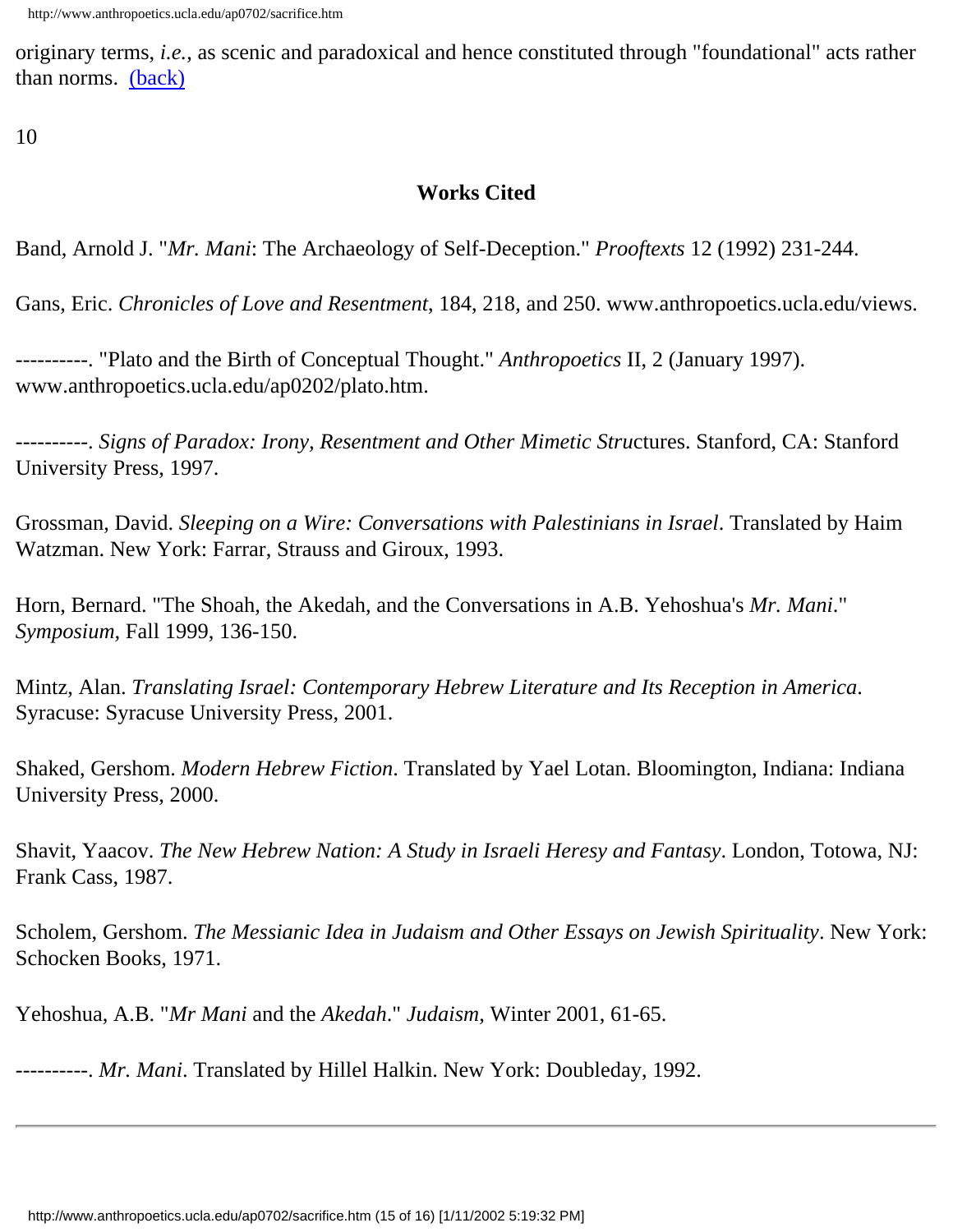originary terms, *i.e.*, as scenic and paradoxical and hence constituted through "foundational" acts rather than norms. (back)

10

### Works Cited

Band, Arnold J. "*Mr. Mani*: The Archaeology of Self-Deception." *Prooftexts* 12 (1992) 231-244.

Gans, Eric. *Chronicles of Love and Resentment*, 184, 218, and 250. www.anthropoetics.ucla.edu/views.

----------. "Plato and the Birth of Conceptual Thought." *Anthropoetics* II, 2 (January 1997). www.anthropoetics.ucla.edu/ap0202/plato.htm.

----------. *Signs of Paradox: Irony, Resentment and Other Mimetic Stru*ctures. Stanford, CA: Stanford University Press, 1997.

Grossman, David. *Sleeping on a Wire: Conversations with Palestinians in Israel*. Translated by Haim Watzman. New York: Farrar, Strauss and Giroux, 1993.

Horn, Bernard. "The Shoah, the Akedah, and the Conversations in A.B. Yehoshua's *Mr. Mani*." *Symposium*, Fall 1999, 136-150.

Mintz, Alan. *Translating Israel: Contemporary Hebrew Literature and Its Reception in America*. Syracuse: Syracuse University Press, 2001.

Shaked, Gershom. *Modern Hebrew Fiction*. Translated by Yael Lotan. Bloomington, Indiana: Indiana University Press, 2000.

Shavit, Yaacov. *The New Hebrew Nation: A Study in Israeli Heresy and Fantasy*. London, Totowa, NJ: Frank Cass, 1987.

Scholem, Gershom. *The Messianic Idea in Judaism and Other Essays on Jewish Spirituality*. New York: Schocken Books, 1971.

Yehoshua, A.B. "*Mr Mani* and the *Akedah*." *Judaism*, Winter 2001, 61-65.

----------. *Mr. Mani*. Translated by Hillel Halkin. New York: Doubleday, 1992.

---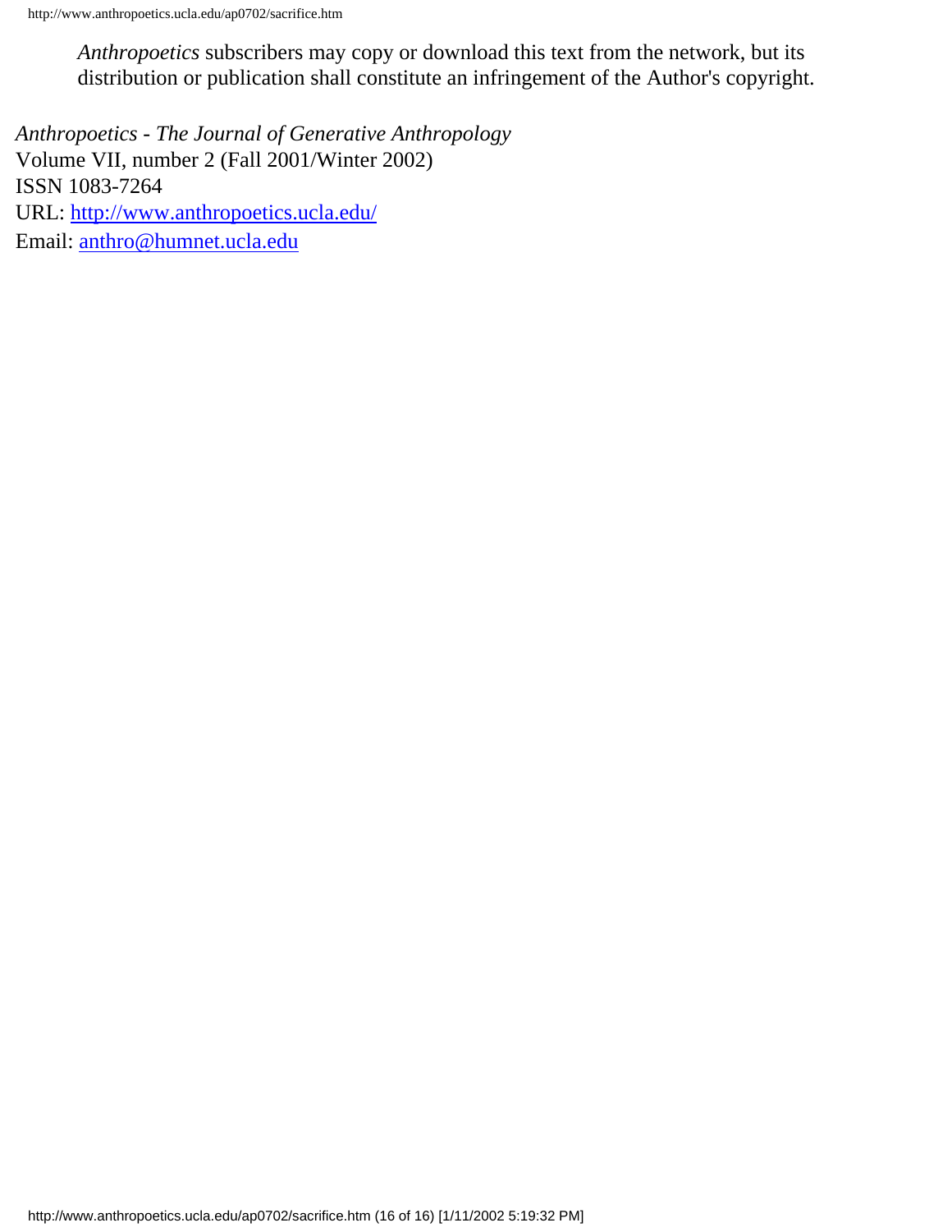*Anthropoetics* subscribers may copy or download this text from the network, but its distribution or publication shall constitute an infringement of the Author's copyright.

*Anthropoetics - The Journal of Generative Anthropology*
Volume VII, number 2 (Fall 2001/Winter 2002)
ISSN 1083-7264
URL: http://www.anthropoetics.ucla.edu/
Email: anthro@humnet.ucla.edu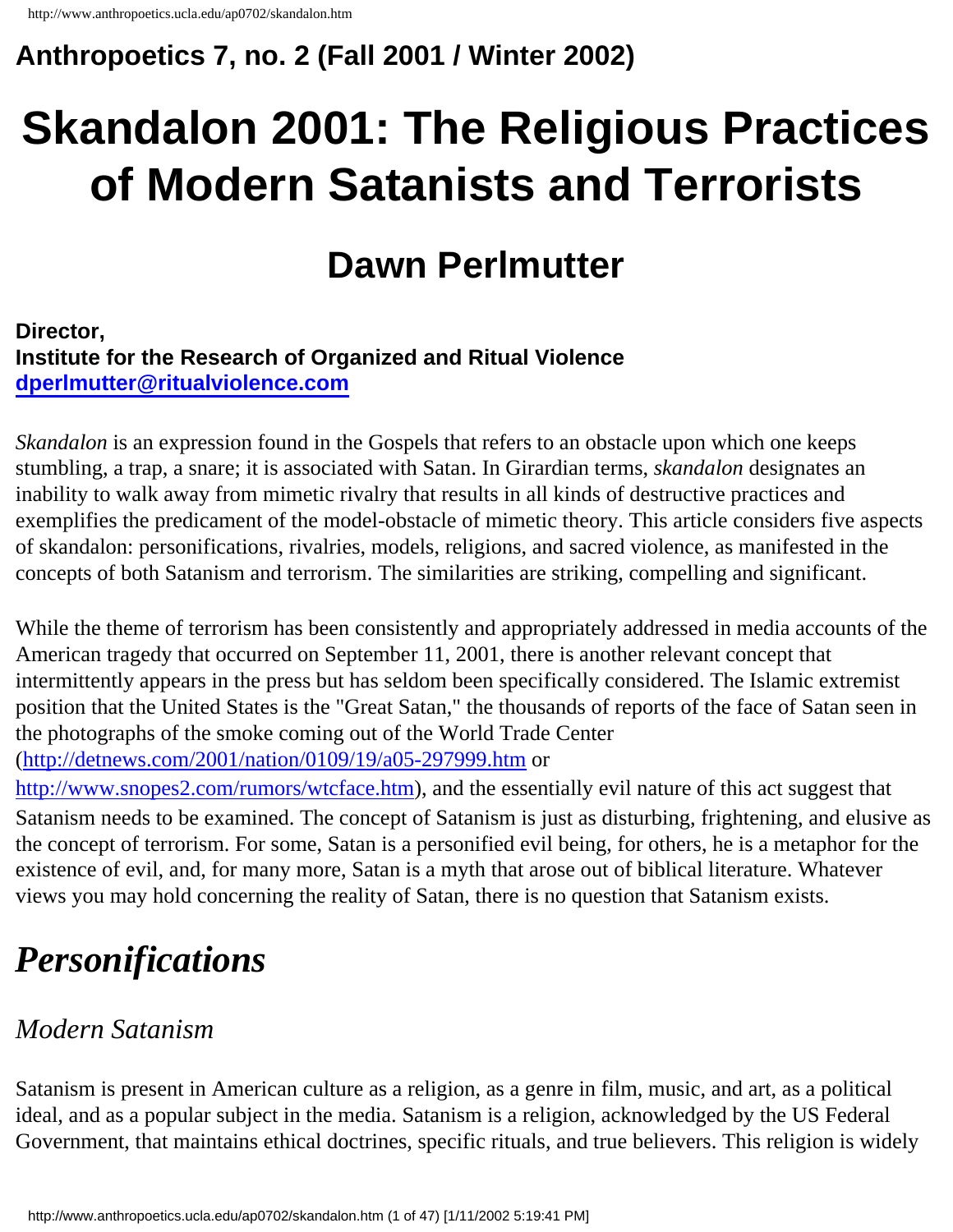## Anthropoetics 7, no. 2 (Fall 2001 / Winter 2002)

# Skandalon 2001: The Religious Practices of Modern Satanists and Terrorists

## Dawn Perlmutter

**Director,**
**Institute for the Research of Organized and Ritual Violence**
**dperlmutter@ritualviolence.com**

*Skandalon* is an expression found in the Gospels that refers to an obstacle upon which one keeps stumbling, a trap, a snare; it is associated with Satan. In Girardian terms, *skandalon* designates an inability to walk away from mimetic rivalry that results in all kinds of destructive practices and exemplifies the predicament of the model-obstacle of mimetic theory. This article considers five aspects of skandalon: personifications, rivalries, models, religions, and sacred violence, as manifested in the concepts of both Satanism and terrorism. The similarities are striking, compelling and significant.

While the theme of terrorism has been consistently and appropriately addressed in media accounts of the American tragedy that occurred on September 11, 2001, there is another relevant concept that intermittently appears in the press but has seldom been specifically considered. The Islamic extremist position that the United States is the "Great Satan," the thousands of reports of the face of Satan seen in the photographs of the smoke coming out of the World Trade Center (http://detnews.com/2001/nation/0109/19/a05-297999.htm or http://www.snopes2.com/rumors/wtcface.htm), and the essentially evil nature of this act suggest that Satanism needs to be examined. The concept of Satanism is just as disturbing, frightening, and elusive as the concept of terrorism. For some, Satan is a personified evil being, for others, he is a metaphor for the existence of evil, and, for many more, Satan is a myth that arose out of biblical literature. Whatever views you may hold concerning the reality of Satan, there is no question that Satanism exists.

# *Personifications*

## *Modern Satanism*

Satanism is present in American culture as a religion, as a genre in film, music, and art, as a political ideal, and as a popular subject in the media. Satanism is a religion, acknowledged by the US Federal Government, that maintains ethical doctrines, specific rituals, and true believers. This religion is widely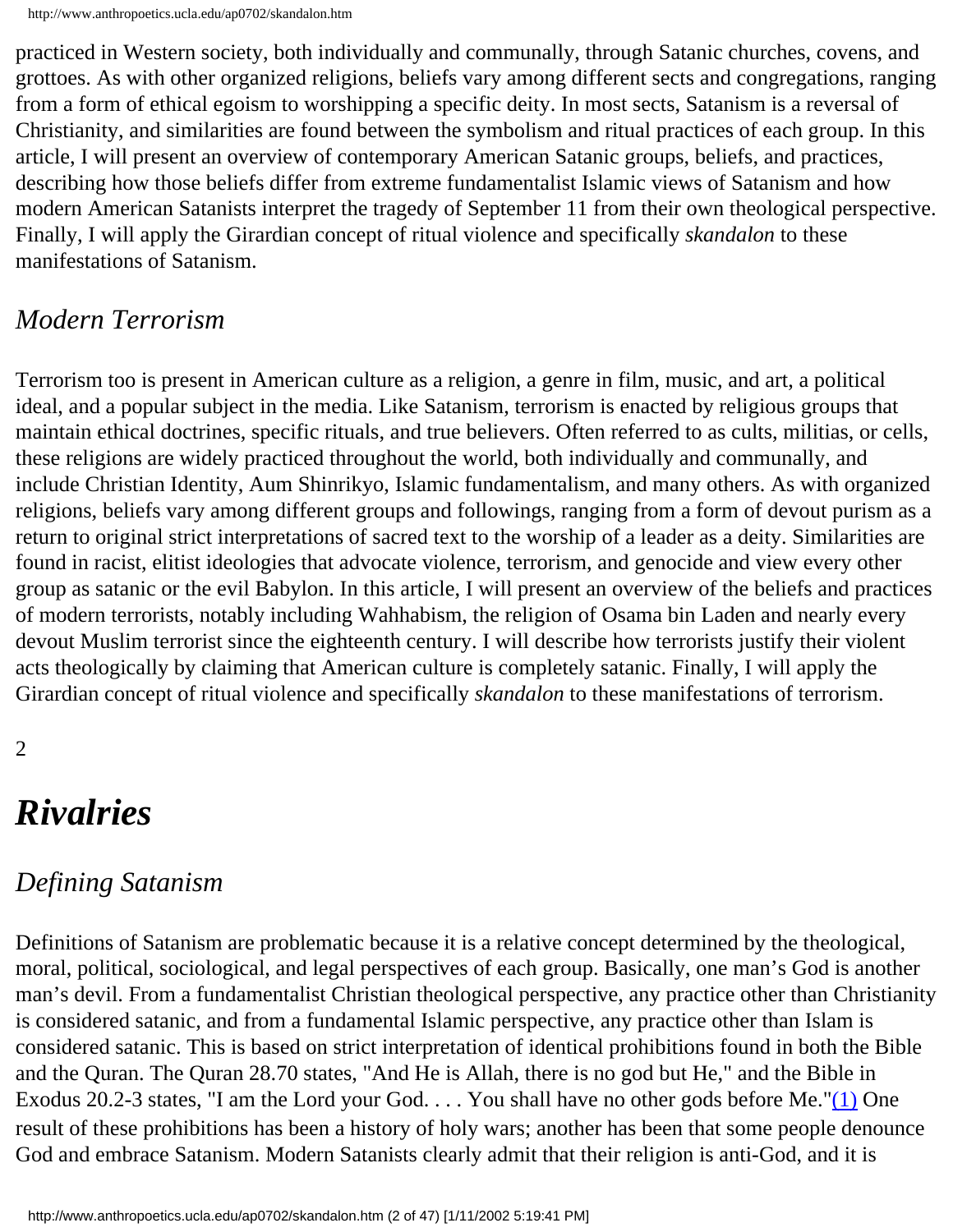practiced in Western society, both individually and communally, through Satanic churches, covens, and grottoes. As with other organized religions, beliefs vary among different sects and congregations, ranging from a form of ethical egoism to worshipping a specific deity. In most sects, Satanism is a reversal of Christianity, and similarities are found between the symbolism and ritual practices of each group. In this article, I will present an overview of contemporary American Satanic groups, beliefs, and practices, describing how those beliefs differ from extreme fundamentalist Islamic views of Satanism and how modern American Satanists interpret the tragedy of September 11 from their own theological perspective. Finally, I will apply the Girardian concept of ritual violence and specifically *skandalon* to these manifestations of Satanism.

## *Modern Terrorism*

Terrorism too is present in American culture as a religion, a genre in film, music, and art, a political ideal, and a popular subject in the media. Like Satanism, terrorism is enacted by religious groups that maintain ethical doctrines, specific rituals, and true believers. Often referred to as cults, militias, or cells, these religions are widely practiced throughout the world, both individually and communally, and include Christian Identity, Aum Shinrikyo, Islamic fundamentalism, and many others. As with organized religions, beliefs vary among different groups and followings, ranging from a form of devout purism as a return to original strict interpretations of sacred text to the worship of a leader as a deity. Similarities are found in racist, elitist ideologies that advocate violence, terrorism, and genocide and view every other group as satanic or the evil Babylon. In this article, I will present an overview of the beliefs and practices of modern terrorists, notably including Wahhabism, the religion of Osama bin Laden and nearly every devout Muslim terrorist since the eighteenth century. I will describe how terrorists justify their violent acts theologically by claiming that American culture is completely satanic. Finally, I will apply the Girardian concept of ritual violence and specifically *skandalon* to these manifestations of terrorism.

2

# ***Rivalries***

## *Defining Satanism*

Definitions of Satanism are problematic because it is a relative concept determined by the theological, moral, political, sociological, and legal perspectives of each group. Basically, one man's God is another man's devil. From a fundamentalist Christian theological perspective, any practice other than Christianity is considered satanic, and from a fundamental Islamic perspective, any practice other than Islam is considered satanic. This is based on strict interpretation of identical prohibitions found in both the Bible and the Quran. The Quran 28.70 states, "And He is Allah, there is no god but He," and the Bible in Exodus 20.2-3 states, "I am the Lord your God. . . . You shall have no other gods before Me."[(1)] One result of these prohibitions has been a history of holy wars; another has been that some people denounce God and embrace Satanism. Modern Satanists clearly admit that their religion is anti-God, and it is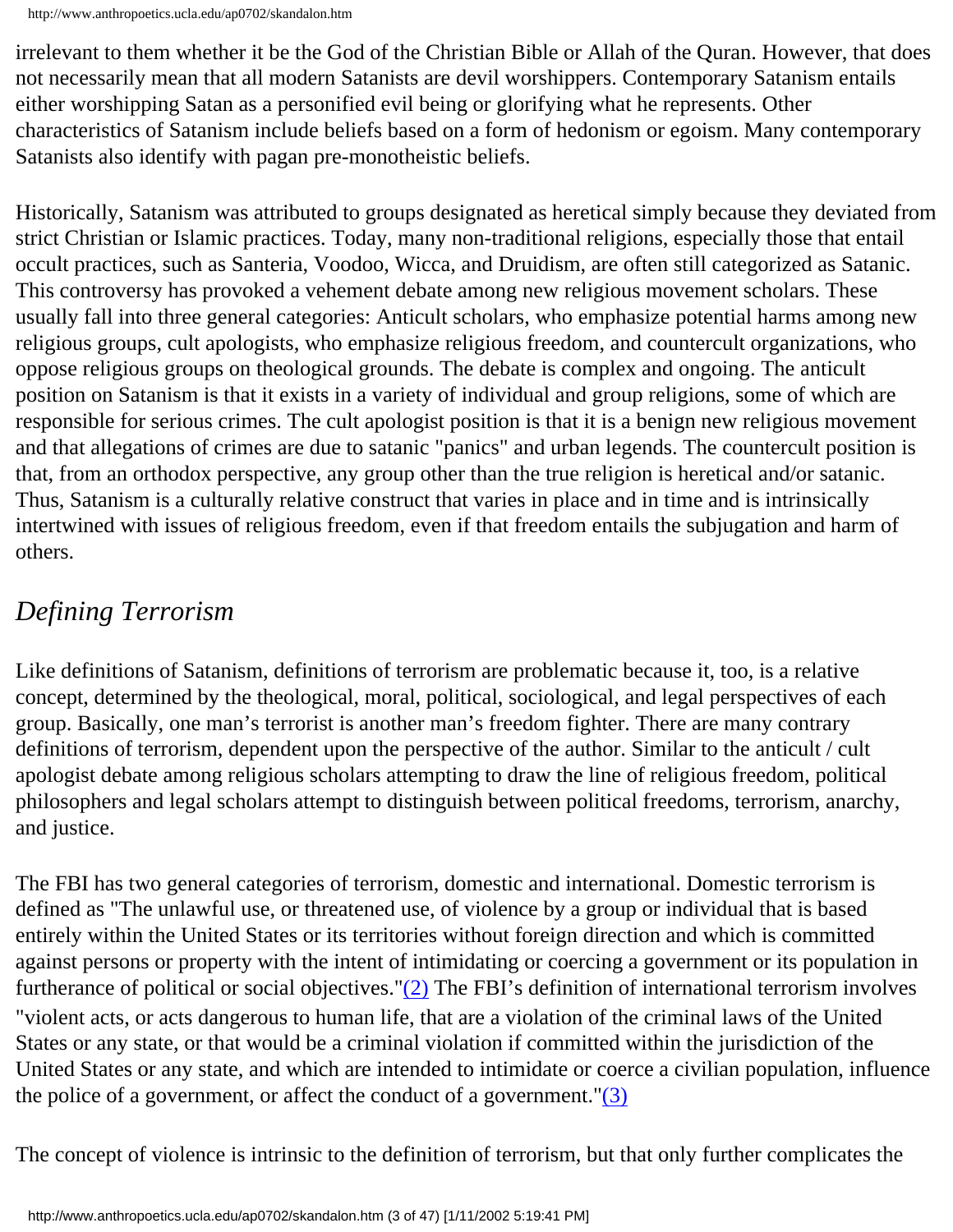irrelevant to them whether it be the God of the Christian Bible or Allah of the Quran. However, that does not necessarily mean that all modern Satanists are devil worshippers. Contemporary Satanism entails either worshipping Satan as a personified evil being or glorifying what he represents. Other characteristics of Satanism include beliefs based on a form of hedonism or egoism. Many contemporary Satanists also identify with pagan pre-monotheistic beliefs.

Historically, Satanism was attributed to groups designated as heretical simply because they deviated from strict Christian or Islamic practices. Today, many non-traditional religions, especially those that entail occult practices, such as Santeria, Voodoo, Wicca, and Druidism, are often still categorized as Satanic. This controversy has provoked a vehement debate among new religious movement scholars. These usually fall into three general categories: Anticult scholars, who emphasize potential harms among new religious groups, cult apologists, who emphasize religious freedom, and countercult organizations, who oppose religious groups on theological grounds. The debate is complex and ongoing. The anticult position on Satanism is that it exists in a variety of individual and group religions, some of which are responsible for serious crimes. The cult apologist position is that it is a benign new religious movement and that allegations of crimes are due to satanic "panics" and urban legends. The countercult position is that, from an orthodox perspective, any group other than the true religion is heretical and/or satanic. Thus, Satanism is a culturally relative construct that varies in place and in time and is intrinsically intertwined with issues of religious freedom, even if that freedom entails the subjugation and harm of others.

## *Defining Terrorism*

Like definitions of Satanism, definitions of terrorism are problematic because it, too, is a relative concept, determined by the theological, moral, political, sociological, and legal perspectives of each group. Basically, one man's terrorist is another man's freedom fighter. There are many contrary definitions of terrorism, dependent upon the perspective of the author. Similar to the anticult / cult apologist debate among religious scholars attempting to draw the line of religious freedom, political philosophers and legal scholars attempt to distinguish between political freedoms, terrorism, anarchy, and justice.

The FBI has two general categories of terrorism, domestic and international. Domestic terrorism is defined as "The unlawful use, or threatened use, of violence by a group or individual that is based entirely within the United States or its territories without foreign direction and which is committed against persons or property with the intent of intimidating or coercing a government or its population in furtherance of political or social objectives."(2) The FBI's definition of international terrorism involves "violent acts, or acts dangerous to human life, that are a violation of the criminal laws of the United States or any state, or that would be a criminal violation if committed within the jurisdiction of the United States or any state, and which are intended to intimidate or coerce a civilian population, influence the police of a government, or affect the conduct of a government."(3)

The concept of violence is intrinsic to the definition of terrorism, but that only further complicates the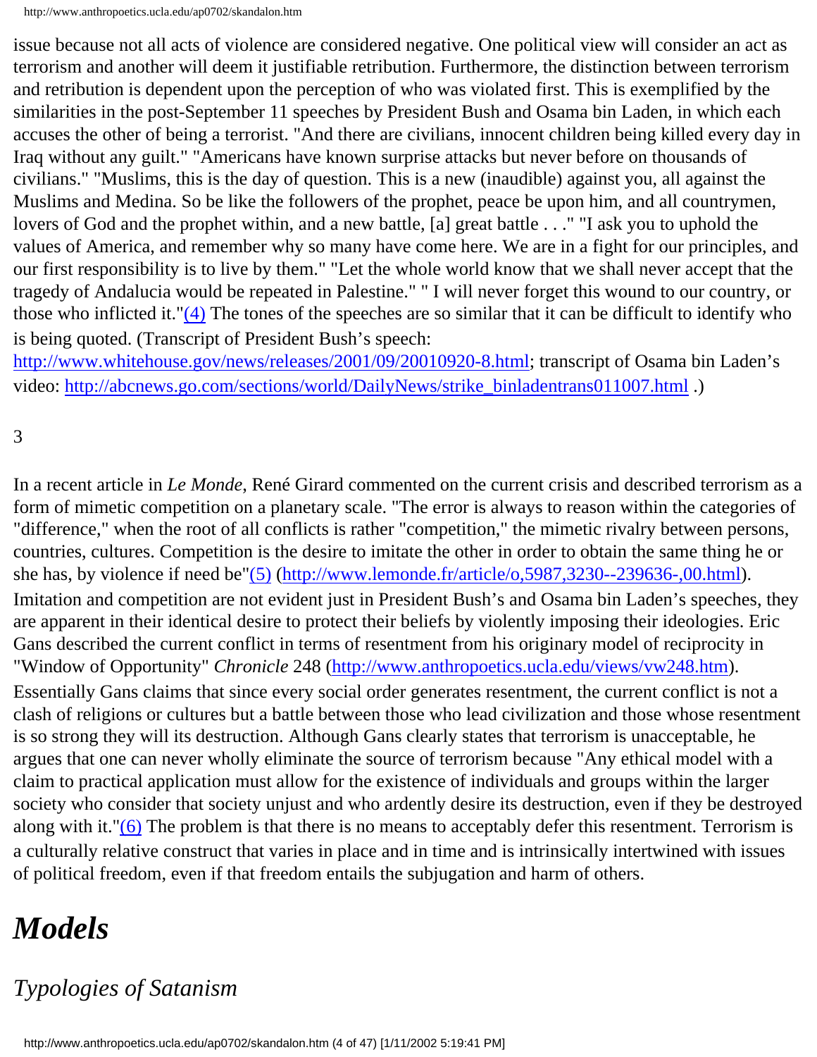issue because not all acts of violence are considered negative. One political view will consider an act as terrorism and another will deem it justifiable retribution. Furthermore, the distinction between terrorism and retribution is dependent upon the perception of who was violated first. This is exemplified by the similarities in the post-September 11 speeches by President Bush and Osama bin Laden, in which each accuses the other of being a terrorist. "And there are civilians, innocent children being killed every day in Iraq without any guilt." "Americans have known surprise attacks but never before on thousands of civilians." "Muslims, this is the day of question. This is a new (inaudible) against you, all against the Muslims and Medina. So be like the followers of the prophet, peace be upon him, and all countrymen, lovers of God and the prophet within, and a new battle, [a] great battle . . ." "I ask you to uphold the values of America, and remember why so many have come here. We are in a fight for our principles, and our first responsibility is to live by them." "Let the whole world know that we shall never accept that the tragedy of Andalucia would be repeated in Palestine." " I will never forget this wound to our country, or those who inflicted it."(4) The tones of the speeches are so similar that it can be difficult to identify who is being quoted. (Transcript of President Bush's speech: http://www.whitehouse.gov/news/releases/2001/09/20010920-8.html; transcript of Osama bin Laden's video: http://abcnews.go.com/sections/world/DailyNews/strike_binladentrans011007.html .)

3

In a recent article in *Le Monde*, René Girard commented on the current crisis and described terrorism as a form of mimetic competition on a planetary scale. "The error is always to reason within the categories of "difference," when the root of all conflicts is rather "competition," the mimetic rivalry between persons, countries, cultures. Competition is the desire to imitate the other in order to obtain the same thing he or she has, by violence if need be"(5) (http://www.lemonde.fr/article/o,5987,3230--239636-,00.html). Imitation and competition are not evident just in President Bush's and Osama bin Laden's speeches, they are apparent in their identical desire to protect their beliefs by violently imposing their ideologies. Eric Gans described the current conflict in terms of resentment from his originary model of reciprocity in "Window of Opportunity" *Chronicle* 248 (http://www.anthropoetics.ucla.edu/views/vw248.htm). Essentially Gans claims that since every social order generates resentment, the current conflict is not a clash of religions or cultures but a battle between those who lead civilization and those whose resentment is so strong they will its destruction. Although Gans clearly states that terrorism is unacceptable, he argues that one can never wholly eliminate the source of terrorism because "Any ethical model with a claim to practical application must allow for the existence of individuals and groups within the larger society who consider that society unjust and who ardently desire its destruction, even if they be destroyed along with it."(6) The problem is that there is no means to acceptably defer this resentment. Terrorism is a culturally relative construct that varies in place and in time and is intrinsically intertwined with issues of political freedom, even if that freedom entails the subjugation and harm of others.

# *Models*

## *Typologies of Satanism*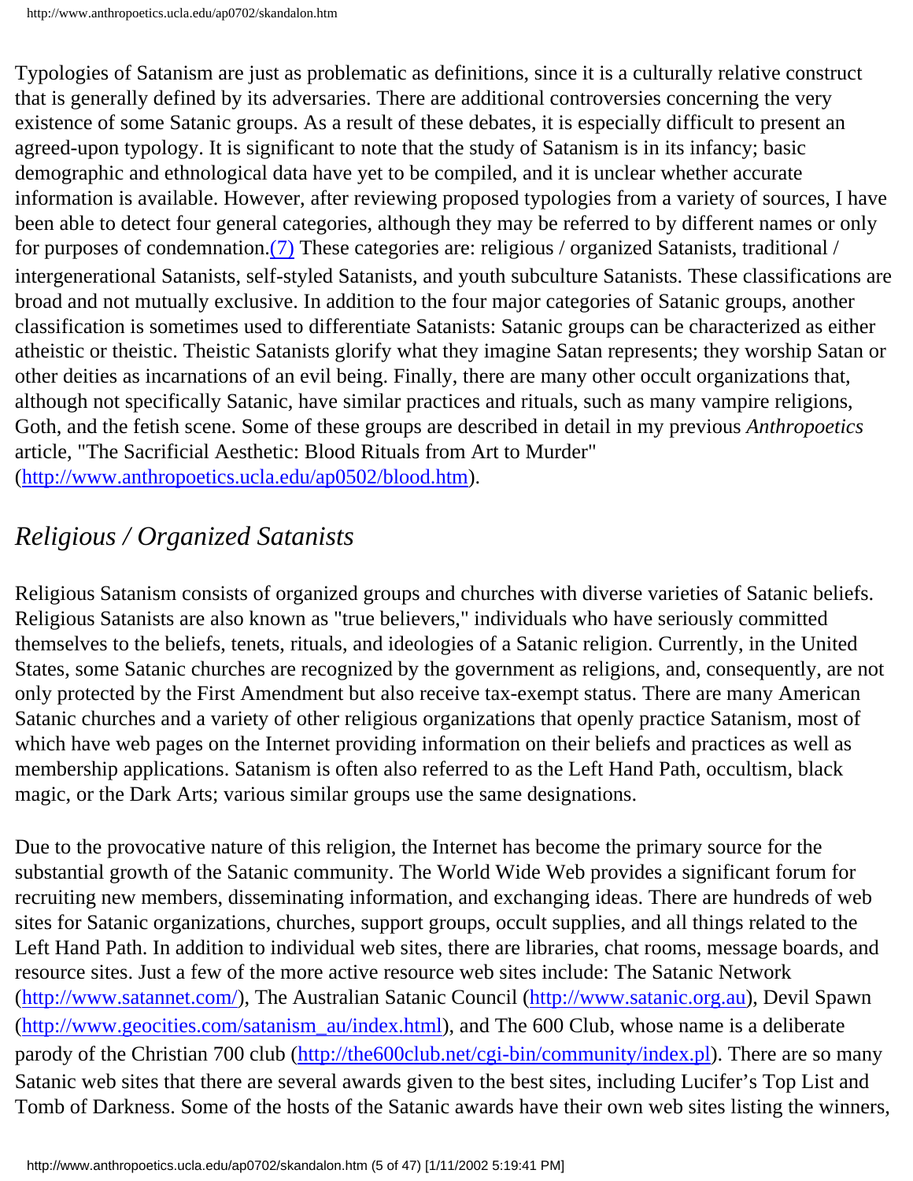Typologies of Satanism are just as problematic as definitions, since it is a culturally relative construct that is generally defined by its adversaries. There are additional controversies concerning the very existence of some Satanic groups. As a result of these debates, it is especially difficult to present an agreed-upon typology. It is significant to note that the study of Satanism is in its infancy; basic demographic and ethnological data have yet to be compiled, and it is unclear whether accurate information is available. However, after reviewing proposed typologies from a variety of sources, I have been able to detect four general categories, although they may be referred to by different names or only for purposes of condemnation.[(7)](http://www.anthropoetics.ucla.edu/ap0702/skandalon.htm) These categories are: religious / organized Satanists, traditional / intergenerational Satanists, self-styled Satanists, and youth subculture Satanists. These classifications are broad and not mutually exclusive. In addition to the four major categories of Satanic groups, another classification is sometimes used to differentiate Satanists: Satanic groups can be characterized as either atheistic or theistic. Theistic Satanists glorify what they imagine Satan represents; they worship Satan or other deities as incarnations of an evil being. Finally, there are many other occult organizations that, although not specifically Satanic, have similar practices and rituals, such as many vampire religions, Goth, and the fetish scene. Some of these groups are described in detail in my previous *Anthropoetics* article, "The Sacrificial Aesthetic: Blood Rituals from Art to Murder" ([http://www.anthropoetics.ucla.edu/ap0502/blood.htm](http://www.anthropoetics.ucla.edu/ap0502/blood.htm)).

## *Religious / Organized Satanists*

Religious Satanism consists of organized groups and churches with diverse varieties of Satanic beliefs. Religious Satanists are also known as "true believers," individuals who have seriously committed themselves to the beliefs, tenets, rituals, and ideologies of a Satanic religion. Currently, in the United States, some Satanic churches are recognized by the government as religions, and, consequently, are not only protected by the First Amendment but also receive tax-exempt status. There are many American Satanic churches and a variety of other religious organizations that openly practice Satanism, most of which have web pages on the Internet providing information on their beliefs and practices as well as membership applications. Satanism is often also referred to as the Left Hand Path, occultism, black magic, or the Dark Arts; various similar groups use the same designations.

Due to the provocative nature of this religion, the Internet has become the primary source for the substantial growth of the Satanic community. The World Wide Web provides a significant forum for recruiting new members, disseminating information, and exchanging ideas. There are hundreds of web sites for Satanic organizations, churches, support groups, occult supplies, and all things related to the Left Hand Path. In addition to individual web sites, there are libraries, chat rooms, message boards, and resource sites. Just a few of the more active resource web sites include: The Satanic Network ([http://www.satannet.com/](http://www.satannet.com/)), The Australian Satanic Council ([http://www.satanic.org.au](http://www.satanic.org.au)), Devil Spawn ([http://www.geocities.com/satanism_au/index.html](http://www.geocities.com/satanism_au/index.html)), and The 600 Club, whose name is a deliberate parody of the Christian 700 club ([http://the600club.net/cgi-bin/community/index.pl](http://the600club.net/cgi-bin/community/index.pl)). There are so many Satanic web sites that there are several awards given to the best sites, including Lucifer's Top List and Tomb of Darkness. Some of the hosts of the Satanic awards have their own web sites listing the winners,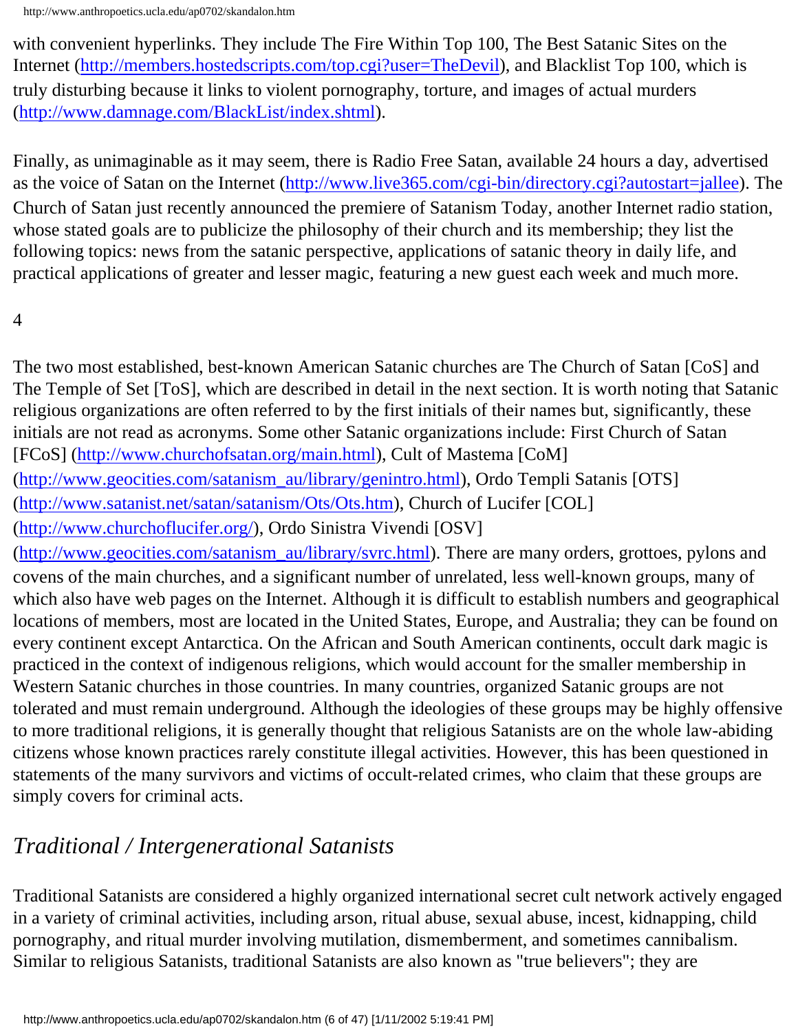with convenient hyperlinks. They include The Fire Within Top 100, The Best Satanic Sites on the Internet (http://members.hostedscripts.com/top.cgi?user=TheDevil), and Blacklist Top 100, which is truly disturbing because it links to violent pornography, torture, and images of actual murders (http://www.damnage.com/BlackList/index.shtml).

Finally, as unimaginable as it may seem, there is Radio Free Satan, available 24 hours a day, advertised as the voice of Satan on the Internet (http://www.live365.com/cgi-bin/directory.cgi?autostart=jallee). The Church of Satan just recently announced the premiere of Satanism Today, another Internet radio station, whose stated goals are to publicize the philosophy of their church and its membership; they list the following topics: news from the satanic perspective, applications of satanic theory in daily life, and practical applications of greater and lesser magic, featuring a new guest each week and much more.

4

The two most established, best-known American Satanic churches are The Church of Satan [CoS] and The Temple of Set [ToS], which are described in detail in the next section. It is worth noting that Satanic religious organizations are often referred to by the first initials of their names but, significantly, these initials are not read as acronyms. Some other Satanic organizations include: First Church of Satan [FCoS] (http://www.churchofsatan.org/main.html), Cult of Mastema [CoM] (http://www.geocities.com/satanism_au/library/genintro.html), Ordo Templi Satanis [OTS] (http://www.satanist.net/satan/satanism/Ots/Ots.htm), Church of Lucifer [COL] (http://www.churchoflucifer.org/), Ordo Sinistra Vivendi [OSV] (http://www.geocities.com/satanism_au/library/svrc.html). There are many orders, grottoes, pylons and covens of the main churches, and a significant number of unrelated, less well-known groups, many of which also have web pages on the Internet. Although it is difficult to establish numbers and geographical locations of members, most are located in the United States, Europe, and Australia; they can be found on every continent except Antarctica. On the African and South American continents, occult dark magic is practiced in the context of indigenous religions, which would account for the smaller membership in Western Satanic churches in those countries. In many countries, organized Satanic groups are not tolerated and must remain underground. Although the ideologies of these groups may be highly offensive to more traditional religions, it is generally thought that religious Satanists are on the whole law-abiding citizens whose known practices rarely constitute illegal activities. However, this has been questioned in statements of the many survivors and victims of occult-related crimes, who claim that these groups are simply covers for criminal acts.

## *Traditional / Intergenerational Satanists*

Traditional Satanists are considered a highly organized international secret cult network actively engaged in a variety of criminal activities, including arson, ritual abuse, sexual abuse, incest, kidnapping, child pornography, and ritual murder involving mutilation, dismemberment, and sometimes cannibalism. Similar to religious Satanists, traditional Satanists are also known as "true believers"; they are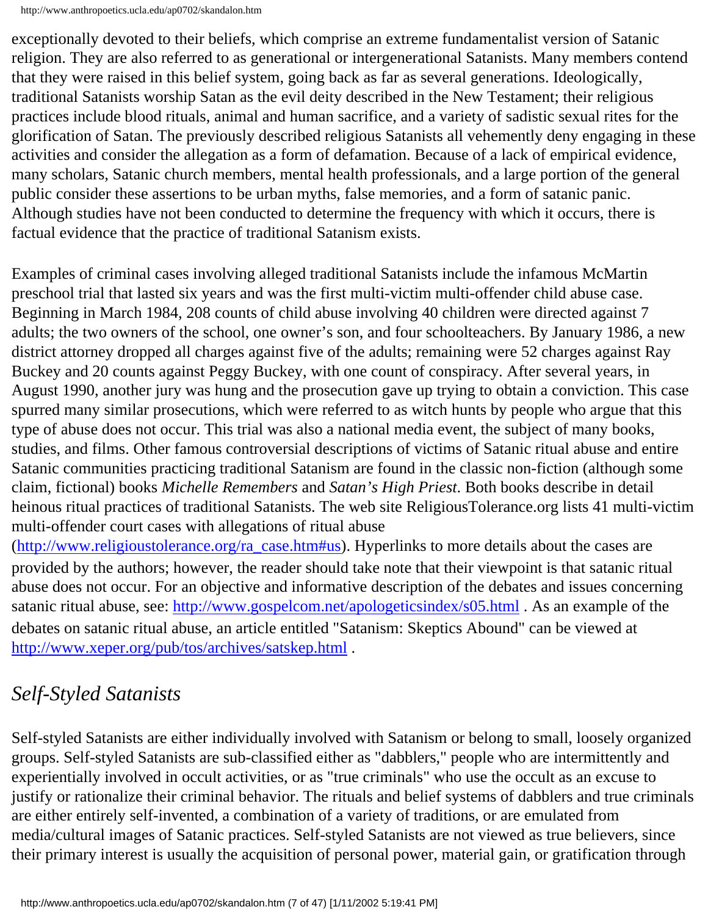exceptionally devoted to their beliefs, which comprise an extreme fundamentalist version of Satanic religion. They are also referred to as generational or intergenerational Satanists. Many members contend that they were raised in this belief system, going back as far as several generations. Ideologically, traditional Satanists worship Satan as the evil deity described in the New Testament; their religious practices include blood rituals, animal and human sacrifice, and a variety of sadistic sexual rites for the glorification of Satan. The previously described religious Satanists all vehemently deny engaging in these activities and consider the allegation as a form of defamation. Because of a lack of empirical evidence, many scholars, Satanic church members, mental health professionals, and a large portion of the general public consider these assertions to be urban myths, false memories, and a form of satanic panic. Although studies have not been conducted to determine the frequency with which it occurs, there is factual evidence that the practice of traditional Satanism exists.

Examples of criminal cases involving alleged traditional Satanists include the infamous McMartin preschool trial that lasted six years and was the first multi-victim multi-offender child abuse case. Beginning in March 1984, 208 counts of child abuse involving 40 children were directed against 7 adults; the two owners of the school, one owner's son, and four schoolteachers. By January 1986, a new district attorney dropped all charges against five of the adults; remaining were 52 charges against Ray Buckey and 20 counts against Peggy Buckey, with one count of conspiracy. After several years, in August 1990, another jury was hung and the prosecution gave up trying to obtain a conviction. This case spurred many similar prosecutions, which were referred to as witch hunts by people who argue that this type of abuse does not occur. This trial was also a national media event, the subject of many books, studies, and films. Other famous controversial descriptions of victims of Satanic ritual abuse and entire Satanic communities practicing traditional Satanism are found in the classic non-fiction (although some claim, fictional) books *Michelle Remembers* and *Satan's High Priest*. Both books describe in detail heinous ritual practices of traditional Satanists. The web site ReligiousTolerance.org lists 41 multi-victim multi-offender court cases with allegations of ritual abuse (http://www.religioustolerance.org/ra_case.htm#us). Hyperlinks to more details about the cases are provided by the authors; however, the reader should take note that their viewpoint is that satanic ritual abuse does not occur. For an objective and informative description of the debates and issues concerning satanic ritual abuse, see: http://www.gospelcom.net/apologeticsindex/s05.html . As an example of the debates on satanic ritual abuse, an article entitled "Satanism: Skeptics Abound" can be viewed at http://www.xeper.org/pub/tos/archives/satskep.html .

## *Self-Styled Satanists*

Self-styled Satanists are either individually involved with Satanism or belong to small, loosely organized groups. Self-styled Satanists are sub-classified either as "dabblers," people who are intermittently and experientially involved in occult activities, or as "true criminals" who use the occult as an excuse to justify or rationalize their criminal behavior. The rituals and belief systems of dabblers and true criminals are either entirely self-invented, a combination of a variety of traditions, or are emulated from media/cultural images of Satanic practices. Self-styled Satanists are not viewed as true believers, since their primary interest is usually the acquisition of personal power, material gain, or gratification through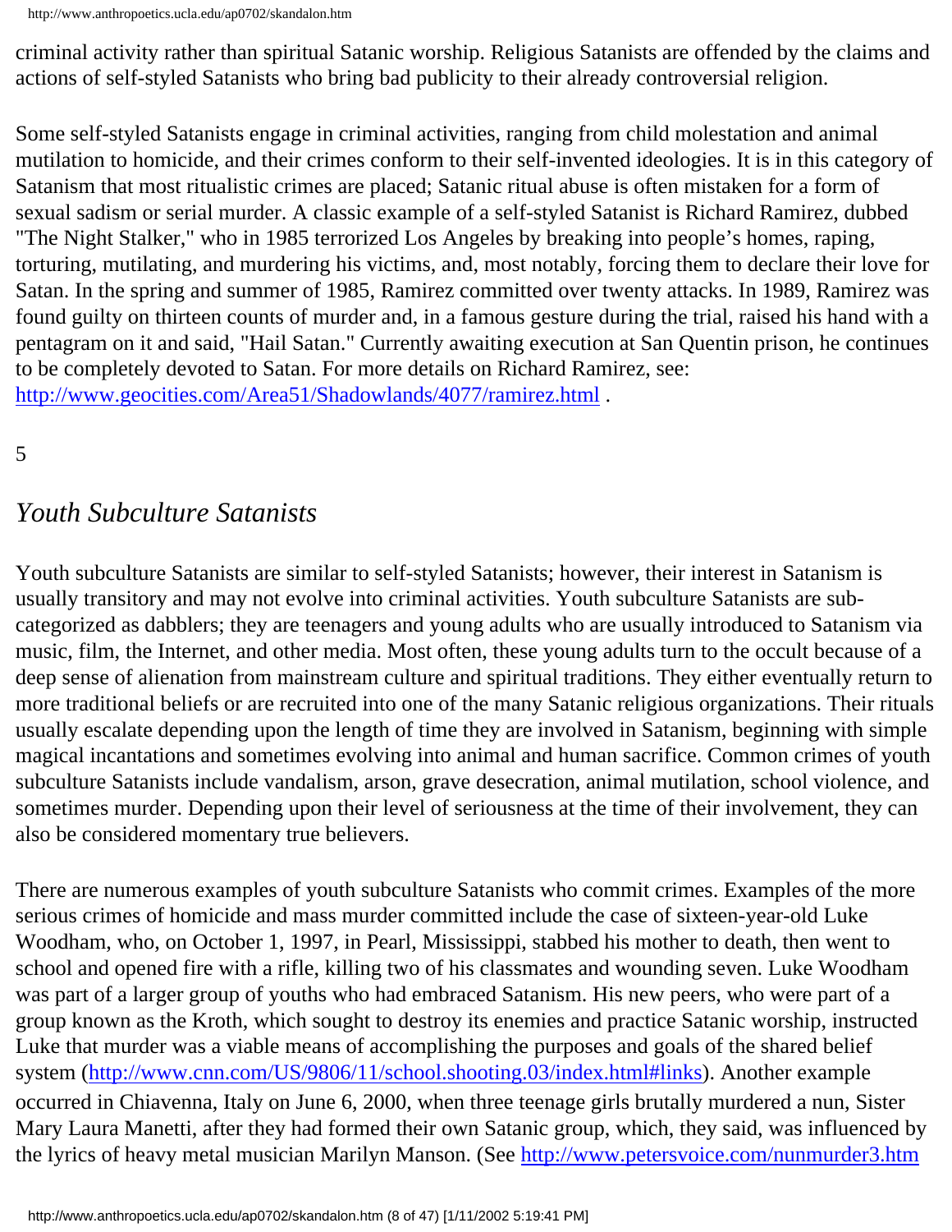criminal activity rather than spiritual Satanic worship. Religious Satanists are offended by the claims and actions of self-styled Satanists who bring bad publicity to their already controversial religion.

Some self-styled Satanists engage in criminal activities, ranging from child molestation and animal mutilation to homicide, and their crimes conform to their self-invented ideologies. It is in this category of Satanism that most ritualistic crimes are placed; Satanic ritual abuse is often mistaken for a form of sexual sadism or serial murder. A classic example of a self-styled Satanist is Richard Ramirez, dubbed "The Night Stalker," who in 1985 terrorized Los Angeles by breaking into people's homes, raping, torturing, mutilating, and murdering his victims, and, most notably, forcing them to declare their love for Satan. In the spring and summer of 1985, Ramirez committed over twenty attacks. In 1989, Ramirez was found guilty on thirteen counts of murder and, in a famous gesture during the trial, raised his hand with a pentagram on it and said, "Hail Satan." Currently awaiting execution at San Quentin prison, he continues to be completely devoted to Satan. For more details on Richard Ramirez, see: http://www.geocities.com/Area51/Shadowlands/4077/ramirez.html .

5

## *Youth Subculture Satanists*

Youth subculture Satanists are similar to self-styled Satanists; however, their interest in Satanism is usually transitory and may not evolve into criminal activities. Youth subculture Satanists are sub-categorized as dabblers; they are teenagers and young adults who are usually introduced to Satanism via music, film, the Internet, and other media. Most often, these young adults turn to the occult because of a deep sense of alienation from mainstream culture and spiritual traditions. They either eventually return to more traditional beliefs or are recruited into one of the many Satanic religious organizations. Their rituals usually escalate depending upon the length of time they are involved in Satanism, beginning with simple magical incantations and sometimes evolving into animal and human sacrifice. Common crimes of youth subculture Satanists include vandalism, arson, grave desecration, animal mutilation, school violence, and sometimes murder. Depending upon their level of seriousness at the time of their involvement, they can also be considered momentary true believers.

There are numerous examples of youth subculture Satanists who commit crimes. Examples of the more serious crimes of homicide and mass murder committed include the case of sixteen-year-old Luke Woodham, who, on October 1, 1997, in Pearl, Mississippi, stabbed his mother to death, then went to school and opened fire with a rifle, killing two of his classmates and wounding seven. Luke Woodham was part of a larger group of youths who had embraced Satanism. His new peers, who were part of a group known as the Kroth, which sought to destroy its enemies and practice Satanic worship, instructed Luke that murder was a viable means of accomplishing the purposes and goals of the shared belief system (http://www.cnn.com/US/9806/11/school.shooting.03/index.html#links). Another example occurred in Chiavenna, Italy on June 6, 2000, when three teenage girls brutally murdered a nun, Sister Mary Laura Manetti, after they had formed their own Satanic group, which, they said, was influenced by the lyrics of heavy metal musician Marilyn Manson. (See http://www.petersvoice.com/nunmurder3.htm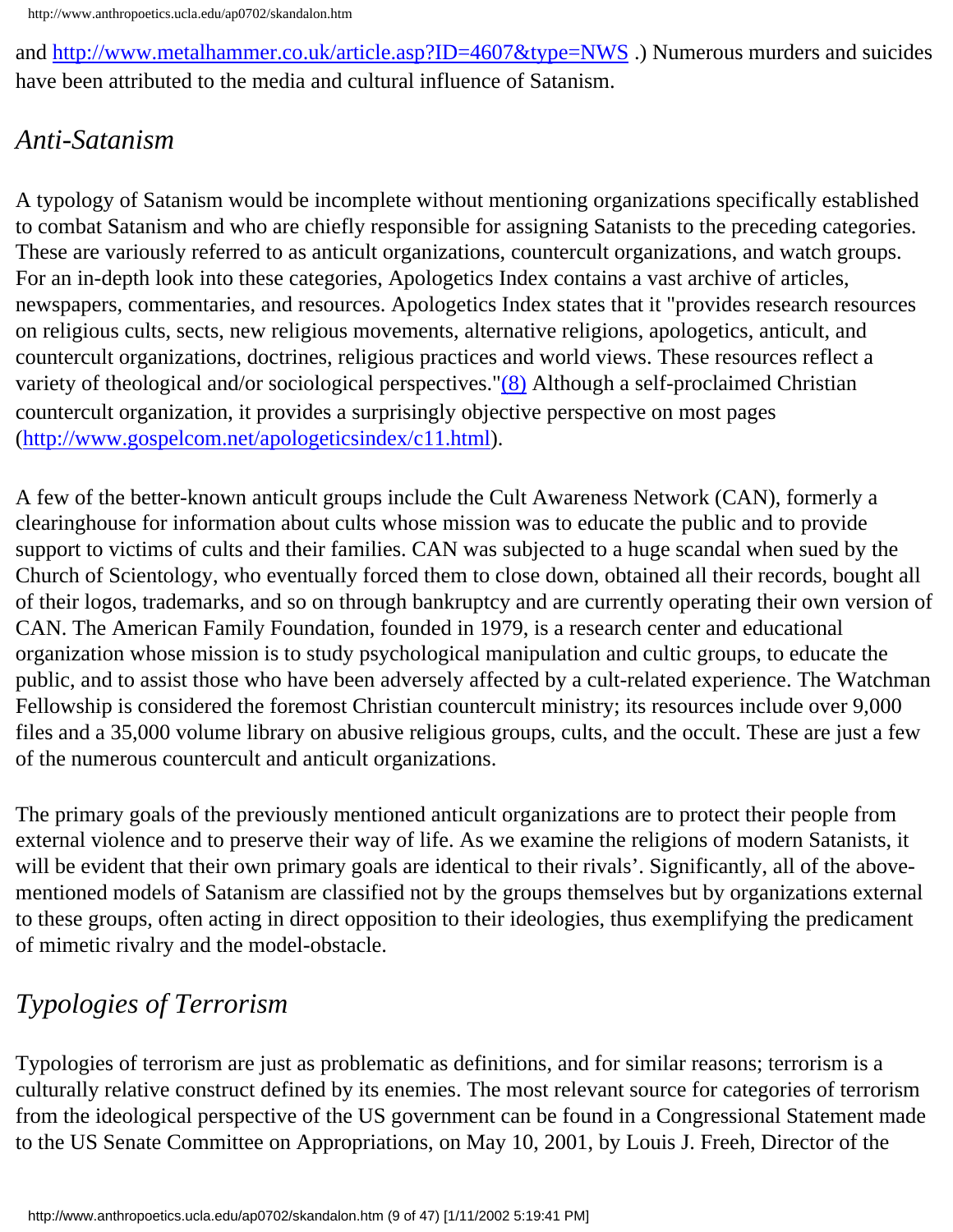and http://www.metalhammer.co.uk/article.asp?ID=4607&type=NWS .) Numerous murders and suicides have been attributed to the media and cultural influence of Satanism.

## *Anti-Satanism*

A typology of Satanism would be incomplete without mentioning organizations specifically established to combat Satanism and who are chiefly responsible for assigning Satanists to the preceding categories. These are variously referred to as anticult organizations, countercult organizations, and watch groups. For an in-depth look into these categories, Apologetics Index contains a vast archive of articles, newspapers, commentaries, and resources. Apologetics Index states that it "provides research resources on religious cults, sects, new religious movements, alternative religions, apologetics, anticult, and countercult organizations, doctrines, religious practices and world views. These resources reflect a variety of theological and/or sociological perspectives."(8) Although a self-proclaimed Christian countercult organization, it provides a surprisingly objective perspective on most pages (http://www.gospelcom.net/apologeticsindex/c11.html).

A few of the better-known anticult groups include the Cult Awareness Network (CAN), formerly a clearinghouse for information about cults whose mission was to educate the public and to provide support to victims of cults and their families. CAN was subjected to a huge scandal when sued by the Church of Scientology, who eventually forced them to close down, obtained all their records, bought all of their logos, trademarks, and so on through bankruptcy and are currently operating their own version of CAN. The American Family Foundation, founded in 1979, is a research center and educational organization whose mission is to study psychological manipulation and cultic groups, to educate the public, and to assist those who have been adversely affected by a cult-related experience. The Watchman Fellowship is considered the foremost Christian countercult ministry; its resources include over 9,000 files and a 35,000 volume library on abusive religious groups, cults, and the occult. These are just a few of the numerous countercult and anticult organizations.

The primary goals of the previously mentioned anticult organizations are to protect their people from external violence and to preserve their way of life. As we examine the religions of modern Satanists, it will be evident that their own primary goals are identical to their rivals'. Significantly, all of the above-mentioned models of Satanism are classified not by the groups themselves but by organizations external to these groups, often acting in direct opposition to their ideologies, thus exemplifying the predicament of mimetic rivalry and the model-obstacle.

## *Typologies of Terrorism*

Typologies of terrorism are just as problematic as definitions, and for similar reasons; terrorism is a culturally relative construct defined by its enemies. The most relevant source for categories of terrorism from the ideological perspective of the US government can be found in a Congressional Statement made to the US Senate Committee on Appropriations, on May 10, 2001, by Louis J. Freeh, Director of the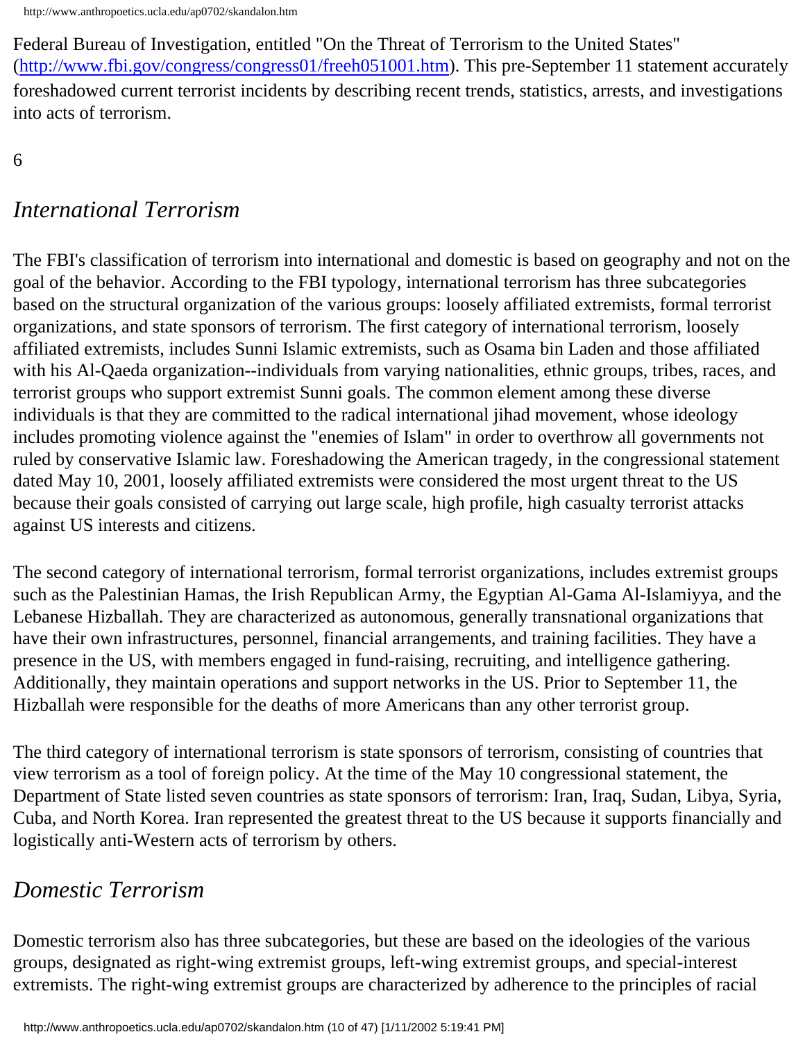Federal Bureau of Investigation, entitled "On the Threat of Terrorism to the United States" (http://www.fbi.gov/congress/congress01/freeh051001.htm). This pre-September 11 statement accurately foreshadowed current terrorist incidents by describing recent trends, statistics, arrests, and investigations into acts of terrorism.

6

## *International Terrorism*

The FBI's classification of terrorism into international and domestic is based on geography and not on the goal of the behavior. According to the FBI typology, international terrorism has three subcategories based on the structural organization of the various groups: loosely affiliated extremists, formal terrorist organizations, and state sponsors of terrorism. The first category of international terrorism, loosely affiliated extremists, includes Sunni Islamic extremists, such as Osama bin Laden and those affiliated with his Al-Qaeda organization--individuals from varying nationalities, ethnic groups, tribes, races, and terrorist groups who support extremist Sunni goals. The common element among these diverse individuals is that they are committed to the radical international jihad movement, whose ideology includes promoting violence against the "enemies of Islam" in order to overthrow all governments not ruled by conservative Islamic law. Foreshadowing the American tragedy, in the congressional statement dated May 10, 2001, loosely affiliated extremists were considered the most urgent threat to the US because their goals consisted of carrying out large scale, high profile, high casualty terrorist attacks against US interests and citizens.

The second category of international terrorism, formal terrorist organizations, includes extremist groups such as the Palestinian Hamas, the Irish Republican Army, the Egyptian Al-Gama Al-Islamiyya, and the Lebanese Hizballah. They are characterized as autonomous, generally transnational organizations that have their own infrastructures, personnel, financial arrangements, and training facilities. They have a presence in the US, with members engaged in fund-raising, recruiting, and intelligence gathering. Additionally, they maintain operations and support networks in the US. Prior to September 11, the Hizballah were responsible for the deaths of more Americans than any other terrorist group.

The third category of international terrorism is state sponsors of terrorism, consisting of countries that view terrorism as a tool of foreign policy. At the time of the May 10 congressional statement, the Department of State listed seven countries as state sponsors of terrorism: Iran, Iraq, Sudan, Libya, Syria, Cuba, and North Korea. Iran represented the greatest threat to the US because it supports financially and logistically anti-Western acts of terrorism by others.

## *Domestic Terrorism*

Domestic terrorism also has three subcategories, but these are based on the ideologies of the various groups, designated as right-wing extremist groups, left-wing extremist groups, and special-interest extremists. The right-wing extremist groups are characterized by adherence to the principles of racial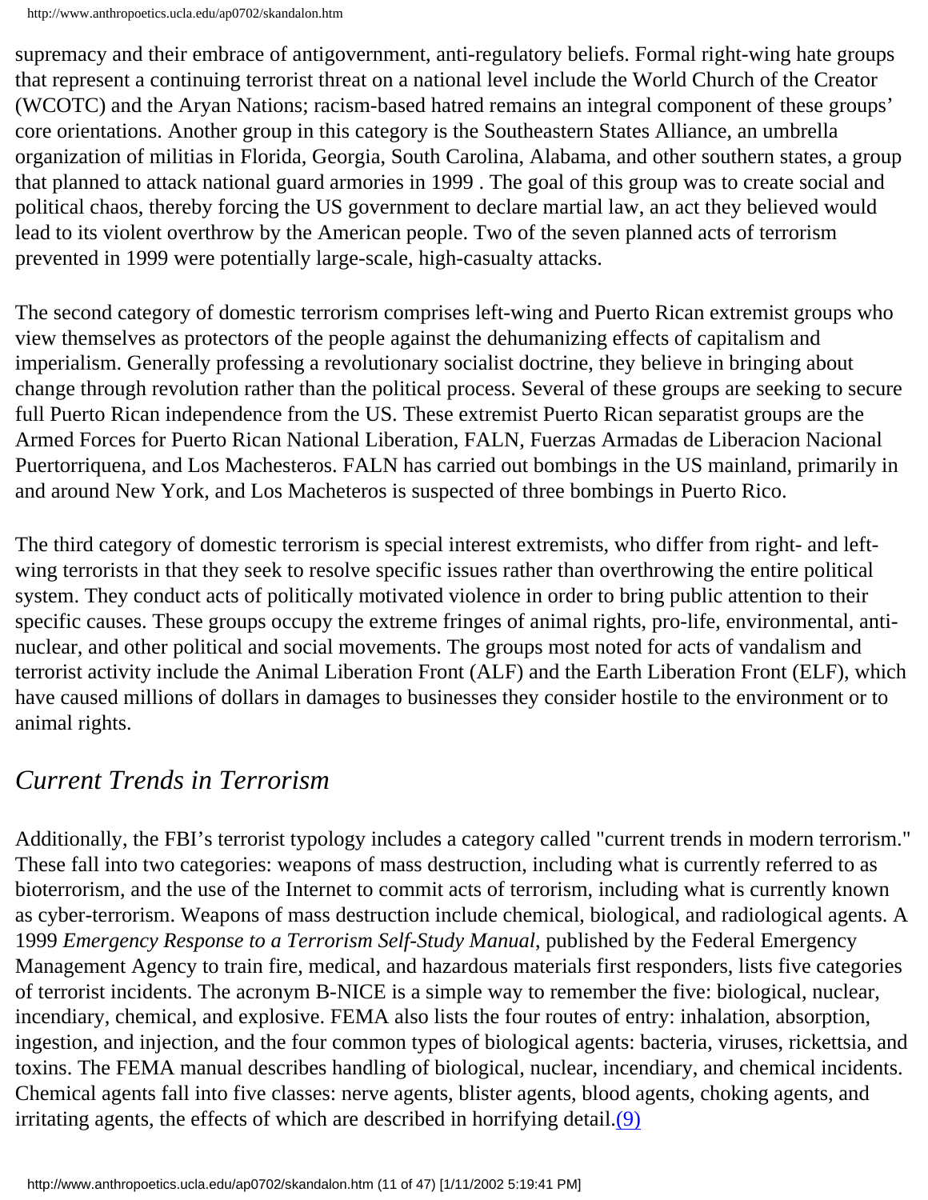supremacy and their embrace of antigovernment, anti-regulatory beliefs. Formal right-wing hate groups that represent a continuing terrorist threat on a national level include the World Church of the Creator (WCOTC) and the Aryan Nations; racism-based hatred remains an integral component of these groups' core orientations. Another group in this category is the Southeastern States Alliance, an umbrella organization of militias in Florida, Georgia, South Carolina, Alabama, and other southern states, a group that planned to attack national guard armories in 1999 . The goal of this group was to create social and political chaos, thereby forcing the US government to declare martial law, an act they believed would lead to its violent overthrow by the American people. Two of the seven planned acts of terrorism prevented in 1999 were potentially large-scale, high-casualty attacks.

The second category of domestic terrorism comprises left-wing and Puerto Rican extremist groups who view themselves as protectors of the people against the dehumanizing effects of capitalism and imperialism. Generally professing a revolutionary socialist doctrine, they believe in bringing about change through revolution rather than the political process. Several of these groups are seeking to secure full Puerto Rican independence from the US. These extremist Puerto Rican separatist groups are the Armed Forces for Puerto Rican National Liberation, FALN, Fuerzas Armadas de Liberacion Nacional Puertorriquena, and Los Machesteros. FALN has carried out bombings in the US mainland, primarily in and around New York, and Los Macheteros is suspected of three bombings in Puerto Rico.

The third category of domestic terrorism is special interest extremists, who differ from right- and left-wing terrorists in that they seek to resolve specific issues rather than overthrowing the entire political system. They conduct acts of politically motivated violence in order to bring public attention to their specific causes. These groups occupy the extreme fringes of animal rights, pro-life, environmental, anti-nuclear, and other political and social movements. The groups most noted for acts of vandalism and terrorist activity include the Animal Liberation Front (ALF) and the Earth Liberation Front (ELF), which have caused millions of dollars in damages to businesses they consider hostile to the environment or to animal rights.

## *Current Trends in Terrorism*

Additionally, the FBI's terrorist typology includes a category called "current trends in modern terrorism." These fall into two categories: weapons of mass destruction, including what is currently referred to as bioterrorism, and the use of the Internet to commit acts of terrorism, including what is currently known as cyber-terrorism. Weapons of mass destruction include chemical, biological, and radiological agents. A 1999 *Emergency Response to a Terrorism Self-Study Manual*, published by the Federal Emergency Management Agency to train fire, medical, and hazardous materials first responders, lists five categories of terrorist incidents. The acronym B-NICE is a simple way to remember the five: biological, nuclear, incendiary, chemical, and explosive. FEMA also lists the four routes of entry: inhalation, absorption, ingestion, and injection, and the four common types of biological agents: bacteria, viruses, rickettsia, and toxins. The FEMA manual describes handling of biological, nuclear, incendiary, and chemical incidents. Chemical agents fall into five classes: nerve agents, blister agents, blood agents, choking agents, and irritating agents, the effects of which are described in horrifying detail.(9)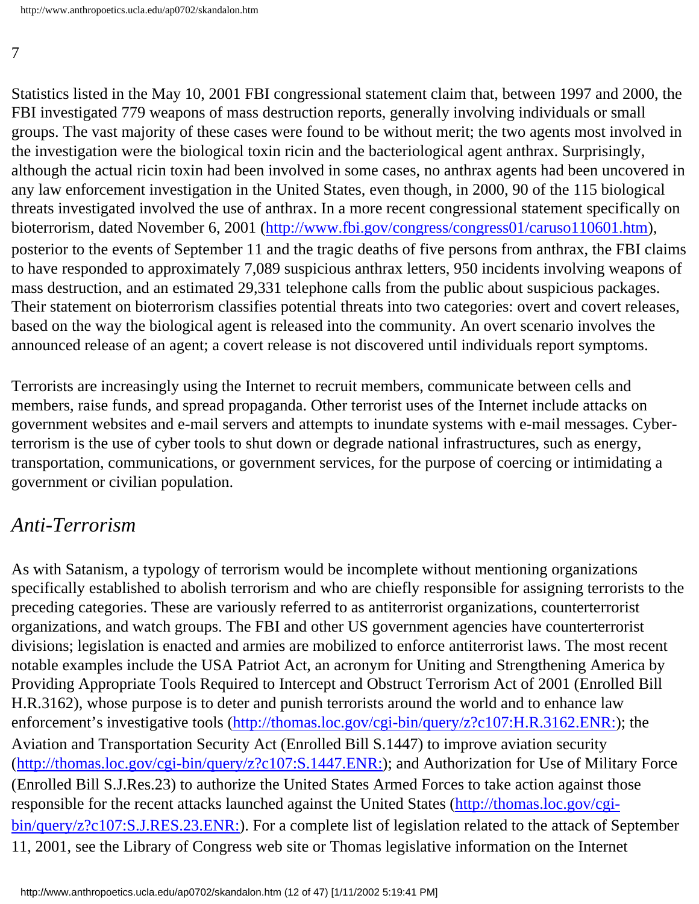7

Statistics listed in the May 10, 2001 FBI congressional statement claim that, between 1997 and 2000, the FBI investigated 779 weapons of mass destruction reports, generally involving individuals or small groups. The vast majority of these cases were found to be without merit; the two agents most involved in the investigation were the biological toxin ricin and the bacteriological agent anthrax. Surprisingly, although the actual ricin toxin had been involved in some cases, no anthrax agents had been uncovered in any law enforcement investigation in the United States, even though, in 2000, 90 of the 115 biological threats investigated involved the use of anthrax. In a more recent congressional statement specifically on bioterrorism, dated November 6, 2001 (http://www.fbi.gov/congress/congress01/caruso110601.htm), posterior to the events of September 11 and the tragic deaths of five persons from anthrax, the FBI claims to have responded to approximately 7,089 suspicious anthrax letters, 950 incidents involving weapons of mass destruction, and an estimated 29,331 telephone calls from the public about suspicious packages. Their statement on bioterrorism classifies potential threats into two categories: overt and covert releases, based on the way the biological agent is released into the community. An overt scenario involves the announced release of an agent; a covert release is not discovered until individuals report symptoms.

Terrorists are increasingly using the Internet to recruit members, communicate between cells and members, raise funds, and spread propaganda. Other terrorist uses of the Internet include attacks on government websites and e-mail servers and attempts to inundate systems with e-mail messages. Cyber-terrorism is the use of cyber tools to shut down or degrade national infrastructures, such as energy, transportation, communications, or government services, for the purpose of coercing or intimidating a government or civilian population.

## *Anti-Terrorism*

As with Satanism, a typology of terrorism would be incomplete without mentioning organizations specifically established to abolish terrorism and who are chiefly responsible for assigning terrorists to the preceding categories. These are variously referred to as antiterrorist organizations, counterterrorist organizations, and watch groups. The FBI and other US government agencies have counterterrorist divisions; legislation is enacted and armies are mobilized to enforce antiterrorist laws. The most recent notable examples include the USA Patriot Act, an acronym for Uniting and Strengthening America by Providing Appropriate Tools Required to Intercept and Obstruct Terrorism Act of 2001 (Enrolled Bill H.R.3162), whose purpose is to deter and punish terrorists around the world and to enhance law enforcement's investigative tools (http://thomas.loc.gov/cgi-bin/query/z?c107:H.R.3162.ENR:); the Aviation and Transportation Security Act (Enrolled Bill S.1447) to improve aviation security (http://thomas.loc.gov/cgi-bin/query/z?c107:S.1447.ENR:); and Authorization for Use of Military Force (Enrolled Bill S.J.Res.23) to authorize the United States Armed Forces to take action against those responsible for the recent attacks launched against the United States (http://thomas.loc.gov/cgi-bin/query/z?c107:S.J.RES.23.ENR:). For a complete list of legislation related to the attack of September 11, 2001, see the Library of Congress web site or Thomas legislative information on the Internet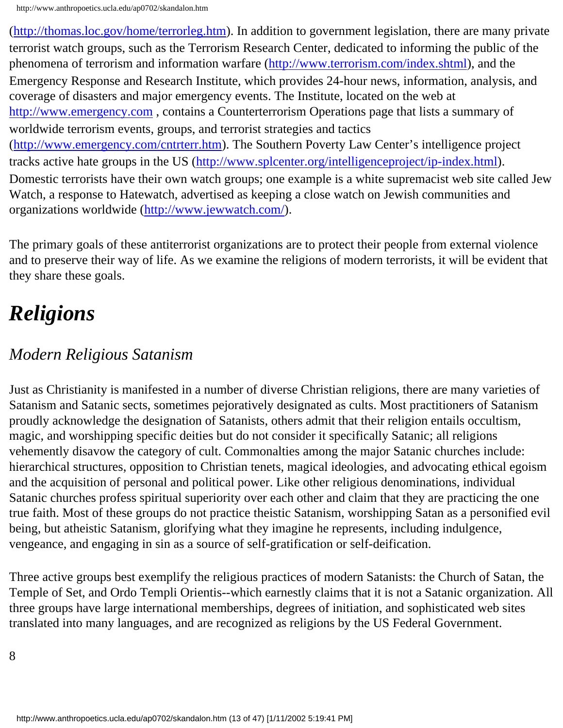(http://thomas.loc.gov/home/terrorleg.htm). In addition to government legislation, there are many private terrorist watch groups, such as the Terrorism Research Center, dedicated to informing the public of the phenomena of terrorism and information warfare (http://www.terrorism.com/index.shtml), and the Emergency Response and Research Institute, which provides 24-hour news, information, analysis, and coverage of disasters and major emergency events. The Institute, located on the web at http://www.emergency.com , contains a Counterterrorism Operations page that lists a summary of worldwide terrorism events, groups, and terrorist strategies and tactics (http://www.emergency.com/cntrterr.htm). The Southern Poverty Law Center's intelligence project tracks active hate groups in the US (http://www.splcenter.org/intelligenceproject/ip-index.html). Domestic terrorists have their own watch groups; one example is a white supremacist web site called Jew Watch, a response to Hatewatch, advertised as keeping a close watch on Jewish communities and organizations worldwide (http://www.jewwatch.com/).

The primary goals of these antiterrorist organizations are to protect their people from external violence and to preserve their way of life. As we examine the religions of modern terrorists, it will be evident that they share these goals.

## *Religions*

### *Modern Religious Satanism*

Just as Christianity is manifested in a number of diverse Christian religions, there are many varieties of Satanism and Satanic sects, sometimes pejoratively designated as cults. Most practitioners of Satanism proudly acknowledge the designation of Satanists, others admit that their religion entails occultism, magic, and worshipping specific deities but do not consider it specifically Satanic; all religions vehemently disavow the category of cult. Commonalties among the major Satanic churches include: hierarchical structures, opposition to Christian tenets, magical ideologies, and advocating ethical egoism and the acquisition of personal and political power. Like other religious denominations, individual Satanic churches profess spiritual superiority over each other and claim that they are practicing the one true faith. Most of these groups do not practice theistic Satanism, worshipping Satan as a personified evil being, but atheistic Satanism, glorifying what they imagine he represents, including indulgence, vengeance, and engaging in sin as a source of self-gratification or self-deification.

Three active groups best exemplify the religious practices of modern Satanists: the Church of Satan, the Temple of Set, and Ordo Templi Orientis--which earnestly claims that it is not a Satanic organization. All three groups have large international memberships, degrees of initiation, and sophisticated web sites translated into many languages, and are recognized as religions by the US Federal Government.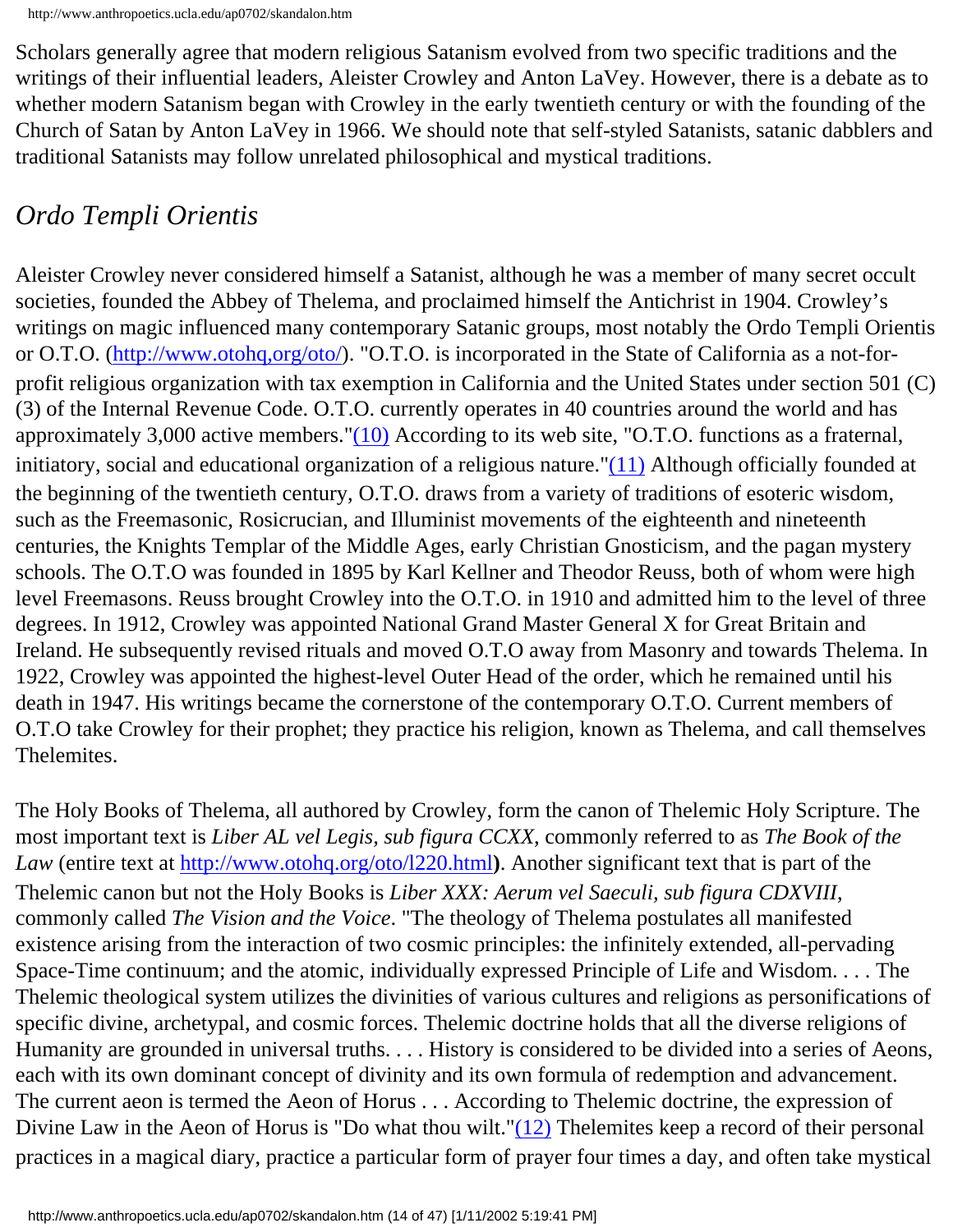Scholars generally agree that modern religious Satanism evolved from two specific traditions and the writings of their influential leaders, Aleister Crowley and Anton LaVey. However, there is a debate as to whether modern Satanism began with Crowley in the early twentieth century or with the founding of the Church of Satan by Anton LaVey in 1966. We should note that self-styled Satanists, satanic dabblers and traditional Satanists may follow unrelated philosophical and mystical traditions.

## *Ordo Templi Orientis*

Aleister Crowley never considered himself a Satanist, although he was a member of many secret occult societies, founded the Abbey of Thelema, and proclaimed himself the Antichrist in 1904. Crowley's writings on magic influenced many contemporary Satanic groups, most notably the Ordo Templi Orientis or O.T.O. (http://www.otohq,org/oto/). "O.T.O. is incorporated in the State of California as a not-for-profit religious organization with tax exemption in California and the United States under section 501 (C) (3) of the Internal Revenue Code. O.T.O. currently operates in 40 countries around the world and has approximately 3,000 active members."(10) According to its web site, "O.T.O. functions as a fraternal, initiatory, social and educational organization of a religious nature."(11) Although officially founded at the beginning of the twentieth century, O.T.O. draws from a variety of traditions of esoteric wisdom, such as the Freemasonic, Rosicrucian, and Illuminist movements of the eighteenth and nineteenth centuries, the Knights Templar of the Middle Ages, early Christian Gnosticism, and the pagan mystery schools. The O.T.O was founded in 1895 by Karl Kellner and Theodor Reuss, both of whom were high level Freemasons. Reuss brought Crowley into the O.T.O. in 1910 and admitted him to the level of three degrees. In 1912, Crowley was appointed National Grand Master General X for Great Britain and Ireland. He subsequently revised rituals and moved O.T.O away from Masonry and towards Thelema. In 1922, Crowley was appointed the highest-level Outer Head of the order, which he remained until his death in 1947. His writings became the cornerstone of the contemporary O.T.O. Current members of O.T.O take Crowley for their prophet; they practice his religion, known as Thelema, and call themselves Thelemites.

The Holy Books of Thelema, all authored by Crowley, form the canon of Thelemic Holy Scripture. The most important text is *Liber AL vel Legis, sub figura CCXX,* commonly referred to as *The Book of the Law* (entire text at http://www.otohq.org/oto/l220.html**)**. Another significant text that is part of the Thelemic canon but not the Holy Books is *Liber XXX: Aerum vel Saeculi, sub figura CDXVIII*, commonly called *The Vision and the Voice*. "The theology of Thelema postulates all manifested existence arising from the interaction of two cosmic principles: the infinitely extended, all-pervading Space-Time continuum; and the atomic, individually expressed Principle of Life and Wisdom. . . . The Thelemic theological system utilizes the divinities of various cultures and religions as personifications of specific divine, archetypal, and cosmic forces. Thelemic doctrine holds that all the diverse religions of Humanity are grounded in universal truths. . . . History is considered to be divided into a series of Aeons, each with its own dominant concept of divinity and its own formula of redemption and advancement. The current aeon is termed the Aeon of Horus . . . According to Thelemic doctrine, the expression of Divine Law in the Aeon of Horus is "Do what thou wilt."(12) Thelemites keep a record of their personal practices in a magical diary, practice a particular form of prayer four times a day, and often take mystical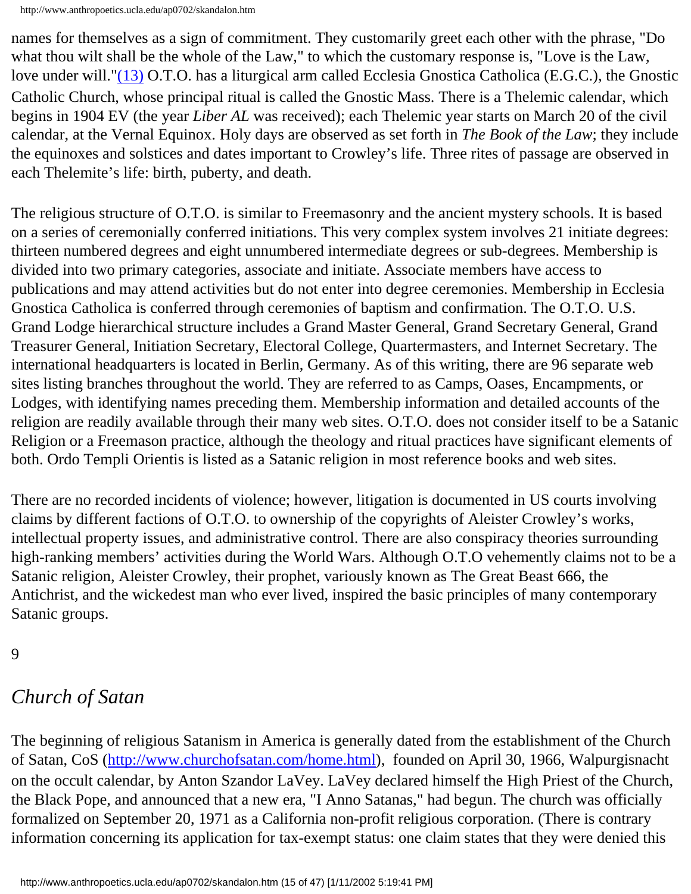names for themselves as a sign of commitment. They customarily greet each other with the phrase, "Do what thou wilt shall be the whole of the Law," to which the customary response is, "Love is the Law, love under will."[(13)] O.T.O. has a liturgical arm called Ecclesia Gnostica Catholica (E.G.C.), the Gnostic Catholic Church, whose principal ritual is called the Gnostic Mass. There is a Thelemic calendar, which begins in 1904 EV (the year *Liber AL* was received); each Thelemic year starts on March 20 of the civil calendar, at the Vernal Equinox. Holy days are observed as set forth in *The Book of the Law*; they include the equinoxes and solstices and dates important to Crowley's life. Three rites of passage are observed in each Thelemite's life: birth, puberty, and death.

The religious structure of O.T.O. is similar to Freemasonry and the ancient mystery schools. It is based on a series of ceremonially conferred initiations. This very complex system involves 21 initiate degrees: thirteen numbered degrees and eight unnumbered intermediate degrees or sub-degrees. Membership is divided into two primary categories, associate and initiate. Associate members have access to publications and may attend activities but do not enter into degree ceremonies. Membership in Ecclesia Gnostica Catholica is conferred through ceremonies of baptism and confirmation. The O.T.O. U.S. Grand Lodge hierarchical structure includes a Grand Master General, Grand Secretary General, Grand Treasurer General, Initiation Secretary, Electoral College, Quartermasters, and Internet Secretary. The international headquarters is located in Berlin, Germany. As of this writing, there are 96 separate web sites listing branches throughout the world. They are referred to as Camps, Oases, Encampments, or Lodges, with identifying names preceding them. Membership information and detailed accounts of the religion are readily available through their many web sites. O.T.O. does not consider itself to be a Satanic Religion or a Freemason practice, although the theology and ritual practices have significant elements of both. Ordo Templi Orientis is listed as a Satanic religion in most reference books and web sites.

There are no recorded incidents of violence; however, litigation is documented in US courts involving claims by different factions of O.T.O. to ownership of the copyrights of Aleister Crowley's works, intellectual property issues, and administrative control. There are also conspiracy theories surrounding high-ranking members' activities during the World Wars. Although O.T.O vehemently claims not to be a Satanic religion, Aleister Crowley, their prophet, variously known as The Great Beast 666, the Antichrist, and the wickedest man who ever lived, inspired the basic principles of many contemporary Satanic groups.

9

## *Church of Satan*

The beginning of religious Satanism in America is generally dated from the establishment of the Church of Satan, CoS (http://www.churchofsatan.com/home.html), founded on April 30, 1966, Walpurgisnacht on the occult calendar, by Anton Szandor LaVey. LaVey declared himself the High Priest of the Church, the Black Pope, and announced that a new era, "I Anno Satanas," had begun. The church was officially formalized on September 20, 1971 as a California non-profit religious corporation. (There is contrary information concerning its application for tax-exempt status: one claim states that they were denied this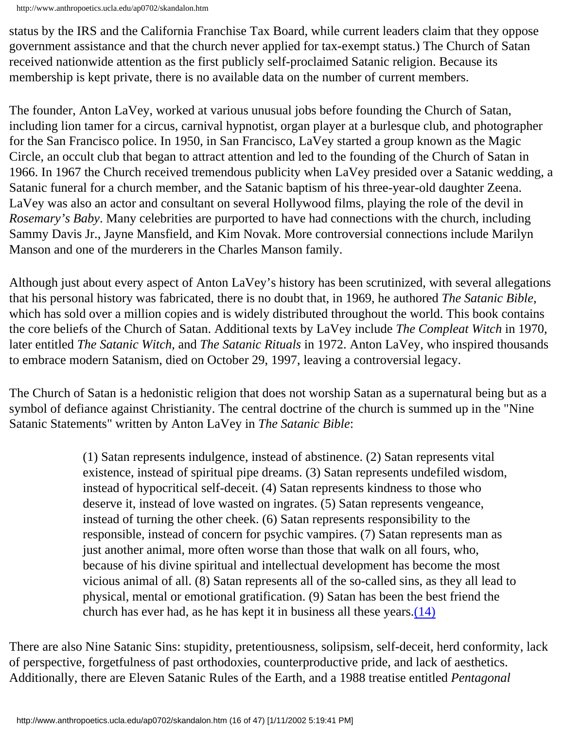status by the IRS and the California Franchise Tax Board, while current leaders claim that they oppose government assistance and that the church never applied for tax-exempt status.) The Church of Satan received nationwide attention as the first publicly self-proclaimed Satanic religion. Because its membership is kept private, there is no available data on the number of current members.

The founder, Anton LaVey, worked at various unusual jobs before founding the Church of Satan, including lion tamer for a circus, carnival hypnotist, organ player at a burlesque club, and photographer for the San Francisco police. In 1950, in San Francisco, LaVey started a group known as the Magic Circle, an occult club that began to attract attention and led to the founding of the Church of Satan in 1966. In 1967 the Church received tremendous publicity when LaVey presided over a Satanic wedding, a Satanic funeral for a church member, and the Satanic baptism of his three-year-old daughter Zeena. LaVey was also an actor and consultant on several Hollywood films, playing the role of the devil in *Rosemary's Baby*. Many celebrities are purported to have had connections with the church, including Sammy Davis Jr., Jayne Mansfield, and Kim Novak. More controversial connections include Marilyn Manson and one of the murderers in the Charles Manson family.

Although just about every aspect of Anton LaVey's history has been scrutinized, with several allegations that his personal history was fabricated, there is no doubt that, in 1969, he authored *The Satanic Bible*, which has sold over a million copies and is widely distributed throughout the world. This book contains the core beliefs of the Church of Satan. Additional texts by LaVey include *The Compleat Witch* in 1970, later entitled *The Satanic Witch,* and *The Satanic Rituals* in 1972. Anton LaVey, who inspired thousands to embrace modern Satanism, died on October 29, 1997, leaving a controversial legacy.

The Church of Satan is a hedonistic religion that does not worship Satan as a supernatural being but as a symbol of defiance against Christianity. The central doctrine of the church is summed up in the "Nine Satanic Statements" written by Anton LaVey in *The Satanic Bible*:

> (1) Satan represents indulgence, instead of abstinence. (2) Satan represents vital existence, instead of spiritual pipe dreams. (3) Satan represents undefiled wisdom, instead of hypocritical self-deceit. (4) Satan represents kindness to those who deserve it, instead of love wasted on ingrates. (5) Satan represents vengeance, instead of turning the other cheek. (6) Satan represents responsibility to the responsible, instead of concern for psychic vampires. (7) Satan represents man as just another animal, more often worse than those that walk on all fours, who, because of his divine spiritual and intellectual development has become the most vicious animal of all. (8) Satan represents all of the so-called sins, as they all lead to physical, mental or emotional gratification. (9) Satan has been the best friend the church has ever had, as he has kept it in business all these years.(14)

There are also Nine Satanic Sins: stupidity, pretentiousness, solipsism, self-deceit, herd conformity, lack of perspective, forgetfulness of past orthodoxies, counterproductive pride, and lack of aesthetics. Additionally, there are Eleven Satanic Rules of the Earth, and a 1988 treatise entitled *Pentagonal*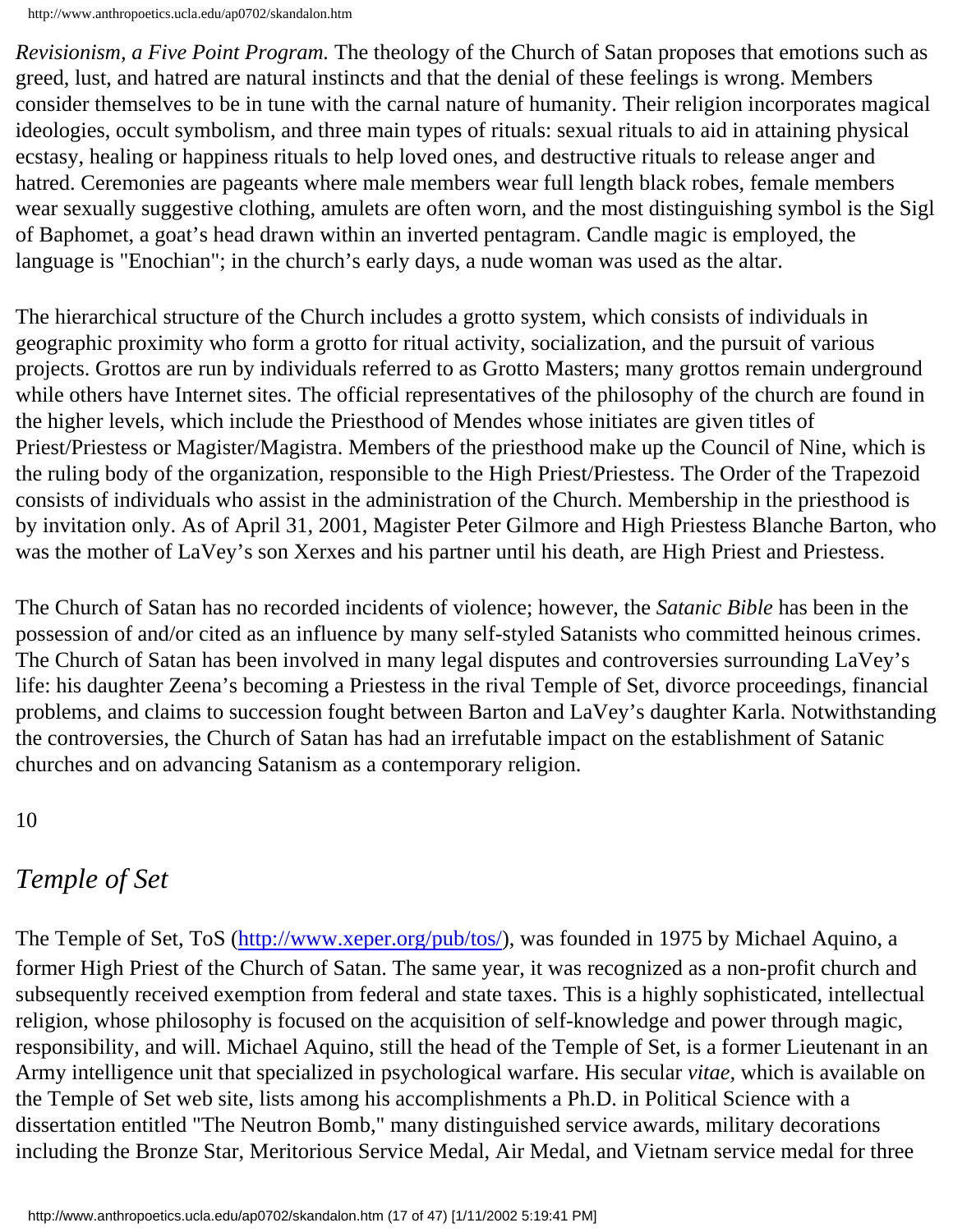*Revisionism, a Five Point Program.* The theology of the Church of Satan proposes that emotions such as greed, lust, and hatred are natural instincts and that the denial of these feelings is wrong. Members consider themselves to be in tune with the carnal nature of humanity. Their religion incorporates magical ideologies, occult symbolism, and three main types of rituals: sexual rituals to aid in attaining physical ecstasy, healing or happiness rituals to help loved ones, and destructive rituals to release anger and hatred. Ceremonies are pageants where male members wear full length black robes, female members wear sexually suggestive clothing, amulets are often worn, and the most distinguishing symbol is the Sigl of Baphomet, a goat's head drawn within an inverted pentagram. Candle magic is employed, the language is "Enochian"; in the church's early days, a nude woman was used as the altar.

The hierarchical structure of the Church includes a grotto system, which consists of individuals in geographic proximity who form a grotto for ritual activity, socialization, and the pursuit of various projects. Grottos are run by individuals referred to as Grotto Masters; many grottos remain underground while others have Internet sites. The official representatives of the philosophy of the church are found in the higher levels, which include the Priesthood of Mendes whose initiates are given titles of Priest/Priestess or Magister/Magistra. Members of the priesthood make up the Council of Nine, which is the ruling body of the organization, responsible to the High Priest/Priestess. The Order of the Trapezoid consists of individuals who assist in the administration of the Church. Membership in the priesthood is by invitation only. As of April 31, 2001, Magister Peter Gilmore and High Priestess Blanche Barton, who was the mother of LaVey's son Xerxes and his partner until his death, are High Priest and Priestess.

The Church of Satan has no recorded incidents of violence; however, the *Satanic Bible* has been in the possession of and/or cited as an influence by many self-styled Satanists who committed heinous crimes. The Church of Satan has been involved in many legal disputes and controversies surrounding LaVey's life: his daughter Zeena's becoming a Priestess in the rival Temple of Set, divorce proceedings, financial problems, and claims to succession fought between Barton and LaVey's daughter Karla. Notwithstanding the controversies, the Church of Satan has had an irrefutable impact on the establishment of Satanic churches and on advancing Satanism as a contemporary religion.

10

## *Temple of Set*

The Temple of Set, ToS (http://www.xeper.org/pub/tos/), was founded in 1975 by Michael Aquino, a former High Priest of the Church of Satan. The same year, it was recognized as a non-profit church and subsequently received exemption from federal and state taxes. This is a highly sophisticated, intellectual religion, whose philosophy is focused on the acquisition of self-knowledge and power through magic, responsibility, and will. Michael Aquino, still the head of the Temple of Set, is a former Lieutenant in an Army intelligence unit that specialized in psychological warfare. His secular *vitae*, which is available on the Temple of Set web site, lists among his accomplishments a Ph.D. in Political Science with a dissertation entitled "The Neutron Bomb," many distinguished service awards, military decorations including the Bronze Star, Meritorious Service Medal, Air Medal, and Vietnam service medal for three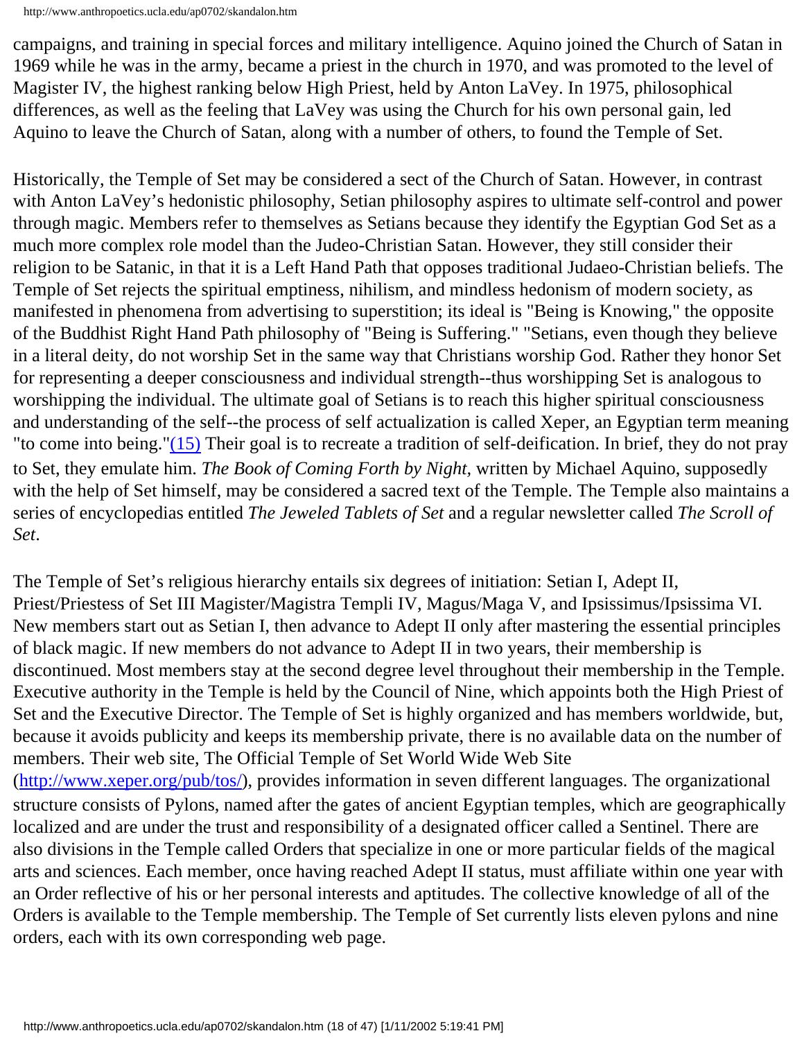campaigns, and training in special forces and military intelligence. Aquino joined the Church of Satan in 1969 while he was in the army, became a priest in the church in 1970, and was promoted to the level of Magister IV, the highest ranking below High Priest, held by Anton LaVey. In 1975, philosophical differences, as well as the feeling that LaVey was using the Church for his own personal gain, led Aquino to leave the Church of Satan, along with a number of others, to found the Temple of Set.

Historically, the Temple of Set may be considered a sect of the Church of Satan. However, in contrast with Anton LaVey's hedonistic philosophy, Setian philosophy aspires to ultimate self-control and power through magic. Members refer to themselves as Setians because they identify the Egyptian God Set as a much more complex role model than the Judeo-Christian Satan. However, they still consider their religion to be Satanic, in that it is a Left Hand Path that opposes traditional Judaeo-Christian beliefs. The Temple of Set rejects the spiritual emptiness, nihilism, and mindless hedonism of modern society, as manifested in phenomena from advertising to superstition; its ideal is "Being is Knowing," the opposite of the Buddhist Right Hand Path philosophy of "Being is Suffering." "Setians, even though they believe in a literal deity, do not worship Set in the same way that Christians worship God. Rather they honor Set for representing a deeper consciousness and individual strength--thus worshipping Set is analogous to worshipping the individual. The ultimate goal of Setians is to reach this higher spiritual consciousness and understanding of the self--the process of self actualization is called Xeper, an Egyptian term meaning "to come into being."[(15)] Their goal is to recreate a tradition of self-deification. In brief, they do not pray to Set, they emulate him. *The Book of Coming Forth by Night*, written by Michael Aquino, supposedly with the help of Set himself, may be considered a sacred text of the Temple. The Temple also maintains a series of encyclopedias entitled *The Jeweled Tablets of Set* and a regular newsletter called *The Scroll of Set*.

The Temple of Set's religious hierarchy entails six degrees of initiation: Setian I, Adept II, Priest/Priestess of Set III Magister/Magistra Templi IV, Magus/Maga V, and Ipsissimus/Ipsissima VI. New members start out as Setian I, then advance to Adept II only after mastering the essential principles of black magic. If new members do not advance to Adept II in two years, their membership is discontinued. Most members stay at the second degree level throughout their membership in the Temple. Executive authority in the Temple is held by the Council of Nine, which appoints both the High Priest of Set and the Executive Director. The Temple of Set is highly organized and has members worldwide, but, because it avoids publicity and keeps its membership private, there is no available data on the number of members. Their web site, The Official Temple of Set World Wide Web Site (http://www.xeper.org/pub/tos/), provides information in seven different languages. The organizational structure consists of Pylons, named after the gates of ancient Egyptian temples, which are geographically localized and are under the trust and responsibility of a designated officer called a Sentinel. There are also divisions in the Temple called Orders that specialize in one or more particular fields of the magical arts and sciences. Each member, once having reached Adept II status, must affiliate within one year with an Order reflective of his or her personal interests and aptitudes. The collective knowledge of all of the Orders is available to the Temple membership. The Temple of Set currently lists eleven pylons and nine orders, each with its own corresponding web page.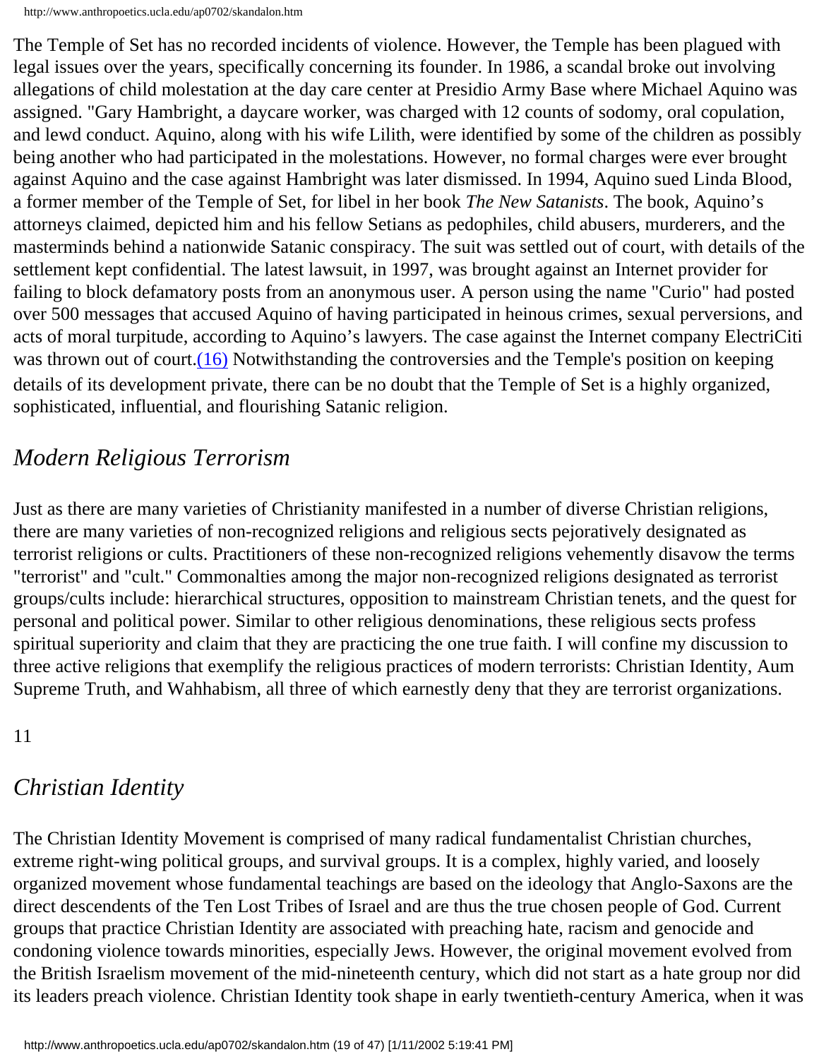The Temple of Set has no recorded incidents of violence. However, the Temple has been plagued with legal issues over the years, specifically concerning its founder. In 1986, a scandal broke out involving allegations of child molestation at the day care center at Presidio Army Base where Michael Aquino was assigned. "Gary Hambright, a daycare worker, was charged with 12 counts of sodomy, oral copulation, and lewd conduct. Aquino, along with his wife Lilith, were identified by some of the children as possibly being another who had participated in the molestations. However, no formal charges were ever brought against Aquino and the case against Hambright was later dismissed. In 1994, Aquino sued Linda Blood, a former member of the Temple of Set, for libel in her book *The New Satanists*. The book, Aquino's attorneys claimed, depicted him and his fellow Setians as pedophiles, child abusers, murderers, and the masterminds behind a nationwide Satanic conspiracy. The suit was settled out of court, with details of the settlement kept confidential. The latest lawsuit, in 1997, was brought against an Internet provider for failing to block defamatory posts from an anonymous user. A person using the name "Curio" had posted over 500 messages that accused Aquino of having participated in heinous crimes, sexual perversions, and acts of moral turpitude, according to Aquino's lawyers. The case against the Internet company ElectriCiti was thrown out of court.(16) Notwithstanding the controversies and the Temple's position on keeping details of its development private, there can be no doubt that the Temple of Set is a highly organized, sophisticated, influential, and flourishing Satanic religion.

## *Modern Religious Terrorism*

Just as there are many varieties of Christianity manifested in a number of diverse Christian religions, there are many varieties of non-recognized religions and religious sects pejoratively designated as terrorist religions or cults. Practitioners of these non-recognized religions vehemently disavow the terms "terrorist" and "cult." Commonalties among the major non-recognized religions designated as terrorist groups/cults include: hierarchical structures, opposition to mainstream Christian tenets, and the quest for personal and political power. Similar to other religious denominations, these religious sects profess spiritual superiority and claim that they are practicing the one true faith. I will confine my discussion to three active religions that exemplify the religious practices of modern terrorists: Christian Identity, Aum Supreme Truth, and Wahhabism, all three of which earnestly deny that they are terrorist organizations.

11

## *Christian Identity*

The Christian Identity Movement is comprised of many radical fundamentalist Christian churches, extreme right-wing political groups, and survival groups. It is a complex, highly varied, and loosely organized movement whose fundamental teachings are based on the ideology that Anglo-Saxons are the direct descendents of the Ten Lost Tribes of Israel and are thus the true chosen people of God. Current groups that practice Christian Identity are associated with preaching hate, racism and genocide and condoning violence towards minorities, especially Jews. However, the original movement evolved from the British Israelism movement of the mid-nineteenth century, which did not start as a hate group nor did its leaders preach violence. Christian Identity took shape in early twentieth-century America, when it was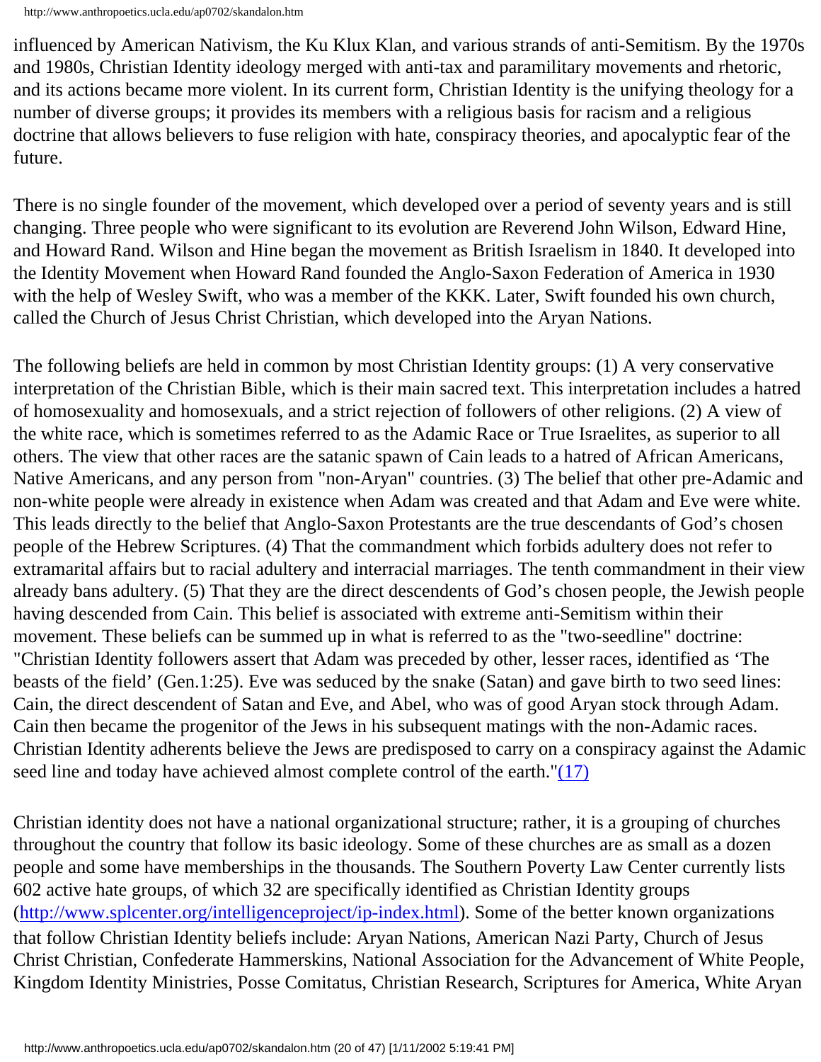influenced by American Nativism, the Ku Klux Klan, and various strands of anti-Semitism. By the 1970s and 1980s, Christian Identity ideology merged with anti-tax and paramilitary movements and rhetoric, and its actions became more violent. In its current form, Christian Identity is the unifying theology for a number of diverse groups; it provides its members with a religious basis for racism and a religious doctrine that allows believers to fuse religion with hate, conspiracy theories, and apocalyptic fear of the future.

There is no single founder of the movement, which developed over a period of seventy years and is still changing. Three people who were significant to its evolution are Reverend John Wilson, Edward Hine, and Howard Rand. Wilson and Hine began the movement as British Israelism in 1840. It developed into the Identity Movement when Howard Rand founded the Anglo-Saxon Federation of America in 1930 with the help of Wesley Swift, who was a member of the KKK. Later, Swift founded his own church, called the Church of Jesus Christ Christian, which developed into the Aryan Nations.

The following beliefs are held in common by most Christian Identity groups: (1) A very conservative interpretation of the Christian Bible, which is their main sacred text. This interpretation includes a hatred of homosexuality and homosexuals, and a strict rejection of followers of other religions. (2) A view of the white race, which is sometimes referred to as the Adamic Race or True Israelites, as superior to all others. The view that other races are the satanic spawn of Cain leads to a hatred of African Americans, Native Americans, and any person from "non-Aryan" countries. (3) The belief that other pre-Adamic and non-white people were already in existence when Adam was created and that Adam and Eve were white. This leads directly to the belief that Anglo-Saxon Protestants are the true descendants of God's chosen people of the Hebrew Scriptures. (4) That the commandment which forbids adultery does not refer to extramarital affairs but to racial adultery and interracial marriages. The tenth commandment in their view already bans adultery. (5) That they are the direct descendents of God's chosen people, the Jewish people having descended from Cain. This belief is associated with extreme anti-Semitism within their movement. These beliefs can be summed up in what is referred to as the "two-seedline" doctrine: "Christian Identity followers assert that Adam was preceded by other, lesser races, identified as 'The beasts of the field' (Gen.1:25). Eve was seduced by the snake (Satan) and gave birth to two seed lines: Cain, the direct descendent of Satan and Eve, and Abel, who was of good Aryan stock through Adam. Cain then became the progenitor of the Jews in his subsequent matings with the non-Adamic races. Christian Identity adherents believe the Jews are predisposed to carry on a conspiracy against the Adamic seed line and today have achieved almost complete control of the earth."(17)

Christian identity does not have a national organizational structure; rather, it is a grouping of churches throughout the country that follow its basic ideology. Some of these churches are as small as a dozen people and some have memberships in the thousands. The Southern Poverty Law Center currently lists 602 active hate groups, of which 32 are specifically identified as Christian Identity groups (http://www.splcenter.org/intelligenceproject/ip-index.html). Some of the better known organizations that follow Christian Identity beliefs include: Aryan Nations, American Nazi Party, Church of Jesus Christ Christian, Confederate Hammerskins, National Association for the Advancement of White People, Kingdom Identity Ministries, Posse Comitatus, Christian Research, Scriptures for America, White Aryan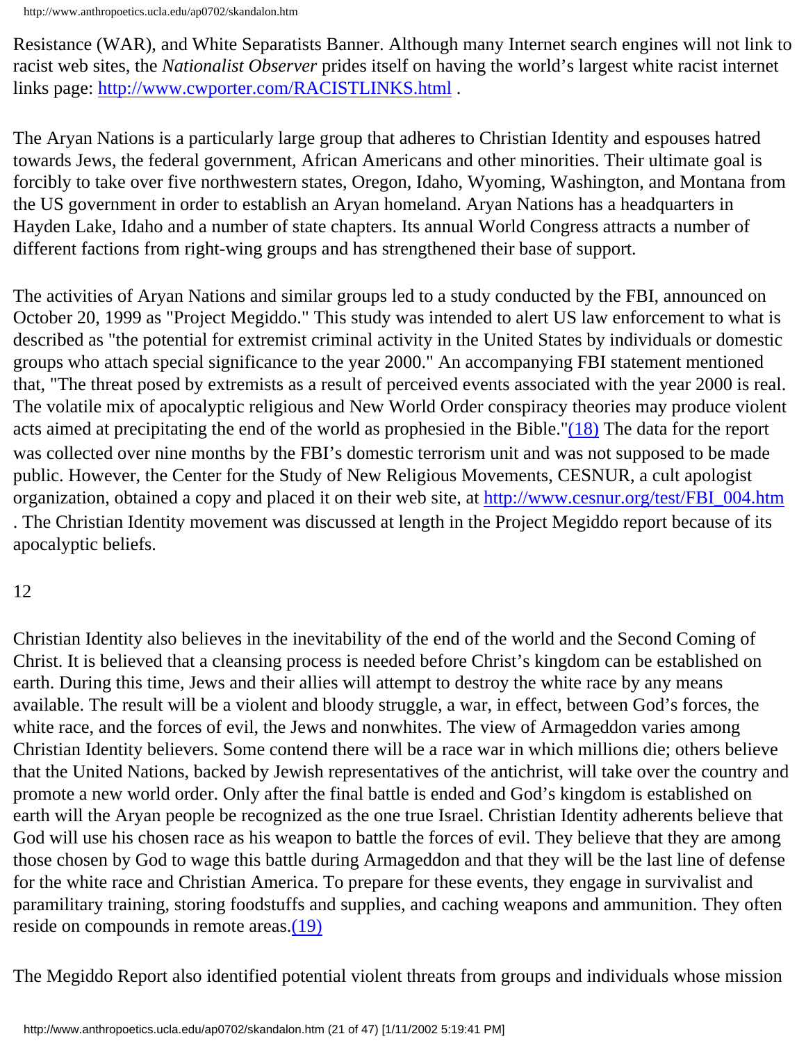Resistance (WAR), and White Separatists Banner. Although many Internet search engines will not link to racist web sites, the *Nationalist Observer* prides itself on having the world's largest white racist internet links page: http://www.cwporter.com/RACISTLINKS.html .

The Aryan Nations is a particularly large group that adheres to Christian Identity and espouses hatred towards Jews, the federal government, African Americans and other minorities. Their ultimate goal is forcibly to take over five northwestern states, Oregon, Idaho, Wyoming, Washington, and Montana from the US government in order to establish an Aryan homeland. Aryan Nations has a headquarters in Hayden Lake, Idaho and a number of state chapters. Its annual World Congress attracts a number of different factions from right-wing groups and has strengthened their base of support.

The activities of Aryan Nations and similar groups led to a study conducted by the FBI, announced on October 20, 1999 as "Project Megiddo." This study was intended to alert US law enforcement to what is described as "the potential for extremist criminal activity in the United States by individuals or domestic groups who attach special significance to the year 2000." An accompanying FBI statement mentioned that, "The threat posed by extremists as a result of perceived events associated with the year 2000 is real. The volatile mix of apocalyptic religious and New World Order conspiracy theories may produce violent acts aimed at precipitating the end of the world as prophesied in the Bible."(18) The data for the report was collected over nine months by the FBI's domestic terrorism unit and was not supposed to be made public. However, the Center for the Study of New Religious Movements, CESNUR, a cult apologist organization, obtained a copy and placed it on their web site, at http://www.cesnur.org/test/FBI_004.htm . The Christian Identity movement was discussed at length in the Project Megiddo report because of its apocalyptic beliefs.

12

Christian Identity also believes in the inevitability of the end of the world and the Second Coming of Christ. It is believed that a cleansing process is needed before Christ's kingdom can be established on earth. During this time, Jews and their allies will attempt to destroy the white race by any means available. The result will be a violent and bloody struggle, a war, in effect, between God's forces, the white race, and the forces of evil, the Jews and nonwhites. The view of Armageddon varies among Christian Identity believers. Some contend there will be a race war in which millions die; others believe that the United Nations, backed by Jewish representatives of the antichrist, will take over the country and promote a new world order. Only after the final battle is ended and God's kingdom is established on earth will the Aryan people be recognized as the one true Israel. Christian Identity adherents believe that God will use his chosen race as his weapon to battle the forces of evil. They believe that they are among those chosen by God to wage this battle during Armageddon and that they will be the last line of defense for the white race and Christian America. To prepare for these events, they engage in survivalist and paramilitary training, storing foodstuffs and supplies, and caching weapons and ammunition. They often reside on compounds in remote areas.(19)

The Megiddo Report also identified potential violent threats from groups and individuals whose mission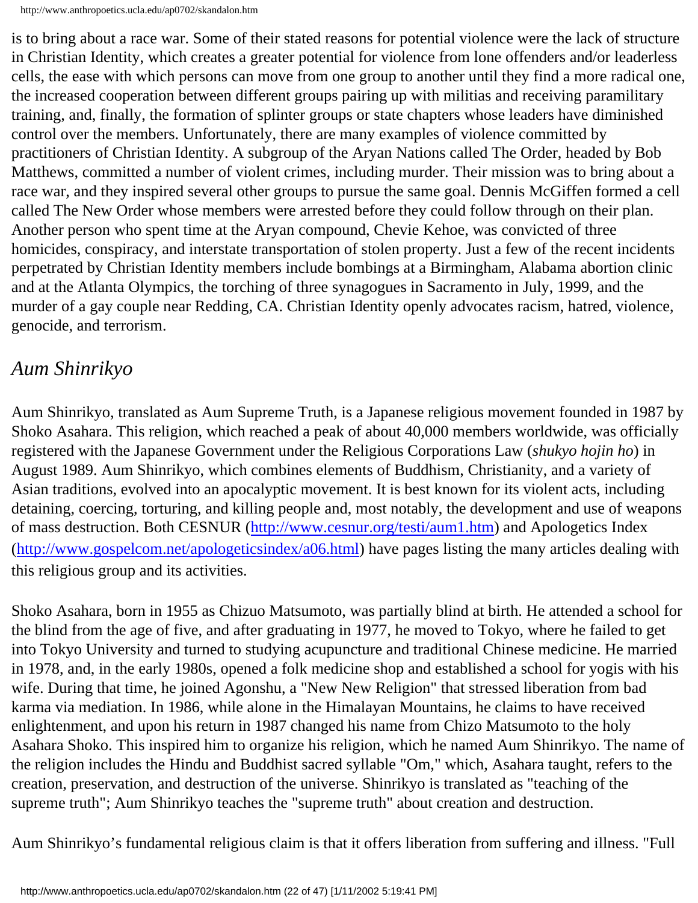is to bring about a race war. Some of their stated reasons for potential violence were the lack of structure in Christian Identity, which creates a greater potential for violence from lone offenders and/or leaderless cells, the ease with which persons can move from one group to another until they find a more radical one, the increased cooperation between different groups pairing up with militias and receiving paramilitary training, and, finally, the formation of splinter groups or state chapters whose leaders have diminished control over the members. Unfortunately, there are many examples of violence committed by practitioners of Christian Identity. A subgroup of the Aryan Nations called The Order, headed by Bob Matthews, committed a number of violent crimes, including murder. Their mission was to bring about a race war, and they inspired several other groups to pursue the same goal. Dennis McGiffen formed a cell called The New Order whose members were arrested before they could follow through on their plan. Another person who spent time at the Aryan compound, Chevie Kehoe, was convicted of three homicides, conspiracy, and interstate transportation of stolen property. Just a few of the recent incidents perpetrated by Christian Identity members include bombings at a Birmingham, Alabama abortion clinic and at the Atlanta Olympics, the torching of three synagogues in Sacramento in July, 1999, and the murder of a gay couple near Redding, CA. Christian Identity openly advocates racism, hatred, violence, genocide, and terrorism.

## *Aum Shinrikyo*

Aum Shinrikyo, translated as Aum Supreme Truth, is a Japanese religious movement founded in 1987 by Shoko Asahara. This religion, which reached a peak of about 40,000 members worldwide, was officially registered with the Japanese Government under the Religious Corporations Law (*shukyo hojin ho*) in August 1989. Aum Shinrikyo, which combines elements of Buddhism, Christianity, and a variety of Asian traditions, evolved into an apocalyptic movement. It is best known for its violent acts, including detaining, coercing, torturing, and killing people and, most notably, the development and use of weapons of mass destruction. Both CESNUR (http://www.cesnur.org/testi/aum1.htm) and Apologetics Index (http://www.gospelcom.net/apologeticsindex/a06.html) have pages listing the many articles dealing with this religious group and its activities.

Shoko Asahara, born in 1955 as Chizuo Matsumoto, was partially blind at birth. He attended a school for the blind from the age of five, and after graduating in 1977, he moved to Tokyo, where he failed to get into Tokyo University and turned to studying acupuncture and traditional Chinese medicine. He married in 1978, and, in the early 1980s, opened a folk medicine shop and established a school for yogis with his wife. During that time, he joined Agonshu, a "New New Religion" that stressed liberation from bad karma via mediation. In 1986, while alone in the Himalayan Mountains, he claims to have received enlightenment, and upon his return in 1987 changed his name from Chizo Matsumoto to the holy Asahara Shoko. This inspired him to organize his religion, which he named Aum Shinrikyo. The name of the religion includes the Hindu and Buddhist sacred syllable "Om," which, Asahara taught, refers to the creation, preservation, and destruction of the universe. Shinrikyo is translated as "teaching of the supreme truth"; Aum Shinrikyo teaches the "supreme truth" about creation and destruction.

Aum Shinrikyo's fundamental religious claim is that it offers liberation from suffering and illness. "Full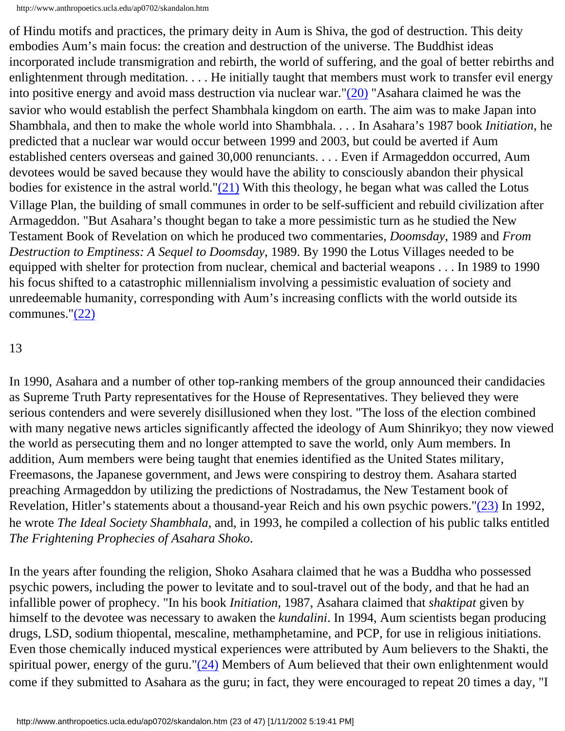of Hindu motifs and practices, the primary deity in Aum is Shiva, the god of destruction. This deity embodies Aum's main focus: the creation and destruction of the universe. The Buddhist ideas incorporated include transmigration and rebirth, the world of suffering, and the goal of better rebirths and enlightenment through meditation. . . . He initially taught that members must work to transfer evil energy into positive energy and avoid mass destruction via nuclear war."(20) "Asahara claimed he was the savior who would establish the perfect Shambhala kingdom on earth. The aim was to make Japan into Shambhala, and then to make the whole world into Shambhala. . . . In Asahara's 1987 book *Initiation*, he predicted that a nuclear war would occur between 1999 and 2003, but could be averted if Aum established centers overseas and gained 30,000 renunciants. . . . Even if Armageddon occurred, Aum devotees would be saved because they would have the ability to consciously abandon their physical bodies for existence in the astral world."(21) With this theology, he began what was called the Lotus Village Plan, the building of small communes in order to be self-sufficient and rebuild civilization after Armageddon. "But Asahara's thought began to take a more pessimistic turn as he studied the New Testament Book of Revelation on which he produced two commentaries, *Doomsday*, 1989 and *From Destruction to Emptiness: A Sequel to Doomsday*, 1989. By 1990 the Lotus Villages needed to be equipped with shelter for protection from nuclear, chemical and bacterial weapons . . . In 1989 to 1990 his focus shifted to a catastrophic millennialism involving a pessimistic evaluation of society and unredeemable humanity, corresponding with Aum's increasing conflicts with the world outside its communes."(22)

13

In 1990, Asahara and a number of other top-ranking members of the group announced their candidacies as Supreme Truth Party representatives for the House of Representatives. They believed they were serious contenders and were severely disillusioned when they lost. "The loss of the election combined with many negative news articles significantly affected the ideology of Aum Shinrikyo; they now viewed the world as persecuting them and no longer attempted to save the world, only Aum members. In addition, Aum members were being taught that enemies identified as the United States military, Freemasons, the Japanese government, and Jews were conspiring to destroy them. Asahara started preaching Armageddon by utilizing the predictions of Nostradamus, the New Testament book of Revelation, Hitler's statements about a thousand-year Reich and his own psychic powers."(23) In 1992, he wrote *The Ideal Society Shambhala*, and, in 1993, he compiled a collection of his public talks entitled *The Frightening Prophecies of Asahara Shoko*.

In the years after founding the religion, Shoko Asahara claimed that he was a Buddha who possessed psychic powers, including the power to levitate and to soul-travel out of the body, and that he had an infallible power of prophecy. "In his book *Initiation*, 1987, Asahara claimed that *shaktipat* given by himself to the devotee was necessary to awaken the *kundalini*. In 1994, Aum scientists began producing drugs, LSD, sodium thiopental, mescaline, methamphetamine, and PCP, for use in religious initiations. Even those chemically induced mystical experiences were attributed by Aum believers to the Shakti, the spiritual power, energy of the guru."(24) Members of Aum believed that their own enlightenment would come if they submitted to Asahara as the guru; in fact, they were encouraged to repeat 20 times a day, "I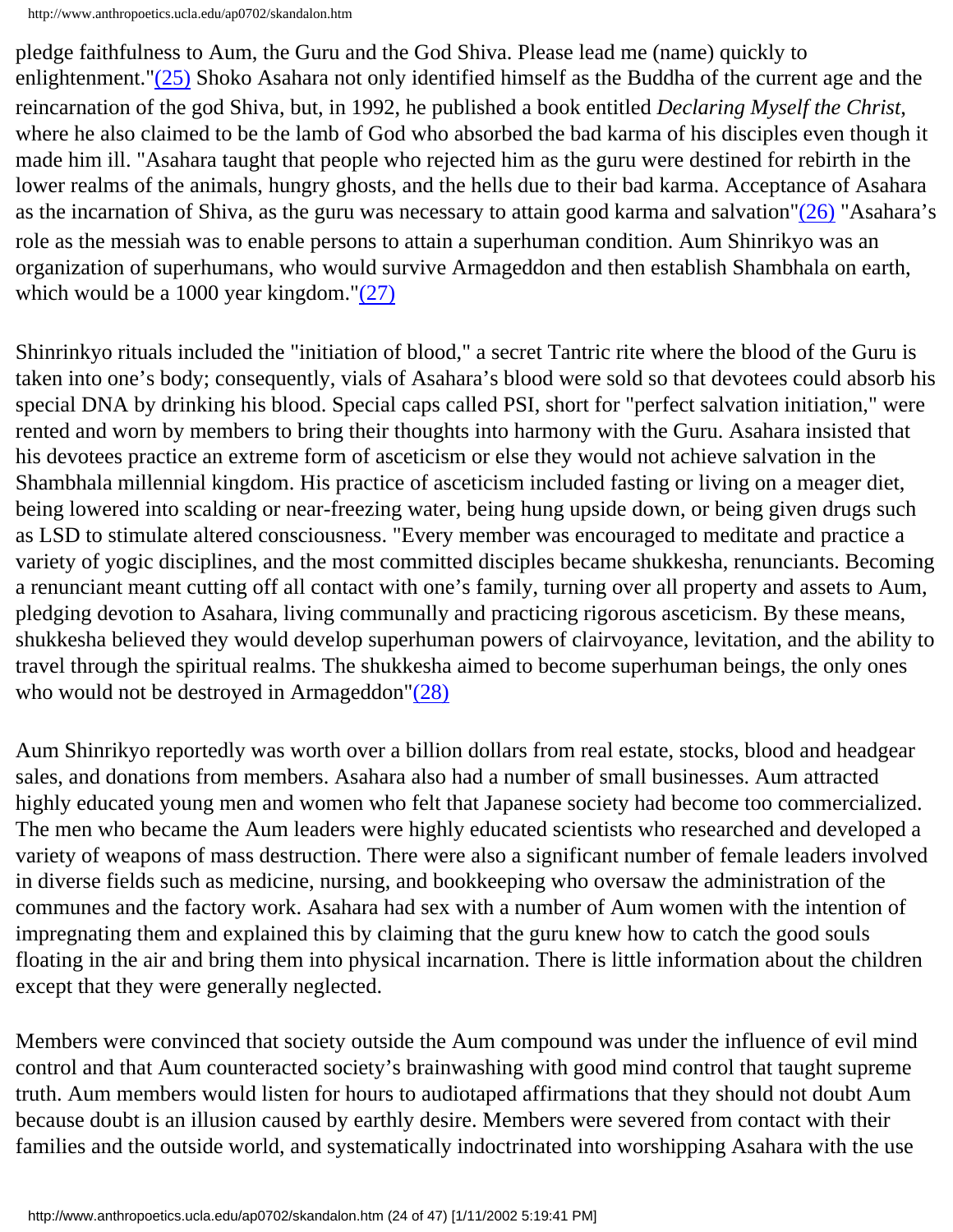pledge faithfulness to Aum, the Guru and the God Shiva. Please lead me (name) quickly to enlightenment."(25) Shoko Asahara not only identified himself as the Buddha of the current age and the reincarnation of the god Shiva, but, in 1992, he published a book entitled *Declaring Myself the Christ*, where he also claimed to be the lamb of God who absorbed the bad karma of his disciples even though it made him ill. "Asahara taught that people who rejected him as the guru were destined for rebirth in the lower realms of the animals, hungry ghosts, and the hells due to their bad karma. Acceptance of Asahara as the incarnation of Shiva, as the guru was necessary to attain good karma and salvation"(26) "Asahara's role as the messiah was to enable persons to attain a superhuman condition. Aum Shinrikyo was an organization of superhumans, who would survive Armageddon and then establish Shambhala on earth, which would be a 1000 year kingdom."(27)

Shinrinkyo rituals included the "initiation of blood," a secret Tantric rite where the blood of the Guru is taken into one's body; consequently, vials of Asahara's blood were sold so that devotees could absorb his special DNA by drinking his blood. Special caps called PSI, short for "perfect salvation initiation," were rented and worn by members to bring their thoughts into harmony with the Guru. Asahara insisted that his devotees practice an extreme form of asceticism or else they would not achieve salvation in the Shambhala millennial kingdom. His practice of asceticism included fasting or living on a meager diet, being lowered into scalding or near-freezing water, being hung upside down, or being given drugs such as LSD to stimulate altered consciousness. "Every member was encouraged to meditate and practice a variety of yogic disciplines, and the most committed disciples became shukkesha, renunciants. Becoming a renunciant meant cutting off all contact with one's family, turning over all property and assets to Aum, pledging devotion to Asahara, living communally and practicing rigorous asceticism. By these means, shukkesha believed they would develop superhuman powers of clairvoyance, levitation, and the ability to travel through the spiritual realms. The shukkesha aimed to become superhuman beings, the only ones who would not be destroyed in Armageddon"(28)

Aum Shinrikyo reportedly was worth over a billion dollars from real estate, stocks, blood and headgear sales, and donations from members. Asahara also had a number of small businesses. Aum attracted highly educated young men and women who felt that Japanese society had become too commercialized. The men who became the Aum leaders were highly educated scientists who researched and developed a variety of weapons of mass destruction. There were also a significant number of female leaders involved in diverse fields such as medicine, nursing, and bookkeeping who oversaw the administration of the communes and the factory work. Asahara had sex with a number of Aum women with the intention of impregnating them and explained this by claiming that the guru knew how to catch the good souls floating in the air and bring them into physical incarnation. There is little information about the children except that they were generally neglected.

Members were convinced that society outside the Aum compound was under the influence of evil mind control and that Aum counteracted society's brainwashing with good mind control that taught supreme truth. Aum members would listen for hours to audiotaped affirmations that they should not doubt Aum because doubt is an illusion caused by earthly desire. Members were severed from contact with their families and the outside world, and systematically indoctrinated into worshipping Asahara with the use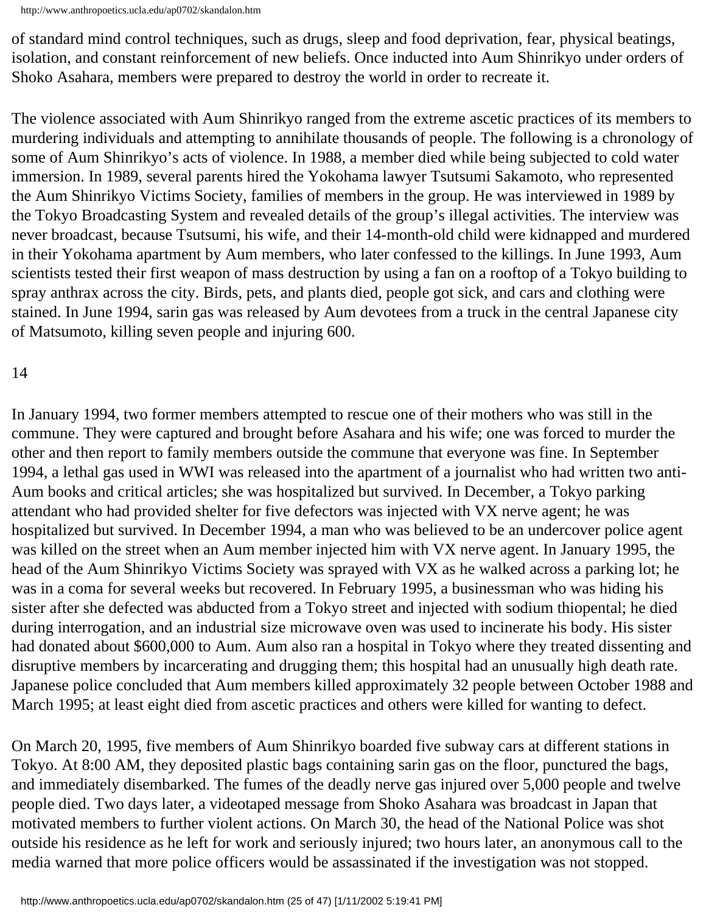of standard mind control techniques, such as drugs, sleep and food deprivation, fear, physical beatings, isolation, and constant reinforcement of new beliefs. Once inducted into Aum Shinrikyo under orders of Shoko Asahara, members were prepared to destroy the world in order to recreate it.

The violence associated with Aum Shinrikyo ranged from the extreme ascetic practices of its members to murdering individuals and attempting to annihilate thousands of people. The following is a chronology of some of Aum Shinrikyo's acts of violence. In 1988, a member died while being subjected to cold water immersion. In 1989, several parents hired the Yokohama lawyer Tsutsumi Sakamoto, who represented the Aum Shinrikyo Victims Society, families of members in the group. He was interviewed in 1989 by the Tokyo Broadcasting System and revealed details of the group's illegal activities. The interview was never broadcast, because Tsutsumi, his wife, and their 14-month-old child were kidnapped and murdered in their Yokohama apartment by Aum members, who later confessed to the killings. In June 1993, Aum scientists tested their first weapon of mass destruction by using a fan on a rooftop of a Tokyo building to spray anthrax across the city. Birds, pets, and plants died, people got sick, and cars and clothing were stained. In June 1994, sarin gas was released by Aum devotees from a truck in the central Japanese city of Matsumoto, killing seven people and injuring 600.

14

In January 1994, two former members attempted to rescue one of their mothers who was still in the commune. They were captured and brought before Asahara and his wife; one was forced to murder the other and then report to family members outside the commune that everyone was fine. In September 1994, a lethal gas used in WWI was released into the apartment of a journalist who had written two anti-Aum books and critical articles; she was hospitalized but survived. In December, a Tokyo parking attendant who had provided shelter for five defectors was injected with VX nerve agent; he was hospitalized but survived. In December 1994, a man who was believed to be an undercover police agent was killed on the street when an Aum member injected him with VX nerve agent. In January 1995, the head of the Aum Shinrikyo Victims Society was sprayed with VX as he walked across a parking lot; he was in a coma for several weeks but recovered. In February 1995, a businessman who was hiding his sister after she defected was abducted from a Tokyo street and injected with sodium thiopental; he died during interrogation, and an industrial size microwave oven was used to incinerate his body. His sister had donated about $600,000 to Aum. Aum also ran a hospital in Tokyo where they treated dissenting and disruptive members by incarcerating and drugging them; this hospital had an unusually high death rate. Japanese police concluded that Aum members killed approximately 32 people between October 1988 and March 1995; at least eight died from ascetic practices and others were killed for wanting to defect.

On March 20, 1995, five members of Aum Shinrikyo boarded five subway cars at different stations in Tokyo. At 8:00 AM, they deposited plastic bags containing sarin gas on the floor, punctured the bags, and immediately disembarked. The fumes of the deadly nerve gas injured over 5,000 people and twelve people died. Two days later, a videotaped message from Shoko Asahara was broadcast in Japan that motivated members to further violent actions. On March 30, the head of the National Police was shot outside his residence as he left for work and seriously injured; two hours later, an anonymous call to the media warned that more police officers would be assassinated if the investigation was not stopped.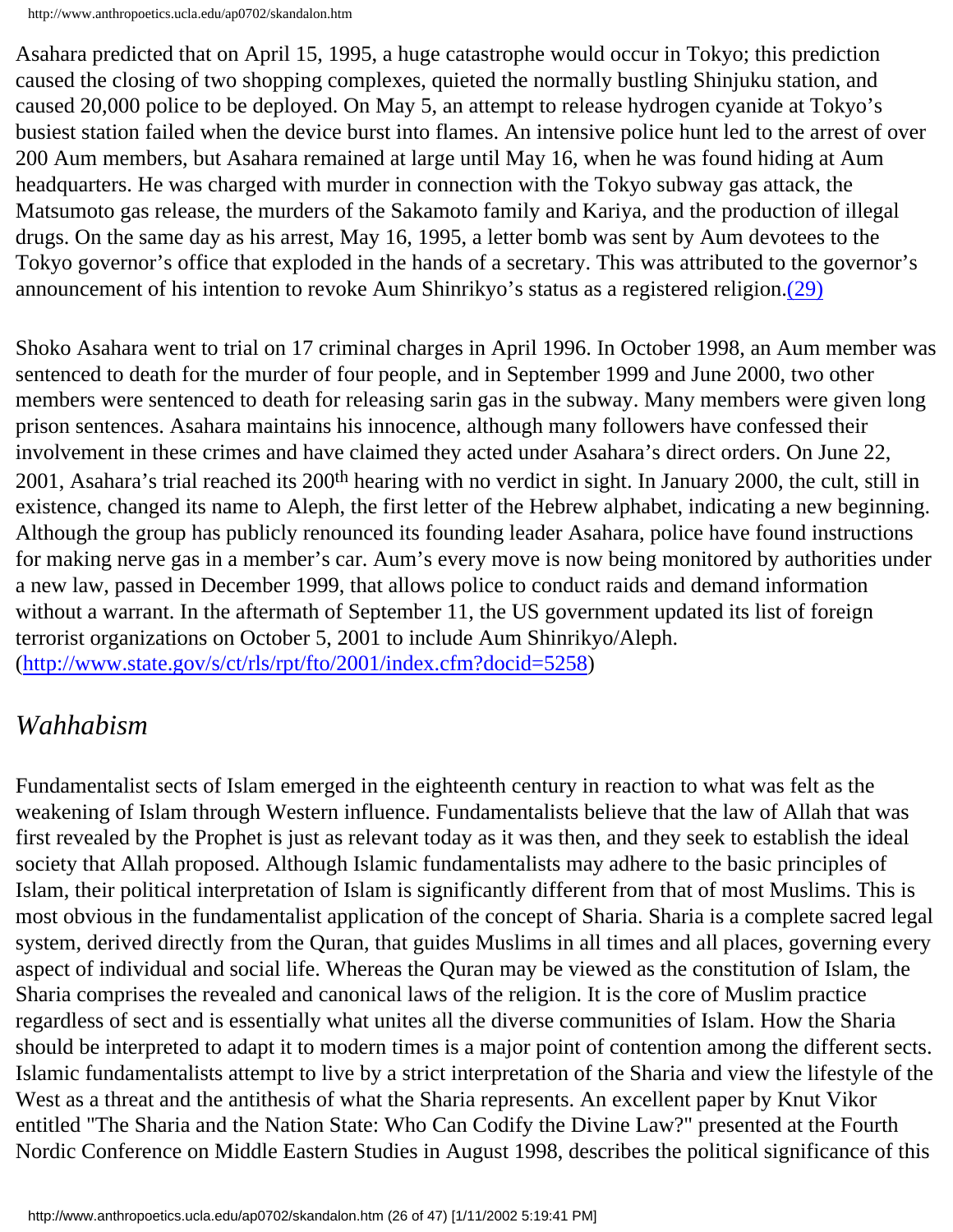Asahara predicted that on April 15, 1995, a huge catastrophe would occur in Tokyo; this prediction caused the closing of two shopping complexes, quieted the normally bustling Shinjuku station, and caused 20,000 police to be deployed. On May 5, an attempt to release hydrogen cyanide at Tokyo's busiest station failed when the device burst into flames. An intensive police hunt led to the arrest of over 200 Aum members, but Asahara remained at large until May 16, when he was found hiding at Aum headquarters. He was charged with murder in connection with the Tokyo subway gas attack, the Matsumoto gas release, the murders of the Sakamoto family and Kariya, and the production of illegal drugs. On the same day as his arrest, May 16, 1995, a letter bomb was sent by Aum devotees to the Tokyo governor's office that exploded in the hands of a secretary. This was attributed to the governor's announcement of his intention to revoke Aum Shinrikyo's status as a registered religion.(29)

Shoko Asahara went to trial on 17 criminal charges in April 1996. In October 1998, an Aum member was sentenced to death for the murder of four people, and in September 1999 and June 2000, two other members were sentenced to death for releasing sarin gas in the subway. Many members were given long prison sentences. Asahara maintains his innocence, although many followers have confessed their involvement in these crimes and have claimed they acted under Asahara's direct orders. On June 22, 2001, Asahara's trial reached its 200th hearing with no verdict in sight. In January 2000, the cult, still in existence, changed its name to Aleph, the first letter of the Hebrew alphabet, indicating a new beginning. Although the group has publicly renounced its founding leader Asahara, police have found instructions for making nerve gas in a member's car. Aum's every move is now being monitored by authorities under a new law, passed in December 1999, that allows police to conduct raids and demand information without a warrant. In the aftermath of September 11, the US government updated its list of foreign terrorist organizations on October 5, 2001 to include Aum Shinrikyo/Aleph. (http://www.state.gov/s/ct/rls/rpt/fto/2001/index.cfm?docid=5258)

## *Wahhabism*

Fundamentalist sects of Islam emerged in the eighteenth century in reaction to what was felt as the weakening of Islam through Western influence. Fundamentalists believe that the law of Allah that was first revealed by the Prophet is just as relevant today as it was then, and they seek to establish the ideal society that Allah proposed. Although Islamic fundamentalists may adhere to the basic principles of Islam, their political interpretation of Islam is significantly different from that of most Muslims. This is most obvious in the fundamentalist application of the concept of Sharia. Sharia is a complete sacred legal system, derived directly from the Quran, that guides Muslims in all times and all places, governing every aspect of individual and social life. Whereas the Quran may be viewed as the constitution of Islam, the Sharia comprises the revealed and canonical laws of the religion. It is the core of Muslim practice regardless of sect and is essentially what unites all the diverse communities of Islam. How the Sharia should be interpreted to adapt it to modern times is a major point of contention among the different sects. Islamic fundamentalists attempt to live by a strict interpretation of the Sharia and view the lifestyle of the West as a threat and the antithesis of what the Sharia represents. An excellent paper by Knut Vikor entitled "The Sharia and the Nation State: Who Can Codify the Divine Law?" presented at the Fourth Nordic Conference on Middle Eastern Studies in August 1998, describes the political significance of this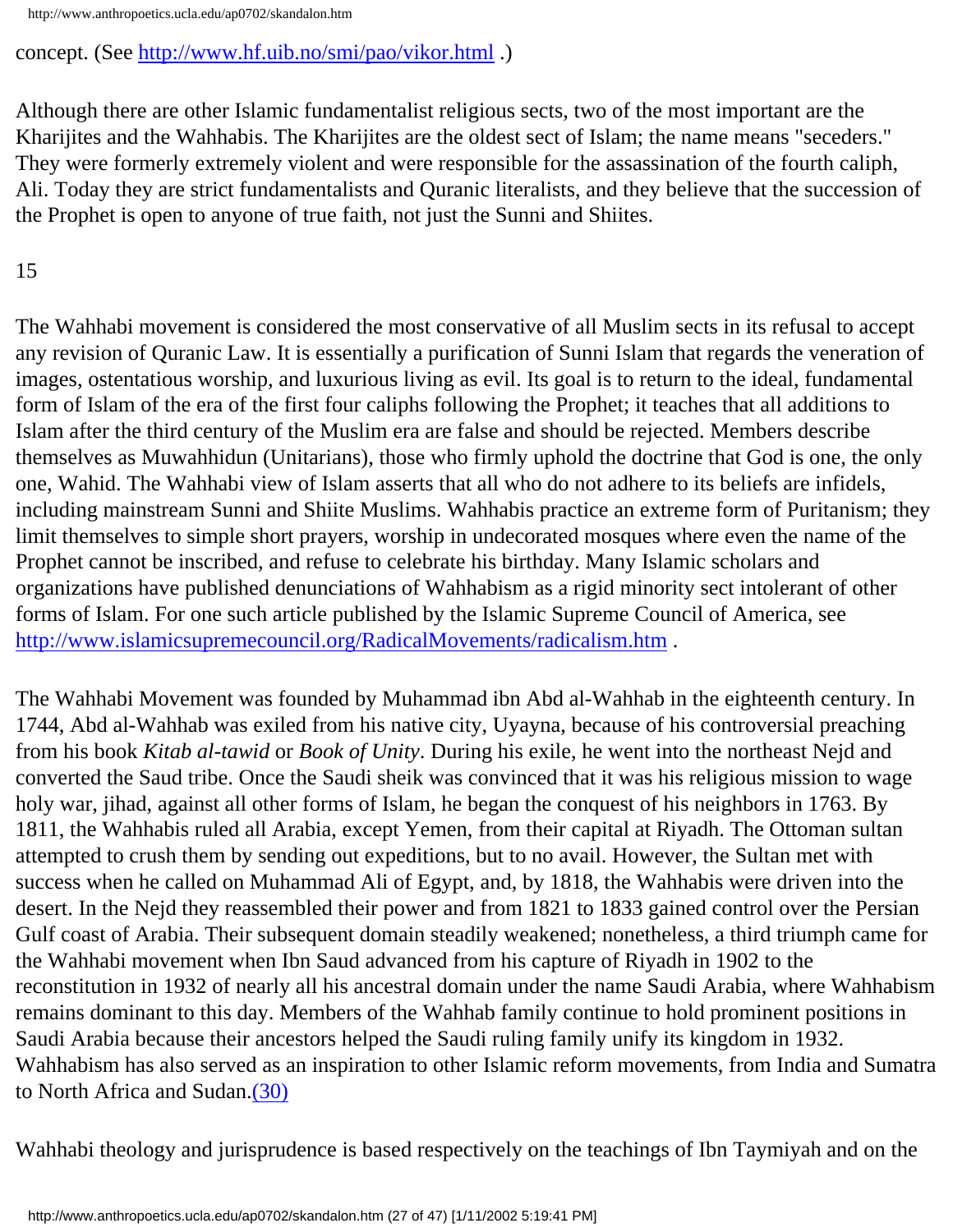concept. (See http://www.hf.uib.no/smi/pao/vikor.html .)

Although there are other Islamic fundamentalist religious sects, two of the most important are the Kharijites and the Wahhabis. The Kharijites are the oldest sect of Islam; the name means "seceders." They were formerly extremely violent and were responsible for the assassination of the fourth caliph, Ali. Today they are strict fundamentalists and Quranic literalists, and they believe that the succession of the Prophet is open to anyone of true faith, not just the Sunni and Shiites.

15

The Wahhabi movement is considered the most conservative of all Muslim sects in its refusal to accept any revision of Quranic Law. It is essentially a purification of Sunni Islam that regards the veneration of images, ostentatious worship, and luxurious living as evil. Its goal is to return to the ideal, fundamental form of Islam of the era of the first four caliphs following the Prophet; it teaches that all additions to Islam after the third century of the Muslim era are false and should be rejected. Members describe themselves as Muwahhidun (Unitarians), those who firmly uphold the doctrine that God is one, the only one, Wahid. The Wahhabi view of Islam asserts that all who do not adhere to its beliefs are infidels, including mainstream Sunni and Shiite Muslims. Wahhabis practice an extreme form of Puritanism; they limit themselves to simple short prayers, worship in undecorated mosques where even the name of the Prophet cannot be inscribed, and refuse to celebrate his birthday. Many Islamic scholars and organizations have published denunciations of Wahhabism as a rigid minority sect intolerant of other forms of Islam. For one such article published by the Islamic Supreme Council of America, see http://www.islamicsupremecouncil.org/RadicalMovements/radicalism.htm .

The Wahhabi Movement was founded by Muhammad ibn Abd al-Wahhab in the eighteenth century. In 1744, Abd al-Wahhab was exiled from his native city, Uyayna, because of his controversial preaching from his book *Kitab al-tawid* or *Book of Unity*. During his exile, he went into the northeast Nejd and converted the Saud tribe. Once the Saudi sheik was convinced that it was his religious mission to wage holy war, jihad, against all other forms of Islam, he began the conquest of his neighbors in 1763. By 1811, the Wahhabis ruled all Arabia, except Yemen, from their capital at Riyadh. The Ottoman sultan attempted to crush them by sending out expeditions, but to no avail. However, the Sultan met with success when he called on Muhammad Ali of Egypt, and, by 1818, the Wahhabis were driven into the desert. In the Nejd they reassembled their power and from 1821 to 1833 gained control over the Persian Gulf coast of Arabia. Their subsequent domain steadily weakened; nonetheless, a third triumph came for the Wahhabi movement when Ibn Saud advanced from his capture of Riyadh in 1902 to the reconstitution in 1932 of nearly all his ancestral domain under the name Saudi Arabia, where Wahhabism remains dominant to this day. Members of the Wahhab family continue to hold prominent positions in Saudi Arabia because their ancestors helped the Saudi ruling family unify its kingdom in 1932. Wahhabism has also served as an inspiration to other Islamic reform movements, from India and Sumatra to North Africa and Sudan.(30)

Wahhabi theology and jurisprudence is based respectively on the teachings of Ibn Taymiyah and on the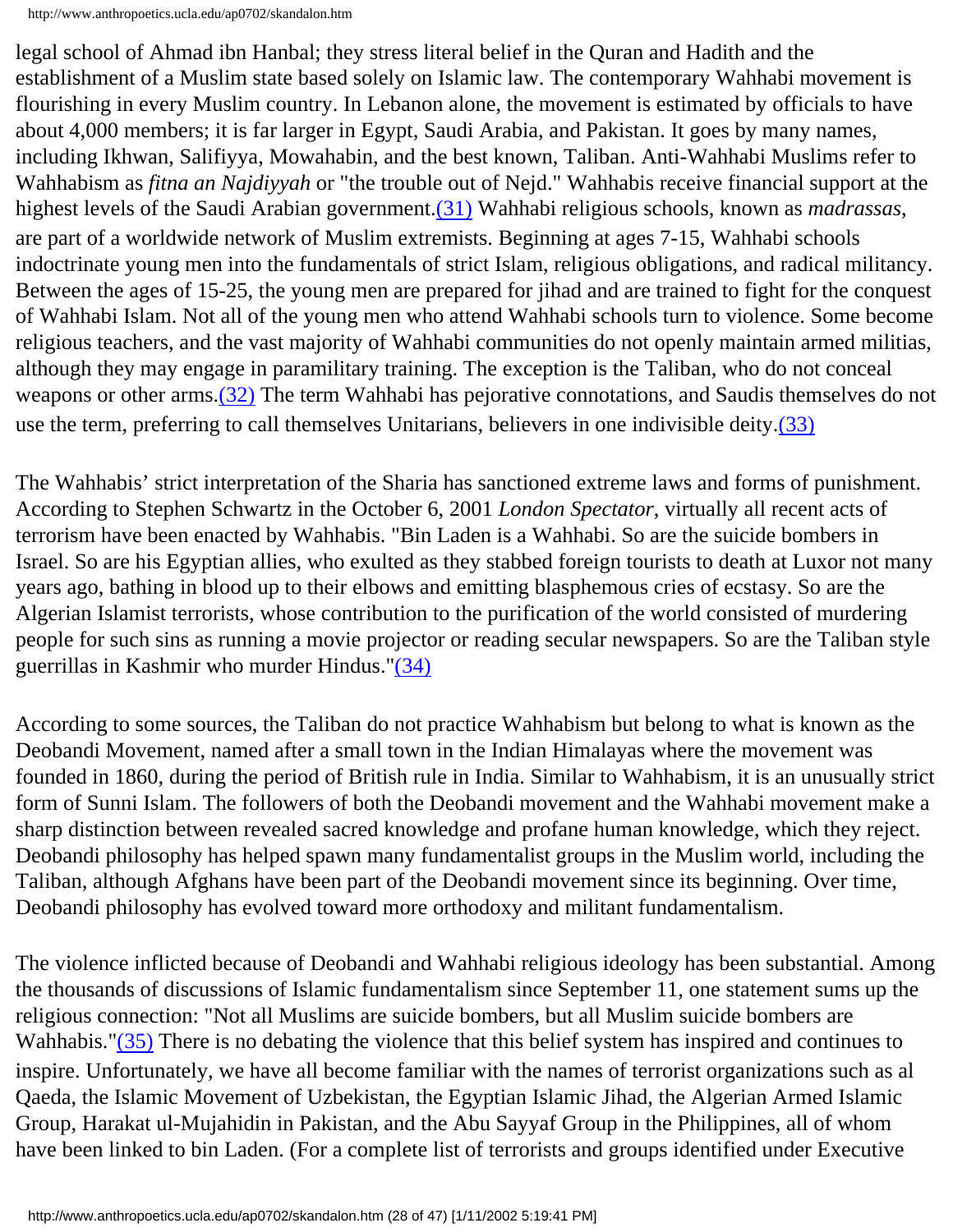legal school of Ahmad ibn Hanbal; they stress literal belief in the Quran and Hadith and the establishment of a Muslim state based solely on Islamic law. The contemporary Wahhabi movement is flourishing in every Muslim country. In Lebanon alone, the movement is estimated by officials to have about 4,000 members; it is far larger in Egypt, Saudi Arabia, and Pakistan. It goes by many names, including Ikhwan, Salifiyya, Mowahabin, and the best known, Taliban. Anti-Wahhabi Muslims refer to Wahhabism as *fitna an Najdiyyah* or "the trouble out of Nejd." Wahhabis receive financial support at the highest levels of the Saudi Arabian government.(31) Wahhabi religious schools, known as *madrassas*, are part of a worldwide network of Muslim extremists. Beginning at ages 7-15, Wahhabi schools indoctrinate young men into the fundamentals of strict Islam, religious obligations, and radical militancy. Between the ages of 15-25, the young men are prepared for jihad and are trained to fight for the conquest of Wahhabi Islam. Not all of the young men who attend Wahhabi schools turn to violence. Some become religious teachers, and the vast majority of Wahhabi communities do not openly maintain armed militias, although they may engage in paramilitary training. The exception is the Taliban, who do not conceal weapons or other arms.(32) The term Wahhabi has pejorative connotations, and Saudis themselves do not use the term, preferring to call themselves Unitarians, believers in one indivisible deity.(33)

The Wahhabis' strict interpretation of the Sharia has sanctioned extreme laws and forms of punishment. According to Stephen Schwartz in the October 6, 2001 *London Spectator*, virtually all recent acts of terrorism have been enacted by Wahhabis. "Bin Laden is a Wahhabi. So are the suicide bombers in Israel. So are his Egyptian allies, who exulted as they stabbed foreign tourists to death at Luxor not many years ago, bathing in blood up to their elbows and emitting blasphemous cries of ecstasy. So are the Algerian Islamist terrorists, whose contribution to the purification of the world consisted of murdering people for such sins as running a movie projector or reading secular newspapers. So are the Taliban style guerrillas in Kashmir who murder Hindus."(34)

According to some sources, the Taliban do not practice Wahhabism but belong to what is known as the Deobandi Movement, named after a small town in the Indian Himalayas where the movement was founded in 1860, during the period of British rule in India. Similar to Wahhabism, it is an unusually strict form of Sunni Islam. The followers of both the Deobandi movement and the Wahhabi movement make a sharp distinction between revealed sacred knowledge and profane human knowledge, which they reject. Deobandi philosophy has helped spawn many fundamentalist groups in the Muslim world, including the Taliban, although Afghans have been part of the Deobandi movement since its beginning. Over time, Deobandi philosophy has evolved toward more orthodoxy and militant fundamentalism.

The violence inflicted because of Deobandi and Wahhabi religious ideology has been substantial. Among the thousands of discussions of Islamic fundamentalism since September 11, one statement sums up the religious connection: "Not all Muslims are suicide bombers, but all Muslim suicide bombers are Wahhabis."(35) There is no debating the violence that this belief system has inspired and continues to inspire. Unfortunately, we have all become familiar with the names of terrorist organizations such as al Qaeda, the Islamic Movement of Uzbekistan, the Egyptian Islamic Jihad, the Algerian Armed Islamic Group, Harakat ul-Mujahidin in Pakistan, and the Abu Sayyaf Group in the Philippines, all of whom have been linked to bin Laden. (For a complete list of terrorists and groups identified under Executive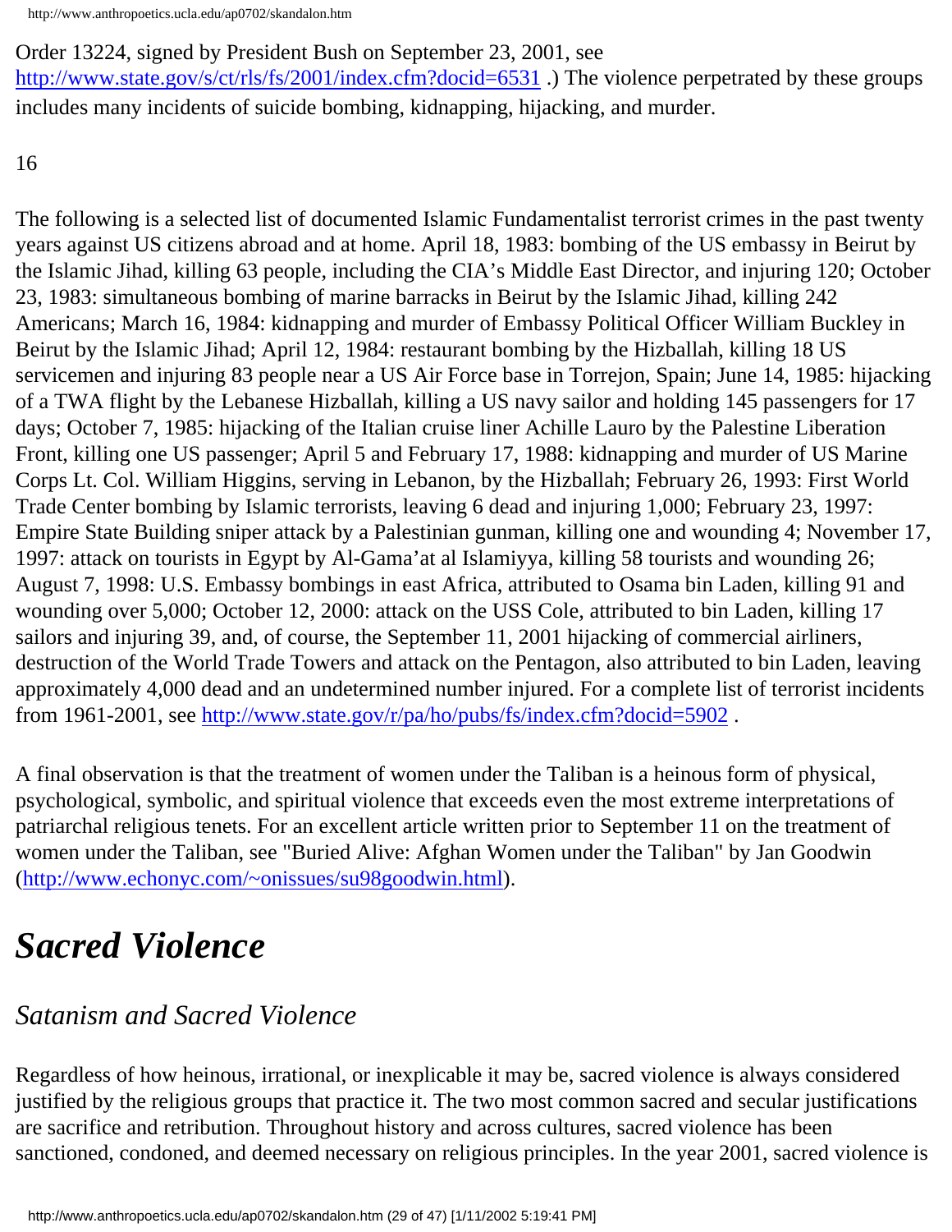Order 13224, signed by President Bush on September 23, 2001, see http://www.state.gov/s/ct/rls/fs/2001/index.cfm?docid=6531 .) The violence perpetrated by these groups includes many incidents of suicide bombing, kidnapping, hijacking, and murder.

16

The following is a selected list of documented Islamic Fundamentalist terrorist crimes in the past twenty years against US citizens abroad and at home. April 18, 1983: bombing of the US embassy in Beirut by the Islamic Jihad, killing 63 people, including the CIA's Middle East Director, and injuring 120; October 23, 1983: simultaneous bombing of marine barracks in Beirut by the Islamic Jihad, killing 242 Americans; March 16, 1984: kidnapping and murder of Embassy Political Officer William Buckley in Beirut by the Islamic Jihad; April 12, 1984: restaurant bombing by the Hizballah, killing 18 US servicemen and injuring 83 people near a US Air Force base in Torrejon, Spain; June 14, 1985: hijacking of a TWA flight by the Lebanese Hizballah, killing a US navy sailor and holding 145 passengers for 17 days; October 7, 1985: hijacking of the Italian cruise liner Achille Lauro by the Palestine Liberation Front, killing one US passenger; April 5 and February 17, 1988: kidnapping and murder of US Marine Corps Lt. Col. William Higgins, serving in Lebanon, by the Hizballah; February 26, 1993: First World Trade Center bombing by Islamic terrorists, leaving 6 dead and injuring 1,000; February 23, 1997: Empire State Building sniper attack by a Palestinian gunman, killing one and wounding 4; November 17, 1997: attack on tourists in Egypt by Al-Gama'at al Islamiyya, killing 58 tourists and wounding 26; August 7, 1998: U.S. Embassy bombings in east Africa, attributed to Osama bin Laden, killing 91 and wounding over 5,000; October 12, 2000: attack on the USS Cole, attributed to bin Laden, killing 17 sailors and injuring 39, and, of course, the September 11, 2001 hijacking of commercial airliners, destruction of the World Trade Towers and attack on the Pentagon, also attributed to bin Laden, leaving approximately 4,000 dead and an undetermined number injured. For a complete list of terrorist incidents from 1961-2001, see http://www.state.gov/r/pa/ho/pubs/fs/index.cfm?docid=5902 .

A final observation is that the treatment of women under the Taliban is a heinous form of physical, psychological, symbolic, and spiritual violence that exceeds even the most extreme interpretations of patriarchal religious tenets. For an excellent article written prior to September 11 on the treatment of women under the Taliban, see "Buried Alive: Afghan Women under the Taliban" by Jan Goodwin (http://www.echonyc.com/~onissues/su98goodwin.html).

# *Sacred Violence*

## *Satanism and Sacred Violence*

Regardless of how heinous, irrational, or inexplicable it may be, sacred violence is always considered justified by the religious groups that practice it. The two most common sacred and secular justifications are sacrifice and retribution. Throughout history and across cultures, sacred violence has been sanctioned, condoned, and deemed necessary on religious principles. In the year 2001, sacred violence is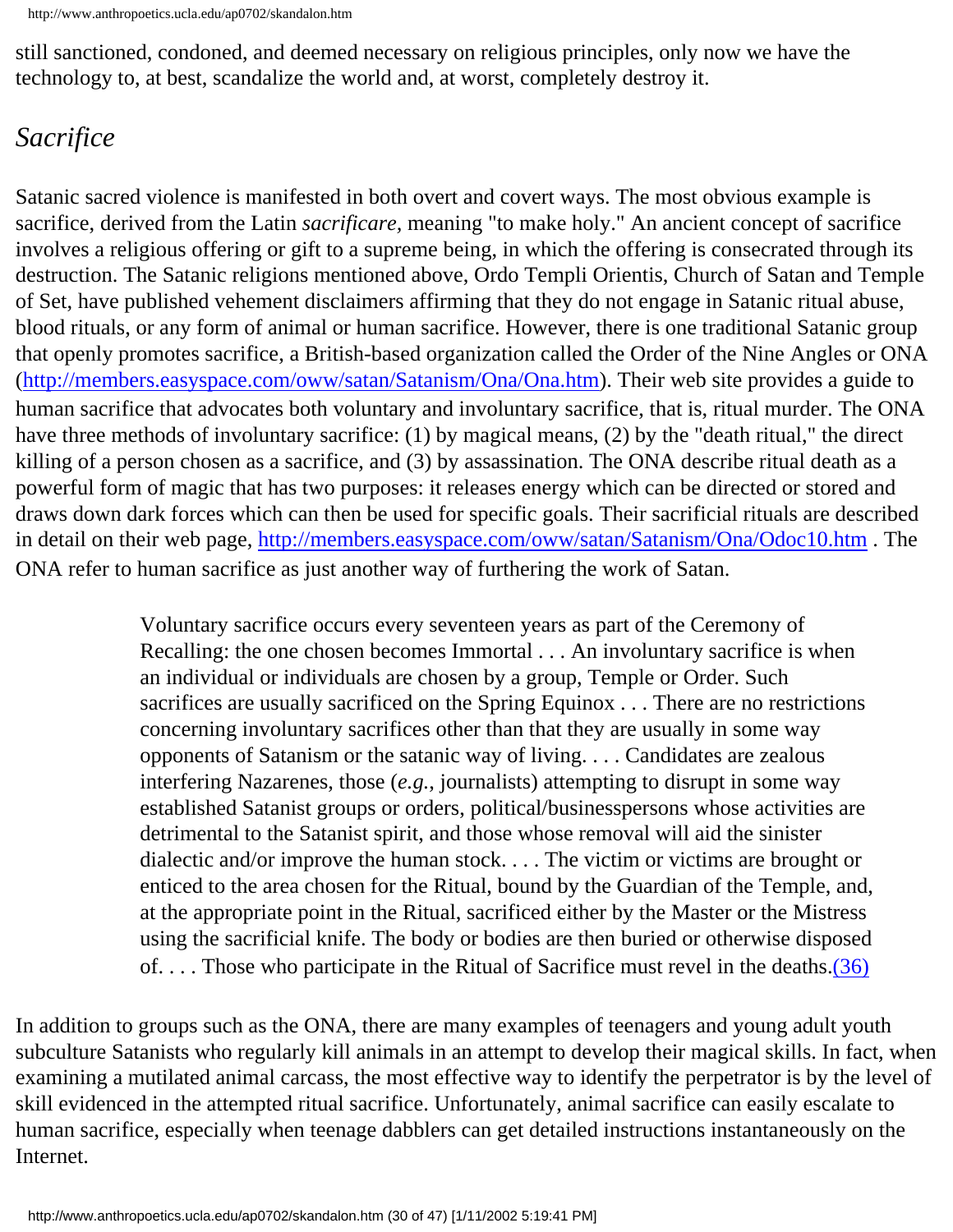still sanctioned, condoned, and deemed necessary on religious principles, only now we have the technology to, at best, scandalize the world and, at worst, completely destroy it.

## *Sacrifice*

Satanic sacred violence is manifested in both overt and covert ways. The most obvious example is sacrifice, derived from the Latin *sacrificare,* meaning "to make holy." An ancient concept of sacrifice involves a religious offering or gift to a supreme being, in which the offering is consecrated through its destruction. The Satanic religions mentioned above, Ordo Templi Orientis, Church of Satan and Temple of Set, have published vehement disclaimers affirming that they do not engage in Satanic ritual abuse, blood rituals, or any form of animal or human sacrifice. However, there is one traditional Satanic group that openly promotes sacrifice, a British-based organization called the Order of the Nine Angles or ONA (http://members.easyspace.com/oww/satan/Satanism/Ona/Ona.htm). Their web site provides a guide to human sacrifice that advocates both voluntary and involuntary sacrifice, that is, ritual murder. The ONA have three methods of involuntary sacrifice: (1) by magical means, (2) by the "death ritual," the direct killing of a person chosen as a sacrifice, and (3) by assassination. The ONA describe ritual death as a powerful form of magic that has two purposes: it releases energy which can be directed or stored and draws down dark forces which can then be used for specific goals. Their sacrificial rituals are described in detail on their web page, http://members.easyspace.com/oww/satan/Satanism/Ona/Odoc10.htm . The ONA refer to human sacrifice as just another way of furthering the work of Satan.

> Voluntary sacrifice occurs every seventeen years as part of the Ceremony of Recalling: the one chosen becomes Immortal . . . An involuntary sacrifice is when an individual or individuals are chosen by a group, Temple or Order. Such sacrifices are usually sacrificed on the Spring Equinox . . . There are no restrictions concerning involuntary sacrifices other than that they are usually in some way opponents of Satanism or the satanic way of living. . . . Candidates are zealous interfering Nazarenes, those (*e.g.*, journalists) attempting to disrupt in some way established Satanist groups or orders, political/businesspersons whose activities are detrimental to the Satanist spirit, and those whose removal will aid the sinister dialectic and/or improve the human stock. . . . The victim or victims are brought or enticed to the area chosen for the Ritual, bound by the Guardian of the Temple, and, at the appropriate point in the Ritual, sacrificed either by the Master or the Mistress using the sacrificial knife. The body or bodies are then buried or otherwise disposed of. . . . Those who participate in the Ritual of Sacrifice must revel in the deaths.(36)

In addition to groups such as the ONA, there are many examples of teenagers and young adult youth subculture Satanists who regularly kill animals in an attempt to develop their magical skills. In fact, when examining a mutilated animal carcass, the most effective way to identify the perpetrator is by the level of skill evidenced in the attempted ritual sacrifice. Unfortunately, animal sacrifice can easily escalate to human sacrifice, especially when teenage dabblers can get detailed instructions instantaneously on the Internet.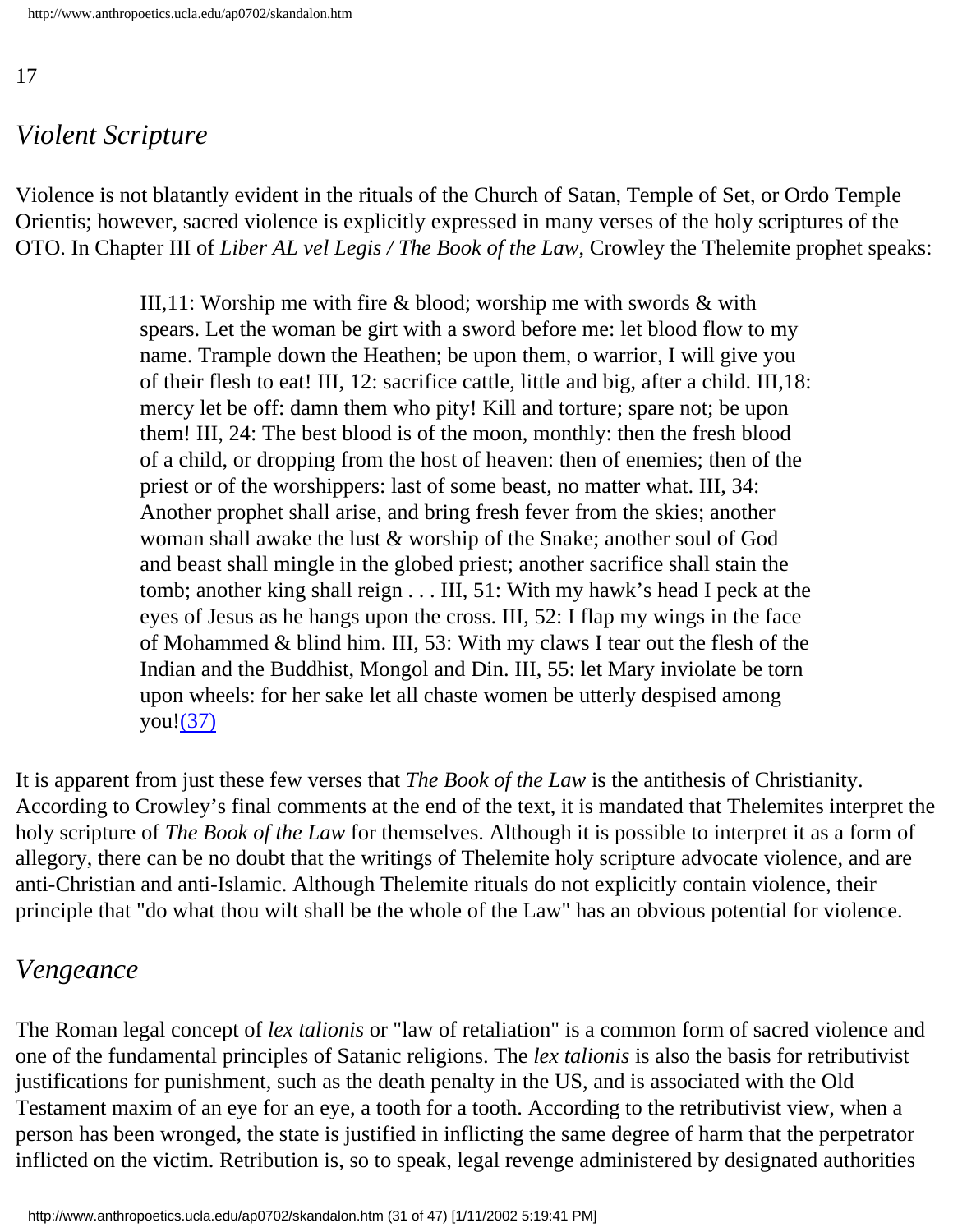17

## *Violent Scripture*

Violence is not blatantly evident in the rituals of the Church of Satan, Temple of Set, or Ordo Temple Orientis; however, sacred violence is explicitly expressed in many verses of the holy scriptures of the OTO. In Chapter III of *Liber AL vel Legis / The Book of the Law*, Crowley the Thelemite prophet speaks:

> III,11: Worship me with fire & blood; worship me with swords & with spears. Let the woman be girt with a sword before me: let blood flow to my name. Trample down the Heathen; be upon them, o warrior, I will give you of their flesh to eat! III, 12: sacrifice cattle, little and big, after a child. III,18: mercy let be off: damn them who pity! Kill and torture; spare not; be upon them! III, 24: The best blood is of the moon, monthly: then the fresh blood of a child, or dropping from the host of heaven: then of enemies; then of the priest or of the worshippers: last of some beast, no matter what. III, 34: Another prophet shall arise, and bring fresh fever from the skies; another woman shall awake the lust & worship of the Snake; another soul of God and beast shall mingle in the globed priest; another sacrifice shall stain the tomb; another king shall reign . . . III, 51: With my hawk's head I peck at the eyes of Jesus as he hangs upon the cross. III, 52: I flap my wings in the face of Mohammed & blind him. III, 53: With my claws I tear out the flesh of the Indian and the Buddhist, Mongol and Din. III, 55: let Mary inviolate be torn upon wheels: for her sake let all chaste women be utterly despised among you!(37)

It is apparent from just these few verses that *The Book of the Law* is the antithesis of Christianity. According to Crowley's final comments at the end of the text, it is mandated that Thelemites interpret the holy scripture of *The Book of the Law* for themselves. Although it is possible to interpret it as a form of allegory, there can be no doubt that the writings of Thelemite holy scripture advocate violence, and are anti-Christian and anti-Islamic. Although Thelemite rituals do not explicitly contain violence, their principle that "do what thou wilt shall be the whole of the Law" has an obvious potential for violence.

## *Vengeance*

The Roman legal concept of *lex talionis* or "law of retaliation" is a common form of sacred violence and one of the fundamental principles of Satanic religions. The *lex talionis* is also the basis for retributivist justifications for punishment, such as the death penalty in the US, and is associated with the Old Testament maxim of an eye for an eye, a tooth for a tooth. According to the retributivist view, when a person has been wronged, the state is justified in inflicting the same degree of harm that the perpetrator inflicted on the victim. Retribution is, so to speak, legal revenge administered by designated authorities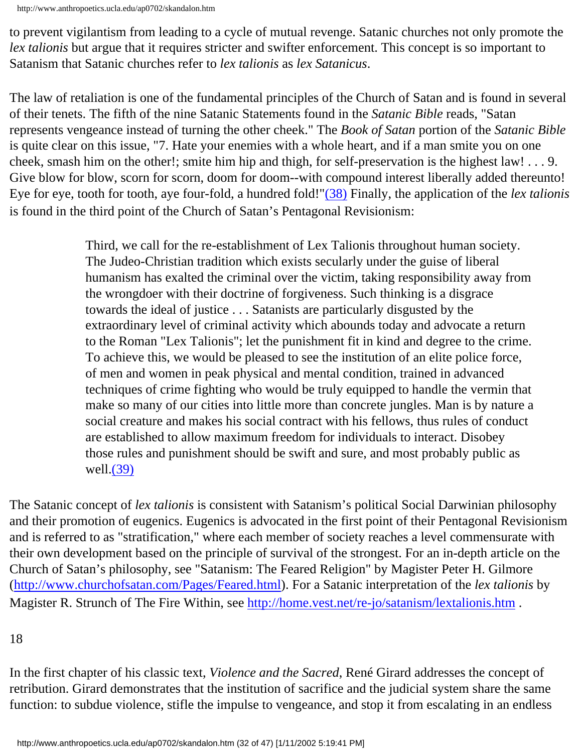to prevent vigilantism from leading to a cycle of mutual revenge. Satanic churches not only promote the *lex talionis* but argue that it requires stricter and swifter enforcement. This concept is so important to Satanism that Satanic churches refer to *lex talionis* as *lex Satanicus*.

The law of retaliation is one of the fundamental principles of the Church of Satan and is found in several of their tenets. The fifth of the nine Satanic Statements found in the *Satanic Bible* reads, "Satan represents vengeance instead of turning the other cheek." The *Book of Satan* portion of the *Satanic Bible* is quite clear on this issue, "7. Hate your enemies with a whole heart, and if a man smite you on one cheek, smash him on the other!; smite him hip and thigh, for self-preservation is the highest law! . . . 9. Give blow for blow, scorn for scorn, doom for doom--with compound interest liberally added thereunto! Eye for eye, tooth for tooth, aye four-fold, a hundred fold!"(38) Finally, the application of the *lex talionis* is found in the third point of the Church of Satan's Pentagonal Revisionism:

> Third, we call for the re-establishment of Lex Talionis throughout human society. The Judeo-Christian tradition which exists secularly under the guise of liberal humanism has exalted the criminal over the victim, taking responsibility away from the wrongdoer with their doctrine of forgiveness. Such thinking is a disgrace towards the ideal of justice . . . Satanists are particularly disgusted by the extraordinary level of criminal activity which abounds today and advocate a return to the Roman "Lex Talionis"; let the punishment fit in kind and degree to the crime. To achieve this, we would be pleased to see the institution of an elite police force, of men and women in peak physical and mental condition, trained in advanced techniques of crime fighting who would be truly equipped to handle the vermin that make so many of our cities into little more than concrete jungles. Man is by nature a social creature and makes his social contract with his fellows, thus rules of conduct are established to allow maximum freedom for individuals to interact. Disobey those rules and punishment should be swift and sure, and most probably public as well.(39)

The Satanic concept of *lex talionis* is consistent with Satanism's political Social Darwinian philosophy and their promotion of eugenics. Eugenics is advocated in the first point of their Pentagonal Revisionism and is referred to as "stratification," where each member of society reaches a level commensurate with their own development based on the principle of survival of the strongest. For an in-depth article on the Church of Satan's philosophy, see "Satanism: The Feared Religion" by Magister Peter H. Gilmore (http://www.churchofsatan.com/Pages/Feared.html). For a Satanic interpretation of the *lex talionis* by Magister R. Strunch of The Fire Within, see http://home.vest.net/re-jo/satanism/lextalionis.htm .

18

In the first chapter of his classic text, *Violence and the Sacred*, René Girard addresses the concept of retribution. Girard demonstrates that the institution of sacrifice and the judicial system share the same function: to subdue violence, stifle the impulse to vengeance, and stop it from escalating in an endless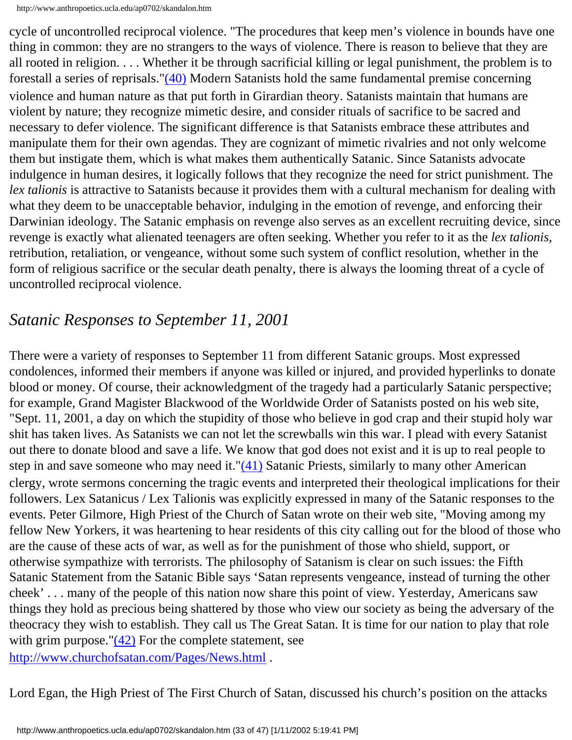cycle of uncontrolled reciprocal violence. "The procedures that keep men's violence in bounds have one thing in common: they are no strangers to the ways of violence. There is reason to believe that they are all rooted in religion. . . . Whether it be through sacrificial killing or legal punishment, the problem is to forestall a series of reprisals."(40) Modern Satanists hold the same fundamental premise concerning violence and human nature as that put forth in Girardian theory. Satanists maintain that humans are violent by nature; they recognize mimetic desire, and consider rituals of sacrifice to be sacred and necessary to defer violence. The significant difference is that Satanists embrace these attributes and manipulate them for their own agendas. They are cognizant of mimetic rivalries and not only welcome them but instigate them, which is what makes them authentically Satanic. Since Satanists advocate indulgence in human desires, it logically follows that they recognize the need for strict punishment. The *lex talionis* is attractive to Satanists because it provides them with a cultural mechanism for dealing with what they deem to be unacceptable behavior, indulging in the emotion of revenge, and enforcing their Darwinian ideology. The Satanic emphasis on revenge also serves as an excellent recruiting device, since revenge is exactly what alienated teenagers are often seeking. Whether you refer to it as the *lex talionis*, retribution, retaliation, or vengeance, without some such system of conflict resolution, whether in the form of religious sacrifice or the secular death penalty, there is always the looming threat of a cycle of uncontrolled reciprocal violence.

## *Satanic Responses to September 11, 2001*

There were a variety of responses to September 11 from different Satanic groups. Most expressed condolences, informed their members if anyone was killed or injured, and provided hyperlinks to donate blood or money. Of course, their acknowledgment of the tragedy had a particularly Satanic perspective; for example, Grand Magister Blackwood of the Worldwide Order of Satanists posted on his web site, "Sept. 11, 2001, a day on which the stupidity of those who believe in god crap and their stupid holy war shit has taken lives. As Satanists we can not let the screwballs win this war. I plead with every Satanist out there to donate blood and save a life. We know that god does not exist and it is up to real people to step in and save someone who may need it."(41) Satanic Priests, similarly to many other American clergy, wrote sermons concerning the tragic events and interpreted their theological implications for their followers. Lex Satanicus / Lex Talionis was explicitly expressed in many of the Satanic responses to the events. Peter Gilmore, High Priest of the Church of Satan wrote on their web site, "Moving among my fellow New Yorkers, it was heartening to hear residents of this city calling out for the blood of those who are the cause of these acts of war, as well as for the punishment of those who shield, support, or otherwise sympathize with terrorists. The philosophy of Satanism is clear on such issues: the Fifth Satanic Statement from the Satanic Bible says 'Satan represents vengeance, instead of turning the other cheek' . . . many of the people of this nation now share this point of view. Yesterday, Americans saw things they hold as precious being shattered by those who view our society as being the adversary of the theocracy they wish to establish. They call us The Great Satan. It is time for our nation to play that role with grim purpose."(42) For the complete statement, see http://www.churchofsatan.com/Pages/News.html .

Lord Egan, the High Priest of The First Church of Satan, discussed his church's position on the attacks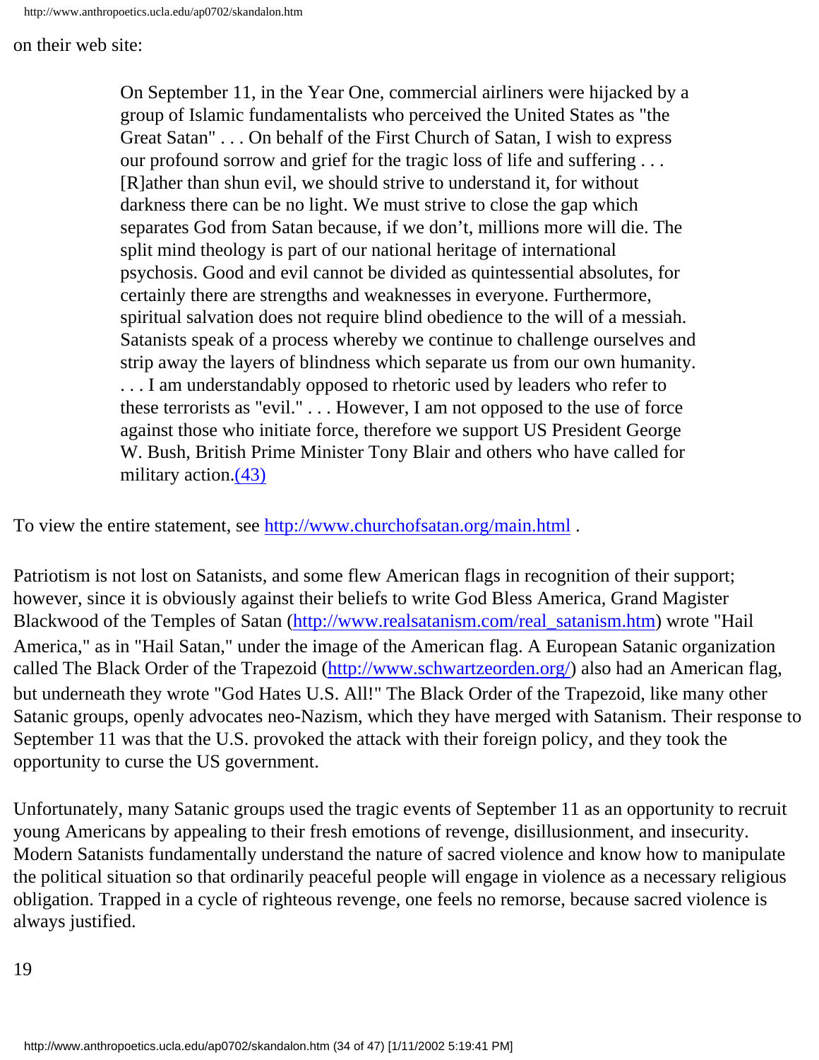on their web site:

> On September 11, in the Year One, commercial airliners were hijacked by a group of Islamic fundamentalists who perceived the United States as "the Great Satan" . . . On behalf of the First Church of Satan, I wish to express our profound sorrow and grief for the tragic loss of life and suffering . . . [R]ather than shun evil, we should strive to understand it, for without darkness there can be no light. We must strive to close the gap which separates God from Satan because, if we don't, millions more will die. The split mind theology is part of our national heritage of international psychosis. Good and evil cannot be divided as quintessential absolutes, for certainly there are strengths and weaknesses in everyone. Furthermore, spiritual salvation does not require blind obedience to the will of a messiah. Satanists speak of a process whereby we continue to challenge ourselves and strip away the layers of blindness which separate us from our own humanity. . . . I am understandably opposed to rhetoric used by leaders who refer to these terrorists as "evil." . . . However, I am not opposed to the use of force against those who initiate force, therefore we support US President George W. Bush, British Prime Minister Tony Blair and others who have called for military action.(43)

To view the entire statement, see http://www.churchofsatan.org/main.html .

Patriotism is not lost on Satanists, and some flew American flags in recognition of their support; however, since it is obviously against their beliefs to write God Bless America, Grand Magister Blackwood of the Temples of Satan (http://www.realsatanism.com/real_satanism.htm) wrote "Hail America," as in "Hail Satan," under the image of the American flag. A European Satanic organization called The Black Order of the Trapezoid (http://www.schwartzeorden.org/) also had an American flag, but underneath they wrote "God Hates U.S. All!" The Black Order of the Trapezoid, like many other Satanic groups, openly advocates neo-Nazism, which they have merged with Satanism. Their response to September 11 was that the U.S. provoked the attack with their foreign policy, and they took the opportunity to curse the US government.

Unfortunately, many Satanic groups used the tragic events of September 11 as an opportunity to recruit young Americans by appealing to their fresh emotions of revenge, disillusionment, and insecurity. Modern Satanists fundamentally understand the nature of sacred violence and know how to manipulate the political situation so that ordinarily peaceful people will engage in violence as a necessary religious obligation. Trapped in a cycle of righteous revenge, one feels no remorse, because sacred violence is always justified.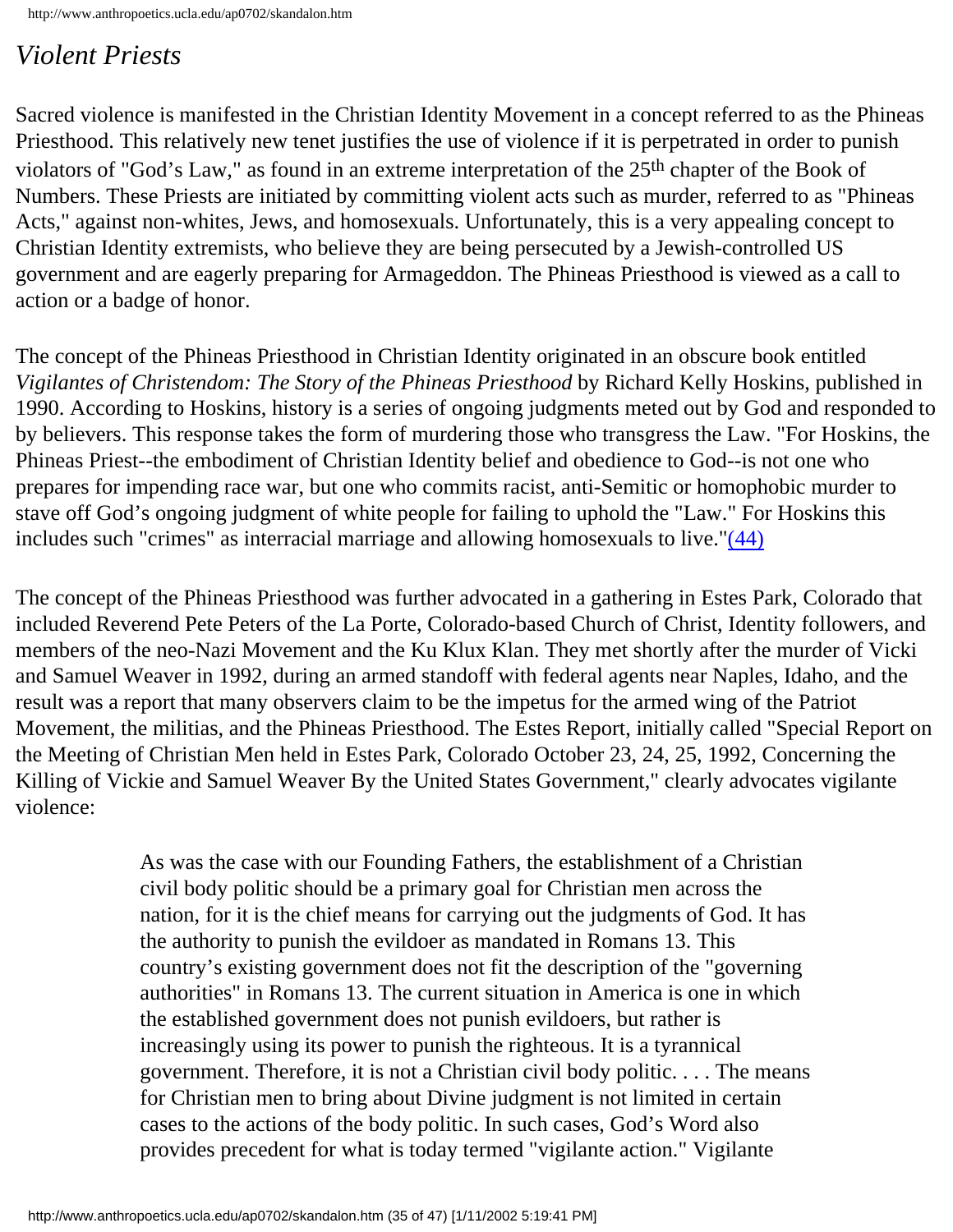## *Violent Priests*

Sacred violence is manifested in the Christian Identity Movement in a concept referred to as the Phineas Priesthood. This relatively new tenet justifies the use of violence if it is perpetrated in order to punish violators of "God's Law," as found in an extreme interpretation of the 25th chapter of the Book of Numbers. These Priests are initiated by committing violent acts such as murder, referred to as "Phineas Acts," against non-whites, Jews, and homosexuals. Unfortunately, this is a very appealing concept to Christian Identity extremists, who believe they are being persecuted by a Jewish-controlled US government and are eagerly preparing for Armageddon. The Phineas Priesthood is viewed as a call to action or a badge of honor.

The concept of the Phineas Priesthood in Christian Identity originated in an obscure book entitled *Vigilantes of Christendom: The Story of the Phineas Priesthood* by Richard Kelly Hoskins, published in 1990. According to Hoskins, history is a series of ongoing judgments meted out by God and responded to by believers. This response takes the form of murdering those who transgress the Law. "For Hoskins, the Phineas Priest--the embodiment of Christian Identity belief and obedience to God--is not one who prepares for impending race war, but one who commits racist, anti-Semitic or homophobic murder to stave off God's ongoing judgment of white people for failing to uphold the "Law." For Hoskins this includes such "crimes" as interracial marriage and allowing homosexuals to live."(44)

The concept of the Phineas Priesthood was further advocated in a gathering in Estes Park, Colorado that included Reverend Pete Peters of the La Porte, Colorado-based Church of Christ, Identity followers, and members of the neo-Nazi Movement and the Ku Klux Klan. They met shortly after the murder of Vicki and Samuel Weaver in 1992, during an armed standoff with federal agents near Naples, Idaho, and the result was a report that many observers claim to be the impetus for the armed wing of the Patriot Movement, the militias, and the Phineas Priesthood. The Estes Report, initially called "Special Report on the Meeting of Christian Men held in Estes Park, Colorado October 23, 24, 25, 1992, Concerning the Killing of Vickie and Samuel Weaver By the United States Government," clearly advocates vigilante violence:

> As was the case with our Founding Fathers, the establishment of a Christian civil body politic should be a primary goal for Christian men across the nation, for it is the chief means for carrying out the judgments of God. It has the authority to punish the evildoer as mandated in Romans 13. This country's existing government does not fit the description of the "governing authorities" in Romans 13. The current situation in America is one in which the established government does not punish evildoers, but rather is increasingly using its power to punish the righteous. It is a tyrannical government. Therefore, it is not a Christian civil body politic. . . . The means for Christian men to bring about Divine judgment is not limited in certain cases to the actions of the body politic. In such cases, God's Word also provides precedent for what is today termed "vigilante action." Vigilante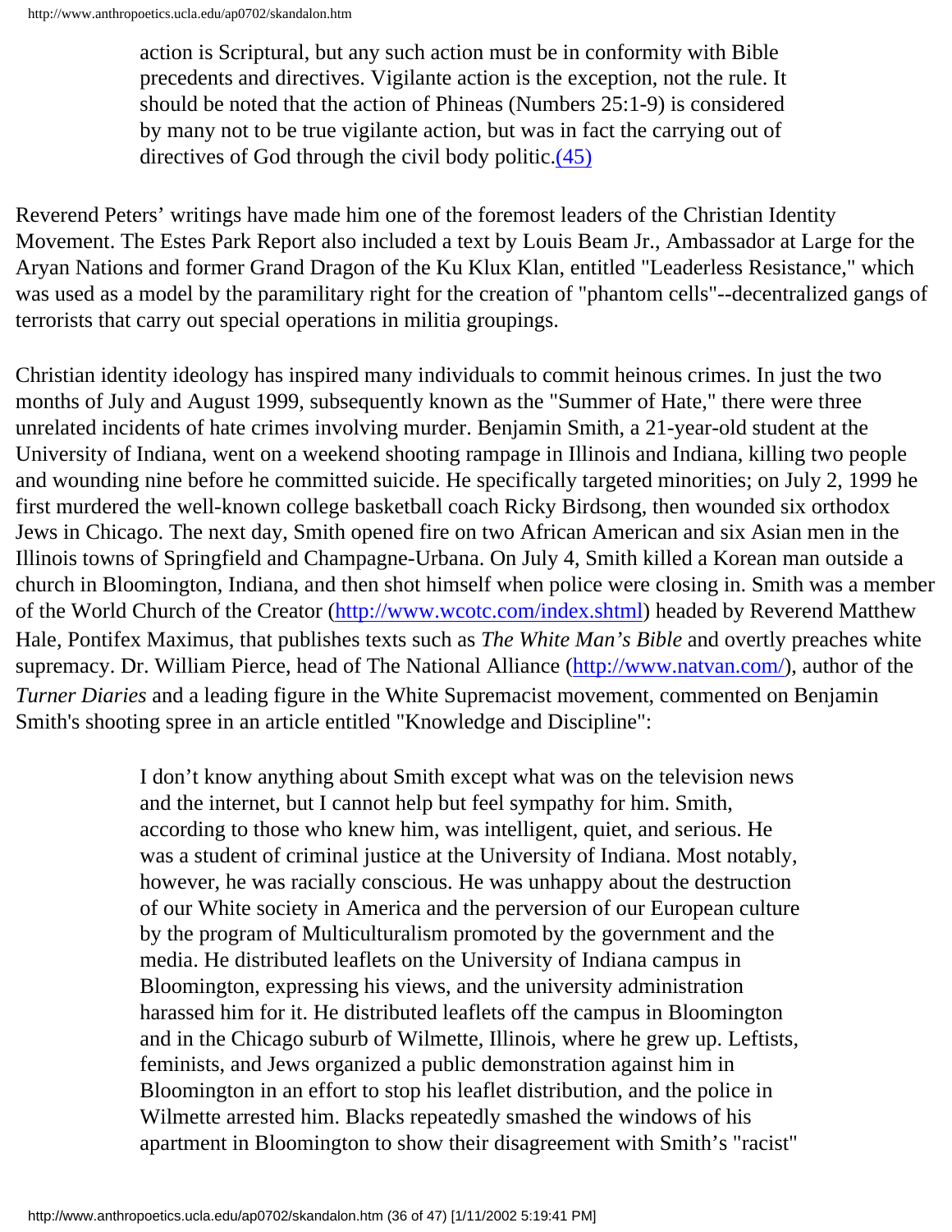> action is Scriptural, but any such action must be in conformity with Bible precedents and directives. Vigilante action is the exception, not the rule. It should be noted that the action of Phineas (Numbers 25:1-9) is considered by many not to be true vigilante action, but was in fact the carrying out of directives of God through the civil body politic.(45)

Reverend Peters' writings have made him one of the foremost leaders of the Christian Identity Movement. The Estes Park Report also included a text by Louis Beam Jr., Ambassador at Large for the Aryan Nations and former Grand Dragon of the Ku Klux Klan, entitled "Leaderless Resistance," which was used as a model by the paramilitary right for the creation of "phantom cells"--decentralized gangs of terrorists that carry out special operations in militia groupings.

Christian identity ideology has inspired many individuals to commit heinous crimes. In just the two months of July and August 1999, subsequently known as the "Summer of Hate," there were three unrelated incidents of hate crimes involving murder. Benjamin Smith, a 21-year-old student at the University of Indiana, went on a weekend shooting rampage in Illinois and Indiana, killing two people and wounding nine before he committed suicide. He specifically targeted minorities; on July 2, 1999 he first murdered the well-known college basketball coach Ricky Birdsong, then wounded six orthodox Jews in Chicago. The next day, Smith opened fire on two African American and six Asian men in the Illinois towns of Springfield and Champagne-Urbana. On July 4, Smith killed a Korean man outside a church in Bloomington, Indiana, and then shot himself when police were closing in. Smith was a member of the World Church of the Creator (http://www.wcotc.com/index.shtml) headed by Reverend Matthew Hale, Pontifex Maximus, that publishes texts such as *The White Man's Bible* and overtly preaches white supremacy. Dr. William Pierce, head of The National Alliance (http://www.natvan.com/), author of the *Turner Diaries* and a leading figure in the White Supremacist movement, commented on Benjamin Smith's shooting spree in an article entitled "Knowledge and Discipline":

> I don't know anything about Smith except what was on the television news and the internet, but I cannot help but feel sympathy for him. Smith, according to those who knew him, was intelligent, quiet, and serious. He was a student of criminal justice at the University of Indiana. Most notably, however, he was racially conscious. He was unhappy about the destruction of our White society in America and the perversion of our European culture by the program of Multiculturalism promoted by the government and the media. He distributed leaflets on the University of Indiana campus in Bloomington, expressing his views, and the university administration harassed him for it. He distributed leaflets off the campus in Bloomington and in the Chicago suburb of Wilmette, Illinois, where he grew up. Leftists, feminists, and Jews organized a public demonstration against him in Bloomington in an effort to stop his leaflet distribution, and the police in Wilmette arrested him. Blacks repeatedly smashed the windows of his apartment in Bloomington to show their disagreement with Smith's "racist"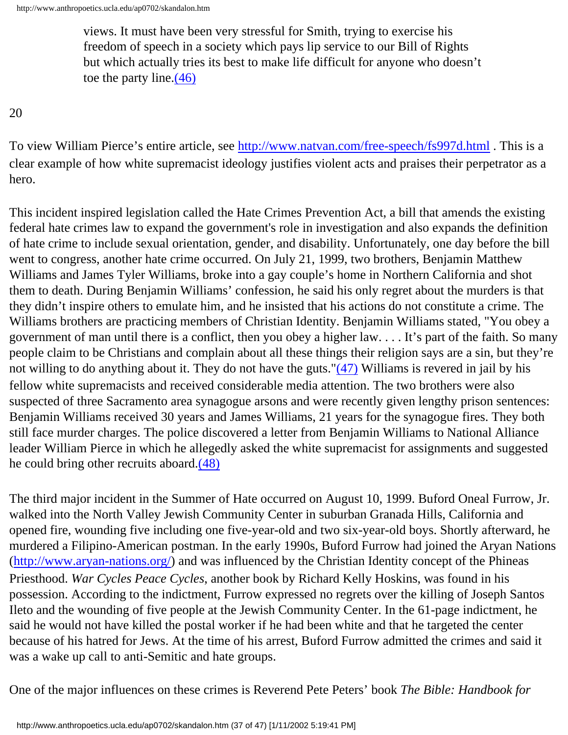views. It must have been very stressful for Smith, trying to exercise his freedom of speech in a society which pays lip service to our Bill of Rights but which actually tries its best to make life difficult for anyone who doesn't toe the party line.(46)

20

To view William Pierce's entire article, see http://www.natvan.com/free-speech/fs997d.html . This is a clear example of how white supremacist ideology justifies violent acts and praises their perpetrator as a hero.

This incident inspired legislation called the Hate Crimes Prevention Act, a bill that amends the existing federal hate crimes law to expand the government's role in investigation and also expands the definition of hate crime to include sexual orientation, gender, and disability. Unfortunately, one day before the bill went to congress, another hate crime occurred. On July 21, 1999, two brothers, Benjamin Matthew Williams and James Tyler Williams, broke into a gay couple's home in Northern California and shot them to death. During Benjamin Williams' confession, he said his only regret about the murders is that they didn't inspire others to emulate him, and he insisted that his actions do not constitute a crime. The Williams brothers are practicing members of Christian Identity. Benjamin Williams stated, "You obey a government of man until there is a conflict, then you obey a higher law. . . . It's part of the faith. So many people claim to be Christians and complain about all these things their religion says are a sin, but they're not willing to do anything about it. They do not have the guts."(47) Williams is revered in jail by his fellow white supremacists and received considerable media attention. The two brothers were also suspected of three Sacramento area synagogue arsons and were recently given lengthy prison sentences: Benjamin Williams received 30 years and James Williams, 21 years for the synagogue fires. They both still face murder charges. The police discovered a letter from Benjamin Williams to National Alliance leader William Pierce in which he allegedly asked the white supremacist for assignments and suggested he could bring other recruits aboard.(48)

The third major incident in the Summer of Hate occurred on August 10, 1999. Buford Oneal Furrow, Jr. walked into the North Valley Jewish Community Center in suburban Granada Hills, California and opened fire, wounding five including one five-year-old and two six-year-old boys. Shortly afterward, he murdered a Filipino-American postman. In the early 1990s, Buford Furrow had joined the Aryan Nations (http://www.aryan-nations.org/) and was influenced by the Christian Identity concept of the Phineas Priesthood. *War Cycles Peace Cycles*, another book by Richard Kelly Hoskins, was found in his possession. According to the indictment, Furrow expressed no regrets over the killing of Joseph Santos Ileto and the wounding of five people at the Jewish Community Center. In the 61-page indictment, he said he would not have killed the postal worker if he had been white and that he targeted the center because of his hatred for Jews. At the time of his arrest, Buford Furrow admitted the crimes and said it was a wake up call to anti-Semitic and hate groups.

One of the major influences on these crimes is Reverend Pete Peters' book *The Bible: Handbook for*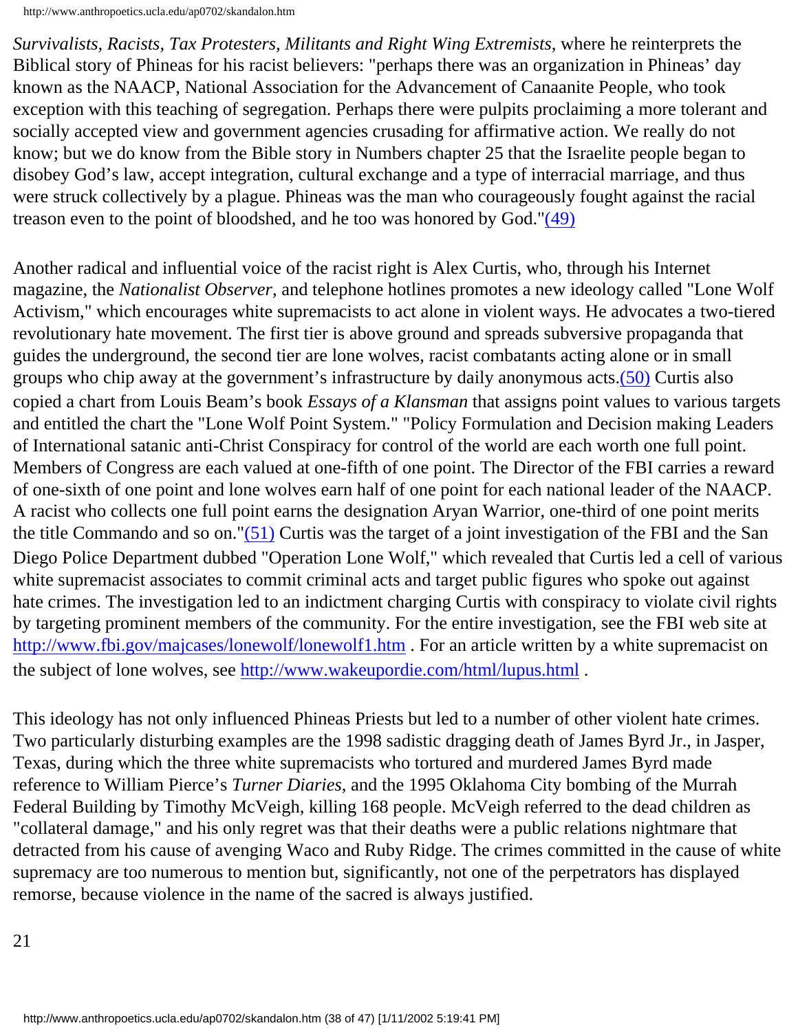*Survivalists, Racists, Tax Protesters, Militants and Right Wing Extremists*, where he reinterprets the Biblical story of Phineas for his racist believers: "perhaps there was an organization in Phineas' day known as the NAACP, National Association for the Advancement of Canaanite People, who took exception with this teaching of segregation. Perhaps there were pulpits proclaiming a more tolerant and socially accepted view and government agencies crusading for affirmative action. We really do not know; but we do know from the Bible story in Numbers chapter 25 that the Israelite people began to disobey God's law, accept integration, cultural exchange and a type of interracial marriage, and thus were struck collectively by a plague. Phineas was the man who courageously fought against the racial treason even to the point of bloodshed, and he too was honored by God."(49)

Another radical and influential voice of the racist right is Alex Curtis, who, through his Internet magazine, the *Nationalist Observer*, and telephone hotlines promotes a new ideology called "Lone Wolf Activism," which encourages white supremacists to act alone in violent ways. He advocates a two-tiered revolutionary hate movement. The first tier is above ground and spreads subversive propaganda that guides the underground, the second tier are lone wolves, racist combatants acting alone or in small groups who chip away at the government's infrastructure by daily anonymous acts.(50) Curtis also copied a chart from Louis Beam's book *Essays of a Klansman* that assigns point values to various targets and entitled the chart the "Lone Wolf Point System." "Policy Formulation and Decision making Leaders of International satanic anti-Christ Conspiracy for control of the world are each worth one full point. Members of Congress are each valued at one-fifth of one point. The Director of the FBI carries a reward of one-sixth of one point and lone wolves earn half of one point for each national leader of the NAACP. A racist who collects one full point earns the designation Aryan Warrior, one-third of one point merits the title Commando and so on."(51) Curtis was the target of a joint investigation of the FBI and the San Diego Police Department dubbed "Operation Lone Wolf," which revealed that Curtis led a cell of various white supremacist associates to commit criminal acts and target public figures who spoke out against hate crimes. The investigation led to an indictment charging Curtis with conspiracy to violate civil rights by targeting prominent members of the community. For the entire investigation, see the FBI web site at http://www.fbi.gov/majcases/lonewolf/lonewolf1.htm . For an article written by a white supremacist on the subject of lone wolves, see http://www.wakeupordie.com/html/lupus.html .

This ideology has not only influenced Phineas Priests but led to a number of other violent hate crimes. Two particularly disturbing examples are the 1998 sadistic dragging death of James Byrd Jr., in Jasper, Texas, during which the three white supremacists who tortured and murdered James Byrd made reference to William Pierce's *Turner Diaries*, and the 1995 Oklahoma City bombing of the Murrah Federal Building by Timothy McVeigh, killing 168 people. McVeigh referred to the dead children as "collateral damage," and his only regret was that their deaths were a public relations nightmare that detracted from his cause of avenging Waco and Ruby Ridge. The crimes committed in the cause of white supremacy are too numerous to mention but, significantly, not one of the perpetrators has displayed remorse, because violence in the name of the sacred is always justified.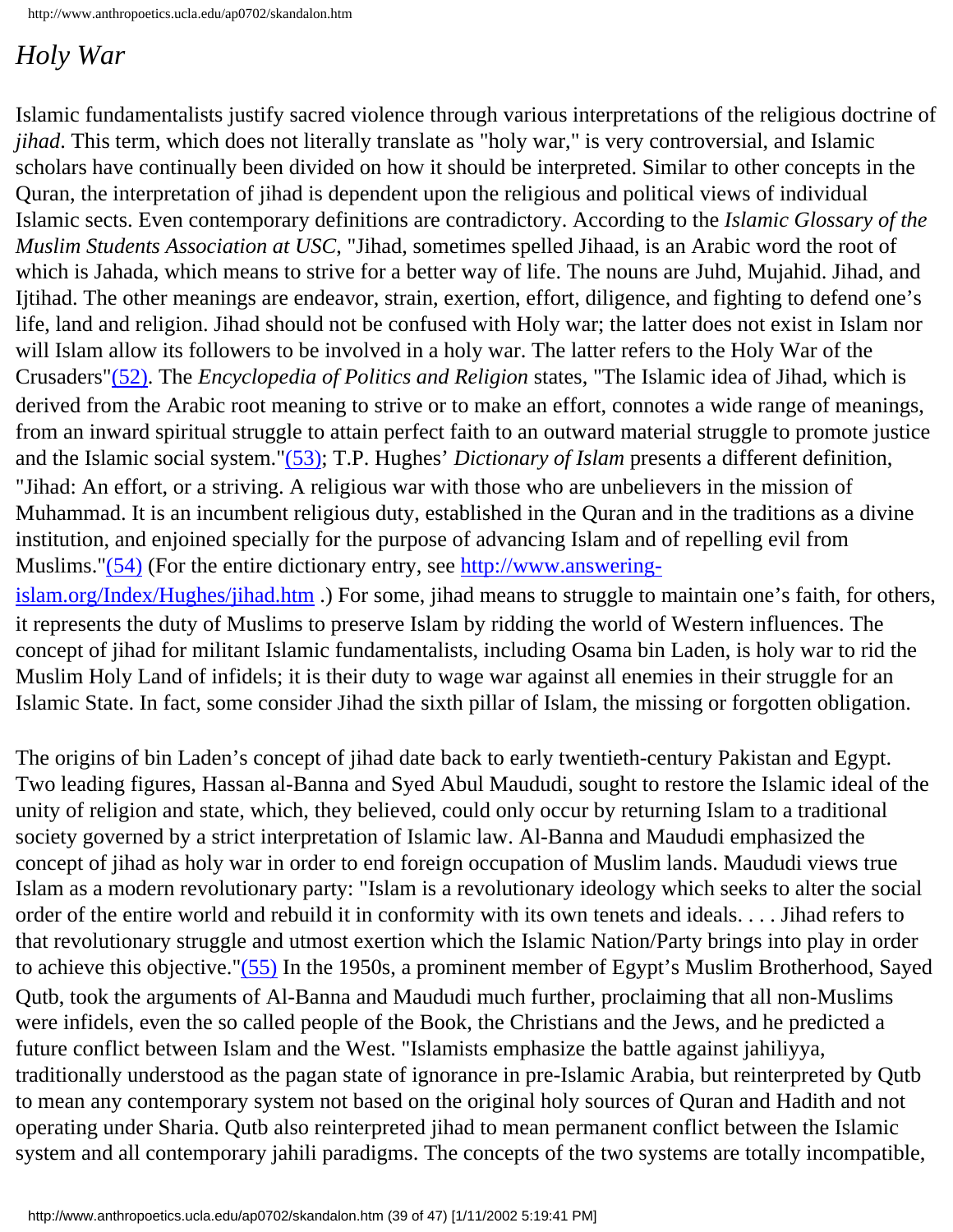## *Holy War*

Islamic fundamentalists justify sacred violence through various interpretations of the religious doctrine of *jihad*. This term, which does not literally translate as "holy war," is very controversial, and Islamic scholars have continually been divided on how it should be interpreted. Similar to other concepts in the Quran, the interpretation of jihad is dependent upon the religious and political views of individual Islamic sects. Even contemporary definitions are contradictory. According to the *Islamic Glossary of the Muslim Students Association at USC,* "Jihad, sometimes spelled Jihaad, is an Arabic word the root of which is Jahada, which means to strive for a better way of life. The nouns are Juhd, Mujahid. Jihad, and Ijtihad. The other meanings are endeavor, strain, exertion, effort, diligence, and fighting to defend one's life, land and religion. Jihad should not be confused with Holy war; the latter does not exist in Islam nor will Islam allow its followers to be involved in a holy war. The latter refers to the Holy War of the Crusaders"(52). The *Encyclopedia of Politics and Religion* states, "The Islamic idea of Jihad, which is derived from the Arabic root meaning to strive or to make an effort, connotes a wide range of meanings, from an inward spiritual struggle to attain perfect faith to an outward material struggle to promote justice and the Islamic social system."(53); T.P. Hughes' *Dictionary of Islam* presents a different definition, "Jihad: An effort, or a striving. A religious war with those who are unbelievers in the mission of Muhammad. It is an incumbent religious duty, established in the Quran and in the traditions as a divine institution, and enjoined specially for the purpose of advancing Islam and of repelling evil from Muslims."(54) (For the entire dictionary entry, see http://www.answering-islam.org/Index/Hughes/jihad.htm .) For some, jihad means to struggle to maintain one's faith, for others, it represents the duty of Muslims to preserve Islam by ridding the world of Western influences. The concept of jihad for militant Islamic fundamentalists, including Osama bin Laden, is holy war to rid the Muslim Holy Land of infidels; it is their duty to wage war against all enemies in their struggle for an Islamic State. In fact, some consider Jihad the sixth pillar of Islam, the missing or forgotten obligation.

The origins of bin Laden's concept of jihad date back to early twentieth-century Pakistan and Egypt. Two leading figures, Hassan al-Banna and Syed Abul Maududi, sought to restore the Islamic ideal of the unity of religion and state, which, they believed, could only occur by returning Islam to a traditional society governed by a strict interpretation of Islamic law. Al-Banna and Maududi emphasized the concept of jihad as holy war in order to end foreign occupation of Muslim lands. Maududi views true Islam as a modern revolutionary party: "Islam is a revolutionary ideology which seeks to alter the social order of the entire world and rebuild it in conformity with its own tenets and ideals. . . . Jihad refers to that revolutionary struggle and utmost exertion which the Islamic Nation/Party brings into play in order to achieve this objective."(55) In the 1950s, a prominent member of Egypt's Muslim Brotherhood, Sayed Qutb, took the arguments of Al-Banna and Maududi much further, proclaiming that all non-Muslims were infidels, even the so called people of the Book, the Christians and the Jews, and he predicted a future conflict between Islam and the West. "Islamists emphasize the battle against jahiliyya, traditionally understood as the pagan state of ignorance in pre-Islamic Arabia, but reinterpreted by Qutb to mean any contemporary system not based on the original holy sources of Quran and Hadith and not operating under Sharia. Qutb also reinterpreted jihad to mean permanent conflict between the Islamic system and all contemporary jahili paradigms. The concepts of the two systems are totally incompatible,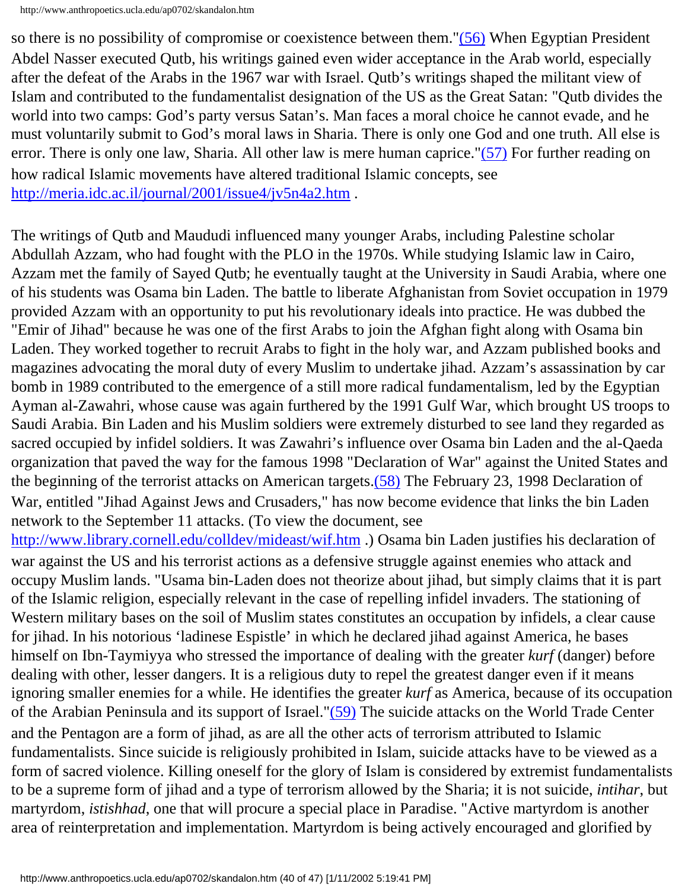so there is no possibility of compromise or coexistence between them."(56) When Egyptian President Abdel Nasser executed Qutb, his writings gained even wider acceptance in the Arab world, especially after the defeat of the Arabs in the 1967 war with Israel. Qutb's writings shaped the militant view of Islam and contributed to the fundamentalist designation of the US as the Great Satan: "Qutb divides the world into two camps: God's party versus Satan's. Man faces a moral choice he cannot evade, and he must voluntarily submit to God's moral laws in Sharia. There is only one God and one truth. All else is error. There is only one law, Sharia. All other law is mere human caprice."(57) For further reading on how radical Islamic movements have altered traditional Islamic concepts, see http://meria.idc.ac.il/journal/2001/issue4/jv5n4a2.htm .

The writings of Qutb and Maududi influenced many younger Arabs, including Palestine scholar Abdullah Azzam, who had fought with the PLO in the 1970s. While studying Islamic law in Cairo, Azzam met the family of Sayed Qutb; he eventually taught at the University in Saudi Arabia, where one of his students was Osama bin Laden. The battle to liberate Afghanistan from Soviet occupation in 1979 provided Azzam with an opportunity to put his revolutionary ideals into practice. He was dubbed the "Emir of Jihad" because he was one of the first Arabs to join the Afghan fight along with Osama bin Laden. They worked together to recruit Arabs to fight in the holy war, and Azzam published books and magazines advocating the moral duty of every Muslim to undertake jihad. Azzam's assassination by car bomb in 1989 contributed to the emergence of a still more radical fundamentalism, led by the Egyptian Ayman al-Zawahri, whose cause was again furthered by the 1991 Gulf War, which brought US troops to Saudi Arabia. Bin Laden and his Muslim soldiers were extremely disturbed to see land they regarded as sacred occupied by infidel soldiers. It was Zawahri's influence over Osama bin Laden and the al-Qaeda organization that paved the way for the famous 1998 "Declaration of War" against the United States and the beginning of the terrorist attacks on American targets.(58) The February 23, 1998 Declaration of War, entitled "Jihad Against Jews and Crusaders," has now become evidence that links the bin Laden network to the September 11 attacks. (To view the document, see http://www.library.cornell.edu/colldev/mideast/wif.htm .) Osama bin Laden justifies his declaration of war against the US and his terrorist actions as a defensive struggle against enemies who attack and occupy Muslim lands. "Usama bin-Laden does not theorize about jihad, but simply claims that it is part of the Islamic religion, especially relevant in the case of repelling infidel invaders. The stationing of Western military bases on the soil of Muslim states constitutes an occupation by infidels, a clear cause for jihad. In his notorious 'ladinese Espistle' in which he declared jihad against America, he bases himself on Ibn-Taymiyya who stressed the importance of dealing with the greater *kurf* (danger) before dealing with other, lesser dangers. It is a religious duty to repel the greatest danger even if it means ignoring smaller enemies for a while. He identifies the greater *kurf* as America, because of its occupation of the Arabian Peninsula and its support of Israel."(59) The suicide attacks on the World Trade Center and the Pentagon are a form of jihad, as are all the other acts of terrorism attributed to Islamic fundamentalists. Since suicide is religiously prohibited in Islam, suicide attacks have to be viewed as a form of sacred violence. Killing oneself for the glory of Islam is considered by extremist fundamentalists to be a supreme form of jihad and a type of terrorism allowed by the Sharia; it is not suicide, *intihar*, but martyrdom, *istishhad*, one that will procure a special place in Paradise. "Active martyrdom is another area of reinterpretation and implementation. Martyrdom is being actively encouraged and glorified by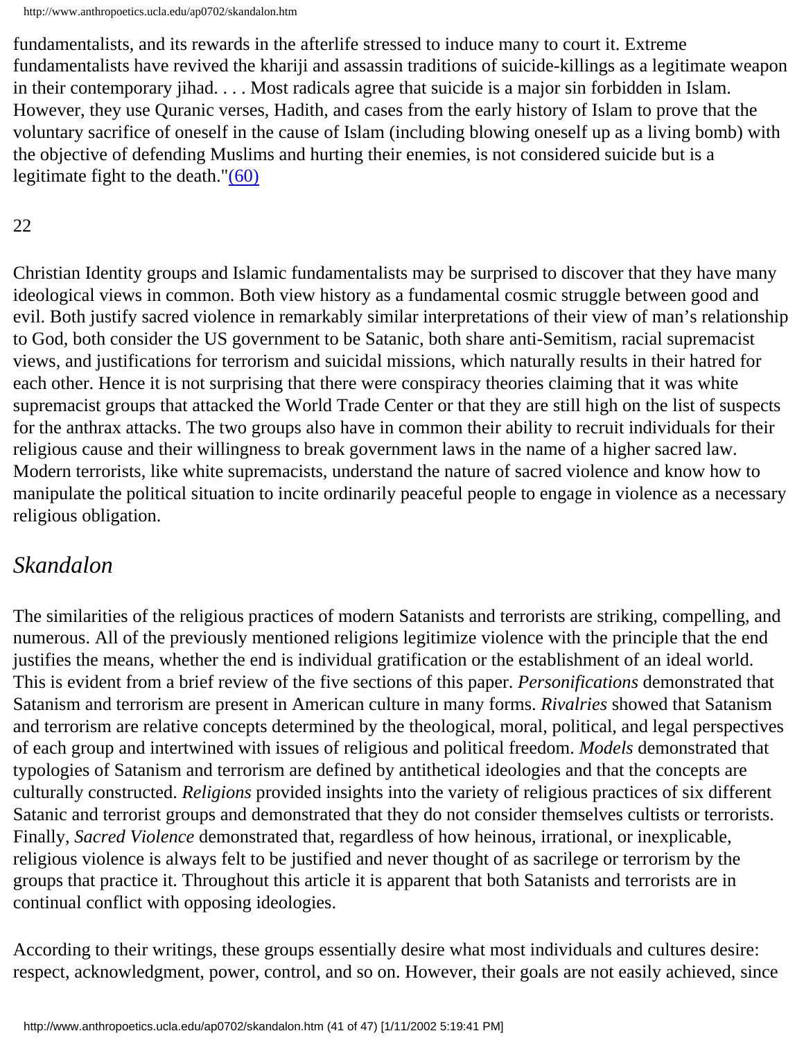fundamentalists, and its rewards in the afterlife stressed to induce many to court it. Extreme fundamentalists have revived the khariji and assassin traditions of suicide-killings as a legitimate weapon in their contemporary jihad. . . . Most radicals agree that suicide is a major sin forbidden in Islam. However, they use Quranic verses, Hadith, and cases from the early history of Islam to prove that the voluntary sacrifice of oneself in the cause of Islam (including blowing oneself up as a living bomb) with the objective of defending Muslims and hurting their enemies, is not considered suicide but is a legitimate fight to the death."(60)

22

Christian Identity groups and Islamic fundamentalists may be surprised to discover that they have many ideological views in common. Both view history as a fundamental cosmic struggle between good and evil. Both justify sacred violence in remarkably similar interpretations of their view of man's relationship to God, both consider the US government to be Satanic, both share anti-Semitism, racial supremacist views, and justifications for terrorism and suicidal missions, which naturally results in their hatred for each other. Hence it is not surprising that there were conspiracy theories claiming that it was white supremacist groups that attacked the World Trade Center or that they are still high on the list of suspects for the anthrax attacks. The two groups also have in common their ability to recruit individuals for their religious cause and their willingness to break government laws in the name of a higher sacred law. Modern terrorists, like white supremacists, understand the nature of sacred violence and know how to manipulate the political situation to incite ordinarily peaceful people to engage in violence as a necessary religious obligation.

## *Skandalon*

The similarities of the religious practices of modern Satanists and terrorists are striking, compelling, and numerous. All of the previously mentioned religions legitimize violence with the principle that the end justifies the means, whether the end is individual gratification or the establishment of an ideal world. This is evident from a brief review of the five sections of this paper. *Personifications* demonstrated that Satanism and terrorism are present in American culture in many forms. *Rivalries* showed that Satanism and terrorism are relative concepts determined by the theological, moral, political, and legal perspectives of each group and intertwined with issues of religious and political freedom. *Models* demonstrated that typologies of Satanism and terrorism are defined by antithetical ideologies and that the concepts are culturally constructed. *Religions* provided insights into the variety of religious practices of six different Satanic and terrorist groups and demonstrated that they do not consider themselves cultists or terrorists. Finally, *Sacred Violence* demonstrated that, regardless of how heinous, irrational, or inexplicable, religious violence is always felt to be justified and never thought of as sacrilege or terrorism by the groups that practice it. Throughout this article it is apparent that both Satanists and terrorists are in continual conflict with opposing ideologies.

According to their writings, these groups essentially desire what most individuals and cultures desire: respect, acknowledgment, power, control, and so on. However, their goals are not easily achieved, since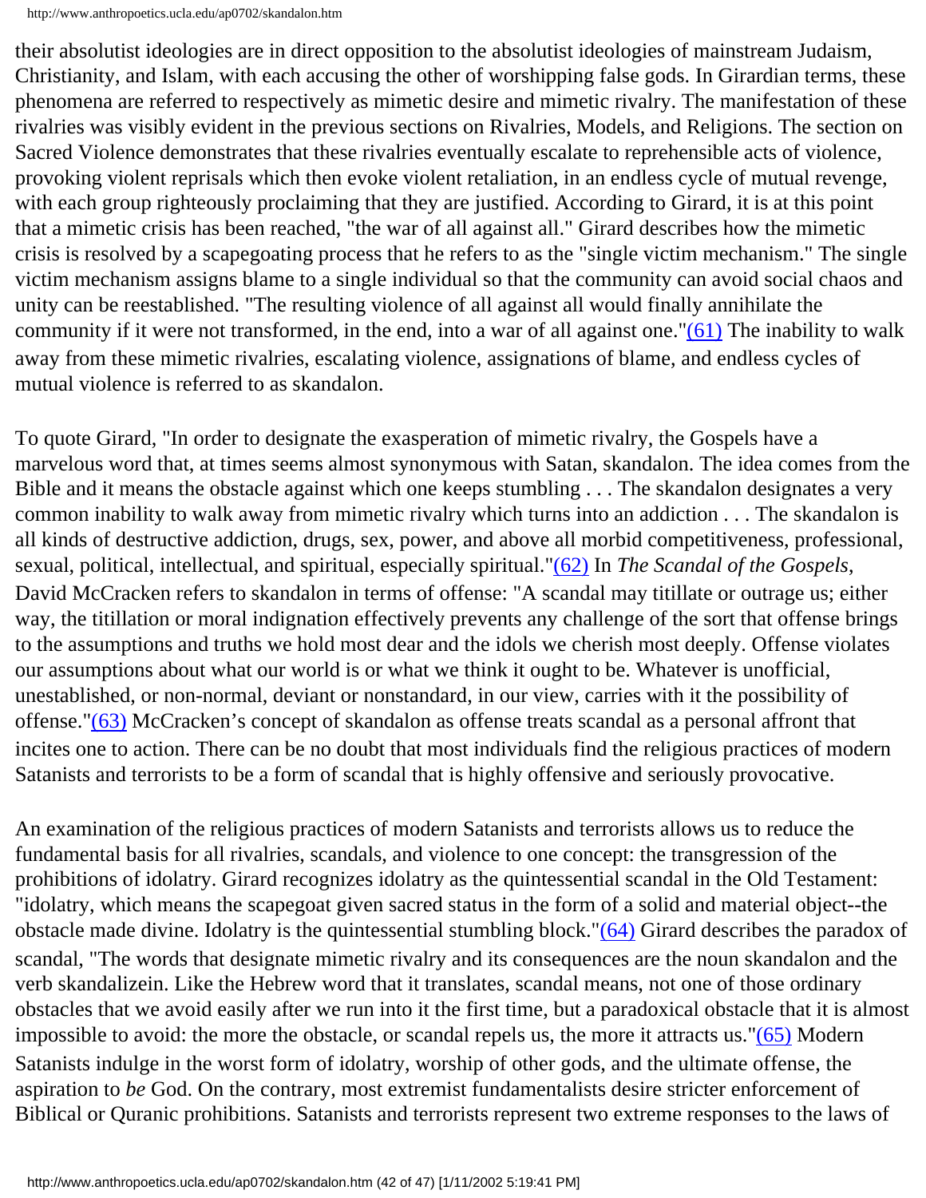their absolutist ideologies are in direct opposition to the absolutist ideologies of mainstream Judaism, Christianity, and Islam, with each accusing the other of worshipping false gods. In Girardian terms, these phenomena are referred to respectively as mimetic desire and mimetic rivalry. The manifestation of these rivalries was visibly evident in the previous sections on Rivalries, Models, and Religions. The section on Sacred Violence demonstrates that these rivalries eventually escalate to reprehensible acts of violence, provoking violent reprisals which then evoke violent retaliation, in an endless cycle of mutual revenge, with each group righteously proclaiming that they are justified. According to Girard, it is at this point that a mimetic crisis has been reached, "the war of all against all." Girard describes how the mimetic crisis is resolved by a scapegoating process that he refers to as the "single victim mechanism." The single victim mechanism assigns blame to a single individual so that the community can avoid social chaos and unity can be reestablished. "The resulting violence of all against all would finally annihilate the community if it were not transformed, in the end, into a war of all against one."(61) The inability to walk away from these mimetic rivalries, escalating violence, assignations of blame, and endless cycles of mutual violence is referred to as skandalon.

To quote Girard, "In order to designate the exasperation of mimetic rivalry, the Gospels have a marvelous word that, at times seems almost synonymous with Satan, skandalon. The idea comes from the Bible and it means the obstacle against which one keeps stumbling . . . The skandalon designates a very common inability to walk away from mimetic rivalry which turns into an addiction . . . The skandalon is all kinds of destructive addiction, drugs, sex, power, and above all morbid competitiveness, professional, sexual, political, intellectual, and spiritual, especially spiritual."(62) In *The Scandal of the Gospels*, David McCracken refers to skandalon in terms of offense: "A scandal may titillate or outrage us; either way, the titillation or moral indignation effectively prevents any challenge of the sort that offense brings to the assumptions and truths we hold most dear and the idols we cherish most deeply. Offense violates our assumptions about what our world is or what we think it ought to be. Whatever is unofficial, unestablished, or non-normal, deviant or nonstandard, in our view, carries with it the possibility of offense."(63) McCracken's concept of skandalon as offense treats scandal as a personal affront that incites one to action. There can be no doubt that most individuals find the religious practices of modern Satanists and terrorists to be a form of scandal that is highly offensive and seriously provocative.

An examination of the religious practices of modern Satanists and terrorists allows us to reduce the fundamental basis for all rivalries, scandals, and violence to one concept: the transgression of the prohibitions of idolatry. Girard recognizes idolatry as the quintessential scandal in the Old Testament: "idolatry, which means the scapegoat given sacred status in the form of a solid and material object--the obstacle made divine. Idolatry is the quintessential stumbling block."(64) Girard describes the paradox of scandal, "The words that designate mimetic rivalry and its consequences are the noun skandalon and the verb skandalizein. Like the Hebrew word that it translates, scandal means, not one of those ordinary obstacles that we avoid easily after we run into it the first time, but a paradoxical obstacle that it is almost impossible to avoid: the more the obstacle, or scandal repels us, the more it attracts us."(65) Modern Satanists indulge in the worst form of idolatry, worship of other gods, and the ultimate offense, the aspiration to *be* God. On the contrary, most extremist fundamentalists desire stricter enforcement of Biblical or Quranic prohibitions. Satanists and terrorists represent two extreme responses to the laws of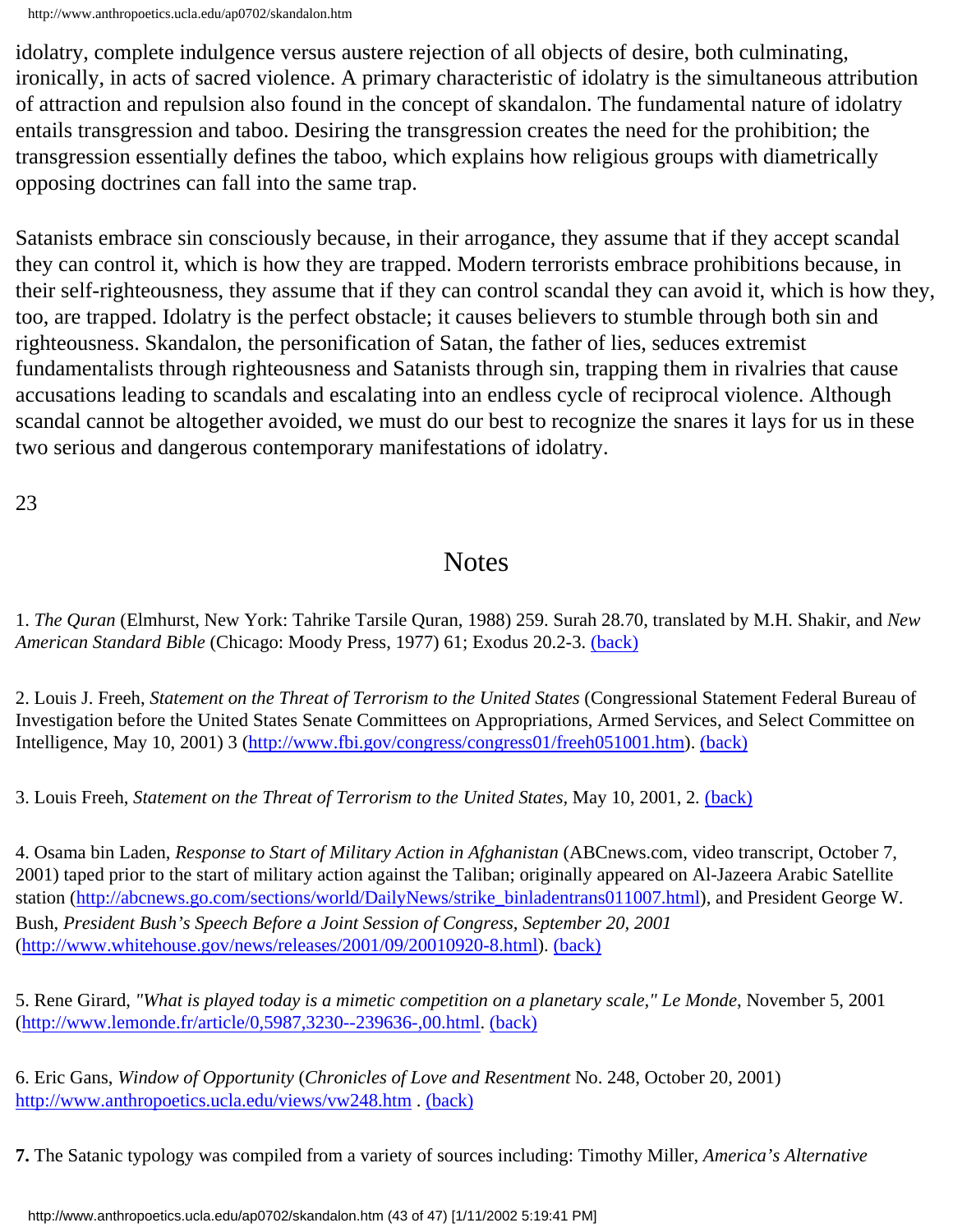idolatry, complete indulgence versus austere rejection of all objects of desire, both culminating, ironically, in acts of sacred violence. A primary characteristic of idolatry is the simultaneous attribution of attraction and repulsion also found in the concept of skandalon. The fundamental nature of idolatry entails transgression and taboo. Desiring the transgression creates the need for the prohibition; the transgression essentially defines the taboo, which explains how religious groups with diametrically opposing doctrines can fall into the same trap.

Satanists embrace sin consciously because, in their arrogance, they assume that if they accept scandal they can control it, which is how they are trapped. Modern terrorists embrace prohibitions because, in their self-righteousness, they assume that if they can control scandal they can avoid it, which is how they, too, are trapped. Idolatry is the perfect obstacle; it causes believers to stumble through both sin and righteousness. Skandalon, the personification of Satan, the father of lies, seduces extremist fundamentalists through righteousness and Satanists through sin, trapping them in rivalries that cause accusations leading to scandals and escalating into an endless cycle of reciprocal violence. Although scandal cannot be altogether avoided, we must do our best to recognize the snares it lays for us in these two serious and dangerous contemporary manifestations of idolatry.

23

## Notes

1. *The Quran* (Elmhurst, New York: Tahrike Tarsile Quran, 1988) 259. Surah 28.70, translated by M.H. Shakir, and *New American Standard Bible* (Chicago: Moody Press, 1977) 61; Exodus 20.2-3. (back)

2. Louis J. Freeh, *Statement on the Threat of Terrorism to the United States* (Congressional Statement Federal Bureau of Investigation before the United States Senate Committees on Appropriations, Armed Services, and Select Committee on Intelligence, May 10, 2001) 3 (http://www.fbi.gov/congress/congress01/freeh051001.htm). (back)

3. Louis Freeh, *Statement on the Threat of Terrorism to the United States*, May 10, 2001, 2. (back)

4. Osama bin Laden, *Response to Start of Military Action in Afghanistan* (ABCnews.com, video transcript, October 7, 2001) taped prior to the start of military action against the Taliban; originally appeared on Al-Jazeera Arabic Satellite station (http://abcnews.go.com/sections/world/DailyNews/strike_binladentrans011007.html), and President George W. Bush, *President Bush's Speech Before a Joint Session of Congress, September 20, 2001* (http://www.whitehouse.gov/news/releases/2001/09/20010920-8.html). (back)

5. Rene Girard, *"What is played today is a mimetic competition on a planetary scale," Le Monde*, November 5, 2001 (http://www.lemonde.fr/article/0,5987,3230--239636-,00.html. (back)

6. Eric Gans, *Window of Opportunity* (*Chronicles of Love and Resentment* No. 248, October 20, 2001) http://www.anthropoetics.ucla.edu/views/vw248.htm . (back)

**7.** The Satanic typology was compiled from a variety of sources including: Timothy Miller, *America's Alternative*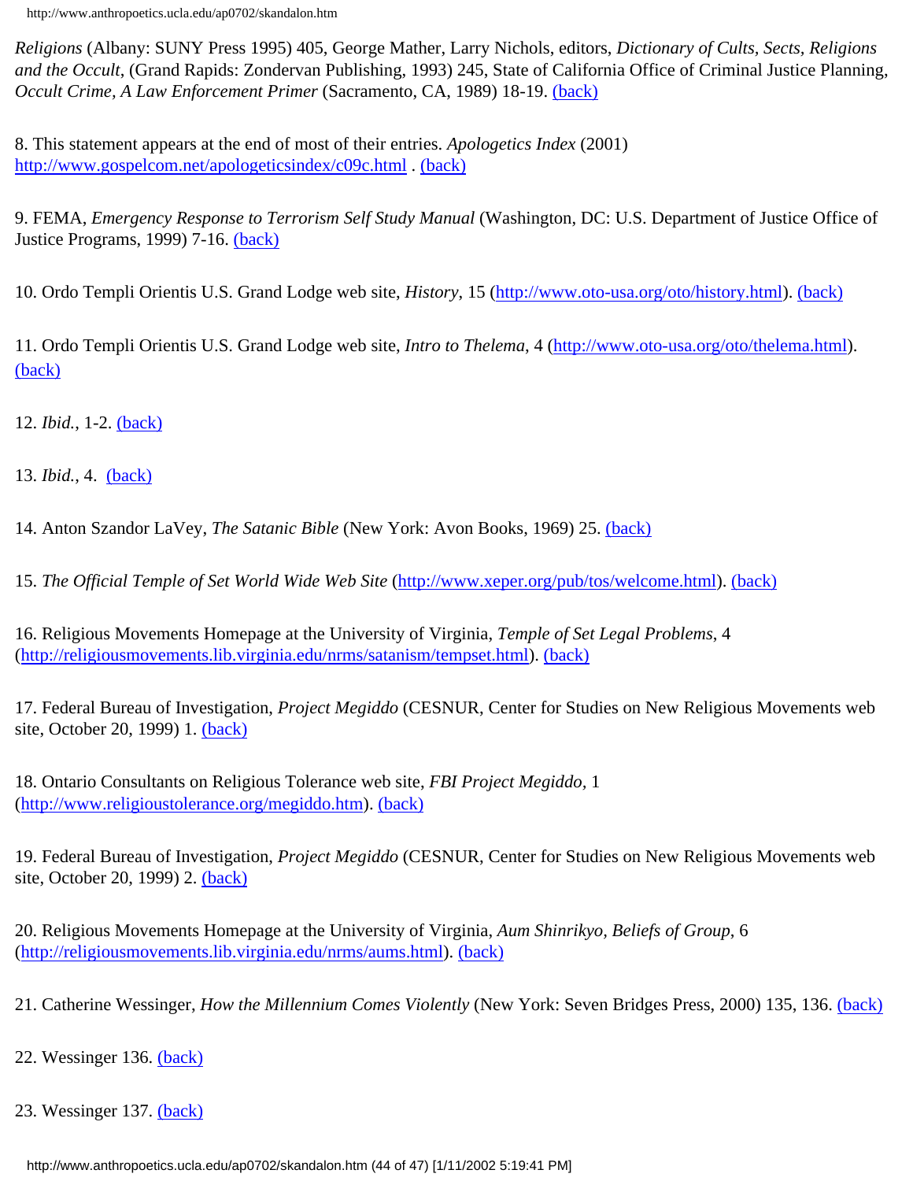*Religions* (Albany: SUNY Press 1995) 405, George Mather, Larry Nichols, editors, *Dictionary of Cults, Sects, Religions and the Occult*, (Grand Rapids: Zondervan Publishing, 1993) 245, State of California Office of Criminal Justice Planning, *Occult Crime, A Law Enforcement Primer* (Sacramento, CA, 1989) 18-19. (back)

8. This statement appears at the end of most of their entries. *Apologetics Index* (2001) http://www.gospelcom.net/apologeticsindex/c09c.html . (back)

9. FEMA, *Emergency Response to Terrorism Self Study Manual* (Washington, DC: U.S. Department of Justice Office of Justice Programs, 1999) 7-16. (back)

10. Ordo Templi Orientis U.S. Grand Lodge web site, *History*, 15 (http://www.oto-usa.org/oto/history.html). (back)

11. Ordo Templi Orientis U.S. Grand Lodge web site, *Intro to Thelema*, 4 (http://www.oto-usa.org/oto/thelema.html). (back)

12. *Ibid.*, 1-2. (back)

13. *Ibid.*, 4. (back)

14. Anton Szandor LaVey, *The Satanic Bible* (New York: Avon Books, 1969) 25. (back)

15. *The Official Temple of Set World Wide Web Site* (http://www.xeper.org/pub/tos/welcome.html). (back)

16. Religious Movements Homepage at the University of Virginia, *Temple of Set Legal Problems*, 4 (http://religiousmovements.lib.virginia.edu/nrms/satanism/tempset.html). (back)

17. Federal Bureau of Investigation, *Project Megiddo* (CESNUR, Center for Studies on New Religious Movements web site, October 20, 1999) 1. (back)

18. Ontario Consultants on Religious Tolerance web site, *FBI Project Megiddo,* 1 (http://www.religioustolerance.org/megiddo.htm). (back)

19. Federal Bureau of Investigation, *Project Megiddo* (CESNUR, Center for Studies on New Religious Movements web site, October 20, 1999) 2. (back)

20. Religious Movements Homepage at the University of Virginia, *Aum Shinrikyo, Beliefs of Group*, 6 (http://religiousmovements.lib.virginia.edu/nrms/aums.html). (back)

21. Catherine Wessinger, *How the Millennium Comes Violently* (New York: Seven Bridges Press, 2000) 135, 136. (back)

22. Wessinger 136. (back)

23. Wessinger 137. (back)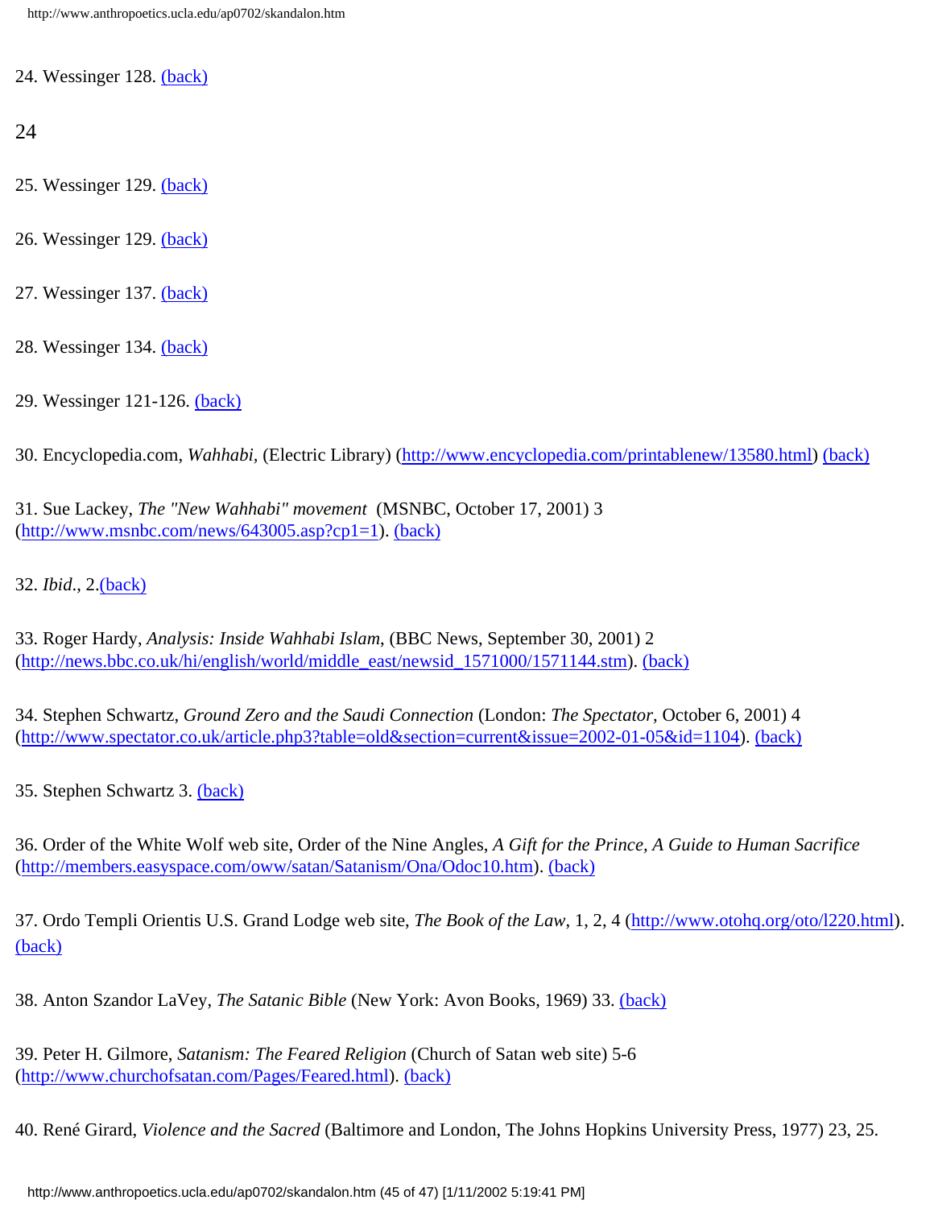24. Wessinger 128. (back)

25. Wessinger 129. (back)

26. Wessinger 129. (back)

27. Wessinger 137. (back)

28. Wessinger 134. (back)

29. Wessinger 121-126. (back)

30. Encyclopedia.com, *Wahhabi*, (Electric Library) (http://www.encyclopedia.com/printablenew/13580.html) (back)

31. Sue Lackey, *The "New Wahhabi" movement* (MSNBC, October 17, 2001) 3 (http://www.msnbc.com/news/643005.asp?cp1=1). (back)

32. *Ibid*., 2.(back)

33. Roger Hardy, *Analysis: Inside Wahhabi Islam*, (BBC News, September 30, 2001) 2 (http://news.bbc.co.uk/hi/english/world/middle_east/newsid_1571000/1571144.stm). (back)

34. Stephen Schwartz, *Ground Zero and the Saudi Connection* (London: *The Spectator*, October 6, 2001) 4 (http://www.spectator.co.uk/article.php3?table=old&section=current&issue=2002-01-05&id=1104). (back)

35. Stephen Schwartz 3. (back)

36. Order of the White Wolf web site, Order of the Nine Angles, *A Gift for the Prince, A Guide to Human Sacrifice* (http://members.easyspace.com/oww/satan/Satanism/Ona/Odoc10.htm). (back)

37. Ordo Templi Orientis U.S. Grand Lodge web site, *The Book of the Law*, 1, 2, 4 (http://www.otohq.org/oto/l220.html). (back)

38. Anton Szandor LaVey, *The Satanic Bible* (New York: Avon Books, 1969) 33. (back)

39. Peter H. Gilmore, *Satanism: The Feared Religion* (Church of Satan web site) 5-6 (http://www.churchofsatan.com/Pages/Feared.html). (back)

40. René Girard, *Violence and the Sacred* (Baltimore and London, The Johns Hopkins University Press, 1977) 23, 25.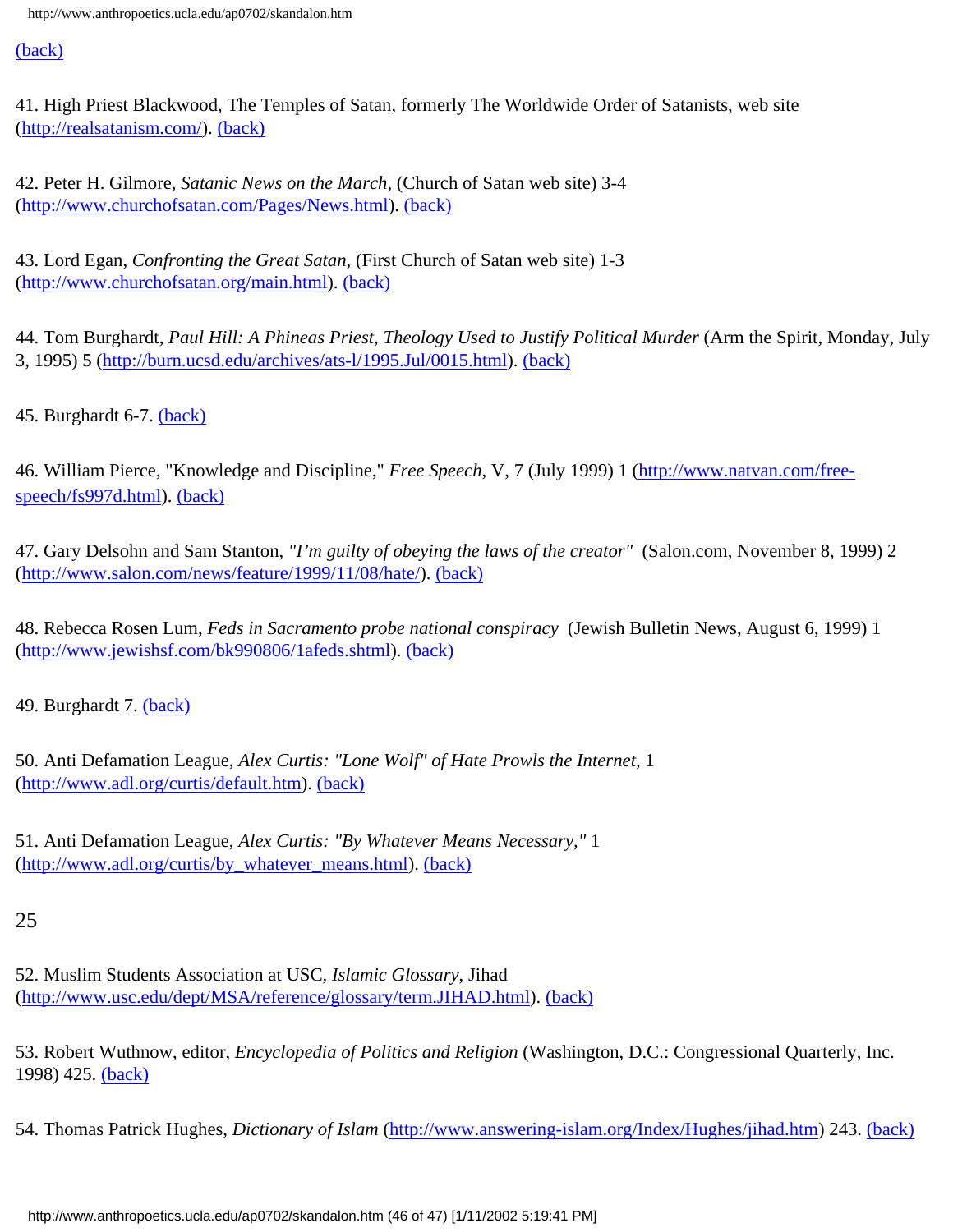(back)

41. High Priest Blackwood, The Temples of Satan, formerly The Worldwide Order of Satanists, web site (http://realsatanism.com/). (back)

42. Peter H. Gilmore, *Satanic News on the March*, (Church of Satan web site) 3-4 (http://www.churchofsatan.com/Pages/News.html). (back)

43. Lord Egan, *Confronting the Great Satan*, (First Church of Satan web site) 1-3 (http://www.churchofsatan.org/main.html). (back)

44. Tom Burghardt, *Paul Hill: A Phineas Priest, Theology Used to Justify Political Murder* (Arm the Spirit, Monday, July 3, 1995) 5 (http://burn.ucsd.edu/archives/ats-l/1995.Jul/0015.html). (back)

45. Burghardt 6-7. (back)

46. William Pierce, "Knowledge and Discipline," *Free Speech*, V, 7 (July 1999) 1 (http://www.natvan.com/free-speech/fs997d.html). (back)

47. Gary Delsohn and Sam Stanton, *"I'm guilty of obeying the laws of the creator"* (Salon.com, November 8, 1999) 2 (http://www.salon.com/news/feature/1999/11/08/hate/). (back)

48. Rebecca Rosen Lum, *Feds in Sacramento probe national conspiracy* (Jewish Bulletin News, August 6, 1999) 1 (http://www.jewishsf.com/bk990806/1afeds.shtml). (back)

49. Burghardt 7. (back)

50. Anti Defamation League, *Alex Curtis: "Lone Wolf" of Hate Prowls the Internet*, 1 (http://www.adl.org/curtis/default.htm). (back)

51. Anti Defamation League, *Alex Curtis: "By Whatever Means Necessary,"* 1 (http://www.adl.org/curtis/by_whatever_means.html). (back)

52. Muslim Students Association at USC, *Islamic Glossary*, Jihad (http://www.usc.edu/dept/MSA/reference/glossary/term.JIHAD.html). (back)

53. Robert Wuthnow, editor, *Encyclopedia of Politics and Religion* (Washington, D.C.: Congressional Quarterly, Inc. 1998) 425. (back)

54. Thomas Patrick Hughes, *Dictionary of Islam* (http://www.answering-islam.org/Index/Hughes/jihad.htm) 243. (back)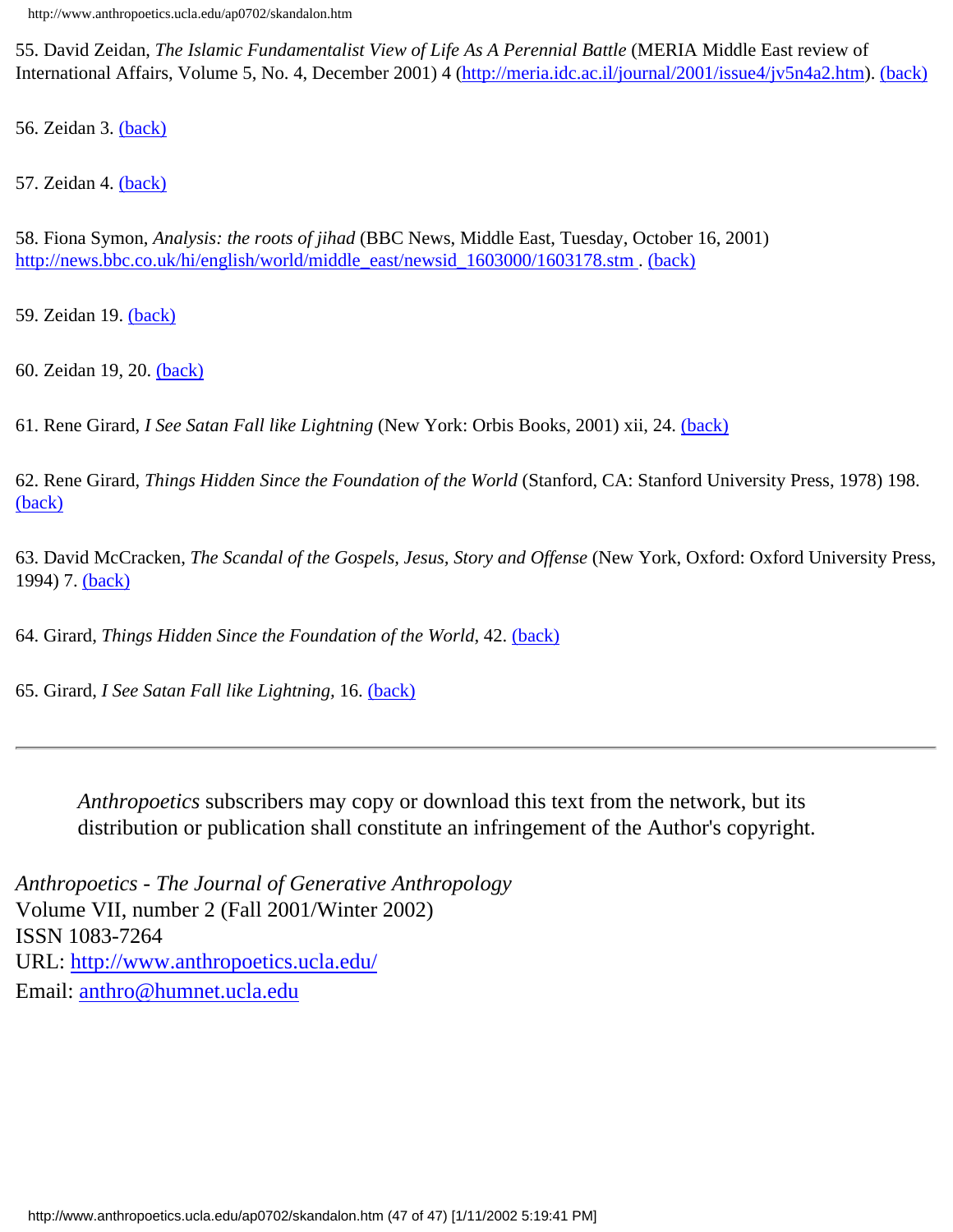55. David Zeidan, *The Islamic Fundamentalist View of Life As A Perennial Battle* (MERIA Middle East review of International Affairs, Volume 5, No. 4, December 2001) 4 (http://meria.idc.ac.il/journal/2001/issue4/jv5n4a2.htm). (back)

56. Zeidan 3. (back)

57. Zeidan 4. (back)

58. Fiona Symon, *Analysis: the roots of jihad* (BBC News, Middle East, Tuesday, October 16, 2001) http://news.bbc.co.uk/hi/english/world/middle_east/newsid_1603000/1603178.stm . (back)

59. Zeidan 19. (back)

60. Zeidan 19, 20. (back)

61. Rene Girard, *I See Satan Fall like Lightning* (New York: Orbis Books, 2001) xii, 24. (back)

62. Rene Girard, *Things Hidden Since the Foundation of the World* (Stanford, CA: Stanford University Press, 1978) 198. (back)

63. David McCracken, *The Scandal of the Gospels, Jesus, Story and Offense* (New York, Oxford: Oxford University Press, 1994) 7. (back)

64. Girard, *Things Hidden Since the Foundation of the World*, 42. (back)

65. Girard, *I See Satan Fall like Lightning*, 16. (back)

---

> *Anthropoetics* subscribers may copy or download this text from the network, but its distribution or publication shall constitute an infringement of the Author's copyright.

*Anthropoetics - The Journal of Generative Anthropology*
Volume VII, number 2 (Fall 2001/Winter 2002)
ISSN 1083-7264
URL: http://www.anthropoetics.ucla.edu/
Email: anthro@humnet.ucla.edu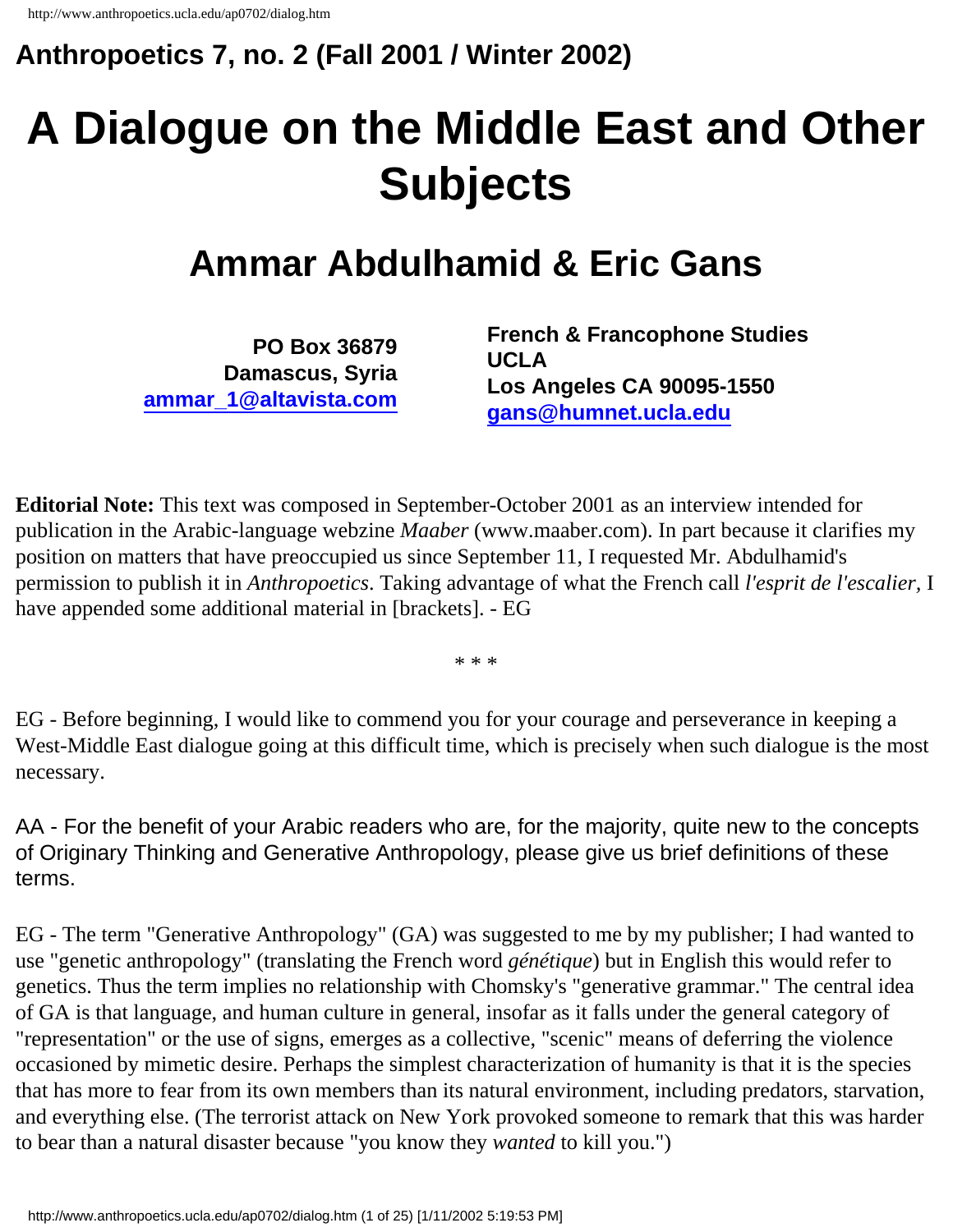**Anthropoetics 7, no. 2 (Fall 2001 / Winter 2002)**

# A Dialogue on the Middle East and Other Subjects

## Ammar Abdulhamid & Eric Gans

**PO Box 36879**
**Damascus, Syria**
**ammar_1@altavista.com**

**French & Francophone Studies**
**UCLA**
**Los Angeles CA 90095-1550**
**gans@humnet.ucla.edu**

**Editorial Note:** This text was composed in September-October 2001 as an interview intended for publication in the Arabic-language webzine *Maaber* (www.maaber.com). In part because it clarifies my position on matters that have preoccupied us since September 11, I requested Mr. Abdulhamid's permission to publish it in *Anthropoetics*. Taking advantage of what the French call *l'esprit de l'escalier,* I have appended some additional material in [brackets]. - EG

\* \* \*

EG - Before beginning, I would like to commend you for your courage and perseverance in keeping a West-Middle East dialogue going at this difficult time, which is precisely when such dialogue is the most necessary.

AA - For the benefit of your Arabic readers who are, for the majority, quite new to the concepts of Originary Thinking and Generative Anthropology, please give us brief definitions of these terms.

EG - The term "Generative Anthropology" (GA) was suggested to me by my publisher; I had wanted to use "genetic anthropology" (translating the French word *génétique*) but in English this would refer to genetics. Thus the term implies no relationship with Chomsky's "generative grammar." The central idea of GA is that language, and human culture in general, insofar as it falls under the general category of "representation" or the use of signs, emerges as a collective, "scenic" means of deferring the violence occasioned by mimetic desire. Perhaps the simplest characterization of humanity is that it is the species that has more to fear from its own members than its natural environment, including predators, starvation, and everything else. (The terrorist attack on New York provoked someone to remark that this was harder to bear than a natural disaster because "you know they *wanted* to kill you.")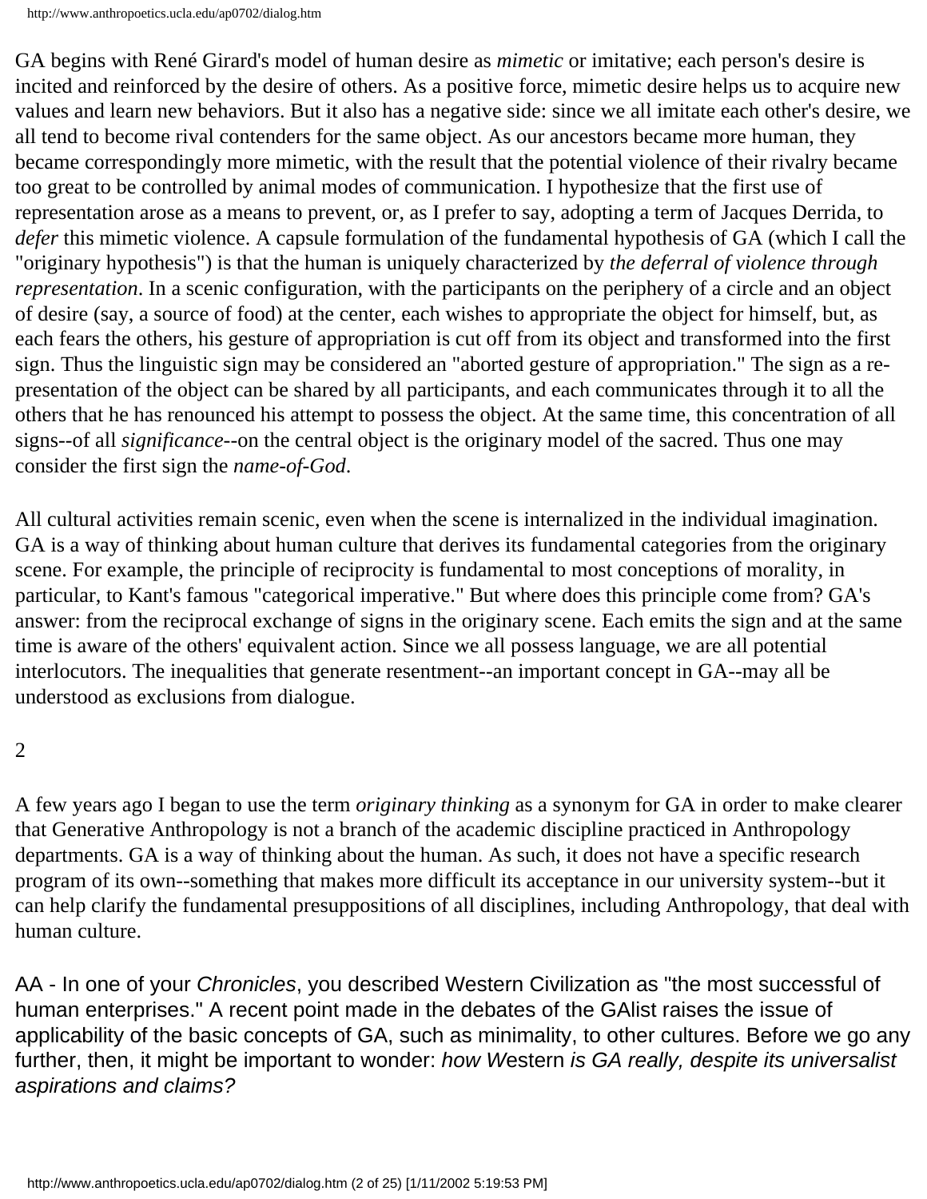GA begins with René Girard's model of human desire as *mimetic* or imitative; each person's desire is incited and reinforced by the desire of others. As a positive force, mimetic desire helps us to acquire new values and learn new behaviors. But it also has a negative side: since we all imitate each other's desire, we all tend to become rival contenders for the same object. As our ancestors became more human, they became correspondingly more mimetic, with the result that the potential violence of their rivalry became too great to be controlled by animal modes of communication. I hypothesize that the first use of representation arose as a means to prevent, or, as I prefer to say, adopting a term of Jacques Derrida, to *defer* this mimetic violence. A capsule formulation of the fundamental hypothesis of GA (which I call the "originary hypothesis") is that the human is uniquely characterized by *the deferral of violence through representation*. In a scenic configuration, with the participants on the periphery of a circle and an object of desire (say, a source of food) at the center, each wishes to appropriate the object for himself, but, as each fears the others, his gesture of appropriation is cut off from its object and transformed into the first sign. Thus the linguistic sign may be considered an "aborted gesture of appropriation." The sign as a re-presentation of the object can be shared by all participants, and each communicates through it to all the others that he has renounced his attempt to possess the object. At the same time, this concentration of all signs--of all *significance*--on the central object is the originary model of the sacred. Thus one may consider the first sign the *name-of-God*.

All cultural activities remain scenic, even when the scene is internalized in the individual imagination. GA is a way of thinking about human culture that derives its fundamental categories from the originary scene. For example, the principle of reciprocity is fundamental to most conceptions of morality, in particular, to Kant's famous "categorical imperative." But where does this principle come from? GA's answer: from the reciprocal exchange of signs in the originary scene. Each emits the sign and at the same time is aware of the others' equivalent action. Since we all possess language, we are all potential interlocutors. The inequalities that generate resentment--an important concept in GA--may all be understood as exclusions from dialogue.

2

A few years ago I began to use the term *originary thinking* as a synonym for GA in order to make clearer that Generative Anthropology is not a branch of the academic discipline practiced in Anthropology departments. GA is a way of thinking about the human. As such, it does not have a specific research program of its own--something that makes more difficult its acceptance in our university system--but it can help clarify the fundamental presuppositions of all disciplines, including Anthropology, that deal with human culture.

AA - In one of your *Chronicles*, you described Western Civilization as "the most successful of human enterprises." A recent point made in the debates of the GAlist raises the issue of applicability of the basic concepts of GA, such as minimality, to other cultures. Before we go any further, then, it might be important to wonder: *how Western is GA really, despite its universalist aspirations and claims?*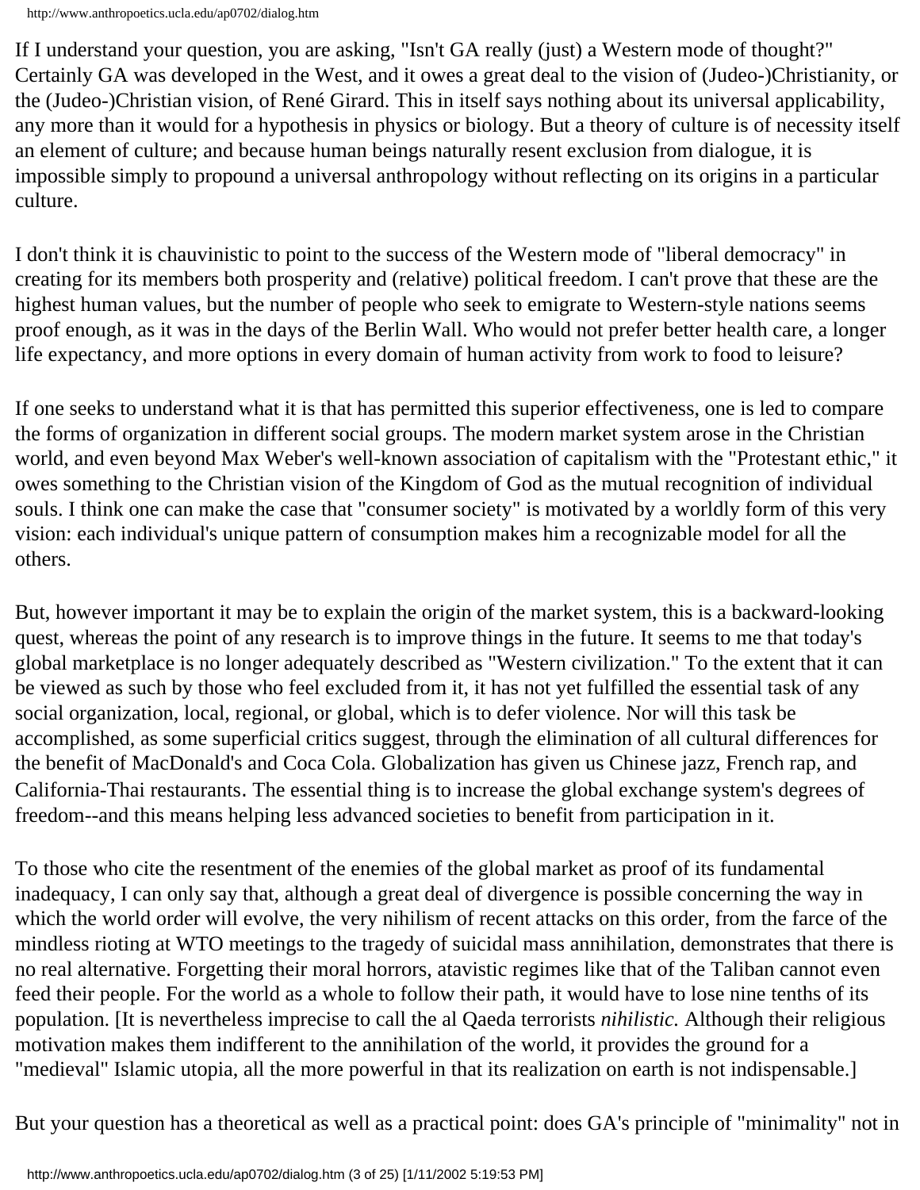If I understand your question, you are asking, "Isn't GA really (just) a Western mode of thought?" Certainly GA was developed in the West, and it owes a great deal to the vision of (Judeo-)Christianity, or the (Judeo-)Christian vision, of René Girard. This in itself says nothing about its universal applicability, any more than it would for a hypothesis in physics or biology. But a theory of culture is of necessity itself an element of culture; and because human beings naturally resent exclusion from dialogue, it is impossible simply to propound a universal anthropology without reflecting on its origins in a particular culture.

I don't think it is chauvinistic to point to the success of the Western mode of "liberal democracy" in creating for its members both prosperity and (relative) political freedom. I can't prove that these are the highest human values, but the number of people who seek to emigrate to Western-style nations seems proof enough, as it was in the days of the Berlin Wall. Who would not prefer better health care, a longer life expectancy, and more options in every domain of human activity from work to food to leisure?

If one seeks to understand what it is that has permitted this superior effectiveness, one is led to compare the forms of organization in different social groups. The modern market system arose in the Christian world, and even beyond Max Weber's well-known association of capitalism with the "Protestant ethic," it owes something to the Christian vision of the Kingdom of God as the mutual recognition of individual souls. I think one can make the case that "consumer society" is motivated by a worldly form of this very vision: each individual's unique pattern of consumption makes him a recognizable model for all the others.

But, however important it may be to explain the origin of the market system, this is a backward-looking quest, whereas the point of any research is to improve things in the future. It seems to me that today's global marketplace is no longer adequately described as "Western civilization." To the extent that it can be viewed as such by those who feel excluded from it, it has not yet fulfilled the essential task of any social organization, local, regional, or global, which is to defer violence. Nor will this task be accomplished, as some superficial critics suggest, through the elimination of all cultural differences for the benefit of MacDonald's and Coca Cola. Globalization has given us Chinese jazz, French rap, and California-Thai restaurants. The essential thing is to increase the global exchange system's degrees of freedom--and this means helping less advanced societies to benefit from participation in it.

To those who cite the resentment of the enemies of the global market as proof of its fundamental inadequacy, I can only say that, although a great deal of divergence is possible concerning the way in which the world order will evolve, the very nihilism of recent attacks on this order, from the farce of the mindless rioting at WTO meetings to the tragedy of suicidal mass annihilation, demonstrates that there is no real alternative. Forgetting their moral horrors, atavistic regimes like that of the Taliban cannot even feed their people. For the world as a whole to follow their path, it would have to lose nine tenths of its population. [It is nevertheless imprecise to call the al Qaeda terrorists *nihilistic*. Although their religious motivation makes them indifferent to the annihilation of the world, it provides the ground for a "medieval" Islamic utopia, all the more powerful in that its realization on earth is not indispensable.]

But your question has a theoretical as well as a practical point: does GA's principle of "minimality" not in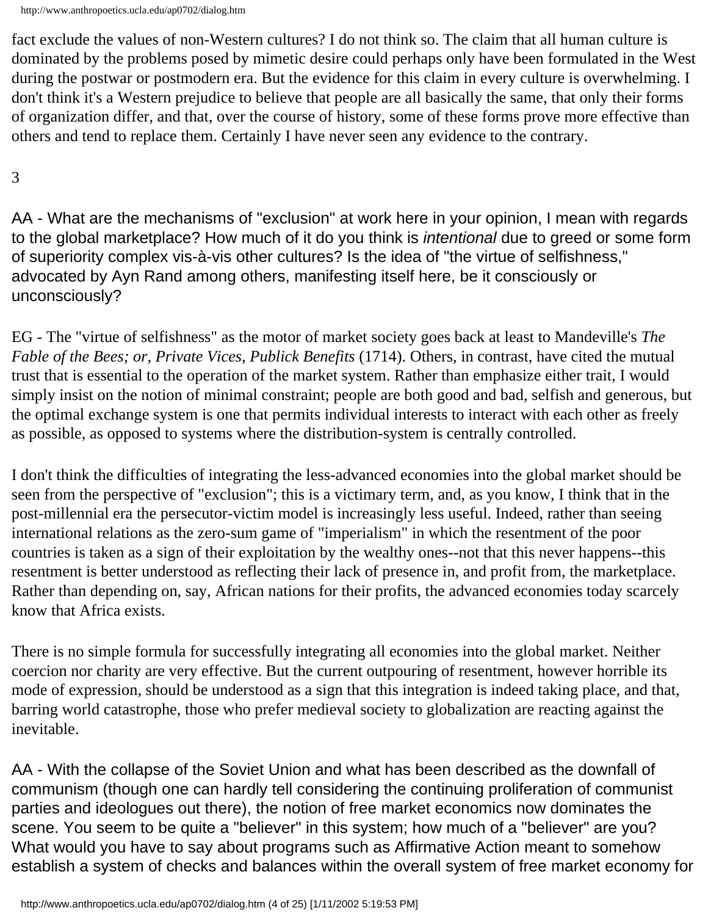fact exclude the values of non-Western cultures? I do not think so. The claim that all human culture is dominated by the problems posed by mimetic desire could perhaps only have been formulated in the West during the postwar or postmodern era. But the evidence for this claim in every culture is overwhelming. I don't think it's a Western prejudice to believe that people are all basically the same, that only their forms of organization differ, and that, over the course of history, some of these forms prove more effective than others and tend to replace them. Certainly I have never seen any evidence to the contrary.

3

AA - What are the mechanisms of "exclusion" at work here in your opinion, I mean with regards to the global marketplace? How much of it do you think is *intentional* due to greed or some form of superiority complex vis-à-vis other cultures? Is the idea of "the virtue of selfishness," advocated by Ayn Rand among others, manifesting itself here, be it consciously or unconsciously?

EG - The "virtue of selfishness" as the motor of market society goes back at least to Mandeville's *The Fable of the Bees; or, Private Vices, Publick Benefits* (1714). Others, in contrast, have cited the mutual trust that is essential to the operation of the market system. Rather than emphasize either trait, I would simply insist on the notion of minimal constraint; people are both good and bad, selfish and generous, but the optimal exchange system is one that permits individual interests to interact with each other as freely as possible, as opposed to systems where the distribution-system is centrally controlled.

I don't think the difficulties of integrating the less-advanced economies into the global market should be seen from the perspective of "exclusion"; this is a victimary term, and, as you know, I think that in the post-millennial era the persecutor-victim model is increasingly less useful. Indeed, rather than seeing international relations as the zero-sum game of "imperialism" in which the resentment of the poor countries is taken as a sign of their exploitation by the wealthy ones--not that this never happens--this resentment is better understood as reflecting their lack of presence in, and profit from, the marketplace. Rather than depending on, say, African nations for their profits, the advanced economies today scarcely know that Africa exists.

There is no simple formula for successfully integrating all economies into the global market. Neither coercion nor charity are very effective. But the current outpouring of resentment, however horrible its mode of expression, should be understood as a sign that this integration is indeed taking place, and that, barring world catastrophe, those who prefer medieval society to globalization are reacting against the inevitable.

AA - With the collapse of the Soviet Union and what has been described as the downfall of communism (though one can hardly tell considering the continuing proliferation of communist parties and ideologues out there), the notion of free market economics now dominates the scene. You seem to be quite a "believer" in this system; how much of a "believer" are you? What would you have to say about programs such as Affirmative Action meant to somehow establish a system of checks and balances within the overall system of free market economy for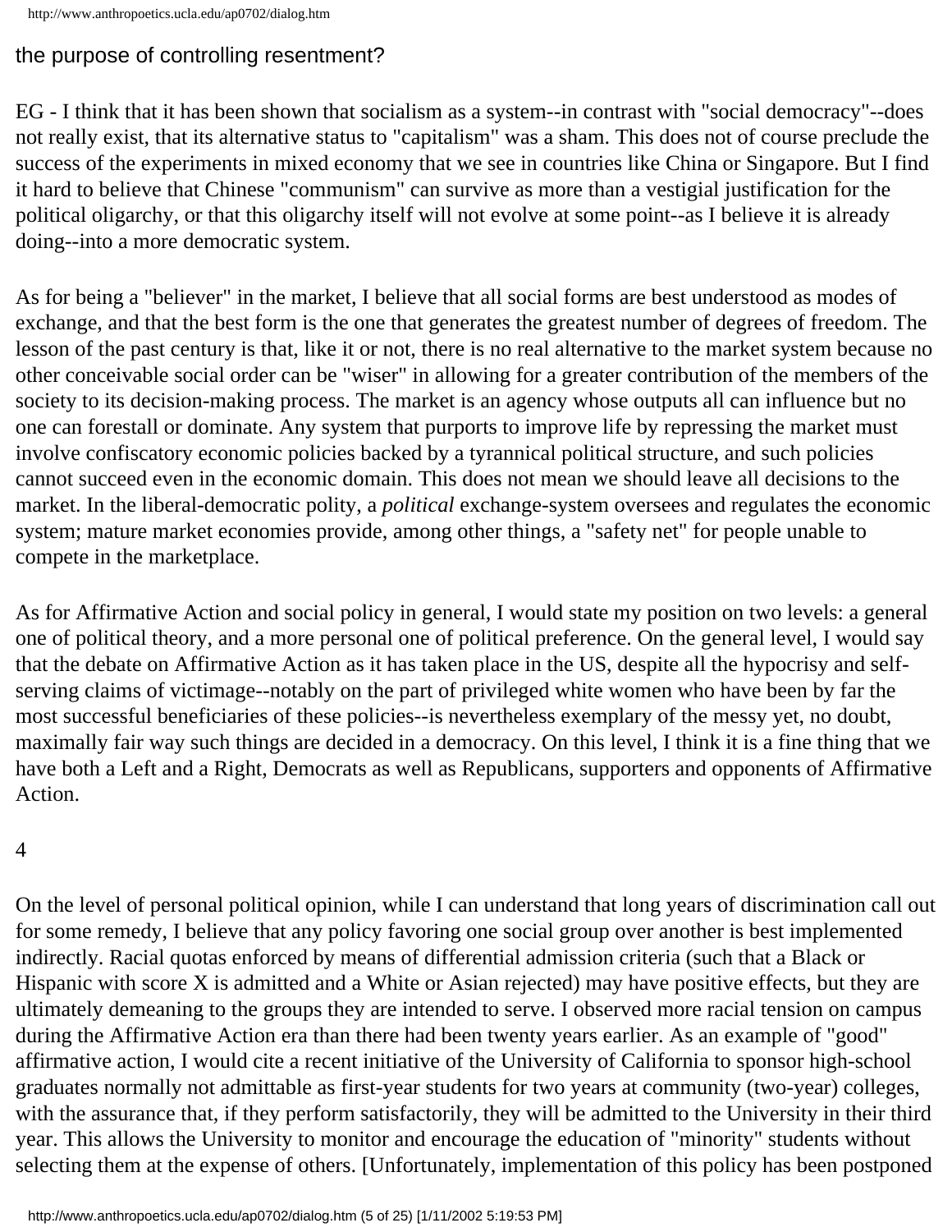the purpose of controlling resentment?

EG - I think that it has been shown that socialism as a system--in contrast with "social democracy"--does not really exist, that its alternative status to "capitalism" was a sham. This does not of course preclude the success of the experiments in mixed economy that we see in countries like China or Singapore. But I find it hard to believe that Chinese "communism" can survive as more than a vestigial justification for the political oligarchy, or that this oligarchy itself will not evolve at some point--as I believe it is already doing--into a more democratic system.

As for being a "believer" in the market, I believe that all social forms are best understood as modes of exchange, and that the best form is the one that generates the greatest number of degrees of freedom. The lesson of the past century is that, like it or not, there is no real alternative to the market system because no other conceivable social order can be "wiser" in allowing for a greater contribution of the members of the society to its decision-making process. The market is an agency whose outputs all can influence but no one can forestall or dominate. Any system that purports to improve life by repressing the market must involve confiscatory economic policies backed by a tyrannical political structure, and such policies cannot succeed even in the economic domain. This does not mean we should leave all decisions to the market. In the liberal-democratic polity, a *political* exchange-system oversees and regulates the economic system; mature market economies provide, among other things, a "safety net" for people unable to compete in the marketplace.

As for Affirmative Action and social policy in general, I would state my position on two levels: a general one of political theory, and a more personal one of political preference. On the general level, I would say that the debate on Affirmative Action as it has taken place in the US, despite all the hypocrisy and self-serving claims of victimage--notably on the part of privileged white women who have been by far the most successful beneficiaries of these policies--is nevertheless exemplary of the messy yet, no doubt, maximally fair way such things are decided in a democracy. On this level, I think it is a fine thing that we have both a Left and a Right, Democrats as well as Republicans, supporters and opponents of Affirmative Action.

4

On the level of personal political opinion, while I can understand that long years of discrimination call out for some remedy, I believe that any policy favoring one social group over another is best implemented indirectly. Racial quotas enforced by means of differential admission criteria (such that a Black or Hispanic with score X is admitted and a White or Asian rejected) may have positive effects, but they are ultimately demeaning to the groups they are intended to serve. I observed more racial tension on campus during the Affirmative Action era than there had been twenty years earlier. As an example of "good" affirmative action, I would cite a recent initiative of the University of California to sponsor high-school graduates normally not admittable as first-year students for two years at community (two-year) colleges, with the assurance that, if they perform satisfactorily, they will be admitted to the University in their third year. This allows the University to monitor and encourage the education of "minority" students without selecting them at the expense of others. [Unfortunately, implementation of this policy has been postponed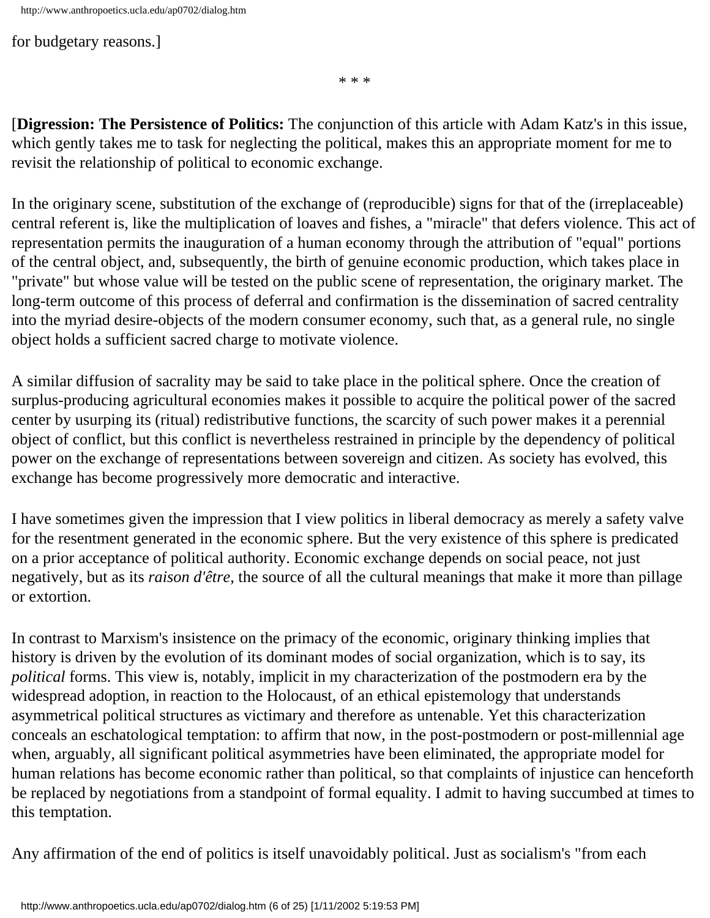for budgetary reasons.]

* * *

[**Digression: The Persistence of Politics:** The conjunction of this article with Adam Katz's in this issue, which gently takes me to task for neglecting the political, makes this an appropriate moment for me to revisit the relationship of political to economic exchange.

In the originary scene, substitution of the exchange of (reproducible) signs for that of the (irreplaceable) central referent is, like the multiplication of loaves and fishes, a "miracle" that defers violence. This act of representation permits the inauguration of a human economy through the attribution of "equal" portions of the central object, and, subsequently, the birth of genuine economic production, which takes place in "private" but whose value will be tested on the public scene of representation, the originary market. The long-term outcome of this process of deferral and confirmation is the dissemination of sacred centrality into the myriad desire-objects of the modern consumer economy, such that, as a general rule, no single object holds a sufficient sacred charge to motivate violence.

A similar diffusion of sacrality may be said to take place in the political sphere. Once the creation of surplus-producing agricultural economies makes it possible to acquire the political power of the sacred center by usurping its (ritual) redistributive functions, the scarcity of such power makes it a perennial object of conflict, but this conflict is nevertheless restrained in principle by the dependency of political power on the exchange of representations between sovereign and citizen. As society has evolved, this exchange has become progressively more democratic and interactive.

I have sometimes given the impression that I view politics in liberal democracy as merely a safety valve for the resentment generated in the economic sphere. But the very existence of this sphere is predicated on a prior acceptance of political authority. Economic exchange depends on social peace, not just negatively, but as its *raison d'être*, the source of all the cultural meanings that make it more than pillage or extortion.

In contrast to Marxism's insistence on the primacy of the economic, originary thinking implies that history is driven by the evolution of its dominant modes of social organization, which is to say, its *political* forms. This view is, notably, implicit in my characterization of the postmodern era by the widespread adoption, in reaction to the Holocaust, of an ethical epistemology that understands asymmetrical political structures as victimary and therefore as untenable. Yet this characterization conceals an eschatological temptation: to affirm that now, in the post-postmodern or post-millennial age when, arguably, all significant political asymmetries have been eliminated, the appropriate model for human relations has become economic rather than political, so that complaints of injustice can henceforth be replaced by negotiations from a standpoint of formal equality. I admit to having succumbed at times to this temptation.

Any affirmation of the end of politics is itself unavoidably political. Just as socialism's "from each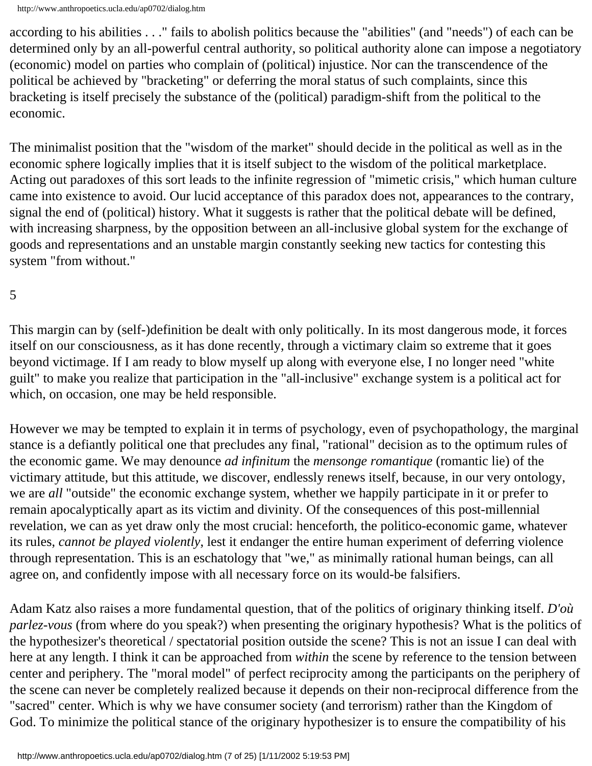according to his abilities . . ." fails to abolish politics because the "abilities" (and "needs") of each can be determined only by an all-powerful central authority, so political authority alone can impose a negotiatory (economic) model on parties who complain of (political) injustice. Nor can the transcendence of the political be achieved by "bracketing" or deferring the moral status of such complaints, since this bracketing is itself precisely the substance of the (political) paradigm-shift from the political to the economic.

The minimalist position that the "wisdom of the market" should decide in the political as well as in the economic sphere logically implies that it is itself subject to the wisdom of the political marketplace. Acting out paradoxes of this sort leads to the infinite regression of "mimetic crisis," which human culture came into existence to avoid. Our lucid acceptance of this paradox does not, appearances to the contrary, signal the end of (political) history. What it suggests is rather that the political debate will be defined, with increasing sharpness, by the opposition between an all-inclusive global system for the exchange of goods and representations and an unstable margin constantly seeking new tactics for contesting this system "from without."

5

This margin can by (self-)definition be dealt with only politically. In its most dangerous mode, it forces itself on our consciousness, as it has done recently, through a victimary claim so extreme that it goes beyond victimage. If I am ready to blow myself up along with everyone else, I no longer need "white guilt" to make you realize that participation in the "all-inclusive" exchange system is a political act for which, on occasion, one may be held responsible.

However we may be tempted to explain it in terms of psychology, even of psychopathology, the marginal stance is a defiantly political one that precludes any final, "rational" decision as to the optimum rules of the economic game. We may denounce *ad infinitum* the *mensonge romantique* (romantic lie) of the victimary attitude, but this attitude, we discover, endlessly renews itself, because, in our very ontology, we are *all* "outside" the economic exchange system, whether we happily participate in it or prefer to remain apocalyptically apart as its victim and divinity. Of the consequences of this post-millennial revelation, we can as yet draw only the most crucial: henceforth, the politico-economic game, whatever its rules, *cannot be played violently*, lest it endanger the entire human experiment of deferring violence through representation. This is an eschatology that "we," as minimally rational human beings, can all agree on, and confidently impose with all necessary force on its would-be falsifiers.

Adam Katz also raises a more fundamental question, that of the politics of originary thinking itself. *D'où parlez-vous* (from where do you speak?) when presenting the originary hypothesis? What is the politics of the hypothesizer's theoretical / spectatorial position outside the scene? This is not an issue I can deal with here at any length. I think it can be approached from *within* the scene by reference to the tension between center and periphery. The "moral model" of perfect reciprocity among the participants on the periphery of the scene can never be completely realized because it depends on their non-reciprocal difference from the "sacred" center. Which is why we have consumer society (and terrorism) rather than the Kingdom of God. To minimize the political stance of the originary hypothesizer is to ensure the compatibility of his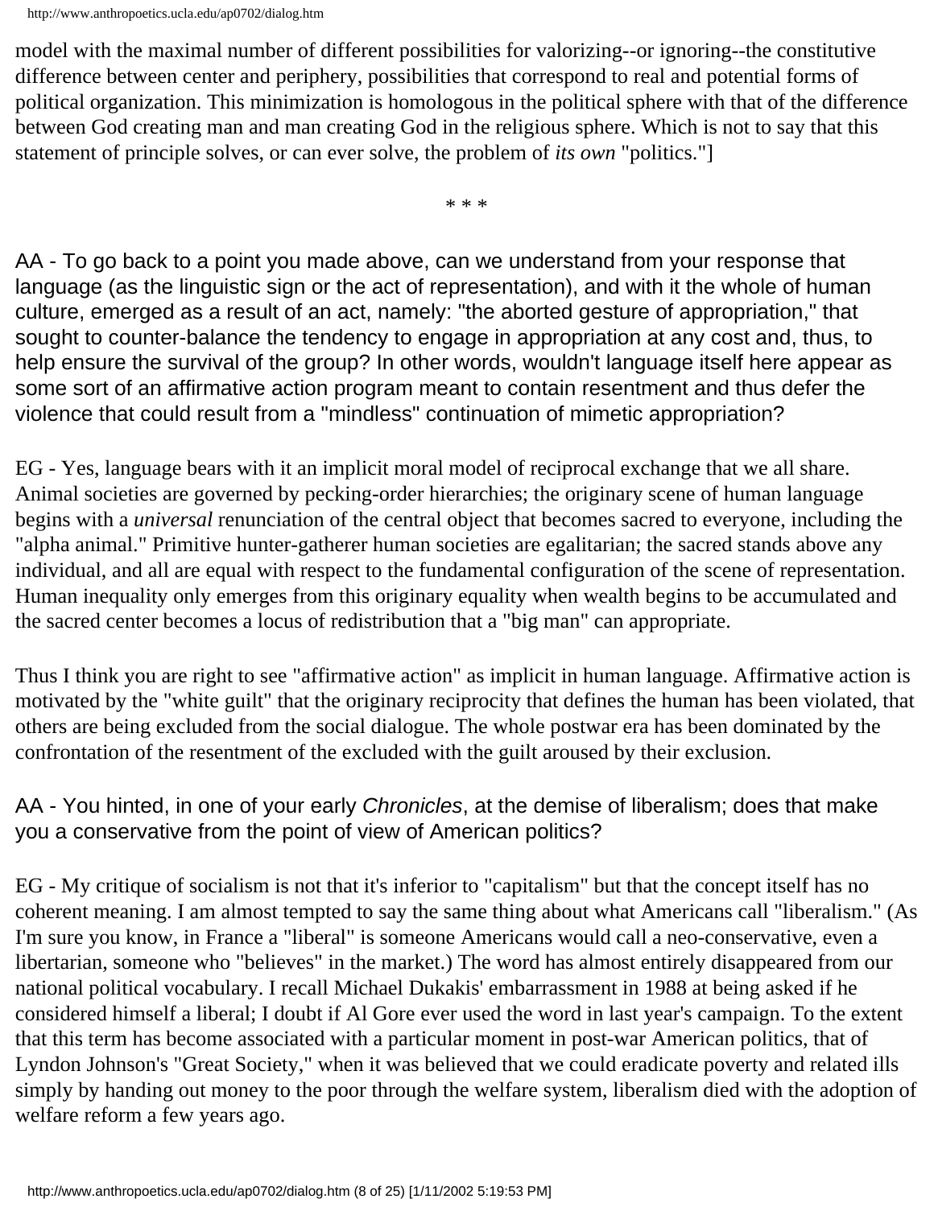model with the maximal number of different possibilities for valorizing--or ignoring--the constitutive difference between center and periphery, possibilities that correspond to real and potential forms of political organization. This minimization is homologous in the political sphere with that of the difference between God creating man and man creating God in the religious sphere. Which is not to say that this statement of principle solves, or can ever solve, the problem of *its own* "politics."]

\* \* \*

AA - To go back to a point you made above, can we understand from your response that language (as the linguistic sign or the act of representation), and with it the whole of human culture, emerged as a result of an act, namely: "the aborted gesture of appropriation," that sought to counter-balance the tendency to engage in appropriation at any cost and, thus, to help ensure the survival of the group? In other words, wouldn't language itself here appear as some sort of an affirmative action program meant to contain resentment and thus defer the violence that could result from a "mindless" continuation of mimetic appropriation?

EG - Yes, language bears with it an implicit moral model of reciprocal exchange that we all share. Animal societies are governed by pecking-order hierarchies; the originary scene of human language begins with a *universal* renunciation of the central object that becomes sacred to everyone, including the "alpha animal." Primitive hunter-gatherer human societies are egalitarian; the sacred stands above any individual, and all are equal with respect to the fundamental configuration of the scene of representation. Human inequality only emerges from this originary equality when wealth begins to be accumulated and the sacred center becomes a locus of redistribution that a "big man" can appropriate.

Thus I think you are right to see "affirmative action" as implicit in human language. Affirmative action is motivated by the "white guilt" that the originary reciprocity that defines the human has been violated, that others are being excluded from the social dialogue. The whole postwar era has been dominated by the confrontation of the resentment of the excluded with the guilt aroused by their exclusion.

AA - You hinted, in one of your early *Chronicles*, at the demise of liberalism; does that make you a conservative from the point of view of American politics?

EG - My critique of socialism is not that it's inferior to "capitalism" but that the concept itself has no coherent meaning. I am almost tempted to say the same thing about what Americans call "liberalism." (As I'm sure you know, in France a "liberal" is someone Americans would call a neo-conservative, even a libertarian, someone who "believes" in the market.) The word has almost entirely disappeared from our national political vocabulary. I recall Michael Dukakis' embarrassment in 1988 at being asked if he considered himself a liberal; I doubt if Al Gore ever used the word in last year's campaign. To the extent that this term has become associated with a particular moment in post-war American politics, that of Lyndon Johnson's "Great Society," when it was believed that we could eradicate poverty and related ills simply by handing out money to the poor through the welfare system, liberalism died with the adoption of welfare reform a few years ago.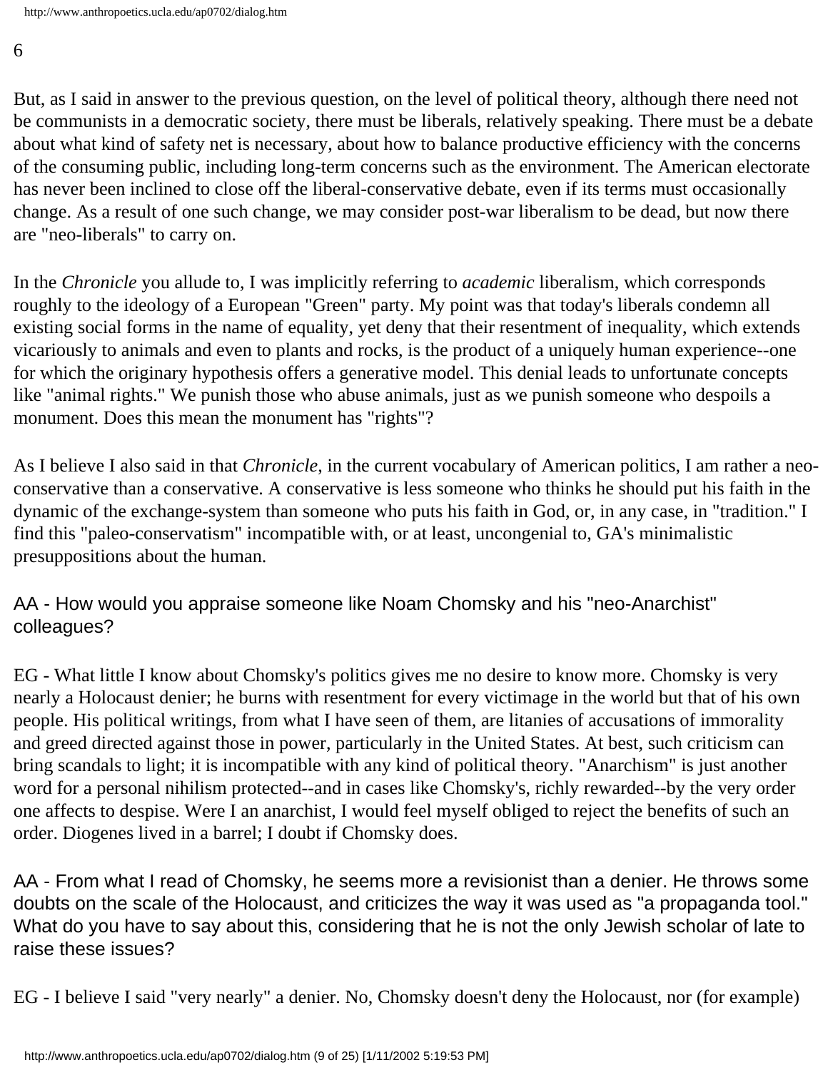But, as I said in answer to the previous question, on the level of political theory, although there need not be communists in a democratic society, there must be liberals, relatively speaking. There must be a debate about what kind of safety net is necessary, about how to balance productive efficiency with the concerns of the consuming public, including long-term concerns such as the environment. The American electorate has never been inclined to close off the liberal-conservative debate, even if its terms must occasionally change. As a result of one such change, we may consider post-war liberalism to be dead, but now there are "neo-liberals" to carry on.

In the *Chronicle* you allude to, I was implicitly referring to *academic* liberalism, which corresponds roughly to the ideology of a European "Green" party. My point was that today's liberals condemn all existing social forms in the name of equality, yet deny that their resentment of inequality, which extends vicariously to animals and even to plants and rocks, is the product of a uniquely human experience--one for which the originary hypothesis offers a generative model. This denial leads to unfortunate concepts like "animal rights." We punish those who abuse animals, just as we punish someone who despoils a monument. Does this mean the monument has "rights"?

As I believe I also said in that *Chronicle*, in the current vocabulary of American politics, I am rather a neo-conservative than a conservative. A conservative is less someone who thinks he should put his faith in the dynamic of the exchange-system than someone who puts his faith in God, or, in any case, in "tradition." I find this "paleo-conservatism" incompatible with, or at least, uncongenial to, GA's minimalistic presuppositions about the human.

AA - How would you appraise someone like Noam Chomsky and his "neo-Anarchist" colleagues?

EG - What little I know about Chomsky's politics gives me no desire to know more. Chomsky is very nearly a Holocaust denier; he burns with resentment for every victimage in the world but that of his own people. His political writings, from what I have seen of them, are litanies of accusations of immorality and greed directed against those in power, particularly in the United States. At best, such criticism can bring scandals to light; it is incompatible with any kind of political theory. "Anarchism" is just another word for a personal nihilism protected--and in cases like Chomsky's, richly rewarded--by the very order one affects to despise. Were I an anarchist, I would feel myself obliged to reject the benefits of such an order. Diogenes lived in a barrel; I doubt if Chomsky does.

AA - From what I read of Chomsky, he seems more a revisionist than a denier. He throws some doubts on the scale of the Holocaust, and criticizes the way it was used as "a propaganda tool." What do you have to say about this, considering that he is not the only Jewish scholar of late to raise these issues?

EG - I believe I said "very nearly" a denier. No, Chomsky doesn't deny the Holocaust, nor (for example)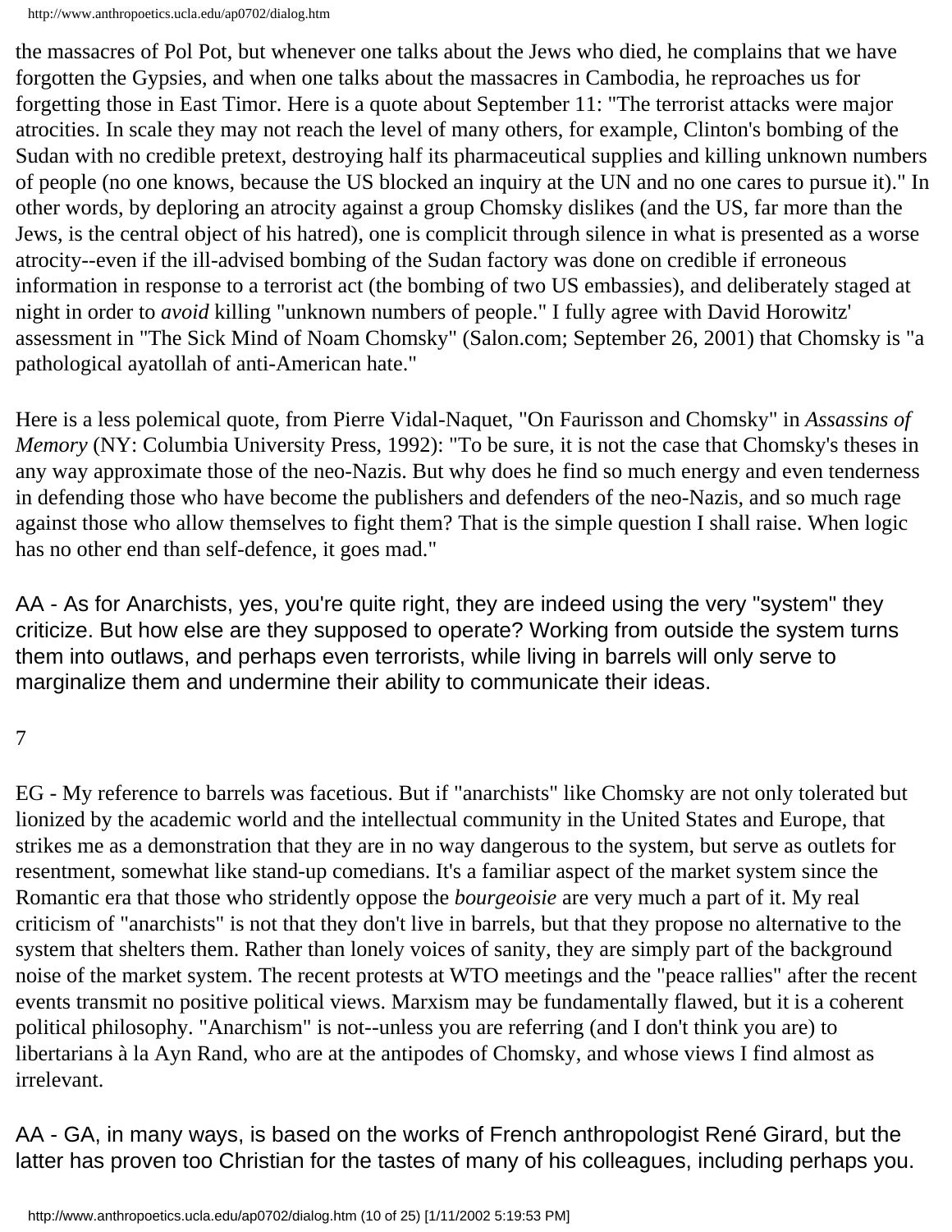the massacres of Pol Pot, but whenever one talks about the Jews who died, he complains that we have forgotten the Gypsies, and when one talks about the massacres in Cambodia, he reproaches us for forgetting those in East Timor. Here is a quote about September 11: "The terrorist attacks were major atrocities. In scale they may not reach the level of many others, for example, Clinton's bombing of the Sudan with no credible pretext, destroying half its pharmaceutical supplies and killing unknown numbers of people (no one knows, because the US blocked an inquiry at the UN and no one cares to pursue it)." In other words, by deploring an atrocity against a group Chomsky dislikes (and the US, far more than the Jews, is the central object of his hatred), one is complicit through silence in what is presented as a worse atrocity--even if the ill-advised bombing of the Sudan factory was done on credible if erroneous information in response to a terrorist act (the bombing of two US embassies), and deliberately staged at night in order to *avoid* killing "unknown numbers of people." I fully agree with David Horowitz' assessment in "The Sick Mind of Noam Chomsky" (Salon.com; September 26, 2001) that Chomsky is "a pathological ayatollah of anti-American hate."

Here is a less polemical quote, from Pierre Vidal-Naquet, "On Faurisson and Chomsky" in *Assassins of Memory* (NY: Columbia University Press, 1992): "To be sure, it is not the case that Chomsky's theses in any way approximate those of the neo-Nazis. But why does he find so much energy and even tenderness in defending those who have become the publishers and defenders of the neo-Nazis, and so much rage against those who allow themselves to fight them? That is the simple question I shall raise. When logic has no other end than self-defence, it goes mad."

AA - As for Anarchists, yes, you're quite right, they are indeed using the very "system" they criticize. But how else are they supposed to operate? Working from outside the system turns them into outlaws, and perhaps even terrorists, while living in barrels will only serve to marginalize them and undermine their ability to communicate their ideas.

7

EG - My reference to barrels was facetious. But if "anarchists" like Chomsky are not only tolerated but lionized by the academic world and the intellectual community in the United States and Europe, that strikes me as a demonstration that they are in no way dangerous to the system, but serve as outlets for resentment, somewhat like stand-up comedians. It's a familiar aspect of the market system since the Romantic era that those who stridently oppose the *bourgeoisie* are very much a part of it. My real criticism of "anarchists" is not that they don't live in barrels, but that they propose no alternative to the system that shelters them. Rather than lonely voices of sanity, they are simply part of the background noise of the market system. The recent protests at WTO meetings and the "peace rallies" after the recent events transmit no positive political views. Marxism may be fundamentally flawed, but it is a coherent political philosophy. "Anarchism" is not--unless you are referring (and I don't think you are) to libertarians à la Ayn Rand, who are at the antipodes of Chomsky, and whose views I find almost as irrelevant.

AA - GA, in many ways, is based on the works of French anthropologist René Girard, but the latter has proven too Christian for the tastes of many of his colleagues, including perhaps you.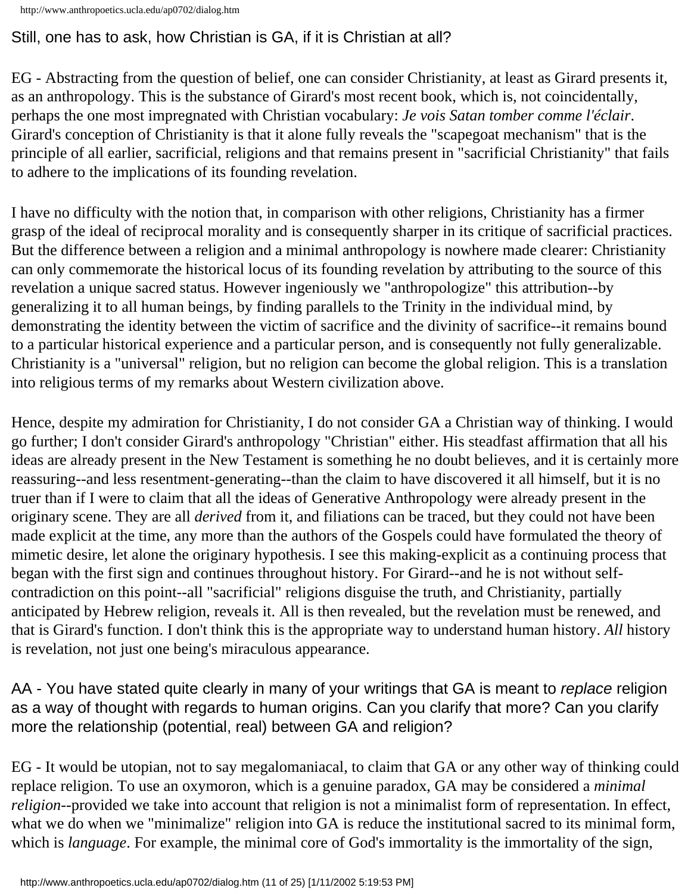Still, one has to ask, how Christian is GA, if it is Christian at all?

EG - Abstracting from the question of belief, one can consider Christianity, at least as Girard presents it, as an anthropology. This is the substance of Girard's most recent book, which is, not coincidentally, perhaps the one most impregnated with Christian vocabulary: *Je vois Satan tomber comme l'éclair*. Girard's conception of Christianity is that it alone fully reveals the "scapegoat mechanism" that is the principle of all earlier, sacrificial, religions and that remains present in "sacrificial Christianity" that fails to adhere to the implications of its founding revelation.

I have no difficulty with the notion that, in comparison with other religions, Christianity has a firmer grasp of the ideal of reciprocal morality and is consequently sharper in its critique of sacrificial practices. But the difference between a religion and a minimal anthropology is nowhere made clearer: Christianity can only commemorate the historical locus of its founding revelation by attributing to the source of this revelation a unique sacred status. However ingeniously we "anthropologize" this attribution--by generalizing it to all human beings, by finding parallels to the Trinity in the individual mind, by demonstrating the identity between the victim of sacrifice and the divinity of sacrifice--it remains bound to a particular historical experience and a particular person, and is consequently not fully generalizable. Christianity is a "universal" religion, but no religion can become the global religion. This is a translation into religious terms of my remarks about Western civilization above.

Hence, despite my admiration for Christianity, I do not consider GA a Christian way of thinking. I would go further; I don't consider Girard's anthropology "Christian" either. His steadfast affirmation that all his ideas are already present in the New Testament is something he no doubt believes, and it is certainly more reassuring--and less resentment-generating--than the claim to have discovered it all himself, but it is no truer than if I were to claim that all the ideas of Generative Anthropology were already present in the originary scene. They are all *derived* from it, and filiations can be traced, but they could not have been made explicit at the time, any more than the authors of the Gospels could have formulated the theory of mimetic desire, let alone the originary hypothesis. I see this making-explicit as a continuing process that began with the first sign and continues throughout history. For Girard--and he is not without self-contradiction on this point--all "sacrificial" religions disguise the truth, and Christianity, partially anticipated by Hebrew religion, reveals it. All is then revealed, but the revelation must be renewed, and that is Girard's function. I don't think this is the appropriate way to understand human history. *All* history is revelation, not just one being's miraculous appearance.

AA - You have stated quite clearly in many of your writings that GA is meant to *replace* religion as a way of thought with regards to human origins. Can you clarify that more? Can you clarify more the relationship (potential, real) between GA and religion?

EG - It would be utopian, not to say megalomaniacal, to claim that GA or any other way of thinking could replace religion. To use an oxymoron, which is a genuine paradox, GA may be considered a *minimal religion*--provided we take into account that religion is not a minimalist form of representation. In effect, what we do when we "minimalize" religion into GA is reduce the institutional sacred to its minimal form, which is *language*. For example, the minimal core of God's immortality is the immortality of the sign,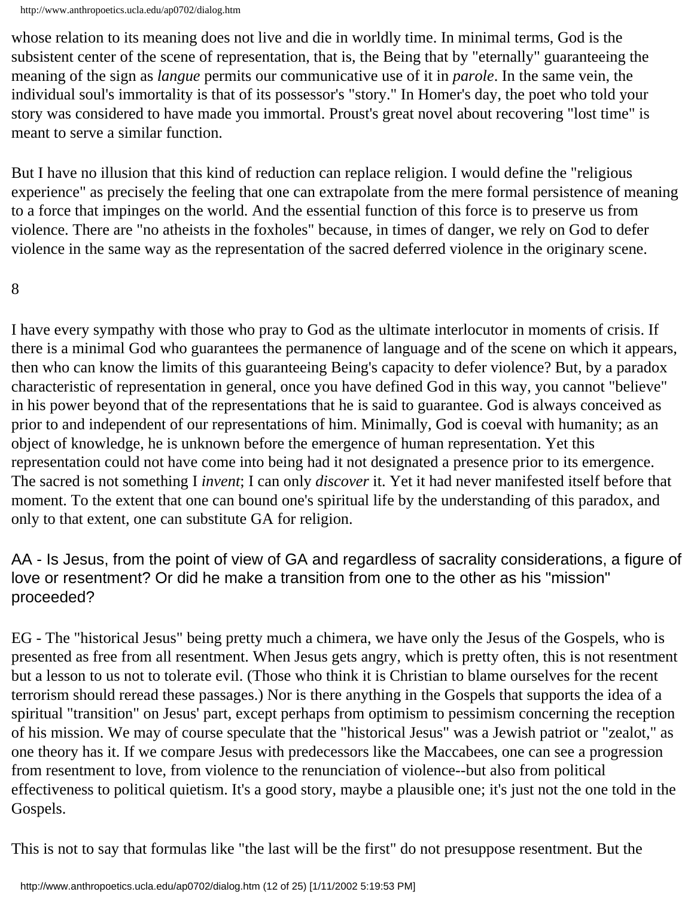whose relation to its meaning does not live and die in worldly time. In minimal terms, God is the subsistent center of the scene of representation, that is, the Being that by "eternally" guaranteeing the meaning of the sign as *langue* permits our communicative use of it in *parole*. In the same vein, the individual soul's immortality is that of its possessor's "story." In Homer's day, the poet who told your story was considered to have made you immortal. Proust's great novel about recovering "lost time" is meant to serve a similar function.

But I have no illusion that this kind of reduction can replace religion. I would define the "religious experience" as precisely the feeling that one can extrapolate from the mere formal persistence of meaning to a force that impinges on the world. And the essential function of this force is to preserve us from violence. There are "no atheists in the foxholes" because, in times of danger, we rely on God to defer violence in the same way as the representation of the sacred deferred violence in the originary scene.

8

I have every sympathy with those who pray to God as the ultimate interlocutor in moments of crisis. If there is a minimal God who guarantees the permanence of language and of the scene on which it appears, then who can know the limits of this guaranteeing Being's capacity to defer violence? But, by a paradox characteristic of representation in general, once you have defined God in this way, you cannot "believe" in his power beyond that of the representations that he is said to guarantee. God is always conceived as prior to and independent of our representations of him. Minimally, God is coeval with humanity; as an object of knowledge, he is unknown before the emergence of human representation. Yet this representation could not have come into being had it not designated a presence prior to its emergence. The sacred is not something I *invent*; I can only *discover* it. Yet it had never manifested itself before that moment. To the extent that one can bound one's spiritual life by the understanding of this paradox, and only to that extent, one can substitute GA for religion.

AA - Is Jesus, from the point of view of GA and regardless of sacrality considerations, a figure of love or resentment? Or did he make a transition from one to the other as his "mission" proceeded?

EG - The "historical Jesus" being pretty much a chimera, we have only the Jesus of the Gospels, who is presented as free from all resentment. When Jesus gets angry, which is pretty often, this is not resentment but a lesson to us not to tolerate evil. (Those who think it is Christian to blame ourselves for the recent terrorism should reread these passages.) Nor is there anything in the Gospels that supports the idea of a spiritual "transition" on Jesus' part, except perhaps from optimism to pessimism concerning the reception of his mission. We may of course speculate that the "historical Jesus" was a Jewish patriot or "zealot," as one theory has it. If we compare Jesus with predecessors like the Maccabees, one can see a progression from resentment to love, from violence to the renunciation of violence--but also from political effectiveness to political quietism. It's a good story, maybe a plausible one; it's just not the one told in the Gospels.

This is not to say that formulas like "the last will be the first" do not presuppose resentment. But the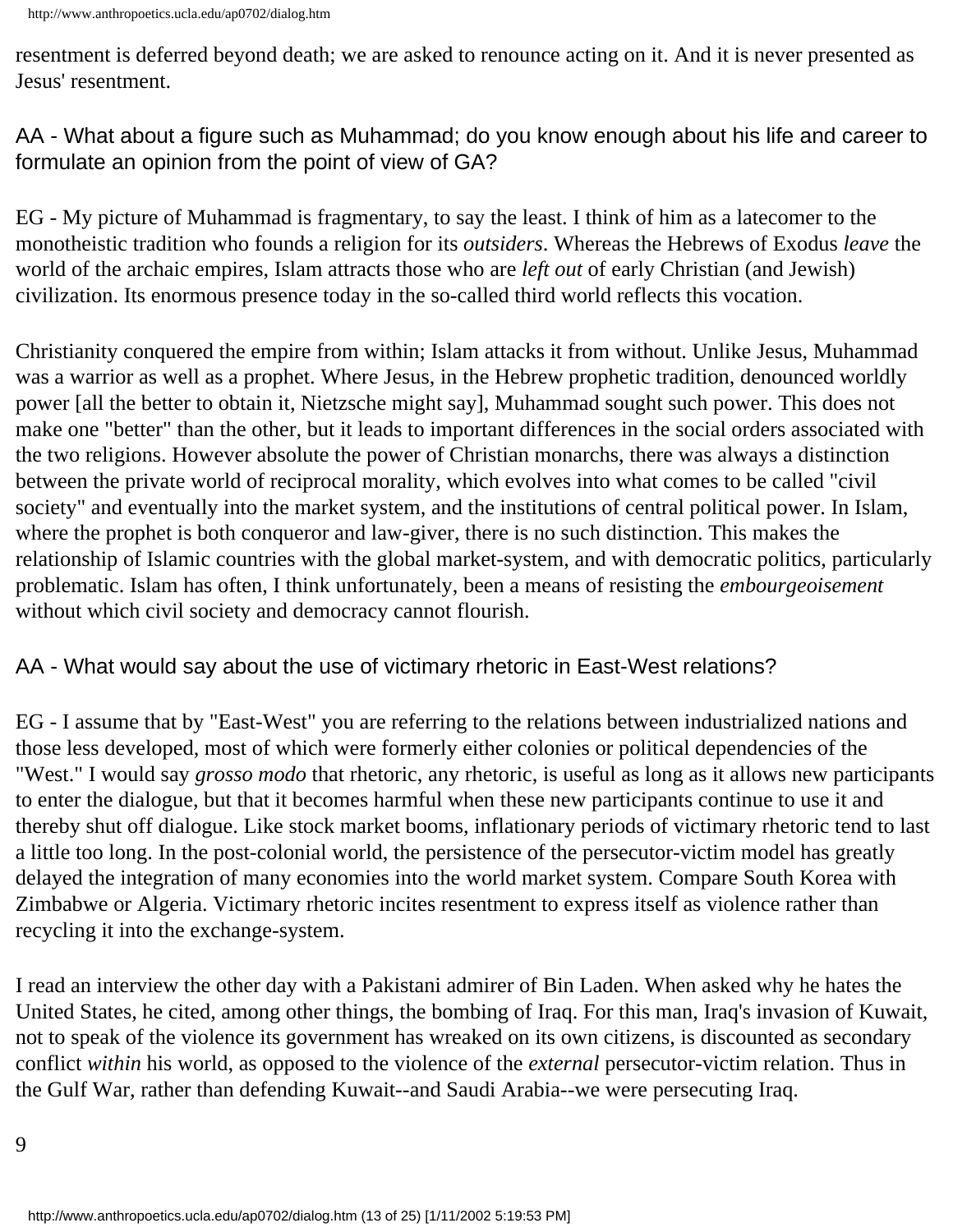resentment is deferred beyond death; we are asked to renounce acting on it. And it is never presented as Jesus' resentment.

AA - What about a figure such as Muhammad; do you know enough about his life and career to formulate an opinion from the point of view of GA?

EG - My picture of Muhammad is fragmentary, to say the least. I think of him as a latecomer to the monotheistic tradition who founds a religion for its *outsiders*. Whereas the Hebrews of Exodus *leave* the world of the archaic empires, Islam attracts those who are *left out* of early Christian (and Jewish) civilization. Its enormous presence today in the so-called third world reflects this vocation.

Christianity conquered the empire from within; Islam attacks it from without. Unlike Jesus, Muhammad was a warrior as well as a prophet. Where Jesus, in the Hebrew prophetic tradition, denounced worldly power [all the better to obtain it, Nietzsche might say], Muhammad sought such power. This does not make one "better" than the other, but it leads to important differences in the social orders associated with the two religions. However absolute the power of Christian monarchs, there was always a distinction between the private world of reciprocal morality, which evolves into what comes to be called "civil society" and eventually into the market system, and the institutions of central political power. In Islam, where the prophet is both conqueror and law-giver, there is no such distinction. This makes the relationship of Islamic countries with the global market-system, and with democratic politics, particularly problematic. Islam has often, I think unfortunately, been a means of resisting the *embourgeoisement* without which civil society and democracy cannot flourish.

AA - What would say about the use of victimary rhetoric in East-West relations?

EG - I assume that by "East-West" you are referring to the relations between industrialized nations and those less developed, most of which were formerly either colonies or political dependencies of the "West." I would say *grosso modo* that rhetoric, any rhetoric, is useful as long as it allows new participants to enter the dialogue, but that it becomes harmful when these new participants continue to use it and thereby shut off dialogue. Like stock market booms, inflationary periods of victimary rhetoric tend to last a little too long. In the post-colonial world, the persistence of the persecutor-victim model has greatly delayed the integration of many economies into the world market system. Compare South Korea with Zimbabwe or Algeria. Victimary rhetoric incites resentment to express itself as violence rather than recycling it into the exchange-system.

I read an interview the other day with a Pakistani admirer of Bin Laden. When asked why he hates the United States, he cited, among other things, the bombing of Iraq. For this man, Iraq's invasion of Kuwait, not to speak of the violence its government has wreaked on its own citizens, is discounted as secondary conflict *within* his world, as opposed to the violence of the *external* persecutor-victim relation. Thus in the Gulf War, rather than defending Kuwait--and Saudi Arabia--we were persecuting Iraq.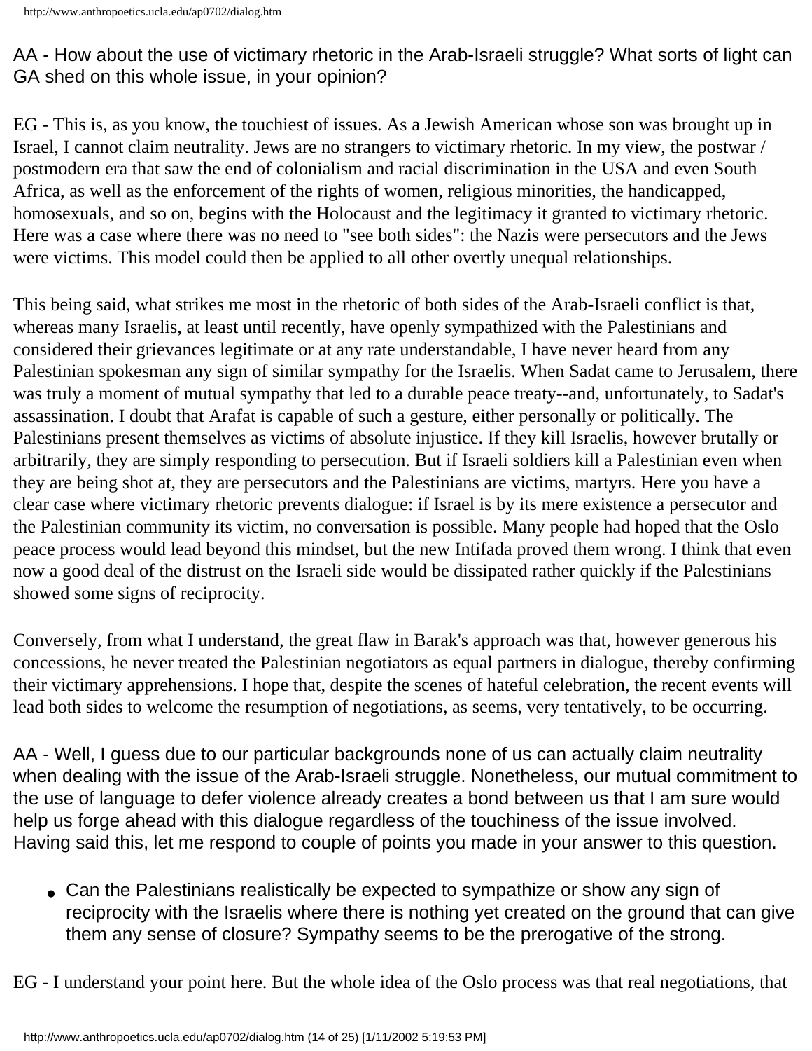AA - How about the use of victimary rhetoric in the Arab-Israeli struggle? What sorts of light can GA shed on this whole issue, in your opinion?

EG - This is, as you know, the touchiest of issues. As a Jewish American whose son was brought up in Israel, I cannot claim neutrality. Jews are no strangers to victimary rhetoric. In my view, the postwar / postmodern era that saw the end of colonialism and racial discrimination in the USA and even South Africa, as well as the enforcement of the rights of women, religious minorities, the handicapped, homosexuals, and so on, begins with the Holocaust and the legitimacy it granted to victimary rhetoric. Here was a case where there was no need to "see both sides": the Nazis were persecutors and the Jews were victims. This model could then be applied to all other overtly unequal relationships.

This being said, what strikes me most in the rhetoric of both sides of the Arab-Israeli conflict is that, whereas many Israelis, at least until recently, have openly sympathized with the Palestinians and considered their grievances legitimate or at any rate understandable, I have never heard from any Palestinian spokesman any sign of similar sympathy for the Israelis. When Sadat came to Jerusalem, there was truly a moment of mutual sympathy that led to a durable peace treaty--and, unfortunately, to Sadat's assassination. I doubt that Arafat is capable of such a gesture, either personally or politically. The Palestinians present themselves as victims of absolute injustice. If they kill Israelis, however brutally or arbitrarily, they are simply responding to persecution. But if Israeli soldiers kill a Palestinian even when they are being shot at, they are persecutors and the Palestinians are victims, martyrs. Here you have a clear case where victimary rhetoric prevents dialogue: if Israel is by its mere existence a persecutor and the Palestinian community its victim, no conversation is possible. Many people had hoped that the Oslo peace process would lead beyond this mindset, but the new Intifada proved them wrong. I think that even now a good deal of the distrust on the Israeli side would be dissipated rather quickly if the Palestinians showed some signs of reciprocity.

Conversely, from what I understand, the great flaw in Barak's approach was that, however generous his concessions, he never treated the Palestinian negotiators as equal partners in dialogue, thereby confirming their victimary apprehensions. I hope that, despite the scenes of hateful celebration, the recent events will lead both sides to welcome the resumption of negotiations, as seems, very tentatively, to be occurring.

AA - Well, I guess due to our particular backgrounds none of us can actually claim neutrality when dealing with the issue of the Arab-Israeli struggle. Nonetheless, our mutual commitment to the use of language to defer violence already creates a bond between us that I am sure would help us forge ahead with this dialogue regardless of the touchiness of the issue involved. Having said this, let me respond to couple of points you made in your answer to this question.

- Can the Palestinians realistically be expected to sympathize or show any sign of reciprocity with the Israelis where there is nothing yet created on the ground that can give them any sense of closure? Sympathy seems to be the prerogative of the strong.

EG - I understand your point here. But the whole idea of the Oslo process was that real negotiations, that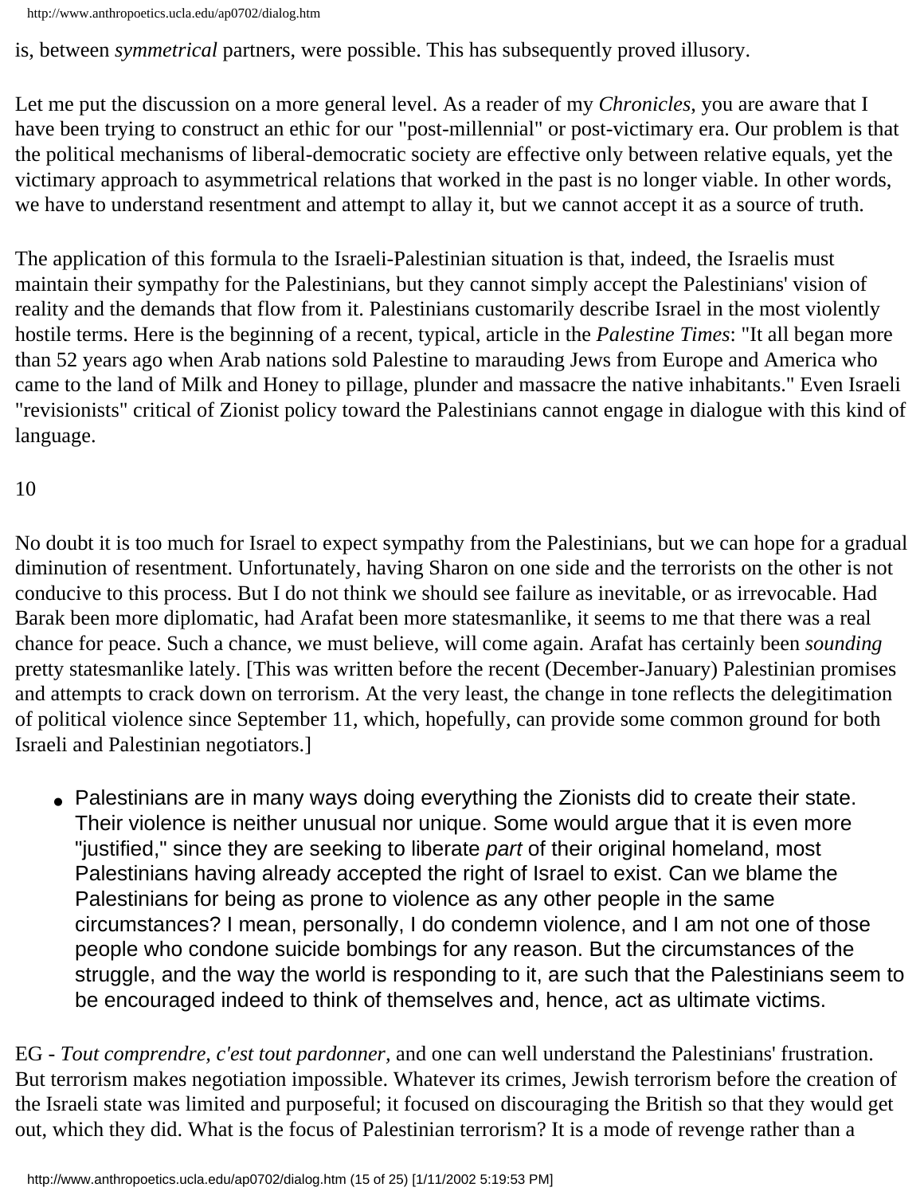is, between *symmetrical* partners, were possible. This has subsequently proved illusory.

Let me put the discussion on a more general level. As a reader of my *Chronicles*, you are aware that I have been trying to construct an ethic for our "post-millennial" or post-victimary era. Our problem is that the political mechanisms of liberal-democratic society are effective only between relative equals, yet the victimary approach to asymmetrical relations that worked in the past is no longer viable. In other words, we have to understand resentment and attempt to allay it, but we cannot accept it as a source of truth.

The application of this formula to the Israeli-Palestinian situation is that, indeed, the Israelis must maintain their sympathy for the Palestinians, but they cannot simply accept the Palestinians' vision of reality and the demands that flow from it. Palestinians customarily describe Israel in the most violently hostile terms. Here is the beginning of a recent, typical, article in the *Palestine Times*: "It all began more than 52 years ago when Arab nations sold Palestine to marauding Jews from Europe and America who came to the land of Milk and Honey to pillage, plunder and massacre the native inhabitants." Even Israeli "revisionists" critical of Zionist policy toward the Palestinians cannot engage in dialogue with this kind of language.

10

No doubt it is too much for Israel to expect sympathy from the Palestinians, but we can hope for a gradual diminution of resentment. Unfortunately, having Sharon on one side and the terrorists on the other is not conducive to this process. But I do not think we should see failure as inevitable, or as irrevocable. Had Barak been more diplomatic, had Arafat been more statesmanlike, it seems to me that there was a real chance for peace. Such a chance, we must believe, will come again. Arafat has certainly been *sounding* pretty statesmanlike lately. [This was written before the recent (December-January) Palestinian promises and attempts to crack down on terrorism. At the very least, the change in tone reflects the delegitimation of political violence since September 11, which, hopefully, can provide some common ground for both Israeli and Palestinian negotiators.]

- Palestinians are in many ways doing everything the Zionists did to create their state. Their violence is neither unusual nor unique. Some would argue that it is even more "justified," since they are seeking to liberate *part* of their original homeland, most Palestinians having already accepted the right of Israel to exist. Can we blame the Palestinians for being as prone to violence as any other people in the same circumstances? I mean, personally, I do condemn violence, and I am not one of those people who condone suicide bombings for any reason. But the circumstances of the struggle, and the way the world is responding to it, are such that the Palestinians seem to be encouraged indeed to think of themselves and, hence, act as ultimate victims.

EG - *Tout comprendre, c'est tout pardonner,* and one can well understand the Palestinians' frustration. But terrorism makes negotiation impossible. Whatever its crimes, Jewish terrorism before the creation of the Israeli state was limited and purposeful; it focused on discouraging the British so that they would get out, which they did. What is the focus of Palestinian terrorism? It is a mode of revenge rather than a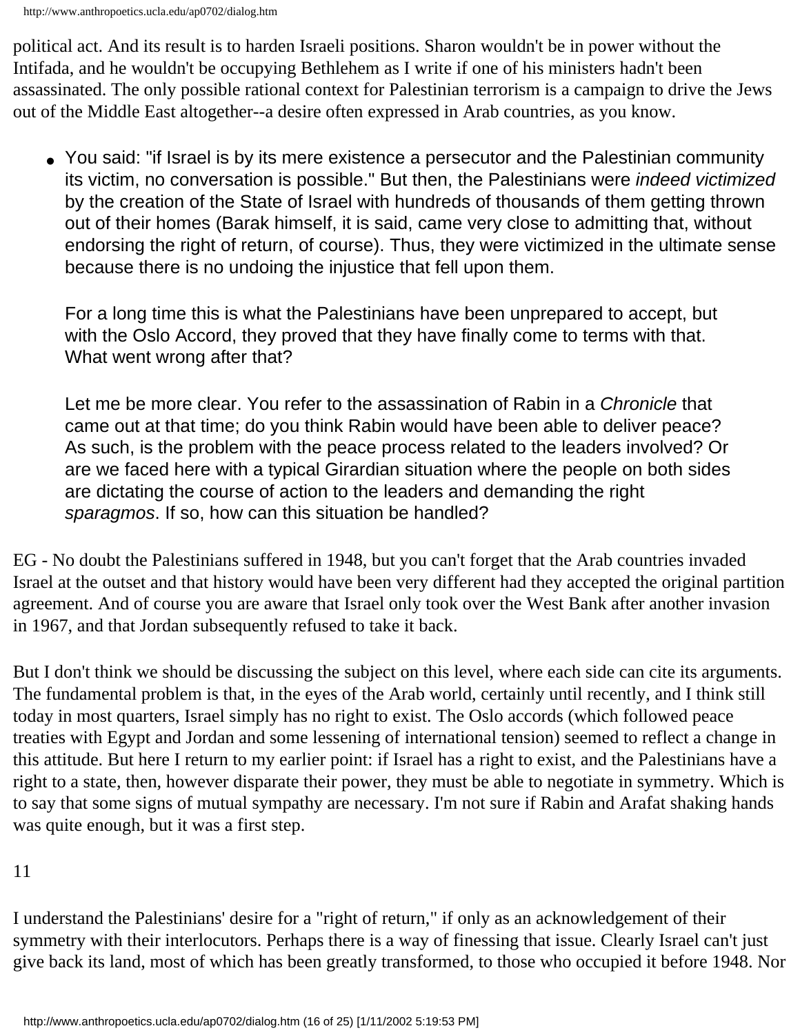political act. And its result is to harden Israeli positions. Sharon wouldn't be in power without the Intifada, and he wouldn't be occupying Bethlehem as I write if one of his ministers hadn't been assassinated. The only possible rational context for Palestinian terrorism is a campaign to drive the Jews out of the Middle East altogether--a desire often expressed in Arab countries, as you know.

- You said: "if Israel is by its mere existence a persecutor and the Palestinian community its victim, no conversation is possible." But then, the Palestinians were *indeed victimized* by the creation of the State of Israel with hundreds of thousands of them getting thrown out of their homes (Barak himself, it is said, came very close to admitting that, without endorsing the right of return, of course). Thus, they were victimized in the ultimate sense because there is no undoing the injustice that fell upon them.

  For a long time this is what the Palestinians have been unprepared to accept, but with the Oslo Accord, they proved that they have finally come to terms with that. What went wrong after that?

  Let me be more clear. You refer to the assassination of Rabin in a *Chronicle* that came out at that time; do you think Rabin would have been able to deliver peace? As such, is the problem with the peace process related to the leaders involved? Or are we faced here with a typical Girardian situation where the people on both sides are dictating the course of action to the leaders and demanding the right *sparagmos*. If so, how can this situation be handled?

EG - No doubt the Palestinians suffered in 1948, but you can't forget that the Arab countries invaded Israel at the outset and that history would have been very different had they accepted the original partition agreement. And of course you are aware that Israel only took over the West Bank after another invasion in 1967, and that Jordan subsequently refused to take it back.

But I don't think we should be discussing the subject on this level, where each side can cite its arguments. The fundamental problem is that, in the eyes of the Arab world, certainly until recently, and I think still today in most quarters, Israel simply has no right to exist. The Oslo accords (which followed peace treaties with Egypt and Jordan and some lessening of international tension) seemed to reflect a change in this attitude. But here I return to my earlier point: if Israel has a right to exist, and the Palestinians have a right to a state, then, however disparate their power, they must be able to negotiate in symmetry. Which is to say that some signs of mutual sympathy are necessary. I'm not sure if Rabin and Arafat shaking hands was quite enough, but it was a first step.

11

I understand the Palestinians' desire for a "right of return," if only as an acknowledgement of their symmetry with their interlocutors. Perhaps there is a way of finessing that issue. Clearly Israel can't just give back its land, most of which has been greatly transformed, to those who occupied it before 1948. Nor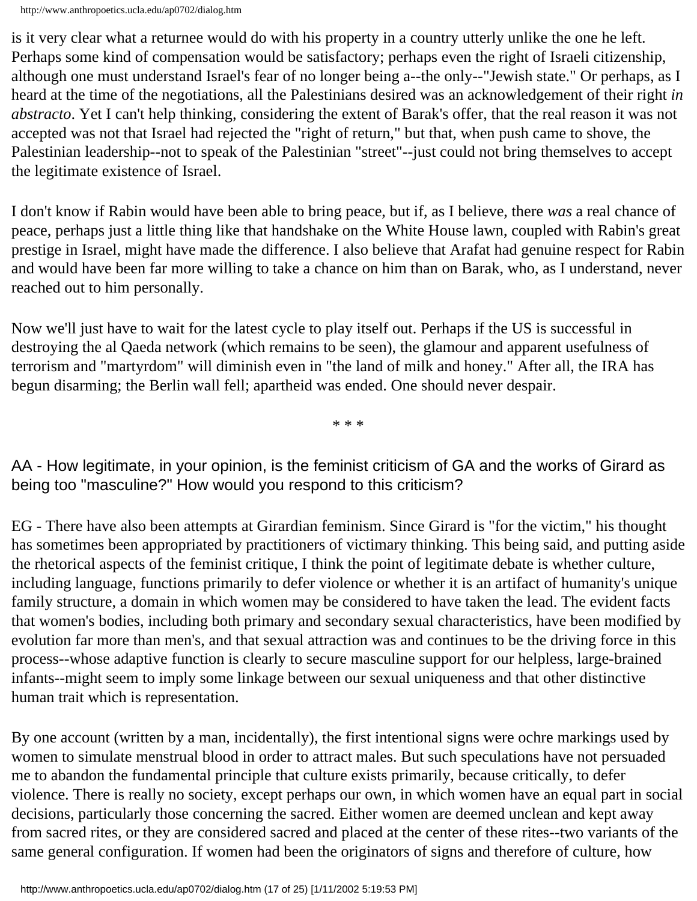is it very clear what a returnee would do with his property in a country utterly unlike the one he left. Perhaps some kind of compensation would be satisfactory; perhaps even the right of Israeli citizenship, although one must understand Israel's fear of no longer being a--the only--"Jewish state." Or perhaps, as I heard at the time of the negotiations, all the Palestinians desired was an acknowledgement of their right *in abstracto*. Yet I can't help thinking, considering the extent of Barak's offer, that the real reason it was not accepted was not that Israel had rejected the "right of return," but that, when push came to shove, the Palestinian leadership--not to speak of the Palestinian "street"--just could not bring themselves to accept the legitimate existence of Israel.

I don't know if Rabin would have been able to bring peace, but if, as I believe, there *was* a real chance of peace, perhaps just a little thing like that handshake on the White House lawn, coupled with Rabin's great prestige in Israel, might have made the difference. I also believe that Arafat had genuine respect for Rabin and would have been far more willing to take a chance on him than on Barak, who, as I understand, never reached out to him personally.

Now we'll just have to wait for the latest cycle to play itself out. Perhaps if the US is successful in destroying the al Qaeda network (which remains to be seen), the glamour and apparent usefulness of terrorism and "martyrdom" will diminish even in "the land of milk and honey." After all, the IRA has begun disarming; the Berlin wall fell; apartheid was ended. One should never despair.

* * *

AA - How legitimate, in your opinion, is the feminist criticism of GA and the works of Girard as being too "masculine?" How would you respond to this criticism?

EG - There have also been attempts at Girardian feminism. Since Girard is "for the victim," his thought has sometimes been appropriated by practitioners of victimary thinking. This being said, and putting aside the rhetorical aspects of the feminist critique, I think the point of legitimate debate is whether culture, including language, functions primarily to defer violence or whether it is an artifact of humanity's unique family structure, a domain in which women may be considered to have taken the lead. The evident facts that women's bodies, including both primary and secondary sexual characteristics, have been modified by evolution far more than men's, and that sexual attraction was and continues to be the driving force in this process--whose adaptive function is clearly to secure masculine support for our helpless, large-brained infants--might seem to imply some linkage between our sexual uniqueness and that other distinctive human trait which is representation.

By one account (written by a man, incidentally), the first intentional signs were ochre markings used by women to simulate menstrual blood in order to attract males. But such speculations have not persuaded me to abandon the fundamental principle that culture exists primarily, because critically, to defer violence. There is really no society, except perhaps our own, in which women have an equal part in social decisions, particularly those concerning the sacred. Either women are deemed unclean and kept away from sacred rites, or they are considered sacred and placed at the center of these rites--two variants of the same general configuration. If women had been the originators of signs and therefore of culture, how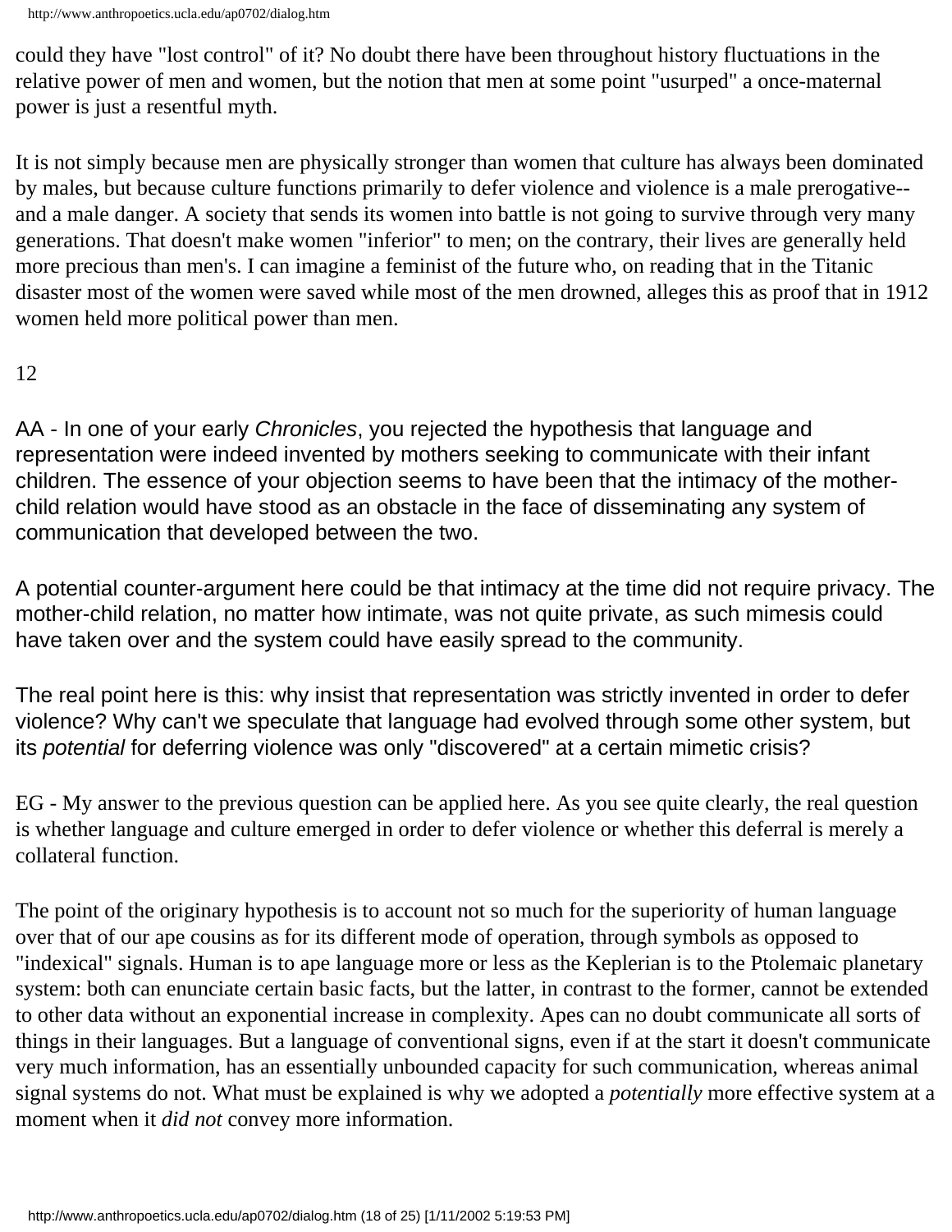could they have "lost control" of it? No doubt there have been throughout history fluctuations in the relative power of men and women, but the notion that men at some point "usurped" a once-maternal power is just a resentful myth.

It is not simply because men are physically stronger than women that culture has always been dominated by males, but because culture functions primarily to defer violence and violence is a male prerogative--and a male danger. A society that sends its women into battle is not going to survive through very many generations. That doesn't make women "inferior" to men; on the contrary, their lives are generally held more precious than men's. I can imagine a feminist of the future who, on reading that in the Titanic disaster most of the women were saved while most of the men drowned, alleges this as proof that in 1912 women held more political power than men.

12

AA - In one of your early *Chronicles*, you rejected the hypothesis that language and representation were indeed invented by mothers seeking to communicate with their infant children. The essence of your objection seems to have been that the intimacy of the mother-child relation would have stood as an obstacle in the face of disseminating any system of communication that developed between the two.

A potential counter-argument here could be that intimacy at the time did not require privacy. The mother-child relation, no matter how intimate, was not quite private, as such mimesis could have taken over and the system could have easily spread to the community.

The real point here is this: why insist that representation was strictly invented in order to defer violence? Why can't we speculate that language had evolved through some other system, but its *potential* for deferring violence was only "discovered" at a certain mimetic crisis?

EG - My answer to the previous question can be applied here. As you see quite clearly, the real question is whether language and culture emerged in order to defer violence or whether this deferral is merely a collateral function.

The point of the originary hypothesis is to account not so much for the superiority of human language over that of our ape cousins as for its different mode of operation, through symbols as opposed to "indexical" signals. Human is to ape language more or less as the Keplerian is to the Ptolemaic planetary system: both can enunciate certain basic facts, but the latter, in contrast to the former, cannot be extended to other data without an exponential increase in complexity. Apes can no doubt communicate all sorts of things in their languages. But a language of conventional signs, even if at the start it doesn't communicate very much information, has an essentially unbounded capacity for such communication, whereas animal signal systems do not. What must be explained is why we adopted a *potentially* more effective system at a moment when it *did not* convey more information.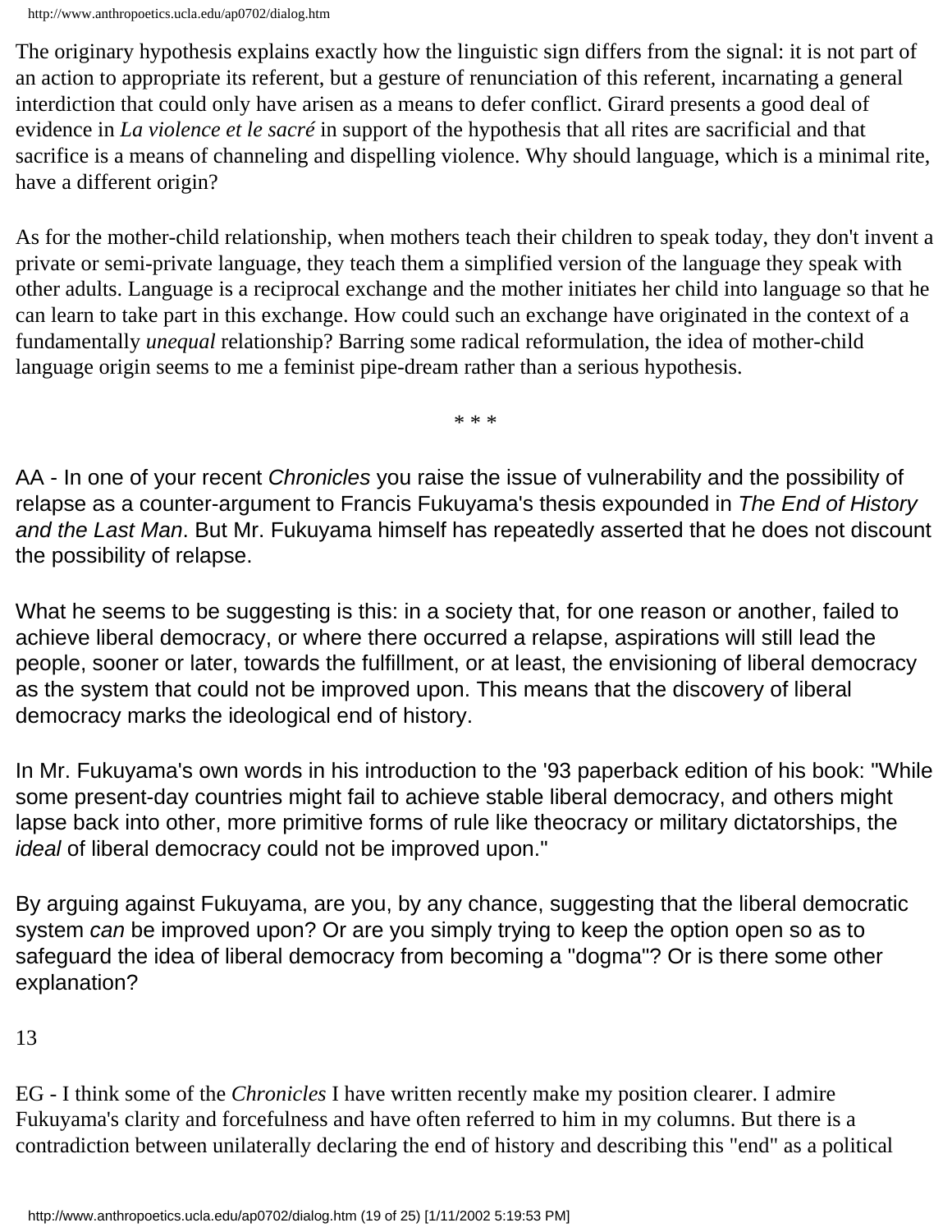The originary hypothesis explains exactly how the linguistic sign differs from the signal: it is not part of an action to appropriate its referent, but a gesture of renunciation of this referent, incarnating a general interdiction that could only have arisen as a means to defer conflict. Girard presents a good deal of evidence in *La violence et le sacré* in support of the hypothesis that all rites are sacrificial and that sacrifice is a means of channeling and dispelling violence. Why should language, which is a minimal rite, have a different origin?

As for the mother-child relationship, when mothers teach their children to speak today, they don't invent a private or semi-private language, they teach them a simplified version of the language they speak with other adults. Language is a reciprocal exchange and the mother initiates her child into language so that he can learn to take part in this exchange. How could such an exchange have originated in the context of a fundamentally *unequal* relationship? Barring some radical reformulation, the idea of mother-child language origin seems to me a feminist pipe-dream rather than a serious hypothesis.

* * *

AA - In one of your recent *Chronicles* you raise the issue of vulnerability and the possibility of relapse as a counter-argument to Francis Fukuyama's thesis expounded in *The End of History and the Last Man*. But Mr. Fukuyama himself has repeatedly asserted that he does not discount the possibility of relapse.

What he seems to be suggesting is this: in a society that, for one reason or another, failed to achieve liberal democracy, or where there occurred a relapse, aspirations will still lead the people, sooner or later, towards the fulfillment, or at least, the envisioning of liberal democracy as the system that could not be improved upon. This means that the discovery of liberal democracy marks the ideological end of history.

In Mr. Fukuyama's own words in his introduction to the '93 paperback edition of his book: "While some present-day countries might fail to achieve stable liberal democracy, and others might lapse back into other, more primitive forms of rule like theocracy or military dictatorships, the *ideal* of liberal democracy could not be improved upon."

By arguing against Fukuyama, are you, by any chance, suggesting that the liberal democratic system *can* be improved upon? Or are you simply trying to keep the option open so as to safeguard the idea of liberal democracy from becoming a "dogma"? Or is there some other explanation?

13

EG - I think some of the *Chronicles* I have written recently make my position clearer. I admire Fukuyama's clarity and forcefulness and have often referred to him in my columns. But there is a contradiction between unilaterally declaring the end of history and describing this "end" as a political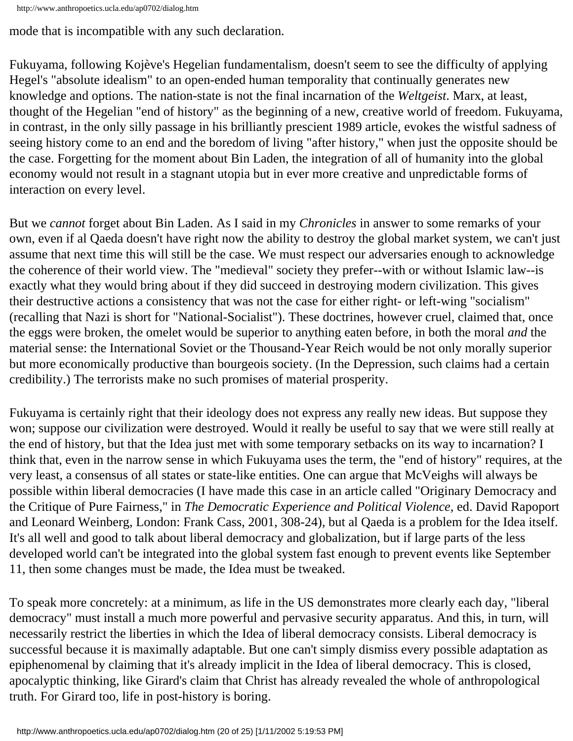mode that is incompatible with any such declaration.

Fukuyama, following Kojève's Hegelian fundamentalism, doesn't seem to see the difficulty of applying Hegel's "absolute idealism" to an open-ended human temporality that continually generates new knowledge and options. The nation-state is not the final incarnation of the *Weltgeist*. Marx, at least, thought of the Hegelian "end of history" as the beginning of a new, creative world of freedom. Fukuyama, in contrast, in the only silly passage in his brilliantly prescient 1989 article, evokes the wistful sadness of seeing history come to an end and the boredom of living "after history," when just the opposite should be the case. Forgetting for the moment about Bin Laden, the integration of all of humanity into the global economy would not result in a stagnant utopia but in ever more creative and unpredictable forms of interaction on every level.

But we *cannot* forget about Bin Laden. As I said in my *Chronicles* in answer to some remarks of your own, even if al Qaeda doesn't have right now the ability to destroy the global market system, we can't just assume that next time this will still be the case. We must respect our adversaries enough to acknowledge the coherence of their world view. The "medieval" society they prefer--with or without Islamic law--is exactly what they would bring about if they did succeed in destroying modern civilization. This gives their destructive actions a consistency that was not the case for either right- or left-wing "socialism" (recalling that Nazi is short for "National-Socialist"). These doctrines, however cruel, claimed that, once the eggs were broken, the omelet would be superior to anything eaten before, in both the moral *and* the material sense: the International Soviet or the Thousand-Year Reich would be not only morally superior but more economically productive than bourgeois society. (In the Depression, such claims had a certain credibility.) The terrorists make no such promises of material prosperity.

Fukuyama is certainly right that their ideology does not express any really new ideas. But suppose they won; suppose our civilization were destroyed. Would it really be useful to say that we were still really at the end of history, but that the Idea just met with some temporary setbacks on its way to incarnation? I think that, even in the narrow sense in which Fukuyama uses the term, the "end of history" requires, at the very least, a consensus of all states or state-like entities. One can argue that McVeighs will always be possible within liberal democracies (I have made this case in an article called "Originary Democracy and the Critique of Pure Fairness," in *The Democratic Experience and Political Violence*, ed. David Rapoport and Leonard Weinberg, London: Frank Cass, 2001, 308-24), but al Qaeda is a problem for the Idea itself. It's all well and good to talk about liberal democracy and globalization, but if large parts of the less developed world can't be integrated into the global system fast enough to prevent events like September 11, then some changes must be made, the Idea must be tweaked.

To speak more concretely: at a minimum, as life in the US demonstrates more clearly each day, "liberal democracy" must install a much more powerful and pervasive security apparatus. And this, in turn, will necessarily restrict the liberties in which the Idea of liberal democracy consists. Liberal democracy is successful because it is maximally adaptable. But one can't simply dismiss every possible adaptation as epiphenomenal by claiming that it's already implicit in the Idea of liberal democracy. This is closed, apocalyptic thinking, like Girard's claim that Christ has already revealed the whole of anthropological truth. For Girard too, life in post-history is boring.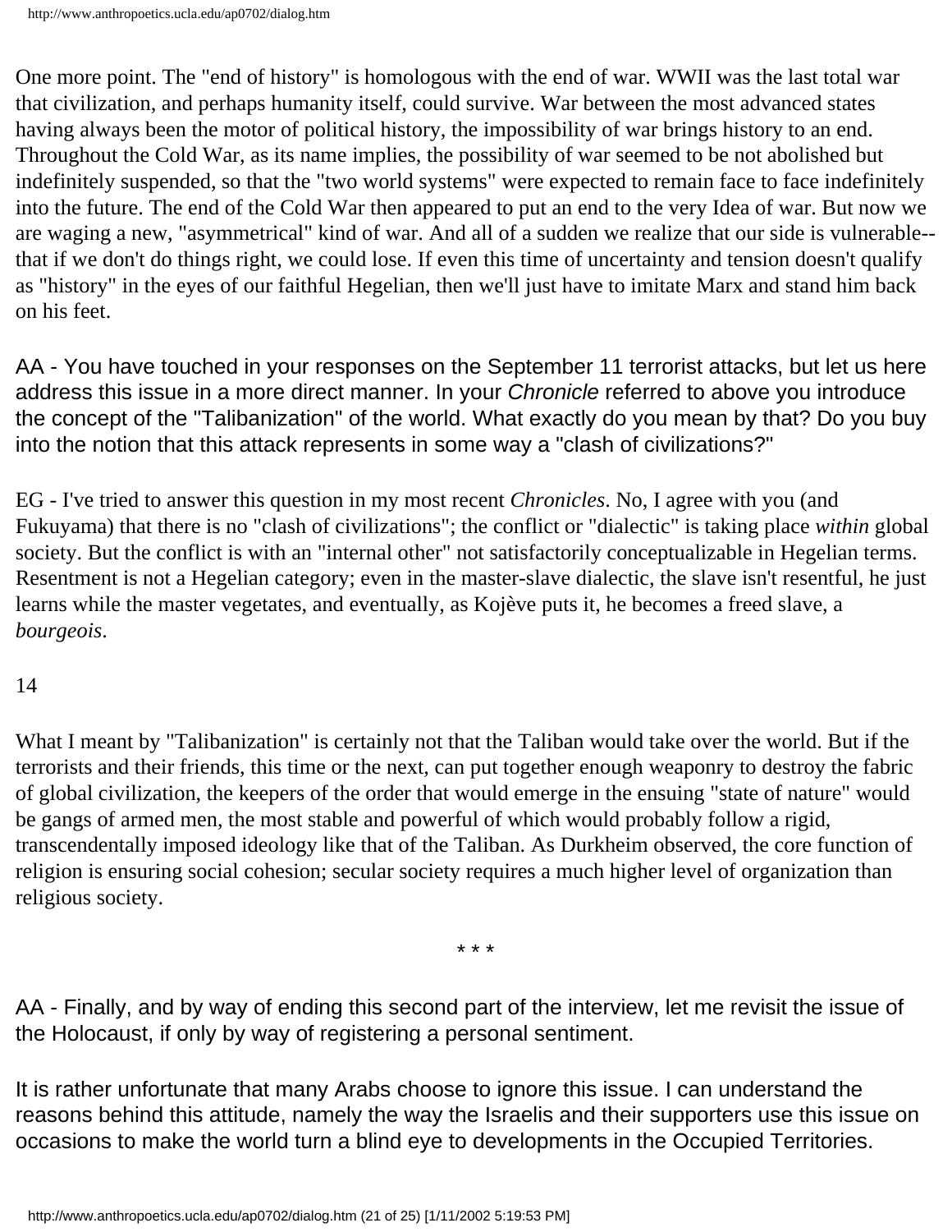One more point. The "end of history" is homologous with the end of war. WWII was the last total war that civilization, and perhaps humanity itself, could survive. War between the most advanced states having always been the motor of political history, the impossibility of war brings history to an end. Throughout the Cold War, as its name implies, the possibility of war seemed to be not abolished but indefinitely suspended, so that the "two world systems" were expected to remain face to face indefinitely into the future. The end of the Cold War then appeared to put an end to the very Idea of war. But now we are waging a new, "asymmetrical" kind of war. And all of a sudden we realize that our side is vulnerable--that if we don't do things right, we could lose. If even this time of uncertainty and tension doesn't qualify as "history" in the eyes of our faithful Hegelian, then we'll just have to imitate Marx and stand him back on his feet.

AA - You have touched in your responses on the September 11 terrorist attacks, but let us here address this issue in a more direct manner. In your *Chronicle* referred to above you introduce the concept of the "Talibanization" of the world. What exactly do you mean by that? Do you buy into the notion that this attack represents in some way a "clash of civilizations?"

EG - I've tried to answer this question in my most recent *Chronicles*. No, I agree with you (and Fukuyama) that there is no "clash of civilizations"; the conflict or "dialectic" is taking place *within* global society. But the conflict is with an "internal other" not satisfactorily conceptualizable in Hegelian terms. Resentment is not a Hegelian category; even in the master-slave dialectic, the slave isn't resentful, he just learns while the master vegetates, and eventually, as Kojève puts it, he becomes a freed slave, a *bourgeois*.

14

What I meant by "Talibanization" is certainly not that the Taliban would take over the world. But if the terrorists and their friends, this time or the next, can put together enough weaponry to destroy the fabric of global civilization, the keepers of the order that would emerge in the ensuing "state of nature" would be gangs of armed men, the most stable and powerful of which would probably follow a rigid, transcendentally imposed ideology like that of the Taliban. As Durkheim observed, the core function of religion is ensuring social cohesion; secular society requires a much higher level of organization than religious society.

* * *

AA - Finally, and by way of ending this second part of the interview, let me revisit the issue of the Holocaust, if only by way of registering a personal sentiment.

It is rather unfortunate that many Arabs choose to ignore this issue. I can understand the reasons behind this attitude, namely the way the Israelis and their supporters use this issue on occasions to make the world turn a blind eye to developments in the Occupied Territories.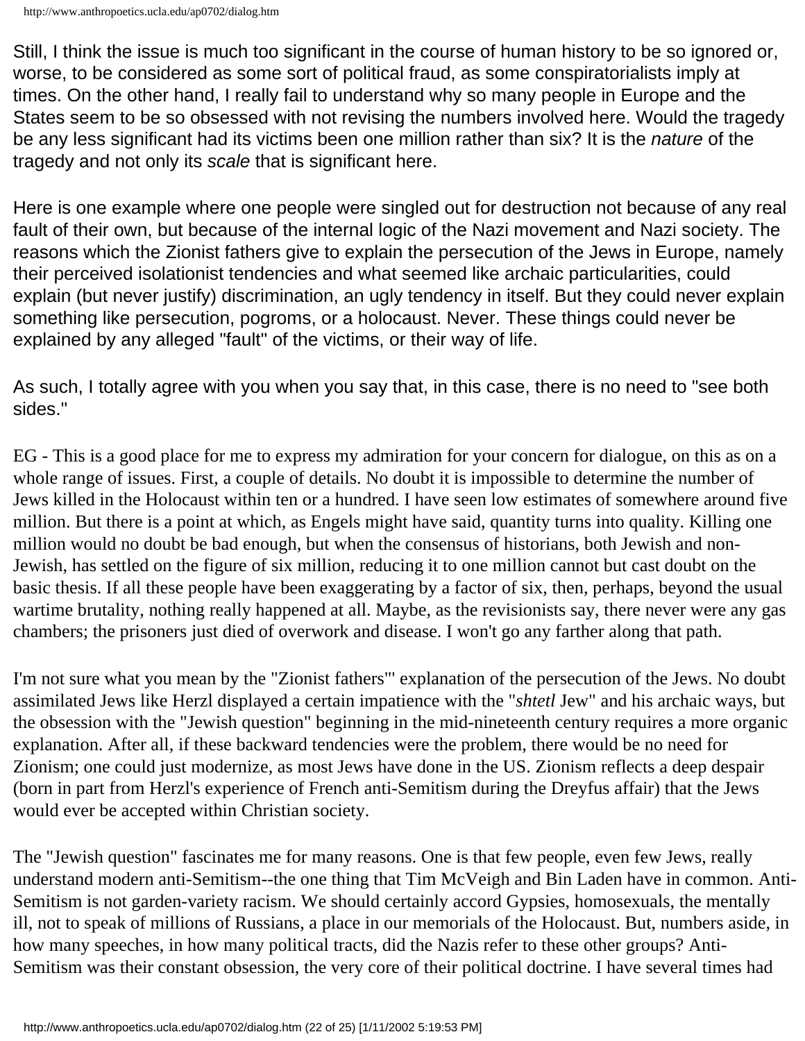Still, I think the issue is much too significant in the course of human history to be so ignored or, worse, to be considered as some sort of political fraud, as some conspiratorialists imply at times. On the other hand, I really fail to understand why so many people in Europe and the States seem to be so obsessed with not revising the numbers involved here. Would the tragedy be any less significant had its victims been one million rather than six? It is the *nature* of the tragedy and not only its *scale* that is significant here.

Here is one example where one people were singled out for destruction not because of any real fault of their own, but because of the internal logic of the Nazi movement and Nazi society. The reasons which the Zionist fathers give to explain the persecution of the Jews in Europe, namely their perceived isolationist tendencies and what seemed like archaic particularities, could explain (but never justify) discrimination, an ugly tendency in itself. But they could never explain something like persecution, pogroms, or a holocaust. Never. These things could never be explained by any alleged "fault" of the victims, or their way of life.

As such, I totally agree with you when you say that, in this case, there is no need to "see both sides."

EG - This is a good place for me to express my admiration for your concern for dialogue, on this as on a whole range of issues. First, a couple of details. No doubt it is impossible to determine the number of Jews killed in the Holocaust within ten or a hundred. I have seen low estimates of somewhere around five million. But there is a point at which, as Engels might have said, quantity turns into quality. Killing one million would no doubt be bad enough, but when the consensus of historians, both Jewish and non-Jewish, has settled on the figure of six million, reducing it to one million cannot but cast doubt on the basic thesis. If all these people have been exaggerating by a factor of six, then, perhaps, beyond the usual wartime brutality, nothing really happened at all. Maybe, as the revisionists say, there never were any gas chambers; the prisoners just died of overwork and disease. I won't go any farther along that path.

I'm not sure what you mean by the "Zionist fathers'" explanation of the persecution of the Jews. No doubt assimilated Jews like Herzl displayed a certain impatience with the "*shtetl* Jew" and his archaic ways, but the obsession with the "Jewish question" beginning in the mid-nineteenth century requires a more organic explanation. After all, if these backward tendencies were the problem, there would be no need for Zionism; one could just modernize, as most Jews have done in the US. Zionism reflects a deep despair (born in part from Herzl's experience of French anti-Semitism during the Dreyfus affair) that the Jews would ever be accepted within Christian society.

The "Jewish question" fascinates me for many reasons. One is that few people, even few Jews, really understand modern anti-Semitism--the one thing that Tim McVeigh and Bin Laden have in common. Anti-Semitism is not garden-variety racism. We should certainly accord Gypsies, homosexuals, the mentally ill, not to speak of millions of Russians, a place in our memorials of the Holocaust. But, numbers aside, in how many speeches, in how many political tracts, did the Nazis refer to these other groups? Anti-Semitism was their constant obsession, the very core of their political doctrine. I have several times had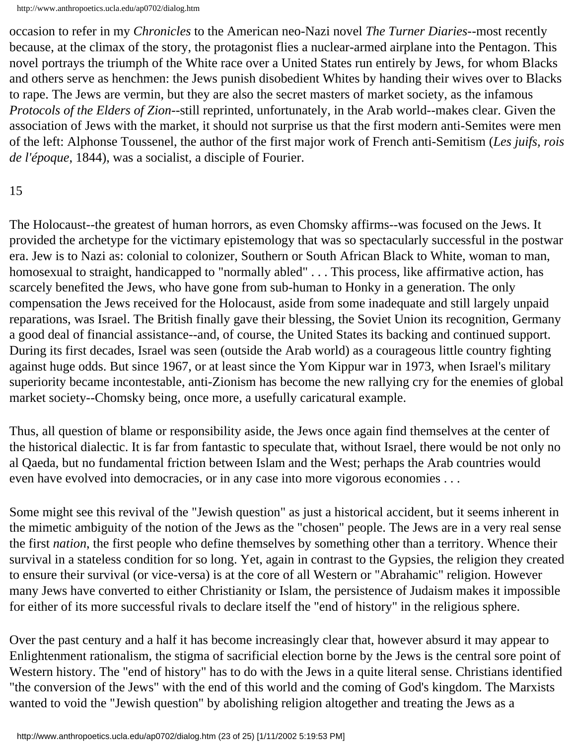occasion to refer in my *Chronicles* to the American neo-Nazi novel *The Turner Diaries*--most recently because, at the climax of the story, the protagonist flies a nuclear-armed airplane into the Pentagon. This novel portrays the triumph of the White race over a United States run entirely by Jews, for whom Blacks and others serve as henchmen: the Jews punish disobedient Whites by handing their wives over to Blacks to rape. The Jews are vermin, but they are also the secret masters of market society, as the infamous *Protocols of the Elders of Zion*--still reprinted, unfortunately, in the Arab world--makes clear. Given the association of Jews with the market, it should not surprise us that the first modern anti-Semites were men of the left: Alphonse Toussenel, the author of the first major work of French anti-Semitism (*Les juifs, rois de l'époque*, 1844), was a socialist, a disciple of Fourier.

15

The Holocaust--the greatest of human horrors, as even Chomsky affirms--was focused on the Jews. It provided the archetype for the victimary epistemology that was so spectacularly successful in the postwar era. Jew is to Nazi as: colonial to colonizer, Southern or South African Black to White, woman to man, homosexual to straight, handicapped to "normally abled" . . . This process, like affirmative action, has scarcely benefited the Jews, who have gone from sub-human to Honky in a generation. The only compensation the Jews received for the Holocaust, aside from some inadequate and still largely unpaid reparations, was Israel. The British finally gave their blessing, the Soviet Union its recognition, Germany a good deal of financial assistance--and, of course, the United States its backing and continued support. During its first decades, Israel was seen (outside the Arab world) as a courageous little country fighting against huge odds. But since 1967, or at least since the Yom Kippur war in 1973, when Israel's military superiority became incontestable, anti-Zionism has become the new rallying cry for the enemies of global market society--Chomsky being, once more, a usefully caricatural example.

Thus, all question of blame or responsibility aside, the Jews once again find themselves at the center of the historical dialectic. It is far from fantastic to speculate that, without Israel, there would be not only no al Qaeda, but no fundamental friction between Islam and the West; perhaps the Arab countries would even have evolved into democracies, or in any case into more vigorous economies . . .

Some might see this revival of the "Jewish question" as just a historical accident, but it seems inherent in the mimetic ambiguity of the notion of the Jews as the "chosen" people. The Jews are in a very real sense the first *nation*, the first people who define themselves by something other than a territory. Whence their survival in a stateless condition for so long. Yet, again in contrast to the Gypsies, the religion they created to ensure their survival (or vice-versa) is at the core of all Western or "Abrahamic" religion. However many Jews have converted to either Christianity or Islam, the persistence of Judaism makes it impossible for either of its more successful rivals to declare itself the "end of history" in the religious sphere.

Over the past century and a half it has become increasingly clear that, however absurd it may appear to Enlightenment rationalism, the stigma of sacrificial election borne by the Jews is the central sore point of Western history. The "end of history" has to do with the Jews in a quite literal sense. Christians identified "the conversion of the Jews" with the end of this world and the coming of God's kingdom. The Marxists wanted to void the "Jewish question" by abolishing religion altogether and treating the Jews as a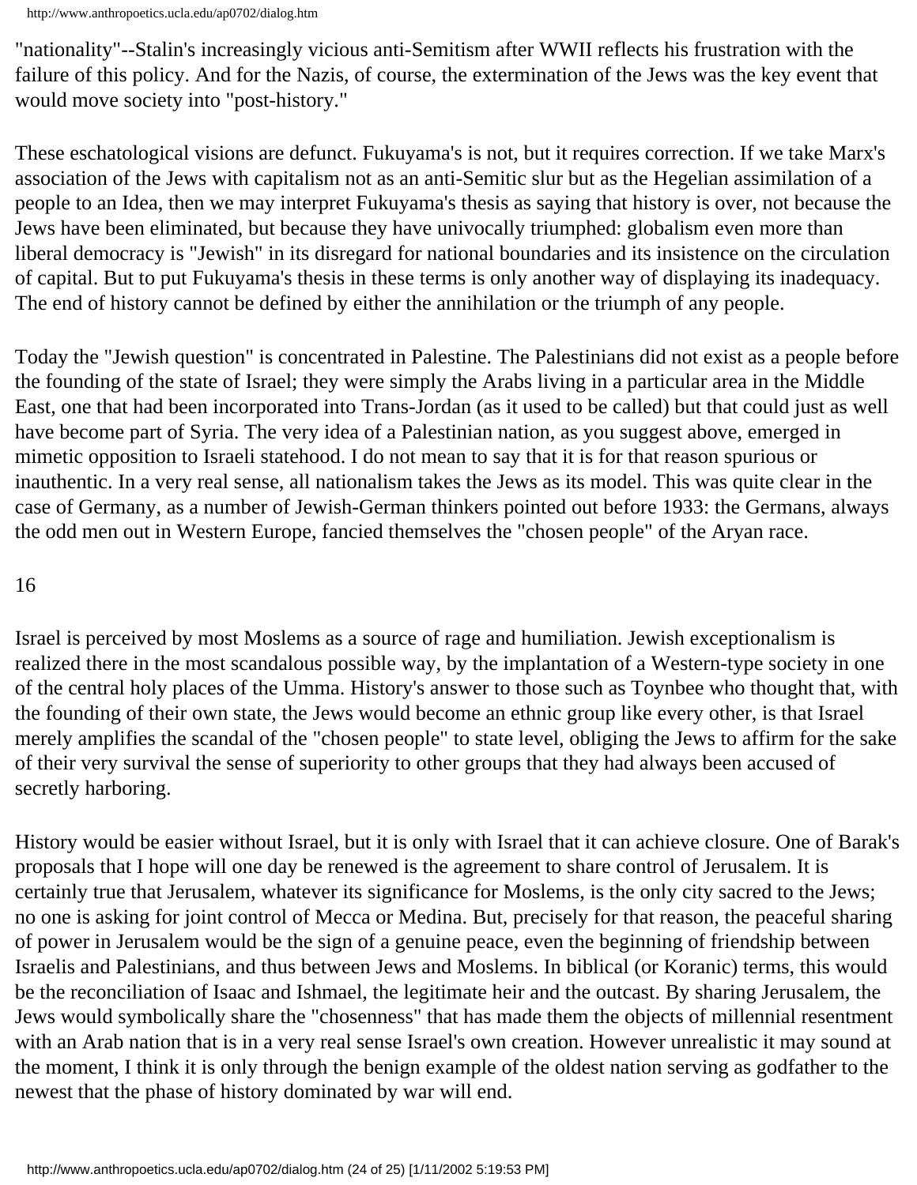"nationality"--Stalin's increasingly vicious anti-Semitism after WWII reflects his frustration with the failure of this policy. And for the Nazis, of course, the extermination of the Jews was the key event that would move society into "post-history."

These eschatological visions are defunct. Fukuyama's is not, but it requires correction. If we take Marx's association of the Jews with capitalism not as an anti-Semitic slur but as the Hegelian assimilation of a people to an Idea, then we may interpret Fukuyama's thesis as saying that history is over, not because the Jews have been eliminated, but because they have univocally triumphed: globalism even more than liberal democracy is "Jewish" in its disregard for national boundaries and its insistence on the circulation of capital. But to put Fukuyama's thesis in these terms is only another way of displaying its inadequacy. The end of history cannot be defined by either the annihilation or the triumph of any people.

Today the "Jewish question" is concentrated in Palestine. The Palestinians did not exist as a people before the founding of the state of Israel; they were simply the Arabs living in a particular area in the Middle East, one that had been incorporated into Trans-Jordan (as it used to be called) but that could just as well have become part of Syria. The very idea of a Palestinian nation, as you suggest above, emerged in mimetic opposition to Israeli statehood. I do not mean to say that it is for that reason spurious or inauthentic. In a very real sense, all nationalism takes the Jews as its model. This was quite clear in the case of Germany, as a number of Jewish-German thinkers pointed out before 1933: the Germans, always the odd men out in Western Europe, fancied themselves the "chosen people" of the Aryan race.

16

Israel is perceived by most Moslems as a source of rage and humiliation. Jewish exceptionalism is realized there in the most scandalous possible way, by the implantation of a Western-type society in one of the central holy places of the Umma. History's answer to those such as Toynbee who thought that, with the founding of their own state, the Jews would become an ethnic group like every other, is that Israel merely amplifies the scandal of the "chosen people" to state level, obliging the Jews to affirm for the sake of their very survival the sense of superiority to other groups that they had always been accused of secretly harboring.

History would be easier without Israel, but it is only with Israel that it can achieve closure. One of Barak's proposals that I hope will one day be renewed is the agreement to share control of Jerusalem. It is certainly true that Jerusalem, whatever its significance for Moslems, is the only city sacred to the Jews; no one is asking for joint control of Mecca or Medina. But, precisely for that reason, the peaceful sharing of power in Jerusalem would be the sign of a genuine peace, even the beginning of friendship between Israelis and Palestinians, and thus between Jews and Moslems. In biblical (or Koranic) terms, this would be the reconciliation of Isaac and Ishmael, the legitimate heir and the outcast. By sharing Jerusalem, the Jews would symbolically share the "chosenness" that has made them the objects of millennial resentment with an Arab nation that is in a very real sense Israel's own creation. However unrealistic it may sound at the moment, I think it is only through the benign example of the oldest nation serving as godfather to the newest that the phase of history dominated by war will end.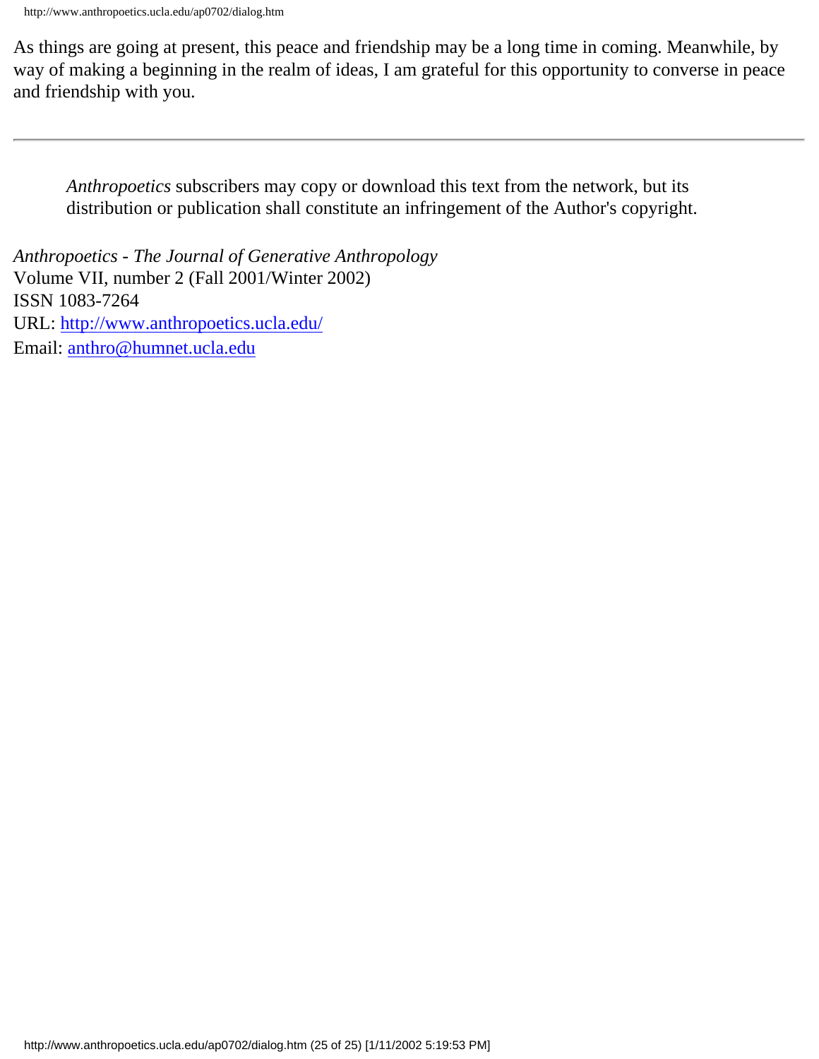As things are going at present, this peace and friendship may be a long time in coming. Meanwhile, by way of making a beginning in the realm of ideas, I am grateful for this opportunity to converse in peace and friendship with you.

---

> *Anthropoetics* subscribers may copy or download this text from the network, but its distribution or publication shall constitute an infringement of the Author's copyright.

*Anthropoetics - The Journal of Generative Anthropology*
Volume VII, number 2 (Fall 2001/Winter 2002)
ISSN 1083-7264
URL: [http://www.anthropoetics.ucla.edu/](http://www.anthropoetics.ucla.edu/)
Email: [anthro@humnet.ucla.edu](mailto:anthro@humnet.ucla.edu)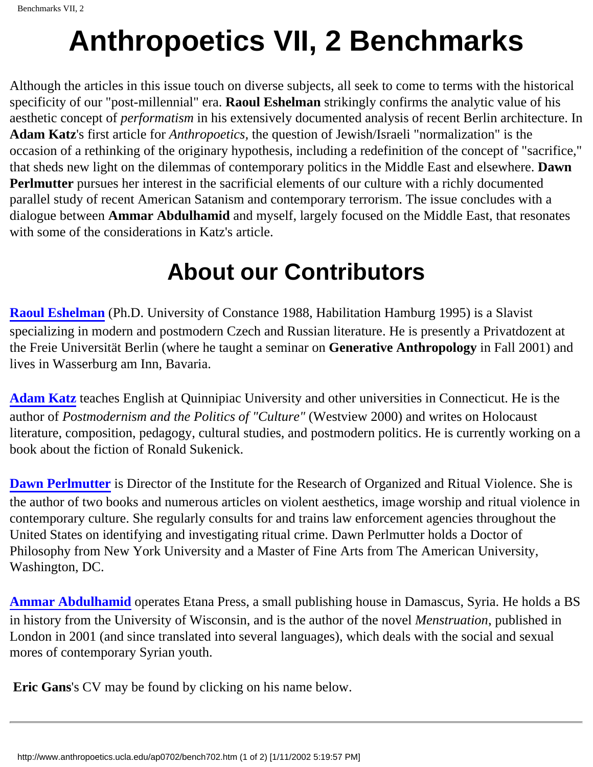# Anthropoetics VII, 2 Benchmarks

Although the articles in this issue touch on diverse subjects, all seek to come to terms with the historical specificity of our "post-millennial" era. **Raoul Eshelman** strikingly confirms the analytic value of his aesthetic concept of *performatism* in his extensively documented analysis of recent Berlin architecture. In **Adam Katz**'s first article for *Anthropoetics,* the question of Jewish/Israeli "normalization" is the occasion of a rethinking of the originary hypothesis, including a redefinition of the concept of "sacrifice," that sheds new light on the dilemmas of contemporary politics in the Middle East and elsewhere. **Dawn Perlmutter** pursues her interest in the sacrificial elements of our culture with a richly documented parallel study of recent American Satanism and contemporary terrorism. The issue concludes with a dialogue between **Ammar Abdulhamid** and myself, largely focused on the Middle East, that resonates with some of the considerations in Katz's article.

# About our Contributors

**Raoul Eshelman** (Ph.D. University of Constance 1988, Habilitation Hamburg 1995) is a Slavist specializing in modern and postmodern Czech and Russian literature. He is presently a Privatdozent at the Freie Universität Berlin (where he taught a seminar on **Generative Anthropology** in Fall 2001) and lives in Wasserburg am Inn, Bavaria.

**Adam Katz** teaches English at Quinnipiac University and other universities in Connecticut. He is the author of *Postmodernism and the Politics of "Culture"* (Westview 2000) and writes on Holocaust literature, composition, pedagogy, cultural studies, and postmodern politics. He is currently working on a book about the fiction of Ronald Sukenick.

**Dawn Perlmutter** is Director of the Institute for the Research of Organized and Ritual Violence. She is the author of two books and numerous articles on violent aesthetics, image worship and ritual violence in contemporary culture. She regularly consults for and trains law enforcement agencies throughout the United States on identifying and investigating ritual crime. Dawn Perlmutter holds a Doctor of Philosophy from New York University and a Master of Fine Arts from The American University, Washington, DC.

**Ammar Abdulhamid** operates Etana Press, a small publishing house in Damascus, Syria. He holds a BS in history from the University of Wisconsin, and is the author of the novel *Menstruation*, published in London in 2001 (and since translated into several languages), which deals with the social and sexual mores of contemporary Syrian youth.

**Eric Gans**'s CV may be found by clicking on his name below.

---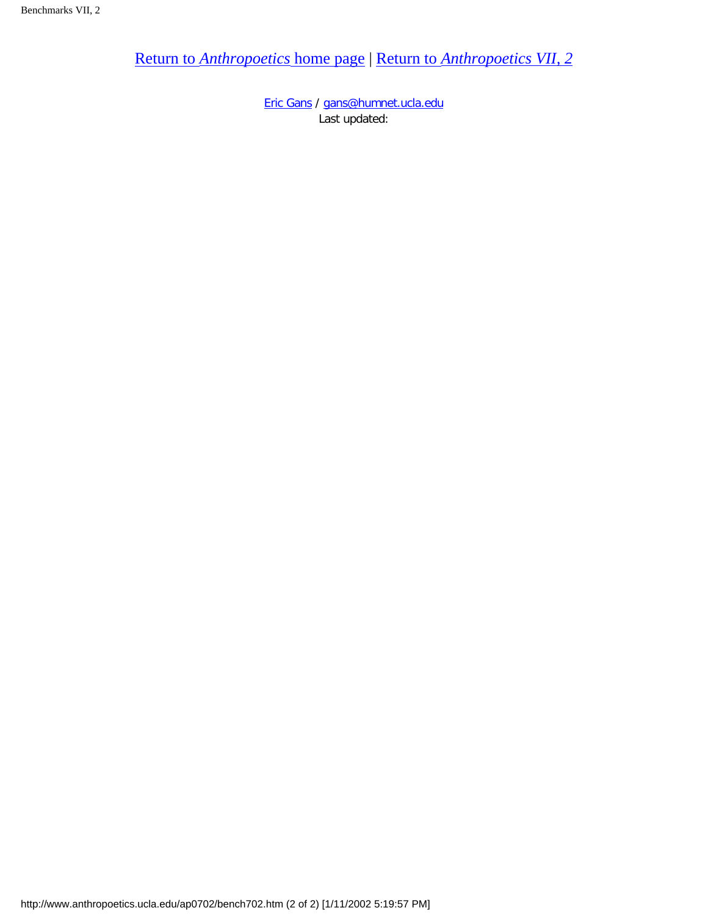[Return to *Anthropoetics* home page](#) | [Return to *Anthropoetics VII, 2*](#)

[Eric Gans](#) / [gans@humnet.ucla.edu](mailto:gans@humnet.ucla.edu)
Last updated: